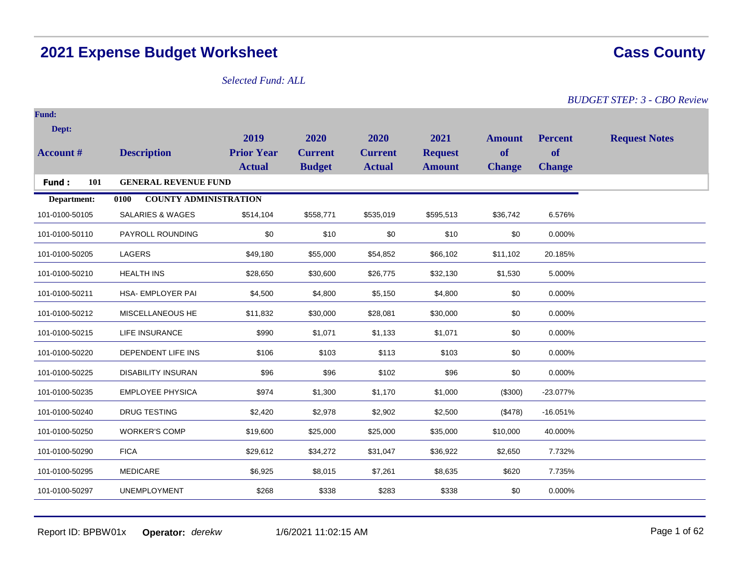# 2021 Expense Budget Worksheet

## Cass County

*Selected Fund: ALL*

*BUDGET STEP: 3 - CBO Review*

| Account # | Description | 2019 Prior Year Actual | 2020 Current Budget | 2020 Current Actual | 2021 Request Amount | Amount of Change | Percent of Change | Request Notes |
|---|---|---|---|---|---|---|---|---|
| **Fund: 101** | **GENERAL REVENUE FUND** | | | | | | | |
| **Department: 0100** | **COUNTY ADMINISTRATION** | | | | | | | |
| 101-0100-50105 | SALARIES & WAGES | $514,104 | $558,771 | $535,019 | $595,513 | $36,742 | 6.576% | |
| 101-0100-50110 | PAYROLL ROUNDING | $0 | $10 | $0 | $10 | $0 | 0.000% | |
| 101-0100-50205 | LAGERS | $49,180 | $55,000 | $54,852 | $66,102 | $11,102 | 20.185% | |
| 101-0100-50210 | HEALTH INS | $28,650 | $30,600 | $26,775 | $32,130 | $1,530 | 5.000% | |
| 101-0100-50211 | HSA- EMPLOYER PAI | $4,500 | $4,800 | $5,150 | $4,800 | $0 | 0.000% | |
| 101-0100-50212 | MISCELLANEOUS HE | $11,832 | $30,000 | $28,081 | $30,000 | $0 | 0.000% | |
| 101-0100-50215 | LIFE INSURANCE | $990 | $1,071 | $1,133 | $1,071 | $0 | 0.000% | |
| 101-0100-50220 | DEPENDENT LIFE INS | $106 | $103 | $113 | $103 | $0 | 0.000% | |
| 101-0100-50225 | DISABILITY INSURAN | $96 | $96 | $102 | $96 | $0 | 0.000% | |
| 101-0100-50235 | EMPLOYEE PHYSICA | $974 | $1,300 | $1,170 | $1,000 | ($300) | -23.077% | |
| 101-0100-50240 | DRUG TESTING | $2,420 | $2,978 | $2,902 | $2,500 | ($478) | -16.051% | |
| 101-0100-50250 | WORKER'S COMP | $19,600 | $25,000 | $25,000 | $35,000 | $10,000 | 40.000% | |
| 101-0100-50290 | FICA | $29,612 | $34,272 | $31,047 | $36,922 | $2,650 | 7.732% | |
| 101-0100-50295 | MEDICARE | $6,925 | $8,015 | $7,261 | $8,635 | $620 | 7.735% | |
| 101-0100-50297 | UNEMPLOYMENT | $268 | $338 | $283 | $338 | $0 | 0.000% | |

Report ID: BPBW01x **Operator:** *derekw* 1/6/2021 11:02:15 AM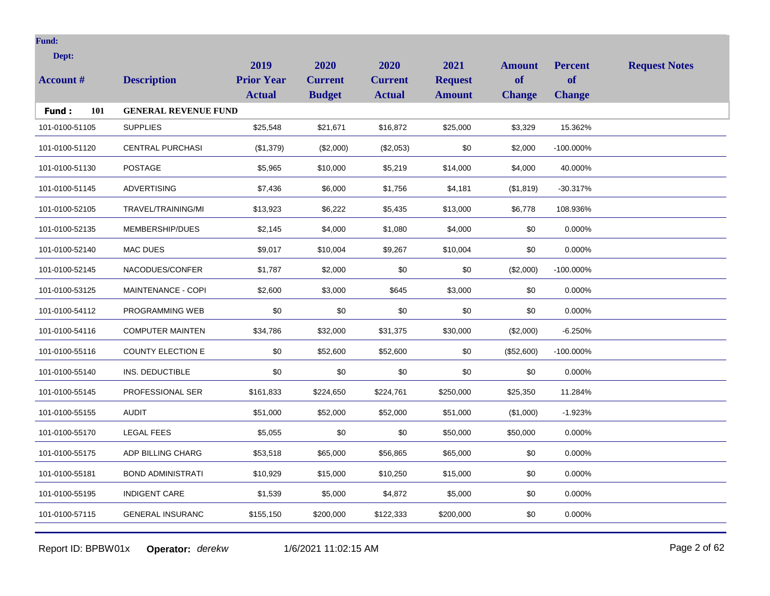**Fund:**

**Dept:**

| Account # | Description | 2019 Prior Year Actual | 2020 Current Budget | 2020 Current Actual | 2021 Request Amount | Amount of Change | Percent of Change | Request Notes |
|---|---|---|---|---|---|---|---|---|
| **Fund : 101** | **GENERAL REVENUE FUND** | | | | | | | |
| 101-0100-51105 | SUPPLIES | $25,548 | $21,671 | $16,872 | $25,000 | $3,329 | 15.362% | |
| 101-0100-51120 | CENTRAL PURCHASI | ($1,379) | ($2,000) | ($2,053) | $0 | $2,000 | -100.000% | |
| 101-0100-51130 | POSTAGE | $5,965 | $10,000 | $5,219 | $14,000 | $4,000 | 40.000% | |
| 101-0100-51145 | ADVERTISING | $7,436 | $6,000 | $1,756 | $4,181 | ($1,819) | -30.317% | |
| 101-0100-52105 | TRAVEL/TRAINING/MI | $13,923 | $6,222 | $5,435 | $13,000 | $6,778 | 108.936% | |
| 101-0100-52135 | MEMBERSHIP/DUES | $2,145 | $4,000 | $1,080 | $4,000 | $0 | 0.000% | |
| 101-0100-52140 | MAC DUES | $9,017 | $10,004 | $9,267 | $10,004 | $0 | 0.000% | |
| 101-0100-52145 | NACODUES/CONFER | $1,787 | $2,000 | $0 | $0 | ($2,000) | -100.000% | |
| 101-0100-53125 | MAINTENANCE - COPI | $2,600 | $3,000 | $645 | $3,000 | $0 | 0.000% | |
| 101-0100-54112 | PROGRAMMING WEB | $0 | $0 | $0 | $0 | $0 | 0.000% | |
| 101-0100-54116 | COMPUTER MAINTEN | $34,786 | $32,000 | $31,375 | $30,000 | ($2,000) | -6.250% | |
| 101-0100-55116 | COUNTY ELECTION E | $0 | $52,600 | $52,600 | $0 | ($52,600) | -100.000% | |
| 101-0100-55140 | INS. DEDUCTIBLE | $0 | $0 | $0 | $0 | $0 | 0.000% | |
| 101-0100-55145 | PROFESSIONAL SER | $161,833 | $224,650 | $224,761 | $250,000 | $25,350 | 11.284% | |
| 101-0100-55155 | AUDIT | $51,000 | $52,000 | $52,000 | $51,000 | ($1,000) | -1.923% | |
| 101-0100-55170 | LEGAL FEES | $5,055 | $0 | $0 | $50,000 | $50,000 | 0.000% | |
| 101-0100-55175 | ADP BILLING CHARG | $53,518 | $65,000 | $56,865 | $65,000 | $0 | 0.000% | |
| 101-0100-55181 | BOND ADMINISTRATI | $10,929 | $15,000 | $10,250 | $15,000 | $0 | 0.000% | |
| 101-0100-55195 | INDIGENT CARE | $1,539 | $5,000 | $4,872 | $5,000 | $0 | 0.000% | |
| 101-0100-57115 | GENERAL INSURANC | $155,150 | $200,000 | $122,333 | $200,000 | $0 | 0.000% | |

Report ID: BPBW01x **Operator:** *derekw* 1/6/2021 11:02:15 AM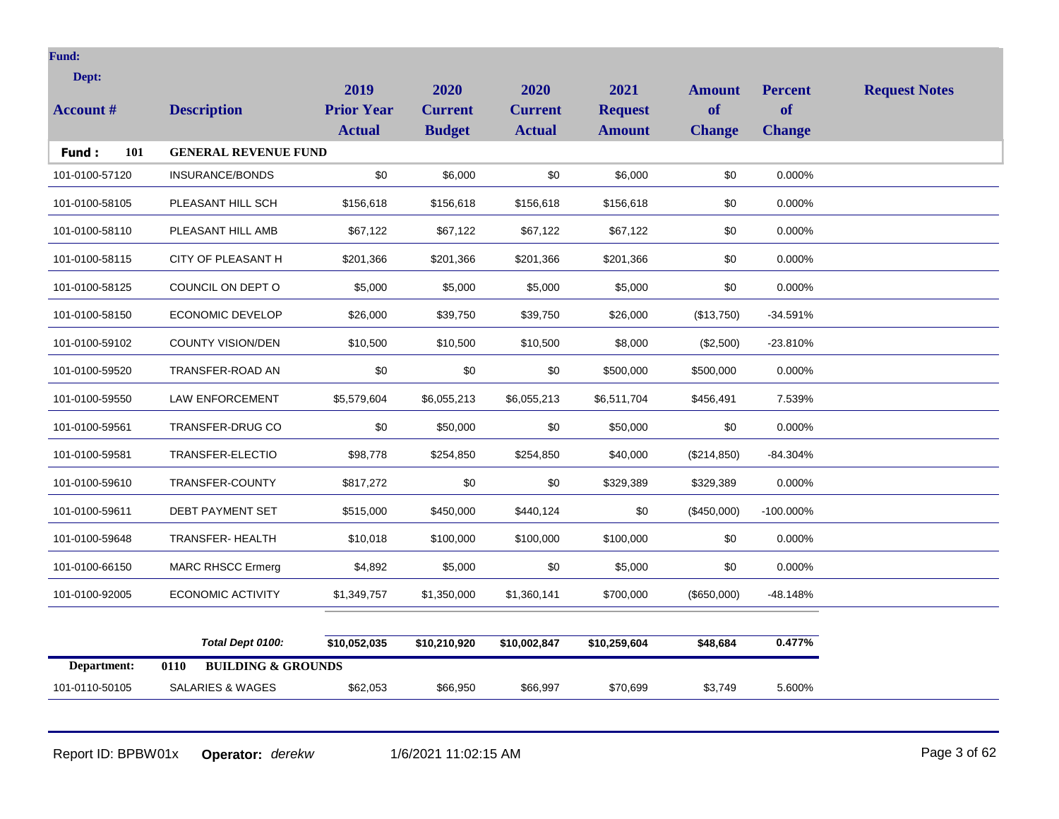| Account # | Description | 2019 Prior Year Actual | 2020 Current Budget | 2020 Current Actual | 2021 Request Amount | Amount of Change | Percent of Change | Request Notes |
|---|---|---|---|---|---|---|---|---|
| **Fund: 101** | **GENERAL REVENUE FUND** | | | | | | | |
| 101-0100-57120 | INSURANCE/BONDS | $0 | $6,000 | $0 | $6,000 | $0 | 0.000% | |
| 101-0100-58105 | PLEASANT HILL SCH | $156,618 | $156,618 | $156,618 | $156,618 | $0 | 0.000% | |
| 101-0100-58110 | PLEASANT HILL AMB | $67,122 | $67,122 | $67,122 | $67,122 | $0 | 0.000% | |
| 101-0100-58115 | CITY OF PLEASANT H | $201,366 | $201,366 | $201,366 | $201,366 | $0 | 0.000% | |
| 101-0100-58125 | COUNCIL ON DEPT O | $5,000 | $5,000 | $5,000 | $5,000 | $0 | 0.000% | |
| 101-0100-58150 | ECONOMIC DEVELOP | $26,000 | $39,750 | $39,750 | $26,000 | ($13,750) | -34.591% | |
| 101-0100-59102 | COUNTY VISION/DEN | $10,500 | $10,500 | $10,500 | $8,000 | ($2,500) | -23.810% | |
| 101-0100-59520 | TRANSFER-ROAD AN | $0 | $0 | $0 | $500,000 | $500,000 | 0.000% | |
| 101-0100-59550 | LAW ENFORCEMENT | $5,579,604 | $6,055,213 | $6,055,213 | $6,511,704 | $456,491 | 7.539% | |
| 101-0100-59561 | TRANSFER-DRUG CO | $0 | $50,000 | $0 | $50,000 | $0 | 0.000% | |
| 101-0100-59581 | TRANSFER-ELECTIO | $98,778 | $254,850 | $254,850 | $40,000 | ($214,850) | -84.304% | |
| 101-0100-59610 | TRANSFER-COUNTY | $817,272 | $0 | $0 | $329,389 | $329,389 | 0.000% | |
| 101-0100-59611 | DEBT PAYMENT SET | $515,000 | $450,000 | $440,124 | $0 | ($450,000) | -100.000% | |
| 101-0100-59648 | TRANSFER- HEALTH | $10,018 | $100,000 | $100,000 | $100,000 | $0 | 0.000% | |
| 101-0100-66150 | MARC RHSCC Ermerg | $4,892 | $5,000 | $0 | $5,000 | $0 | 0.000% | |
| 101-0100-92005 | ECONOMIC ACTIVITY | $1,349,757 | $1,350,000 | $1,360,141 | $700,000 | ($650,000) | -48.148% | |
| | ***Total Dept 0100:*** | **$10,052,035** | **$10,210,920** | **$10,002,847** | **$10,259,604** | **$48,684** | **0.477%** | |
| **Department: 0110** | **BUILDING & GROUNDS** | | | | | | | |
| 101-0110-50105 | SALARIES & WAGES | $62,053 | $66,950 | $66,997 | $70,699 | $3,749 | 5.600% | |

Report ID: BPBW01x **Operator:** *derekw* 1/6/2021 11:02:15 AM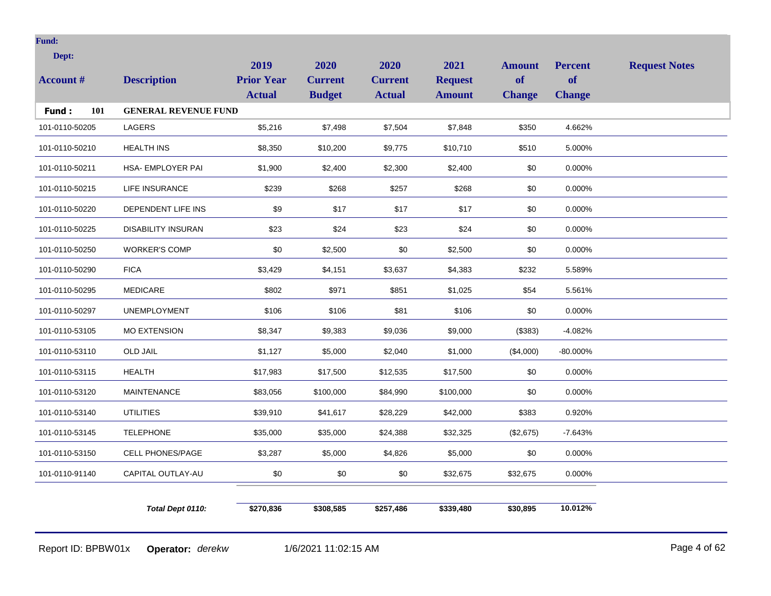**Fund:**

**Dept:**

| Account # | Description | 2019 Prior Year Actual | 2020 Current Budget | 2020 Current Actual | 2021 Request Amount | Amount of Change | Percent of Change | Request Notes |
|---|---|---|---|---|---|---|---|---|
| **Fund : 101** | **GENERAL REVENUE FUND** | | | | | | | |
| 101-0110-50205 | LAGERS | $5,216 | $7,498 | $7,504 | $7,848 | $350 | 4.662% | |
| 101-0110-50210 | HEALTH INS | $8,350 | $10,200 | $9,775 | $10,710 | $510 | 5.000% | |
| 101-0110-50211 | HSA- EMPLOYER PAI | $1,900 | $2,400 | $2,300 | $2,400 | $0 | 0.000% | |
| 101-0110-50215 | LIFE INSURANCE | $239 | $268 | $257 | $268 | $0 | 0.000% | |
| 101-0110-50220 | DEPENDENT LIFE INS | $9 | $17 | $17 | $17 | $0 | 0.000% | |
| 101-0110-50225 | DISABILITY INSURAN | $23 | $24 | $23 | $24 | $0 | 0.000% | |
| 101-0110-50250 | WORKER'S COMP | $0 | $2,500 | $0 | $2,500 | $0 | 0.000% | |
| 101-0110-50290 | FICA | $3,429 | $4,151 | $3,637 | $4,383 | $232 | 5.589% | |
| 101-0110-50295 | MEDICARE | $802 | $971 | $851 | $1,025 | $54 | 5.561% | |
| 101-0110-50297 | UNEMPLOYMENT | $106 | $106 | $81 | $106 | $0 | 0.000% | |
| 101-0110-53105 | MO EXTENSION | $8,347 | $9,383 | $9,036 | $9,000 | ($383) | -4.082% | |
| 101-0110-53110 | OLD JAIL | $1,127 | $5,000 | $2,040 | $1,000 | ($4,000) | -80.000% | |
| 101-0110-53115 | HEALTH | $17,983 | $17,500 | $12,535 | $17,500 | $0 | 0.000% | |
| 101-0110-53120 | MAINTENANCE | $83,056 | $100,000 | $84,990 | $100,000 | $0 | 0.000% | |
| 101-0110-53140 | UTILITIES | $39,910 | $41,617 | $28,229 | $42,000 | $383 | 0.920% | |
| 101-0110-53145 | TELEPHONE | $35,000 | $35,000 | $24,388 | $32,325 | ($2,675) | -7.643% | |
| 101-0110-53150 | CELL PHONES/PAGE | $3,287 | $5,000 | $4,826 | $5,000 | $0 | 0.000% | |
| 101-0110-91140 | CAPITAL OUTLAY-AU | $0 | $0 | $0 | $32,675 | $32,675 | 0.000% | |
| | ***Total Dept 0110:*** | **$270,836** | **$308,585** | **$257,486** | **$339,480** | **$30,895** | **10.012%** | |

Report ID: BPBW01x **Operator:** *derekw* 1/6/2021 11:02:15 AM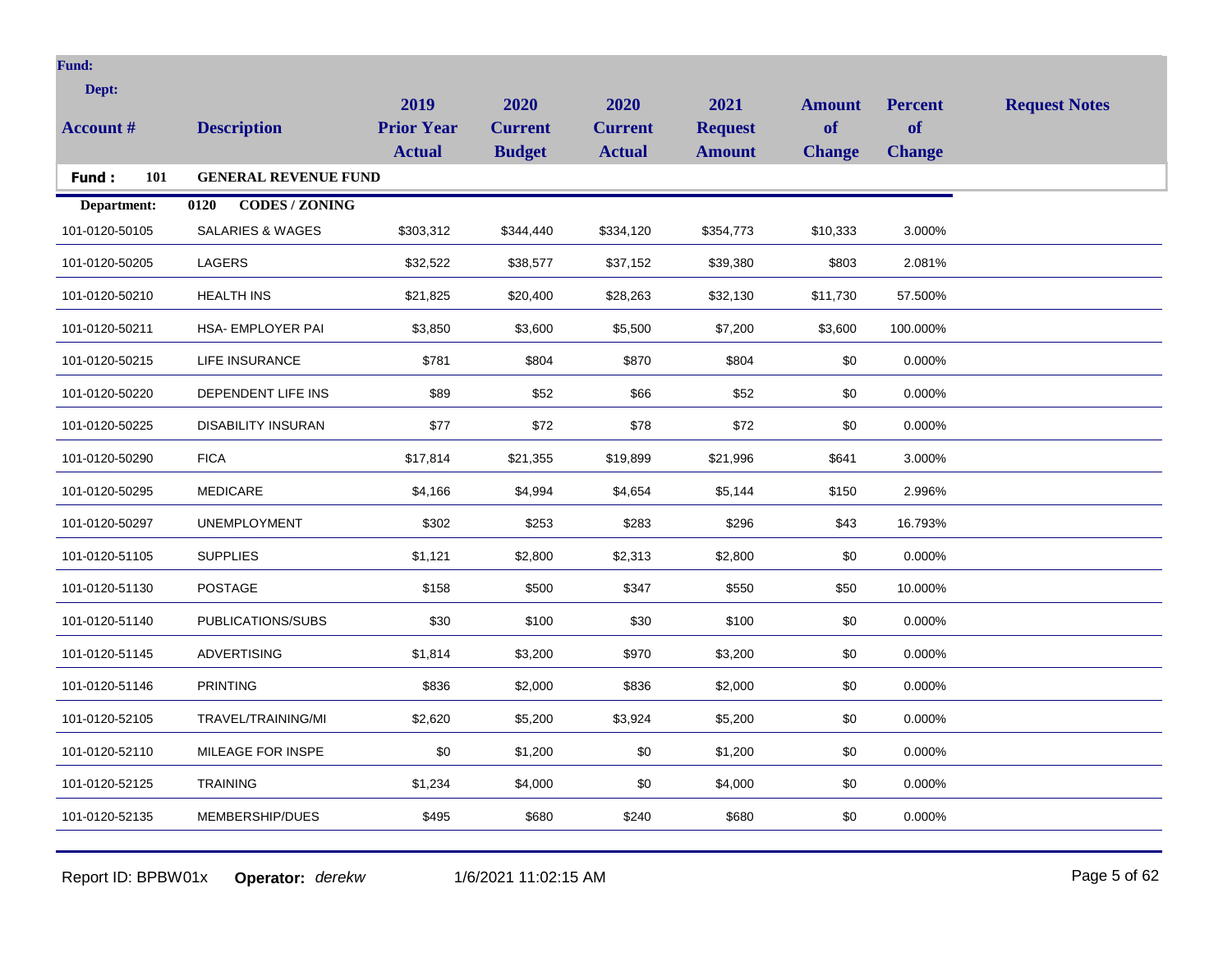**Fund:**

**Dept:**

| Account # | Description | 2019 Prior Year Actual | 2020 Current Budget | 2020 Current Actual | 2021 Request Amount | Amount of Change | Percent of Change | Request Notes |
|---|---|---|---|---|---|---|---|---|
| **Fund : 101** | **GENERAL REVENUE FUND** | | | | | | | |
| **Department:** | **0120 CODES / ZONING** | | | | | | | |
| 101-0120-50105 | SALARIES & WAGES | $303,312 | $344,440 | $334,120 | $354,773 | $10,333 | 3.000% | |
| 101-0120-50205 | LAGERS | $32,522 | $38,577 | $37,152 | $39,380 | $803 | 2.081% | |
| 101-0120-50210 | HEALTH INS | $21,825 | $20,400 | $28,263 | $32,130 | $11,730 | 57.500% | |
| 101-0120-50211 | HSA- EMPLOYER PAI | $3,850 | $3,600 | $5,500 | $7,200 | $3,600 | 100.000% | |
| 101-0120-50215 | LIFE INSURANCE | $781 | $804 | $870 | $804 | $0 | 0.000% | |
| 101-0120-50220 | DEPENDENT LIFE INS | $89 | $52 | $66 | $52 | $0 | 0.000% | |
| 101-0120-50225 | DISABILITY INSURAN | $77 | $72 | $78 | $72 | $0 | 0.000% | |
| 101-0120-50290 | FICA | $17,814 | $21,355 | $19,899 | $21,996 | $641 | 3.000% | |
| 101-0120-50295 | MEDICARE | $4,166 | $4,994 | $4,654 | $5,144 | $150 | 2.996% | |
| 101-0120-50297 | UNEMPLOYMENT | $302 | $253 | $283 | $296 | $43 | 16.793% | |
| 101-0120-51105 | SUPPLIES | $1,121 | $2,800 | $2,313 | $2,800 | $0 | 0.000% | |
| 101-0120-51130 | POSTAGE | $158 | $500 | $347 | $550 | $50 | 10.000% | |
| 101-0120-51140 | PUBLICATIONS/SUBS | $30 | $100 | $30 | $100 | $0 | 0.000% | |
| 101-0120-51145 | ADVERTISING | $1,814 | $3,200 | $970 | $3,200 | $0 | 0.000% | |
| 101-0120-51146 | PRINTING | $836 | $2,000 | $836 | $2,000 | $0 | 0.000% | |
| 101-0120-52105 | TRAVEL/TRAINING/MI | $2,620 | $5,200 | $3,924 | $5,200 | $0 | 0.000% | |
| 101-0120-52110 | MILEAGE FOR INSPE | $0 | $1,200 | $0 | $1,200 | $0 | 0.000% | |
| 101-0120-52125 | TRAINING | $1,234 | $4,000 | $0 | $4,000 | $0 | 0.000% | |
| 101-0120-52135 | MEMBERSHIP/DUES | $495 | $680 | $240 | $680 | $0 | 0.000% | |

Report ID: BPBW01x **Operator:** *derekw* 1/6/2021 11:02:15 AM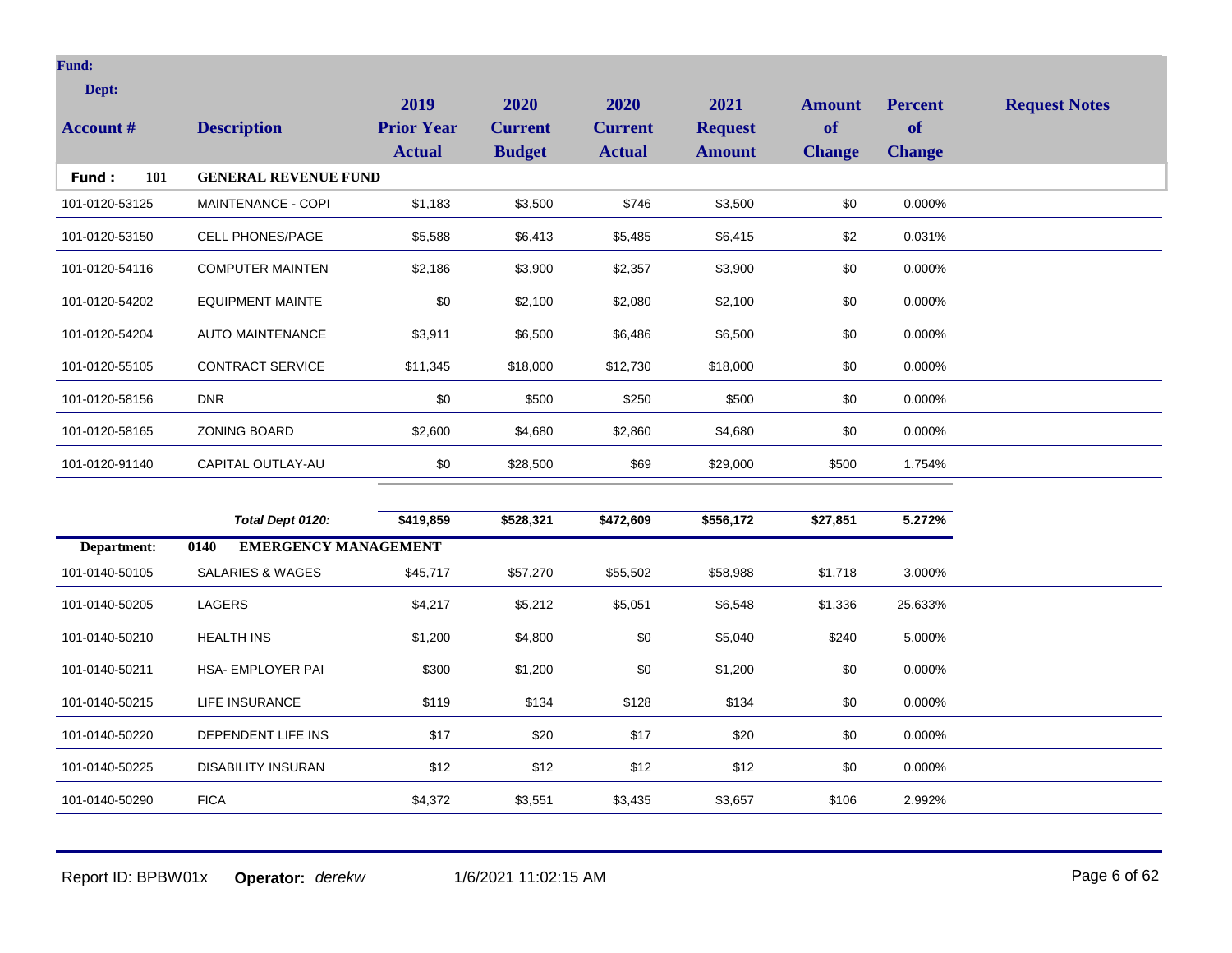| Account # | Description | 2019 Prior Year Actual | 2020 Current Budget | 2020 Current Actual | 2021 Request Amount | Amount of Change | Percent of Change | Request Notes |
|---|---|---|---|---|---|---|---|---|
| **Fund: 101** | **GENERAL REVENUE FUND** | | | | | | | |
| 101-0120-53125 | MAINTENANCE - COPI | $1,183 | $3,500 | $746 | $3,500 | $0 | 0.000% | |
| 101-0120-53150 | CELL PHONES/PAGE | $5,588 | $6,413 | $5,485 | $6,415 | $2 | 0.031% | |
| 101-0120-54116 | COMPUTER MAINTEN | $2,186 | $3,900 | $2,357 | $3,900 | $0 | 0.000% | |
| 101-0120-54202 | EQUIPMENT MAINTE | $0 | $2,100 | $2,080 | $2,100 | $0 | 0.000% | |
| 101-0120-54204 | AUTO MAINTENANCE | $3,911 | $6,500 | $6,486 | $6,500 | $0 | 0.000% | |
| 101-0120-55105 | CONTRACT SERVICE | $11,345 | $18,000 | $12,730 | $18,000 | $0 | 0.000% | |
| 101-0120-58156 | DNR | $0 | $500 | $250 | $500 | $0 | 0.000% | |
| 101-0120-58165 | ZONING BOARD | $2,600 | $4,680 | $2,860 | $4,680 | $0 | 0.000% | |
| 101-0120-91140 | CAPITAL OUTLAY-AU | $0 | $28,500 | $69 | $29,000 | $500 | 1.754% | |
| | ***Total Dept 0120:*** | **$419,859** | **$528,321** | **$472,609** | **$556,172** | **$27,851** | **5.272%** | |
| **Department: 0140** | **EMERGENCY MANAGEMENT** | | | | | | | |
| 101-0140-50105 | SALARIES & WAGES | $45,717 | $57,270 | $55,502 | $58,988 | $1,718 | 3.000% | |
| 101-0140-50205 | LAGERS | $4,217 | $5,212 | $5,051 | $6,548 | $1,336 | 25.633% | |
| 101-0140-50210 | HEALTH INS | $1,200 | $4,800 | $0 | $5,040 | $240 | 5.000% | |
| 101-0140-50211 | HSA- EMPLOYER PAI | $300 | $1,200 | $0 | $1,200 | $0 | 0.000% | |
| 101-0140-50215 | LIFE INSURANCE | $119 | $134 | $128 | $134 | $0 | 0.000% | |
| 101-0140-50220 | DEPENDENT LIFE INS | $17 | $20 | $17 | $20 | $0 | 0.000% | |
| 101-0140-50225 | DISABILITY INSURAN | $12 | $12 | $12 | $12 | $0 | 0.000% | |
| 101-0140-50290 | FICA | $4,372 | $3,551 | $3,435 | $3,657 | $106 | 2.992% | |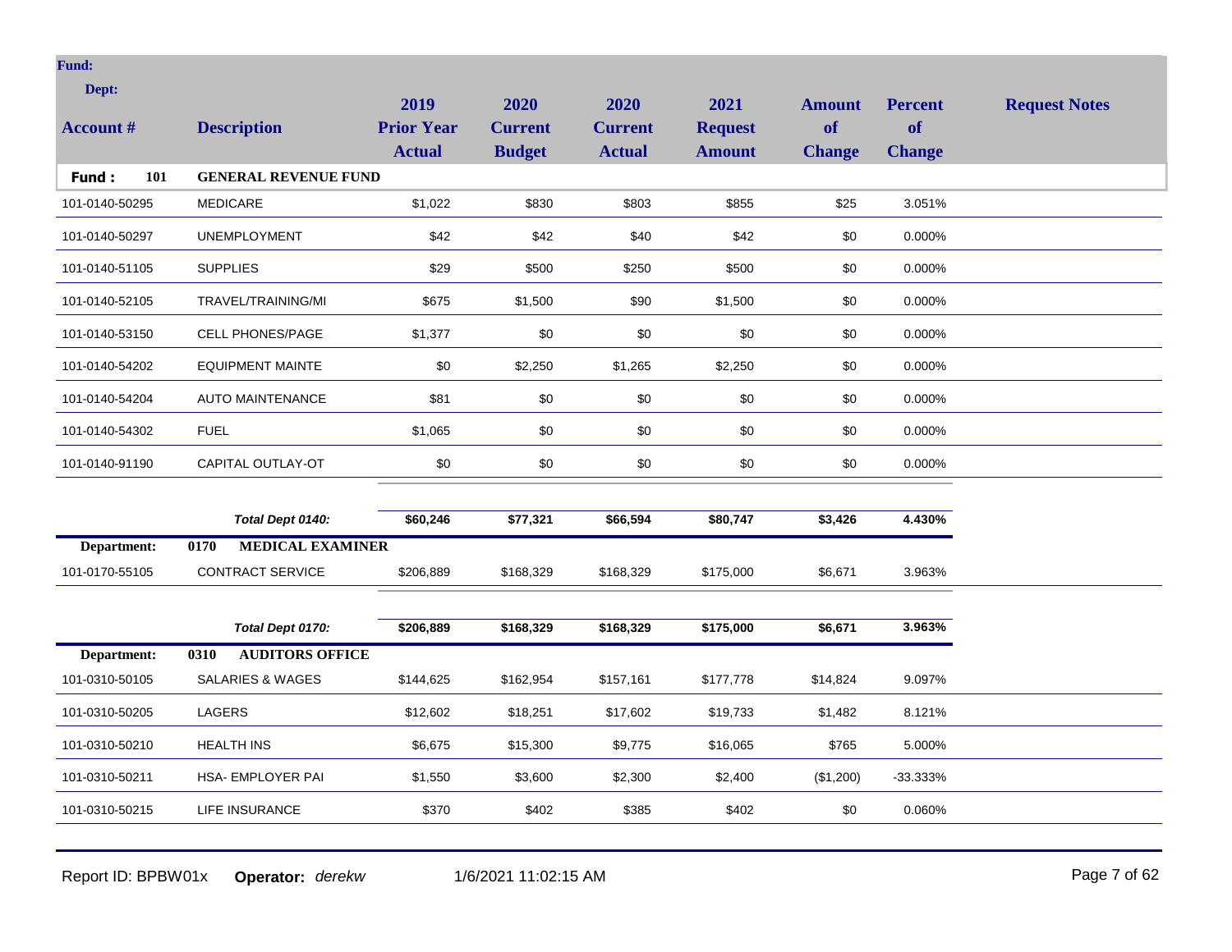**Fund:**

**Dept:**

| Account # | Description | 2019 Prior Year Actual | 2020 Current Budget | 2020 Current Actual | 2021 Request Amount | Amount of Change | Percent of Change | Request Notes |
|---|---|---|---|---|---|---|---|---|
| **Fund : 101** | **GENERAL REVENUE FUND** | | | | | | | |
| 101-0140-50295 | MEDICARE | $1,022 | $830 | $803 | $855 | $25 | 3.051% | |
| 101-0140-50297 | UNEMPLOYMENT | $42 | $42 | $40 | $42 | $0 | 0.000% | |
| 101-0140-51105 | SUPPLIES | $29 | $500 | $250 | $500 | $0 | 0.000% | |
| 101-0140-52105 | TRAVEL/TRAINING/MI | $675 | $1,500 | $90 | $1,500 | $0 | 0.000% | |
| 101-0140-53150 | CELL PHONES/PAGE | $1,377 | $0 | $0 | $0 | $0 | 0.000% | |
| 101-0140-54202 | EQUIPMENT MAINTE | $0 | $2,250 | $1,265 | $2,250 | $0 | 0.000% | |
| 101-0140-54204 | AUTO MAINTENANCE | $81 | $0 | $0 | $0 | $0 | 0.000% | |
| 101-0140-54302 | FUEL | $1,065 | $0 | $0 | $0 | $0 | 0.000% | |
| 101-0140-91190 | CAPITAL OUTLAY-OT | $0 | $0 | $0 | $0 | $0 | 0.000% | |
| | ***Total Dept 0140:*** | **$60,246** | **$77,321** | **$66,594** | **$80,747** | **$3,426** | **4.430%** | |
| **Department:** | **0170 MEDICAL EXAMINER** | | | | | | | |
| 101-0170-55105 | CONTRACT SERVICE | $206,889 | $168,329 | $168,329 | $175,000 | $6,671 | 3.963% | |
| | ***Total Dept 0170:*** | **$206,889** | **$168,329** | **$168,329** | **$175,000** | **$6,671** | **3.963%** | |
| **Department:** | **0310 AUDITORS OFFICE** | | | | | | | |
| 101-0310-50105 | SALARIES & WAGES | $144,625 | $162,954 | $157,161 | $177,778 | $14,824 | 9.097% | |
| 101-0310-50205 | LAGERS | $12,602 | $18,251 | $17,602 | $19,733 | $1,482 | 8.121% | |
| 101-0310-50210 | HEALTH INS | $6,675 | $15,300 | $9,775 | $16,065 | $765 | 5.000% | |
| 101-0310-50211 | HSA- EMPLOYER PAI | $1,550 | $3,600 | $2,300 | $2,400 | ($1,200) | -33.333% | |
| 101-0310-50215 | LIFE INSURANCE | $370 | $402 | $385 | $402 | $0 | 0.060% | |

Report ID: BPBW01x **Operator:** *derekw* 1/6/2021 11:02:15 AM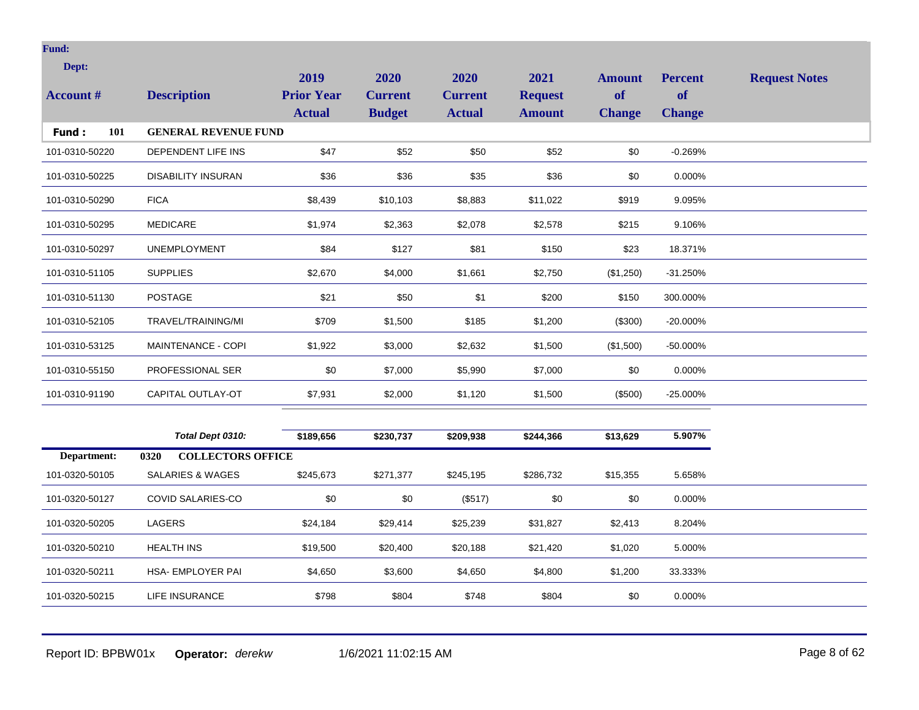**Fund:**

**Dept:**

| Account # | Description | 2019 Prior Year Actual | 2020 Current Budget | 2020 Current Actual | 2021 Request Amount | Amount of Change | Percent of Change | Request Notes |
|---|---|---|---|---|---|---|---|---|
| **Fund : 101** | **GENERAL REVENUE FUND** | | | | | | | |
| 101-0310-50220 | DEPENDENT LIFE INS | $47 | $52 | $50 | $52 | $0 | -0.269% | |
| 101-0310-50225 | DISABILITY INSURAN | $36 | $36 | $35 | $36 | $0 | 0.000% | |
| 101-0310-50290 | FICA | $8,439 | $10,103 | $8,883 | $11,022 | $919 | 9.095% | |
| 101-0310-50295 | MEDICARE | $1,974 | $2,363 | $2,078 | $2,578 | $215 | 9.106% | |
| 101-0310-50297 | UNEMPLOYMENT | $84 | $127 | $81 | $150 | $23 | 18.371% | |
| 101-0310-51105 | SUPPLIES | $2,670 | $4,000 | $1,661 | $2,750 | ($1,250) | -31.250% | |
| 101-0310-51130 | POSTAGE | $21 | $50 | $1 | $200 | $150 | 300.000% | |
| 101-0310-52105 | TRAVEL/TRAINING/MI | $709 | $1,500 | $185 | $1,200 | ($300) | -20.000% | |
| 101-0310-53125 | MAINTENANCE - COPI | $1,922 | $3,000 | $2,632 | $1,500 | ($1,500) | -50.000% | |
| 101-0310-55150 | PROFESSIONAL SER | $0 | $7,000 | $5,990 | $7,000 | $0 | 0.000% | |
| 101-0310-91190 | CAPITAL OUTLAY-OT | $7,931 | $2,000 | $1,120 | $1,500 | ($500) | -25.000% | |
| | ***Total Dept 0310:*** | **$189,656** | **$230,737** | **$209,938** | **$244,366** | **$13,629** | **5.907%** | |
| **Department:** | **0320 COLLECTORS OFFICE** | | | | | | | |
| 101-0320-50105 | SALARIES & WAGES | $245,673 | $271,377 | $245,195 | $286,732 | $15,355 | 5.658% | |
| 101-0320-50127 | COVID SALARIES-CO | $0 | $0 | ($517) | $0 | $0 | 0.000% | |
| 101-0320-50205 | LAGERS | $24,184 | $29,414 | $25,239 | $31,827 | $2,413 | 8.204% | |
| 101-0320-50210 | HEALTH INS | $19,500 | $20,400 | $20,188 | $21,420 | $1,020 | 5.000% | |
| 101-0320-50211 | HSA- EMPLOYER PAI | $4,650 | $3,600 | $4,650 | $4,800 | $1,200 | 33.333% | |
| 101-0320-50215 | LIFE INSURANCE | $798 | $804 | $748 | $804 | $0 | 0.000% | |

Report ID: BPBW01x **Operator:** *derekw* 1/6/2021 11:02:15 AM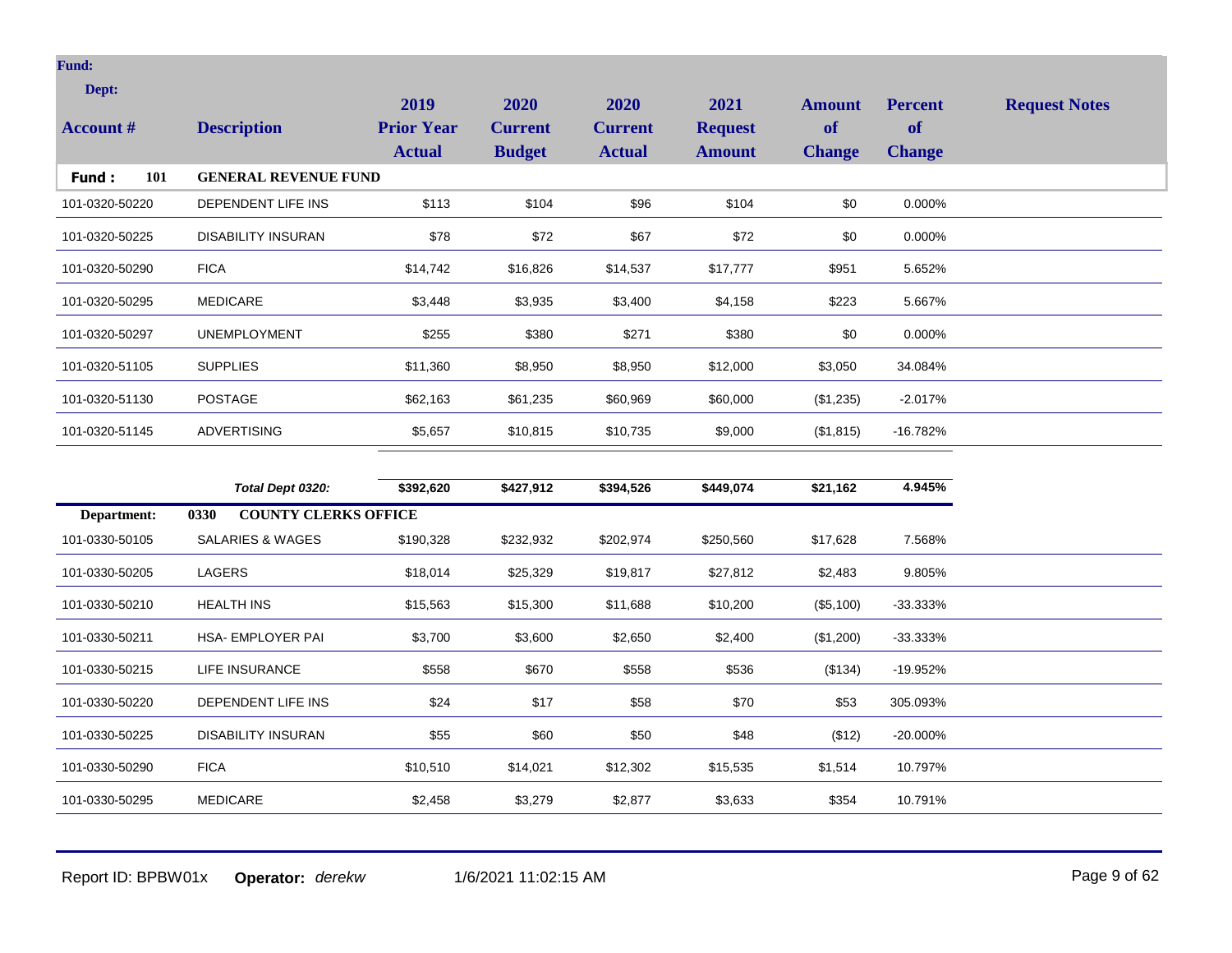| Account # | Description | 2019 Prior Year Actual | 2020 Current Budget | 2020 Current Actual | 2021 Request Amount | Amount of Change | Percent of Change | Request Notes |
|---|---|---|---|---|---|---|---|---|
| **Fund: 101** | **GENERAL REVENUE FUND** | | | | | | | |
| 101-0320-50220 | DEPENDENT LIFE INS | $113 | $104 | $96 | $104 | $0 | 0.000% | |
| 101-0320-50225 | DISABILITY INSURAN | $78 | $72 | $67 | $72 | $0 | 0.000% | |
| 101-0320-50290 | FICA | $14,742 | $16,826 | $14,537 | $17,777 | $951 | 5.652% | |
| 101-0320-50295 | MEDICARE | $3,448 | $3,935 | $3,400 | $4,158 | $223 | 5.667% | |
| 101-0320-50297 | UNEMPLOYMENT | $255 | $380 | $271 | $380 | $0 | 0.000% | |
| 101-0320-51105 | SUPPLIES | $11,360 | $8,950 | $8,950 | $12,000 | $3,050 | 34.084% | |
| 101-0320-51130 | POSTAGE | $62,163 | $61,235 | $60,969 | $60,000 | ($1,235) | -2.017% | |
| 101-0320-51145 | ADVERTISING | $5,657 | $10,815 | $10,735 | $9,000 | ($1,815) | -16.782% | |
| | ***Total Dept 0320:*** | **$392,620** | **$427,912** | **$394,526** | **$449,074** | **$21,162** | **4.945%** | |
| **Department: 0330** | **COUNTY CLERKS OFFICE** | | | | | | | |
| 101-0330-50105 | SALARIES & WAGES | $190,328 | $232,932 | $202,974 | $250,560 | $17,628 | 7.568% | |
| 101-0330-50205 | LAGERS | $18,014 | $25,329 | $19,817 | $27,812 | $2,483 | 9.805% | |
| 101-0330-50210 | HEALTH INS | $15,563 | $15,300 | $11,688 | $10,200 | ($5,100) | -33.333% | |
| 101-0330-50211 | HSA- EMPLOYER PAI | $3,700 | $3,600 | $2,650 | $2,400 | ($1,200) | -33.333% | |
| 101-0330-50215 | LIFE INSURANCE | $558 | $670 | $558 | $536 | ($134) | -19.952% | |
| 101-0330-50220 | DEPENDENT LIFE INS | $24 | $17 | $58 | $70 | $53 | 305.093% | |
| 101-0330-50225 | DISABILITY INSURAN | $55 | $60 | $50 | $48 | ($12) | -20.000% | |
| 101-0330-50290 | FICA | $10,510 | $14,021 | $12,302 | $15,535 | $1,514 | 10.797% | |
| 101-0330-50295 | MEDICARE | $2,458 | $3,279 | $2,877 | $3,633 | $354 | 10.791% | |

Report ID: BPBW01x **Operator:** *derekw* 1/6/2021 11:02:15 AM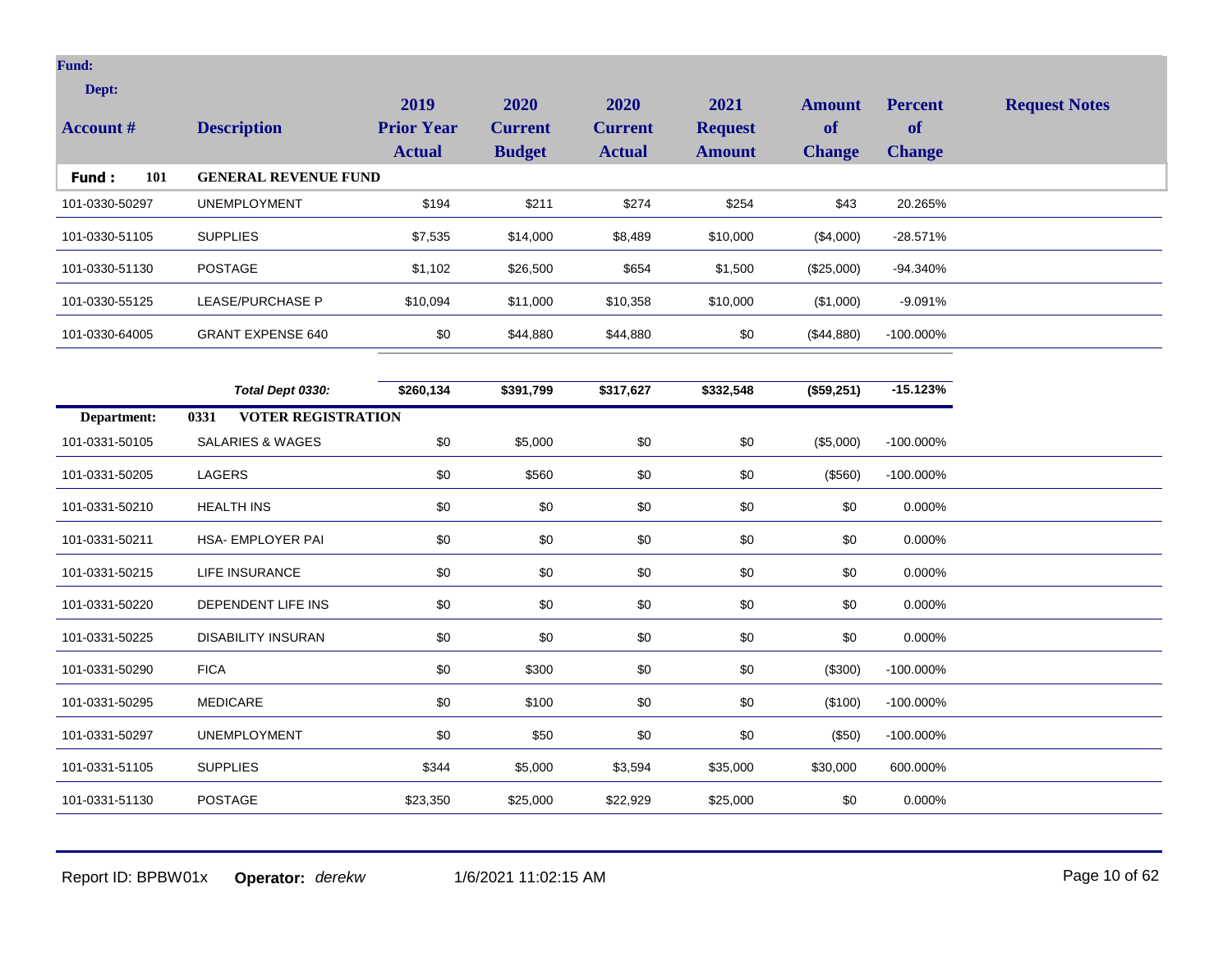**Fund:**

**Dept:**

| Account # | Description | 2019 Prior Year Actual | 2020 Current Budget | 2020 Current Actual | 2021 Request Amount | Amount of Change | Percent of Change | Request Notes |
|---|---|---|---|---|---|---|---|---|
| **Fund : 101** | **GENERAL REVENUE FUND** | | | | | | | |
| 101-0330-50297 | UNEMPLOYMENT | $194 | $211 | $274 | $254 | $43 | 20.265% | |
| 101-0330-51105 | SUPPLIES | $7,535 | $14,000 | $8,489 | $10,000 | ($4,000) | -28.571% | |
| 101-0330-51130 | POSTAGE | $1,102 | $26,500 | $654 | $1,500 | ($25,000) | -94.340% | |
| 101-0330-55125 | LEASE/PURCHASE P | $10,094 | $11,000 | $10,358 | $10,000 | ($1,000) | -9.091% | |
| 101-0330-64005 | GRANT EXPENSE 640 | $0 | $44,880 | $44,880 | $0 | ($44,880) | -100.000% | |
| | ***Total Dept 0330:*** | **$260,134** | **$391,799** | **$317,627** | **$332,548** | **($59,251)** | **-15.123%** | |
| **Department:** | **0331 VOTER REGISTRATION** | | | | | | | |
| 101-0331-50105 | SALARIES & WAGES | $0 | $5,000 | $0 | $0 | ($5,000) | -100.000% | |
| 101-0331-50205 | LAGERS | $0 | $560 | $0 | $0 | ($560) | -100.000% | |
| 101-0331-50210 | HEALTH INS | $0 | $0 | $0 | $0 | $0 | 0.000% | |
| 101-0331-50211 | HSA- EMPLOYER PAI | $0 | $0 | $0 | $0 | $0 | 0.000% | |
| 101-0331-50215 | LIFE INSURANCE | $0 | $0 | $0 | $0 | $0 | 0.000% | |
| 101-0331-50220 | DEPENDENT LIFE INS | $0 | $0 | $0 | $0 | $0 | 0.000% | |
| 101-0331-50225 | DISABILITY INSURAN | $0 | $0 | $0 | $0 | $0 | 0.000% | |
| 101-0331-50290 | FICA | $0 | $300 | $0 | $0 | ($300) | -100.000% | |
| 101-0331-50295 | MEDICARE | $0 | $100 | $0 | $0 | ($100) | -100.000% | |
| 101-0331-50297 | UNEMPLOYMENT | $0 | $50 | $0 | $0 | ($50) | -100.000% | |
| 101-0331-51105 | SUPPLIES | $344 | $5,000 | $3,594 | $35,000 | $30,000 | 600.000% | |
| 101-0331-51130 | POSTAGE | $23,350 | $25,000 | $22,929 | $25,000 | $0 | 0.000% | |

Report ID: BPBW01x **Operator:** *derekw* 1/6/2021 11:02:15 AM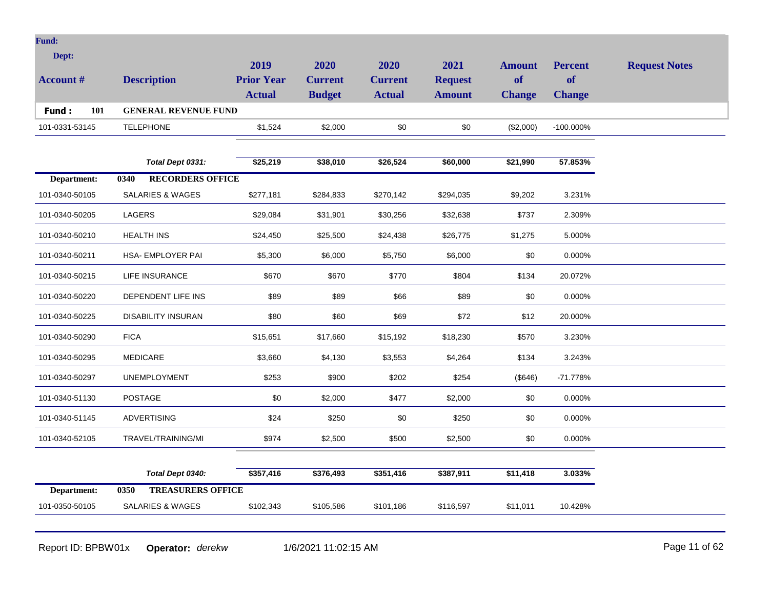| Account # | Description | 2019 Prior Year Actual | 2020 Current Budget | 2020 Current Actual | 2021 Request Amount | Amount of Change | Percent of Change | Request Notes |
|---|---|---|---|---|---|---|---|---|
| **Fund : 101** | **GENERAL REVENUE FUND** | | | | | | | |
| 101-0331-53145 | TELEPHONE | $1,524 | $2,000 | $0 | $0 | ($2,000) | -100.000% | |
| | ***Total Dept 0331:*** | **$25,219** | **$38,010** | **$26,524** | **$60,000** | **$21,990** | **57.853%** | |
| **Department: 0340** | **RECORDERS OFFICE** | | | | | | | |
| 101-0340-50105 | SALARIES & WAGES | $277,181 | $284,833 | $270,142 | $294,035 | $9,202 | 3.231% | |
| 101-0340-50205 | LAGERS | $29,084 | $31,901 | $30,256 | $32,638 | $737 | 2.309% | |
| 101-0340-50210 | HEALTH INS | $24,450 | $25,500 | $24,438 | $26,775 | $1,275 | 5.000% | |
| 101-0340-50211 | HSA- EMPLOYER PAI | $5,300 | $6,000 | $5,750 | $6,000 | $0 | 0.000% | |
| 101-0340-50215 | LIFE INSURANCE | $670 | $670 | $770 | $804 | $134 | 20.072% | |
| 101-0340-50220 | DEPENDENT LIFE INS | $89 | $89 | $66 | $89 | $0 | 0.000% | |
| 101-0340-50225 | DISABILITY INSURAN | $80 | $60 | $69 | $72 | $12 | 20.000% | |
| 101-0340-50290 | FICA | $15,651 | $17,660 | $15,192 | $18,230 | $570 | 3.230% | |
| 101-0340-50295 | MEDICARE | $3,660 | $4,130 | $3,553 | $4,264 | $134 | 3.243% | |
| 101-0340-50297 | UNEMPLOYMENT | $253 | $900 | $202 | $254 | ($646) | -71.778% | |
| 101-0340-51130 | POSTAGE | $0 | $2,000 | $477 | $2,000 | $0 | 0.000% | |
| 101-0340-51145 | ADVERTISING | $24 | $250 | $0 | $250 | $0 | 0.000% | |
| 101-0340-52105 | TRAVEL/TRAINING/MI | $974 | $2,500 | $500 | $2,500 | $0 | 0.000% | |
| | ***Total Dept 0340:*** | **$357,416** | **$376,493** | **$351,416** | **$387,911** | **$11,418** | **3.033%** | |
| **Department: 0350** | **TREASURERS OFFICE** | | | | | | | |
| 101-0350-50105 | SALARIES & WAGES | $102,343 | $105,586 | $101,186 | $116,597 | $11,011 | 10.428% | |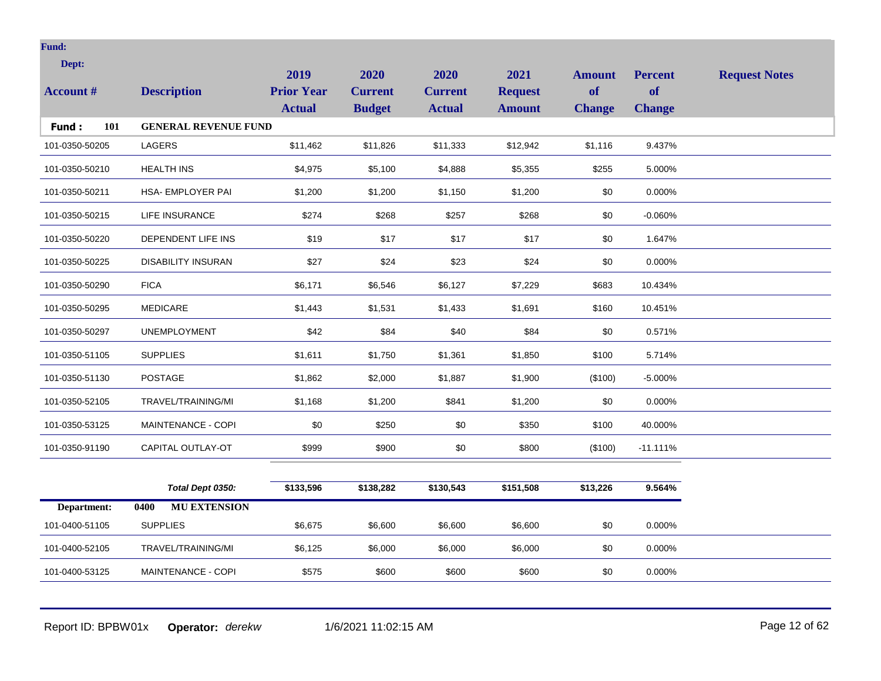**Fund:**

**Dept:**

| Account # | Description | 2019 Prior Year Actual | 2020 Current Budget | 2020 Current Actual | 2021 Request Amount | Amount of Change | Percent of Change | Request Notes |
|---|---|---|---|---|---|---|---|---|
| **Fund : 101** | **GENERAL REVENUE FUND** | | | | | | | |
| 101-0350-50205 | LAGERS | $11,462 | $11,826 | $11,333 | $12,942 | $1,116 | 9.437% | |
| 101-0350-50210 | HEALTH INS | $4,975 | $5,100 | $4,888 | $5,355 | $255 | 5.000% | |
| 101-0350-50211 | HSA- EMPLOYER PAI | $1,200 | $1,200 | $1,150 | $1,200 | $0 | 0.000% | |
| 101-0350-50215 | LIFE INSURANCE | $274 | $268 | $257 | $268 | $0 | -0.060% | |
| 101-0350-50220 | DEPENDENT LIFE INS | $19 | $17 | $17 | $17 | $0 | 1.647% | |
| 101-0350-50225 | DISABILITY INSURAN | $27 | $24 | $23 | $24 | $0 | 0.000% | |
| 101-0350-50290 | FICA | $6,171 | $6,546 | $6,127 | $7,229 | $683 | 10.434% | |
| 101-0350-50295 | MEDICARE | $1,443 | $1,531 | $1,433 | $1,691 | $160 | 10.451% | |
| 101-0350-50297 | UNEMPLOYMENT | $42 | $84 | $40 | $84 | $0 | 0.571% | |
| 101-0350-51105 | SUPPLIES | $1,611 | $1,750 | $1,361 | $1,850 | $100 | 5.714% | |
| 101-0350-51130 | POSTAGE | $1,862 | $2,000 | $1,887 | $1,900 | ($100) | -5.000% | |
| 101-0350-52105 | TRAVEL/TRAINING/MI | $1,168 | $1,200 | $841 | $1,200 | $0 | 0.000% | |
| 101-0350-53125 | MAINTENANCE - COPI | $0 | $250 | $0 | $350 | $100 | 40.000% | |
| 101-0350-91190 | CAPITAL OUTLAY-OT | $999 | $900 | $0 | $800 | ($100) | -11.111% | |
| | ***Total Dept 0350:*** | **$133,596** | **$138,282** | **$130,543** | **$151,508** | **$13,226** | **9.564%** | |
| **Department:** | **0400 MU EXTENSION** | | | | | | | |
| 101-0400-51105 | SUPPLIES | $6,675 | $6,600 | $6,600 | $6,600 | $0 | 0.000% | |
| 101-0400-52105 | TRAVEL/TRAINING/MI | $6,125 | $6,000 | $6,000 | $6,000 | $0 | 0.000% | |
| 101-0400-53125 | MAINTENANCE - COPI | $575 | $600 | $600 | $600 | $0 | 0.000% | |

Report ID: BPBW01x **Operator:** *derekw* 1/6/2021 11:02:15 AM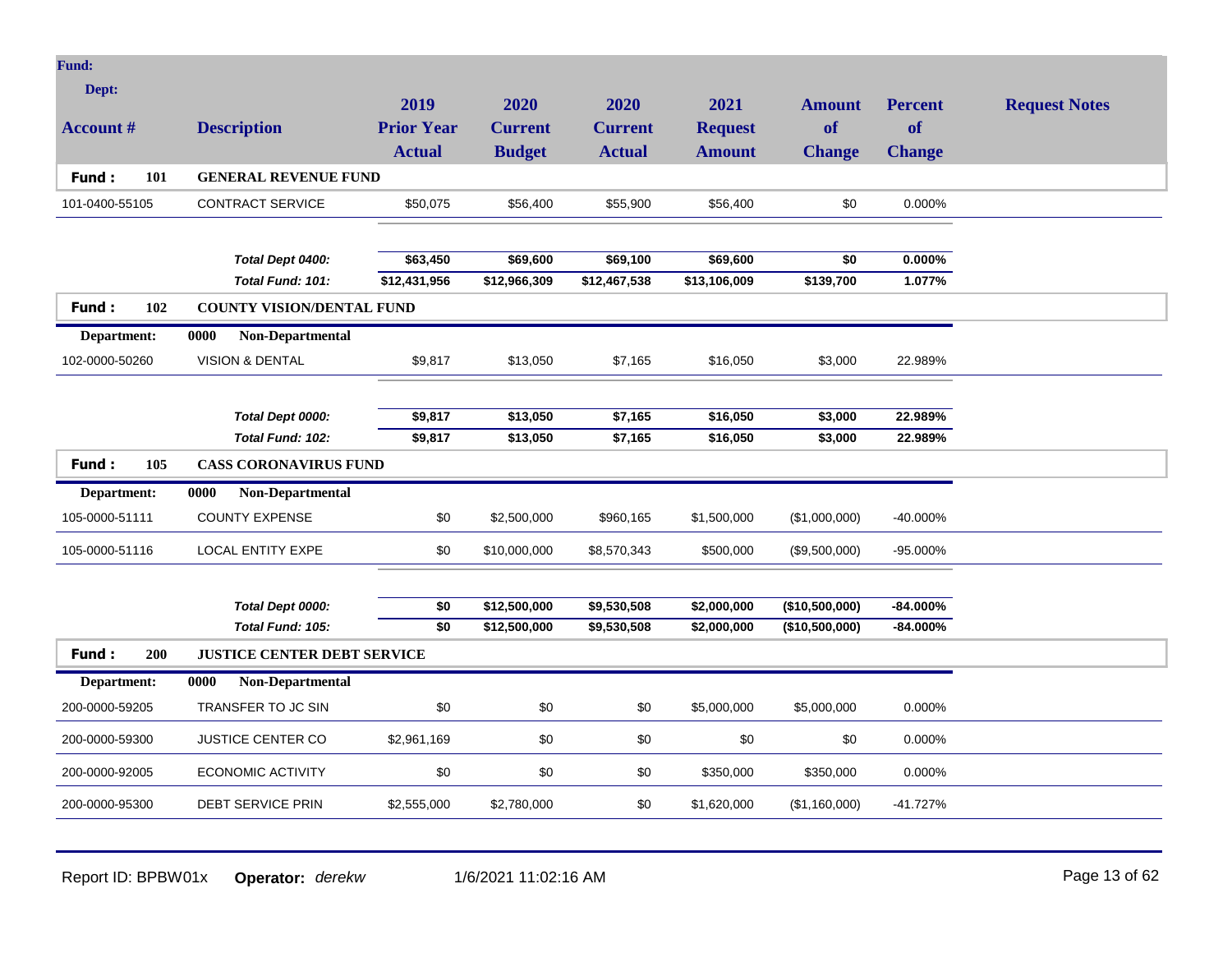| Account # | Description | 2019 Prior Year Actual | 2020 Current Budget | 2020 Current Actual | 2021 Request Amount | Amount of Change | Percent of Change | Request Notes |
|---|---|---|---|---|---|---|---|---|
| **Fund : 101** | **GENERAL REVENUE FUND** | | | | | | | |
| 101-0400-55105 | CONTRACT SERVICE | $50,075 | $56,400 | $55,900 | $56,400 | $0 | 0.000% | |
| | ***Total Dept 0400:*** | **$63,450** | **$69,600** | **$69,100** | **$69,600** | **$0** | **0.000%** | |
| | ***Total Fund: 101:*** | **$12,431,956** | **$12,966,309** | **$12,467,538** | **$13,106,009** | **$139,700** | **1.077%** | |
| **Fund : 102** | **COUNTY VISION/DENTAL FUND** | | | | | | | |
| **Department:** | **0000 Non-Departmental** | | | | | | | |
| 102-0000-50260 | VISION & DENTAL | $9,817 | $13,050 | $7,165 | $16,050 | $3,000 | 22.989% | |
| | ***Total Dept 0000:*** | **$9,817** | **$13,050** | **$7,165** | **$16,050** | **$3,000** | **22.989%** | |
| | ***Total Fund: 102:*** | **$9,817** | **$13,050** | **$7,165** | **$16,050** | **$3,000** | **22.989%** | |
| **Fund : 105** | **CASS CORONAVIRUS FUND** | | | | | | | |
| **Department:** | **0000 Non-Departmental** | | | | | | | |
| 105-0000-51111 | COUNTY EXPENSE | $0 | $2,500,000 | $960,165 | $1,500,000 | ($1,000,000) | -40.000% | |
| 105-0000-51116 | LOCAL ENTITY EXPE | $0 | $10,000,000 | $8,570,343 | $500,000 | ($9,500,000) | -95.000% | |
| | ***Total Dept 0000:*** | **$0** | **$12,500,000** | **$9,530,508** | **$2,000,000** | **($10,500,000)** | **-84.000%** | |
| | ***Total Fund: 105:*** | **$0** | **$12,500,000** | **$9,530,508** | **$2,000,000** | **($10,500,000)** | **-84.000%** | |
| **Fund : 200** | **JUSTICE CENTER DEBT SERVICE** | | | | | | | |
| **Department:** | **0000 Non-Departmental** | | | | | | | |
| 200-0000-59205 | TRANSFER TO JC SIN | $0 | $0 | $0 | $5,000,000 | $5,000,000 | 0.000% | |
| 200-0000-59300 | JUSTICE CENTER CO | $2,961,169 | $0 | $0 | $0 | $0 | 0.000% | |
| 200-0000-92005 | ECONOMIC ACTIVITY | $0 | $0 | $0 | $350,000 | $350,000 | 0.000% | |
| 200-0000-95300 | DEBT SERVICE PRIN | $2,555,000 | $2,780,000 | $0 | $1,620,000 | ($1,160,000) | -41.727% | |

Report ID: BPBW01x **Operator:** *derekw* 1/6/2021 11:02:16 AM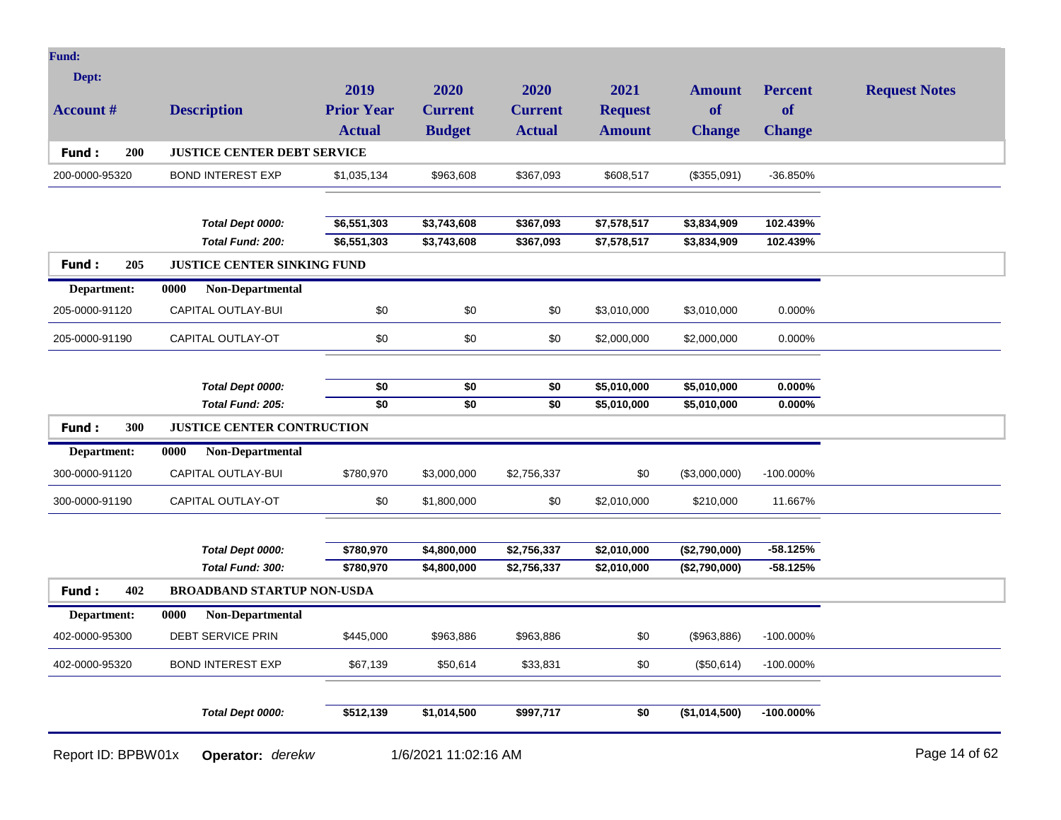| Account # | Description | 2019 Prior Year Actual | 2020 Current Budget | 2020 Current Actual | 2021 Request Amount | Amount of Change | Percent of Change | Request Notes |
|---|---|---|---|---|---|---|---|---|
| **Fund: 200** | **JUSTICE CENTER DEBT SERVICE** | | | | | | | |
| 200-0000-95320 | BOND INTEREST EXP | $1,035,134 | $963,608 | $367,093 | $608,517 | ($355,091) | -36.850% | |
| | ***Total Dept 0000:*** | **$6,551,303** | **$3,743,608** | **$367,093** | **$7,578,517** | **$3,834,909** | **102.439%** | |
| | ***Total Fund: 200:*** | **$6,551,303** | **$3,743,608** | **$367,093** | **$7,578,517** | **$3,834,909** | **102.439%** | |
| **Fund: 205** | **JUSTICE CENTER SINKING FUND** | | | | | | | |
| **Department: 0000** | **Non-Departmental** | | | | | | | |
| 205-0000-91120 | CAPITAL OUTLAY-BUI | $0 | $0 | $0 | $3,010,000 | $3,010,000 | 0.000% | |
| 205-0000-91190 | CAPITAL OUTLAY-OT | $0 | $0 | $0 | $2,000,000 | $2,000,000 | 0.000% | |
| | ***Total Dept 0000:*** | **$0** | **$0** | **$0** | **$5,010,000** | **$5,010,000** | **0.000%** | |
| | ***Total Fund: 205:*** | **$0** | **$0** | **$0** | **$5,010,000** | **$5,010,000** | **0.000%** | |
| **Fund: 300** | **JUSTICE CENTER CONTRUCTION** | | | | | | | |
| **Department: 0000** | **Non-Departmental** | | | | | | | |
| 300-0000-91120 | CAPITAL OUTLAY-BUI | $780,970 | $3,000,000 | $2,756,337 | $0 | ($3,000,000) | -100.000% | |
| 300-0000-91190 | CAPITAL OUTLAY-OT | $0 | $1,800,000 | $0 | $2,010,000 | $210,000 | 11.667% | |
| | ***Total Dept 0000:*** | **$780,970** | **$4,800,000** | **$2,756,337** | **$2,010,000** | **($2,790,000)** | **-58.125%** | |
| | ***Total Fund: 300:*** | **$780,970** | **$4,800,000** | **$2,756,337** | **$2,010,000** | **($2,790,000)** | **-58.125%** | |
| **Fund: 402** | **BROADBAND STARTUP NON-USDA** | | | | | | | |
| **Department: 0000** | **Non-Departmental** | | | | | | | |
| 402-0000-95300 | DEBT SERVICE PRIN | $445,000 | $963,886 | $963,886 | $0 | ($963,886) | -100.000% | |
| 402-0000-95320 | BOND INTEREST EXP | $67,139 | $50,614 | $33,831 | $0 | ($50,614) | -100.000% | |
| | ***Total Dept 0000:*** | **$512,139** | **$1,014,500** | **$997,717** | **$0** | **($1,014,500)** | **-100.000%** | |

Report ID: BPBW01x **Operator:** *derekw* 1/6/2021 11:02:16 AM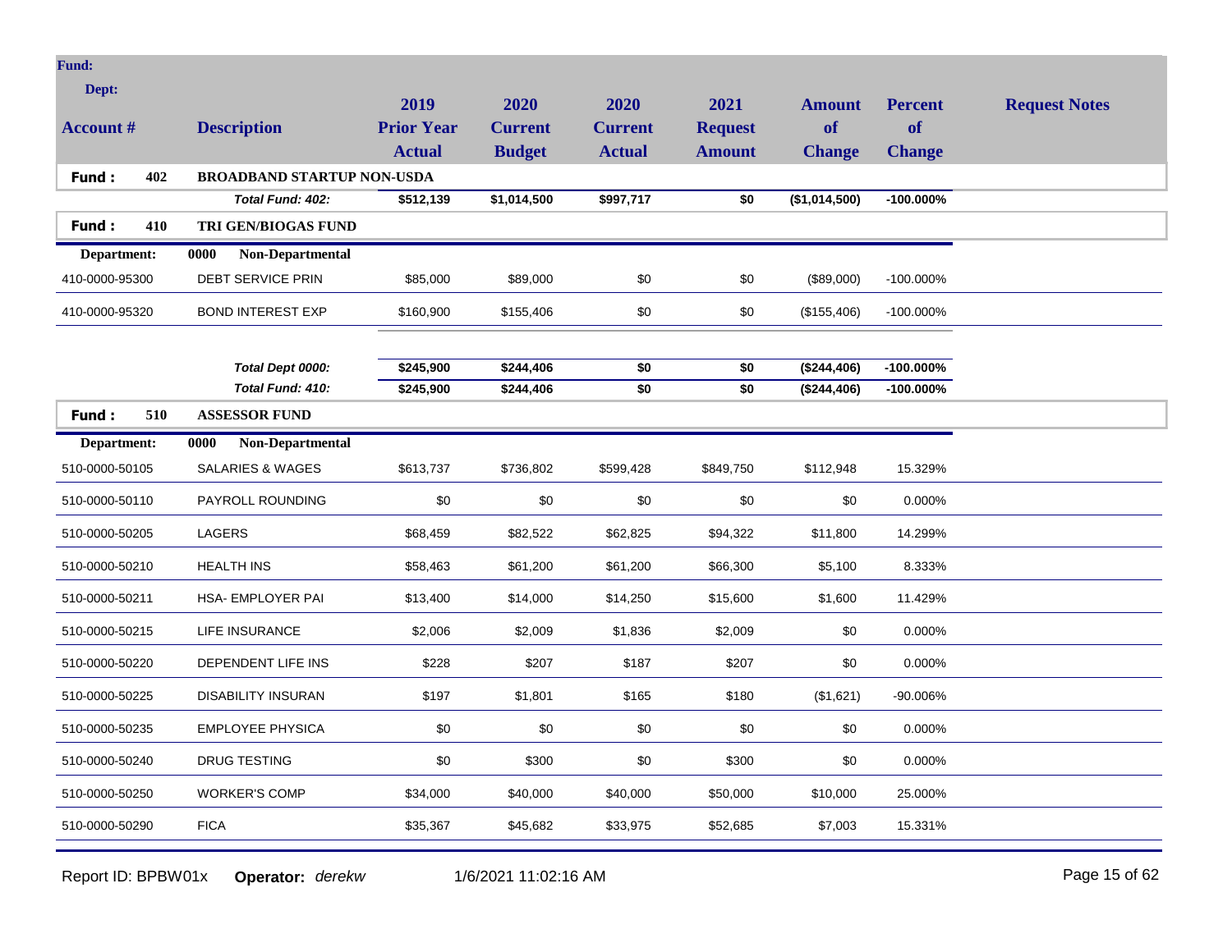| Account # | Description | 2019 Prior Year Actual | 2020 Current Budget | 2020 Current Actual | 2021 Request Amount | Amount of Change | Percent of Change | Request Notes |
|---|---|---|---|---|---|---|---|---|
| **Fund : 402** | **BROADBAND STARTUP NON-USDA** | | | | | | | |
| | ***Total Fund: 402:*** | **$512,139** | **$1,014,500** | **$997,717** | **$0** | **($1,014,500)** | **-100.000%** | |
| **Fund : 410** | **TRI GEN/BIOGAS FUND** | | | | | | | |
| **Department:** | **0000 Non-Departmental** | | | | | | | |
| 410-0000-95300 | DEBT SERVICE PRIN | $85,000 | $89,000 | $0 | $0 | ($89,000) | -100.000% | |
| 410-0000-95320 | BOND INTEREST EXP | $160,900 | $155,406 | $0 | $0 | ($155,406) | -100.000% | |
| | ***Total Dept 0000:*** | **$245,900** | **$244,406** | **$0** | **$0** | **($244,406)** | **-100.000%** | |
| | ***Total Fund: 410:*** | **$245,900** | **$244,406** | **$0** | **$0** | **($244,406)** | **-100.000%** | |
| **Fund : 510** | **ASSESSOR FUND** | | | | | | | |
| **Department:** | **0000 Non-Departmental** | | | | | | | |
| 510-0000-50105 | SALARIES & WAGES | $613,737 | $736,802 | $599,428 | $849,750 | $112,948 | 15.329% | |
| 510-0000-50110 | PAYROLL ROUNDING | $0 | $0 | $0 | $0 | $0 | 0.000% | |
| 510-0000-50205 | LAGERS | $68,459 | $82,522 | $62,825 | $94,322 | $11,800 | 14.299% | |
| 510-0000-50210 | HEALTH INS | $58,463 | $61,200 | $61,200 | $66,300 | $5,100 | 8.333% | |
| 510-0000-50211 | HSA- EMPLOYER PAI | $13,400 | $14,000 | $14,250 | $15,600 | $1,600 | 11.429% | |
| 510-0000-50215 | LIFE INSURANCE | $2,006 | $2,009 | $1,836 | $2,009 | $0 | 0.000% | |
| 510-0000-50220 | DEPENDENT LIFE INS | $228 | $207 | $187 | $207 | $0 | 0.000% | |
| 510-0000-50225 | DISABILITY INSURAN | $197 | $1,801 | $165 | $180 | ($1,621) | -90.006% | |
| 510-0000-50235 | EMPLOYEE PHYSICA | $0 | $0 | $0 | $0 | $0 | 0.000% | |
| 510-0000-50240 | DRUG TESTING | $0 | $300 | $0 | $300 | $0 | 0.000% | |
| 510-0000-50250 | WORKER'S COMP | $34,000 | $40,000 | $40,000 | $50,000 | $10,000 | 25.000% | |
| 510-0000-50290 | FICA | $35,367 | $45,682 | $33,975 | $52,685 | $7,003 | 15.331% | |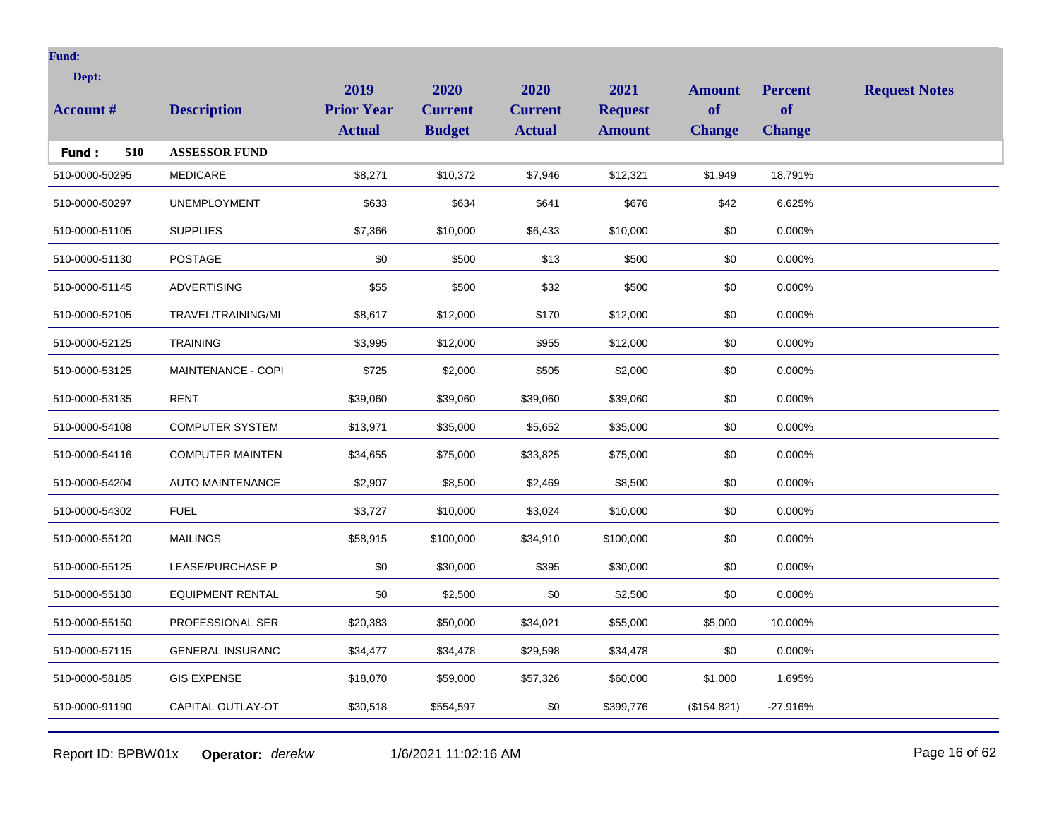**Fund:**

**Dept:**

| Account # | Description | 2019 Prior Year Actual | 2020 Current Budget | 2020 Current Actual | 2021 Request Amount | Amount of Change | Percent of Change | Request Notes |
|---|---|---|---|---|---|---|---|---|
| **Fund : 510** | **ASSESSOR FUND** | | | | | | | |
| 510-0000-50295 | MEDICARE | $8,271 | $10,372 | $7,946 | $12,321 | $1,949 | 18.791% | |
| 510-0000-50297 | UNEMPLOYMENT | $633 | $634 | $641 | $676 | $42 | 6.625% | |
| 510-0000-51105 | SUPPLIES | $7,366 | $10,000 | $6,433 | $10,000 | $0 | 0.000% | |
| 510-0000-51130 | POSTAGE | $0 | $500 | $13 | $500 | $0 | 0.000% | |
| 510-0000-51145 | ADVERTISING | $55 | $500 | $32 | $500 | $0 | 0.000% | |
| 510-0000-52105 | TRAVEL/TRAINING/MI | $8,617 | $12,000 | $170 | $12,000 | $0 | 0.000% | |
| 510-0000-52125 | TRAINING | $3,995 | $12,000 | $955 | $12,000 | $0 | 0.000% | |
| 510-0000-53125 | MAINTENANCE - COPI | $725 | $2,000 | $505 | $2,000 | $0 | 0.000% | |
| 510-0000-53135 | RENT | $39,060 | $39,060 | $39,060 | $39,060 | $0 | 0.000% | |
| 510-0000-54108 | COMPUTER SYSTEM | $13,971 | $35,000 | $5,652 | $35,000 | $0 | 0.000% | |
| 510-0000-54116 | COMPUTER MAINTEN | $34,655 | $75,000 | $33,825 | $75,000 | $0 | 0.000% | |
| 510-0000-54204 | AUTO MAINTENANCE | $2,907 | $8,500 | $2,469 | $8,500 | $0 | 0.000% | |
| 510-0000-54302 | FUEL | $3,727 | $10,000 | $3,024 | $10,000 | $0 | 0.000% | |
| 510-0000-55120 | MAILINGS | $58,915 | $100,000 | $34,910 | $100,000 | $0 | 0.000% | |
| 510-0000-55125 | LEASE/PURCHASE P | $0 | $30,000 | $395 | $30,000 | $0 | 0.000% | |
| 510-0000-55130 | EQUIPMENT RENTAL | $0 | $2,500 | $0 | $2,500 | $0 | 0.000% | |
| 510-0000-55150 | PROFESSIONAL SER | $20,383 | $50,000 | $34,021 | $55,000 | $5,000 | 10.000% | |
| 510-0000-57115 | GENERAL INSURANC | $34,477 | $34,478 | $29,598 | $34,478 | $0 | 0.000% | |
| 510-0000-58185 | GIS EXPENSE | $18,070 | $59,000 | $57,326 | $60,000 | $1,000 | 1.695% | |
| 510-0000-91190 | CAPITAL OUTLAY-OT | $30,518 | $554,597 | $0 | $399,776 | ($154,821) | -27.916% | |

Report ID: BPBW01x **Operator:** *derekw* 1/6/2021 11:02:16 AM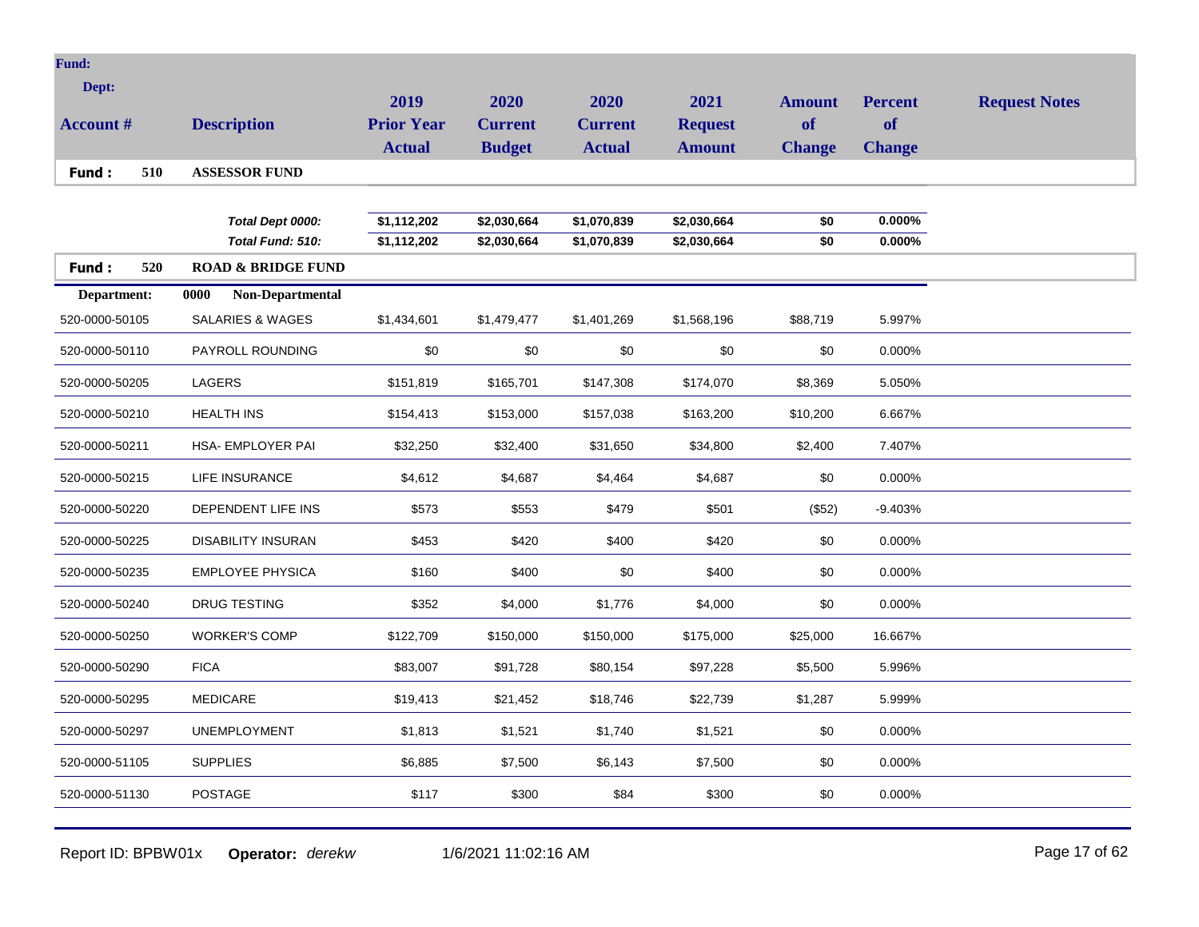| Fund: Dept: Account # | Description | 2019 Prior Year Actual | 2020 Current Budget | 2020 Current Actual | 2021 Request Amount | Amount of Change | Percent of Change | Request Notes |
|---|---|---|---|---|---|---|---|---|
| **Fund : 510** | **ASSESSOR FUND** | | | | | | | |
| | ***Total Dept 0000:*** | **$1,112,202** | **$2,030,664** | **$1,070,839** | **$2,030,664** | **$0** | **0.000%** | |
| | ***Total Fund: 510:*** | **$1,112,202** | **$2,030,664** | **$1,070,839** | **$2,030,664** | **$0** | **0.000%** | |
| **Fund : 520** | **ROAD & BRIDGE FUND** | | | | | | | |
| **Department:** | **0000 Non-Departmental** | | | | | | | |
| 520-0000-50105 | SALARIES & WAGES | $1,434,601 | $1,479,477 | $1,401,269 | $1,568,196 | $88,719 | 5.997% | |
| 520-0000-50110 | PAYROLL ROUNDING | $0 | $0 | $0 | $0 | $0 | 0.000% | |
| 520-0000-50205 | LAGERS | $151,819 | $165,701 | $147,308 | $174,070 | $8,369 | 5.050% | |
| 520-0000-50210 | HEALTH INS | $154,413 | $153,000 | $157,038 | $163,200 | $10,200 | 6.667% | |
| 520-0000-50211 | HSA- EMPLOYER PAI | $32,250 | $32,400 | $31,650 | $34,800 | $2,400 | 7.407% | |
| 520-0000-50215 | LIFE INSURANCE | $4,612 | $4,687 | $4,464 | $4,687 | $0 | 0.000% | |
| 520-0000-50220 | DEPENDENT LIFE INS | $573 | $553 | $479 | $501 | ($52) | -9.403% | |
| 520-0000-50225 | DISABILITY INSURAN | $453 | $420 | $400 | $420 | $0 | 0.000% | |
| 520-0000-50235 | EMPLOYEE PHYSICA | $160 | $400 | $0 | $400 | $0 | 0.000% | |
| 520-0000-50240 | DRUG TESTING | $352 | $4,000 | $1,776 | $4,000 | $0 | 0.000% | |
| 520-0000-50250 | WORKER'S COMP | $122,709 | $150,000 | $150,000 | $175,000 | $25,000 | 16.667% | |
| 520-0000-50290 | FICA | $83,007 | $91,728 | $80,154 | $97,228 | $5,500 | 5.996% | |
| 520-0000-50295 | MEDICARE | $19,413 | $21,452 | $18,746 | $22,739 | $1,287 | 5.999% | |
| 520-0000-50297 | UNEMPLOYMENT | $1,813 | $1,521 | $1,740 | $1,521 | $0 | 0.000% | |
| 520-0000-51105 | SUPPLIES | $6,885 | $7,500 | $6,143 | $7,500 | $0 | 0.000% | |
| 520-0000-51130 | POSTAGE | $117 | $300 | $84 | $300 | $0 | 0.000% | |

Report ID: BPBW01x **Operator:** *derekw* 1/6/2021 11:02:16 AM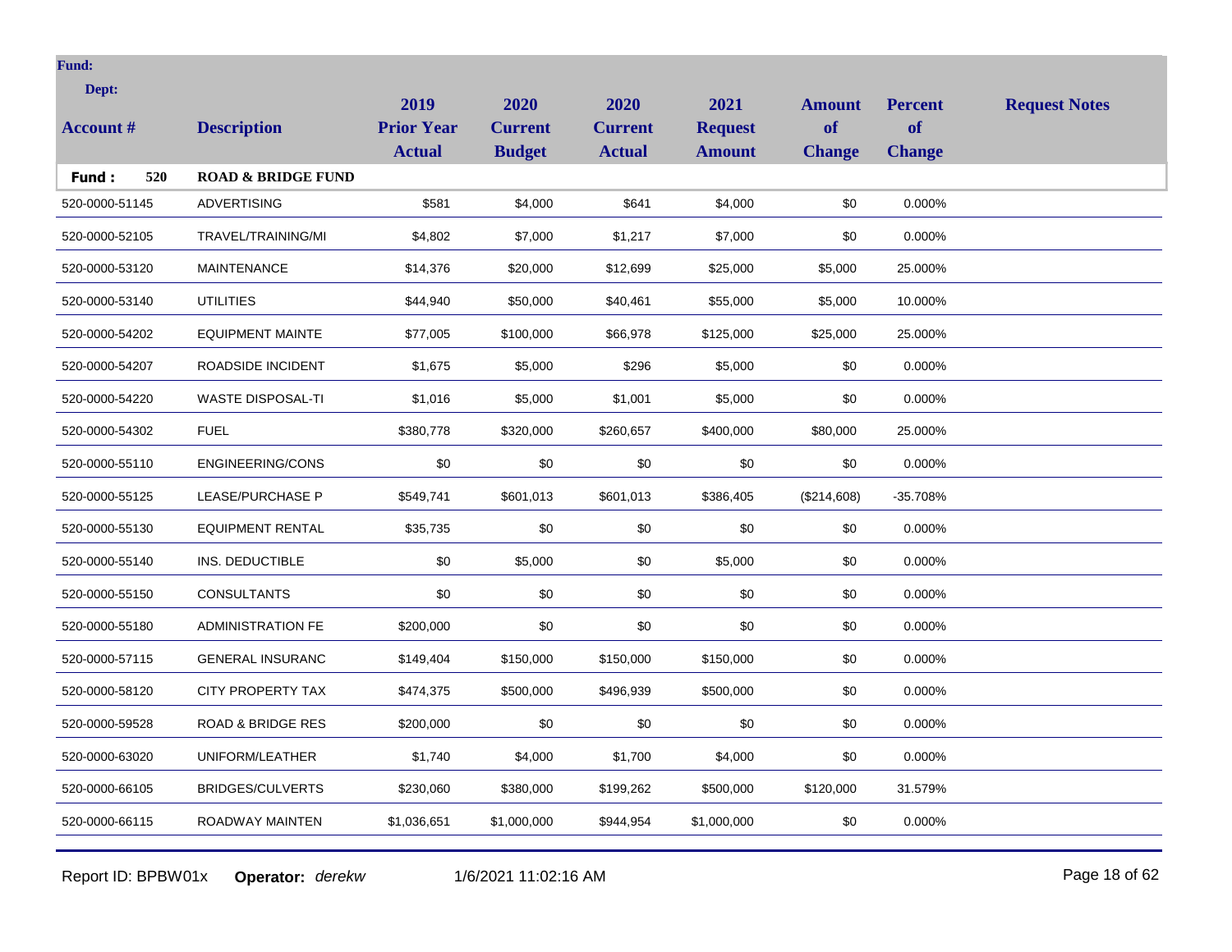**Fund:**

**Dept:**

| Account # | Description | 2019 Prior Year Actual | 2020 Current Budget | 2020 Current Actual | 2021 Request Amount | Amount of Change | Percent of Change | Request Notes |
|---|---|---|---|---|---|---|---|---|
| **Fund : 520** | **ROAD & BRIDGE FUND** | | | | | | | |
| 520-0000-51145 | ADVERTISING | $581 | $4,000 | $641 | $4,000 | $0 | 0.000% | |
| 520-0000-52105 | TRAVEL/TRAINING/MI | $4,802 | $7,000 | $1,217 | $7,000 | $0 | 0.000% | |
| 520-0000-53120 | MAINTENANCE | $14,376 | $20,000 | $12,699 | $25,000 | $5,000 | 25.000% | |
| 520-0000-53140 | UTILITIES | $44,940 | $50,000 | $40,461 | $55,000 | $5,000 | 10.000% | |
| 520-0000-54202 | EQUIPMENT MAINTE | $77,005 | $100,000 | $66,978 | $125,000 | $25,000 | 25.000% | |
| 520-0000-54207 | ROADSIDE INCIDENT | $1,675 | $5,000 | $296 | $5,000 | $0 | 0.000% | |
| 520-0000-54220 | WASTE DISPOSAL-TI | $1,016 | $5,000 | $1,001 | $5,000 | $0 | 0.000% | |
| 520-0000-54302 | FUEL | $380,778 | $320,000 | $260,657 | $400,000 | $80,000 | 25.000% | |
| 520-0000-55110 | ENGINEERING/CONS | $0 | $0 | $0 | $0 | $0 | 0.000% | |
| 520-0000-55125 | LEASE/PURCHASE P | $549,741 | $601,013 | $601,013 | $386,405 | ($214,608) | -35.708% | |
| 520-0000-55130 | EQUIPMENT RENTAL | $35,735 | $0 | $0 | $0 | $0 | 0.000% | |
| 520-0000-55140 | INS. DEDUCTIBLE | $0 | $5,000 | $0 | $5,000 | $0 | 0.000% | |
| 520-0000-55150 | CONSULTANTS | $0 | $0 | $0 | $0 | $0 | 0.000% | |
| 520-0000-55180 | ADMINISTRATION FE | $200,000 | $0 | $0 | $0 | $0 | 0.000% | |
| 520-0000-57115 | GENERAL INSURANC | $149,404 | $150,000 | $150,000 | $150,000 | $0 | 0.000% | |
| 520-0000-58120 | CITY PROPERTY TAX | $474,375 | $500,000 | $496,939 | $500,000 | $0 | 0.000% | |
| 520-0000-59528 | ROAD & BRIDGE RES | $200,000 | $0 | $0 | $0 | $0 | 0.000% | |
| 520-0000-63020 | UNIFORM/LEATHER | $1,740 | $4,000 | $1,700 | $4,000 | $0 | 0.000% | |
| 520-0000-66105 | BRIDGES/CULVERTS | $230,060 | $380,000 | $199,262 | $500,000 | $120,000 | 31.579% | |
| 520-0000-66115 | ROADWAY MAINTEN | $1,036,651 | $1,000,000 | $944,954 | $1,000,000 | $0 | 0.000% | |

Report ID: BPBW01x **Operator:** *derekw* 1/6/2021 11:02:16 AM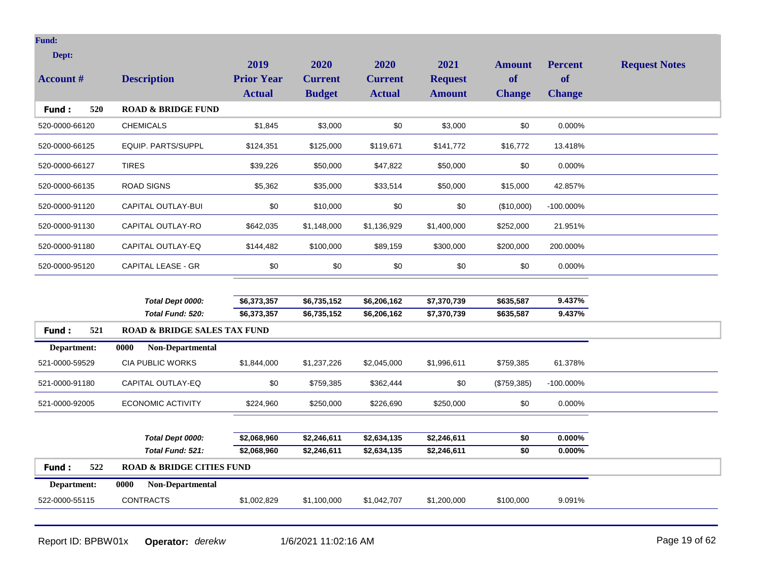| Account # | Description | 2019 Prior Year Actual | 2020 Current Budget | 2020 Current Actual | 2021 Request Amount | Amount of Change | Percent of Change | Request Notes |
|---|---|---|---|---|---|---|---|---|
| **Fund : 520** | **ROAD & BRIDGE FUND** | | | | | | | |
| 520-0000-66120 | CHEMICALS | $1,845 | $3,000 | $0 | $3,000 | $0 | 0.000% | |
| 520-0000-66125 | EQUIP. PARTS/SUPPL | $124,351 | $125,000 | $119,671 | $141,772 | $16,772 | 13.418% | |
| 520-0000-66127 | TIRES | $39,226 | $50,000 | $47,822 | $50,000 | $0 | 0.000% | |
| 520-0000-66135 | ROAD SIGNS | $5,362 | $35,000 | $33,514 | $50,000 | $15,000 | 42.857% | |
| 520-0000-91120 | CAPITAL OUTLAY-BUI | $0 | $10,000 | $0 | $0 | ($10,000) | -100.000% | |
| 520-0000-91130 | CAPITAL OUTLAY-RO | $642,035 | $1,148,000 | $1,136,929 | $1,400,000 | $252,000 | 21.951% | |
| 520-0000-91180 | CAPITAL OUTLAY-EQ | $144,482 | $100,000 | $89,159 | $300,000 | $200,000 | 200.000% | |
| 520-0000-95120 | CAPITAL LEASE - GR | $0 | $0 | $0 | $0 | $0 | 0.000% | |
| | ***Total Dept 0000:*** | **$6,373,357** | **$6,735,152** | **$6,206,162** | **$7,370,739** | **$635,587** | **9.437%** | |
| | ***Total Fund: 520:*** | **$6,373,357** | **$6,735,152** | **$6,206,162** | **$7,370,739** | **$635,587** | **9.437%** | |
| **Fund : 521** | **ROAD & BRIDGE SALES TAX FUND** | | | | | | | |
| **Department:** | **0000 Non-Departmental** | | | | | | | |
| 521-0000-59529 | CIA PUBLIC WORKS | $1,844,000 | $1,237,226 | $2,045,000 | $1,996,611 | $759,385 | 61.378% | |
| 521-0000-91180 | CAPITAL OUTLAY-EQ | $0 | $759,385 | $362,444 | $0 | ($759,385) | -100.000% | |
| 521-0000-92005 | ECONOMIC ACTIVITY | $224,960 | $250,000 | $226,690 | $250,000 | $0 | 0.000% | |
| | ***Total Dept 0000:*** | **$2,068,960** | **$2,246,611** | **$2,634,135** | **$2,246,611** | **$0** | **0.000%** | |
| | ***Total Fund: 521:*** | **$2,068,960** | **$2,246,611** | **$2,634,135** | **$2,246,611** | **$0** | **0.000%** | |
| **Fund : 522** | **ROAD & BRIDGE CITIES FUND** | | | | | | | |
| **Department:** | **0000 Non-Departmental** | | | | | | | |
| 522-0000-55115 | CONTRACTS | $1,002,829 | $1,100,000 | $1,042,707 | $1,200,000 | $100,000 | 9.091% | |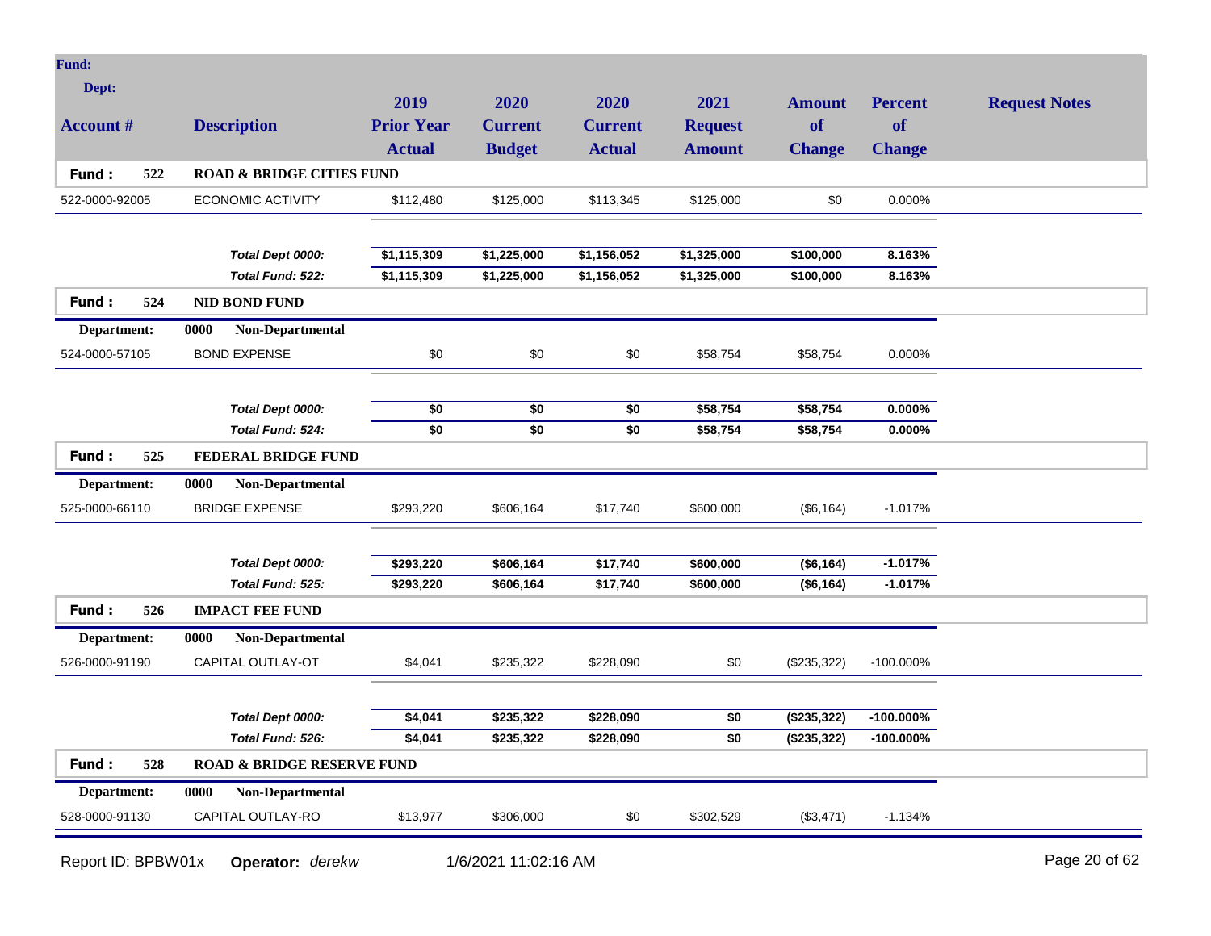| Fund: Dept: Account # | Description | 2019 Prior Year Actual | 2020 Current Budget | 2020 Current Actual | 2021 Request Amount | Amount of Change | Percent of Change | Request Notes |
|---|---|---|---|---|---|---|---|---|
| **Fund : 522** | **ROAD & BRIDGE CITIES FUND** | | | | | | | |
| 522-0000-92005 | ECONOMIC ACTIVITY | $112,480 | $125,000 | $113,345 | $125,000 | $0 | 0.000% | |
| | ***Total Dept 0000:*** | **$1,115,309** | **$1,225,000** | **$1,156,052** | **$1,325,000** | **$100,000** | **8.163%** | |
| | ***Total Fund: 522:*** | **$1,115,309** | **$1,225,000** | **$1,156,052** | **$1,325,000** | **$100,000** | **8.163%** | |
| **Fund : 524** | **NID BOND FUND** | | | | | | | |
| **Department:** | **0000 Non-Departmental** | | | | | | | |
| 524-0000-57105 | BOND EXPENSE | $0 | $0 | $0 | $58,754 | $58,754 | 0.000% | |
| | ***Total Dept 0000:*** | **$0** | **$0** | **$0** | **$58,754** | **$58,754** | **0.000%** | |
| | ***Total Fund: 524:*** | **$0** | **$0** | **$0** | **$58,754** | **$58,754** | **0.000%** | |
| **Fund : 525** | **FEDERAL BRIDGE FUND** | | | | | | | |
| **Department:** | **0000 Non-Departmental** | | | | | | | |
| 525-0000-66110 | BRIDGE EXPENSE | $293,220 | $606,164 | $17,740 | $600,000 | ($6,164) | -1.017% | |
| | ***Total Dept 0000:*** | **$293,220** | **$606,164** | **$17,740** | **$600,000** | **($6,164)** | **-1.017%** | |
| | ***Total Fund: 525:*** | **$293,220** | **$606,164** | **$17,740** | **$600,000** | **($6,164)** | **-1.017%** | |
| **Fund : 526** | **IMPACT FEE FUND** | | | | | | | |
| **Department:** | **0000 Non-Departmental** | | | | | | | |
| 526-0000-91190 | CAPITAL OUTLAY-OT | $4,041 | $235,322 | $228,090 | $0 | ($235,322) | -100.000% | |
| | ***Total Dept 0000:*** | **$4,041** | **$235,322** | **$228,090** | **$0** | **($235,322)** | **-100.000%** | |
| | ***Total Fund: 526:*** | **$4,041** | **$235,322** | **$228,090** | **$0** | **($235,322)** | **-100.000%** | |
| **Fund : 528** | **ROAD & BRIDGE RESERVE FUND** | | | | | | | |
| **Department:** | **0000 Non-Departmental** | | | | | | | |
| 528-0000-91130 | CAPITAL OUTLAY-RO | $13,977 | $306,000 | $0 | $302,529 | ($3,471) | -1.134% | |

Report ID: BPBW01x **Operator:** *derekw* 1/6/2021 11:02:16 AM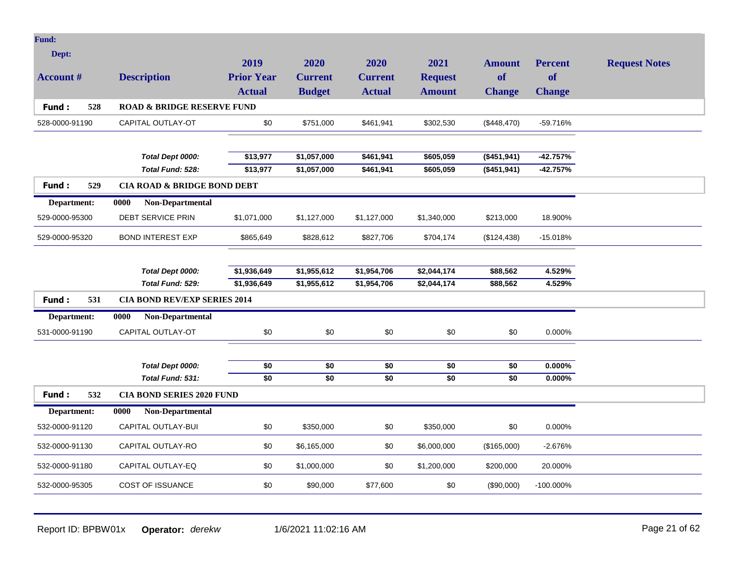| Account # | Description | 2019 Prior Year Actual | 2020 Current Budget | 2020 Current Actual | 2021 Request Amount | Amount of Change | Percent of Change | Request Notes |
|---|---|---|---|---|---|---|---|---|
| **Fund : 528** | **ROAD & BRIDGE RESERVE FUND** | | | | | | | |
| 528-0000-91190 | CAPITAL OUTLAY-OT | $0 | $751,000 | $461,941 | $302,530 | ($448,470) | -59.716% | |
| | ***Total Dept 0000:*** | **$13,977** | **$1,057,000** | **$461,941** | **$605,059** | **($451,941)** | **-42.757%** | |
| | ***Total Fund: 528:*** | **$13,977** | **$1,057,000** | **$461,941** | **$605,059** | **($451,941)** | **-42.757%** | |
| **Fund : 529** | **CIA ROAD & BRIDGE BOND DEBT** | | | | | | | |
| **Department:** | **0000 Non-Departmental** | | | | | | | |
| 529-0000-95300 | DEBT SERVICE PRIN | $1,071,000 | $1,127,000 | $1,127,000 | $1,340,000 | $213,000 | 18.900% | |
| 529-0000-95320 | BOND INTEREST EXP | $865,649 | $828,612 | $827,706 | $704,174 | ($124,438) | -15.018% | |
| | ***Total Dept 0000:*** | **$1,936,649** | **$1,955,612** | **$1,954,706** | **$2,044,174** | **$88,562** | **4.529%** | |
| | ***Total Fund: 529:*** | **$1,936,649** | **$1,955,612** | **$1,954,706** | **$2,044,174** | **$88,562** | **4.529%** | |
| **Fund : 531** | **CIA BOND REV/EXP SERIES 2014** | | | | | | | |
| **Department:** | **0000 Non-Departmental** | | | | | | | |
| 531-0000-91190 | CAPITAL OUTLAY-OT | $0 | $0 | $0 | $0 | $0 | 0.000% | |
| | ***Total Dept 0000:*** | **$0** | **$0** | **$0** | **$0** | **$0** | **0.000%** | |
| | ***Total Fund: 531:*** | **$0** | **$0** | **$0** | **$0** | **$0** | **0.000%** | |
| **Fund : 532** | **CIA BOND SERIES 2020 FUND** | | | | | | | |
| **Department:** | **0000 Non-Departmental** | | | | | | | |
| 532-0000-91120 | CAPITAL OUTLAY-BUI | $0 | $350,000 | $0 | $350,000 | $0 | 0.000% | |
| 532-0000-91130 | CAPITAL OUTLAY-RO | $0 | $6,165,000 | $0 | $6,000,000 | ($165,000) | -2.676% | |
| 532-0000-91180 | CAPITAL OUTLAY-EQ | $0 | $1,000,000 | $0 | $1,200,000 | $200,000 | 20.000% | |
| 532-0000-95305 | COST OF ISSUANCE | $0 | $90,000 | $77,600 | $0 | ($90,000) | -100.000% | |

Report ID: BPBW01x **Operator:** *derekw* 1/6/2021 11:02:16 AM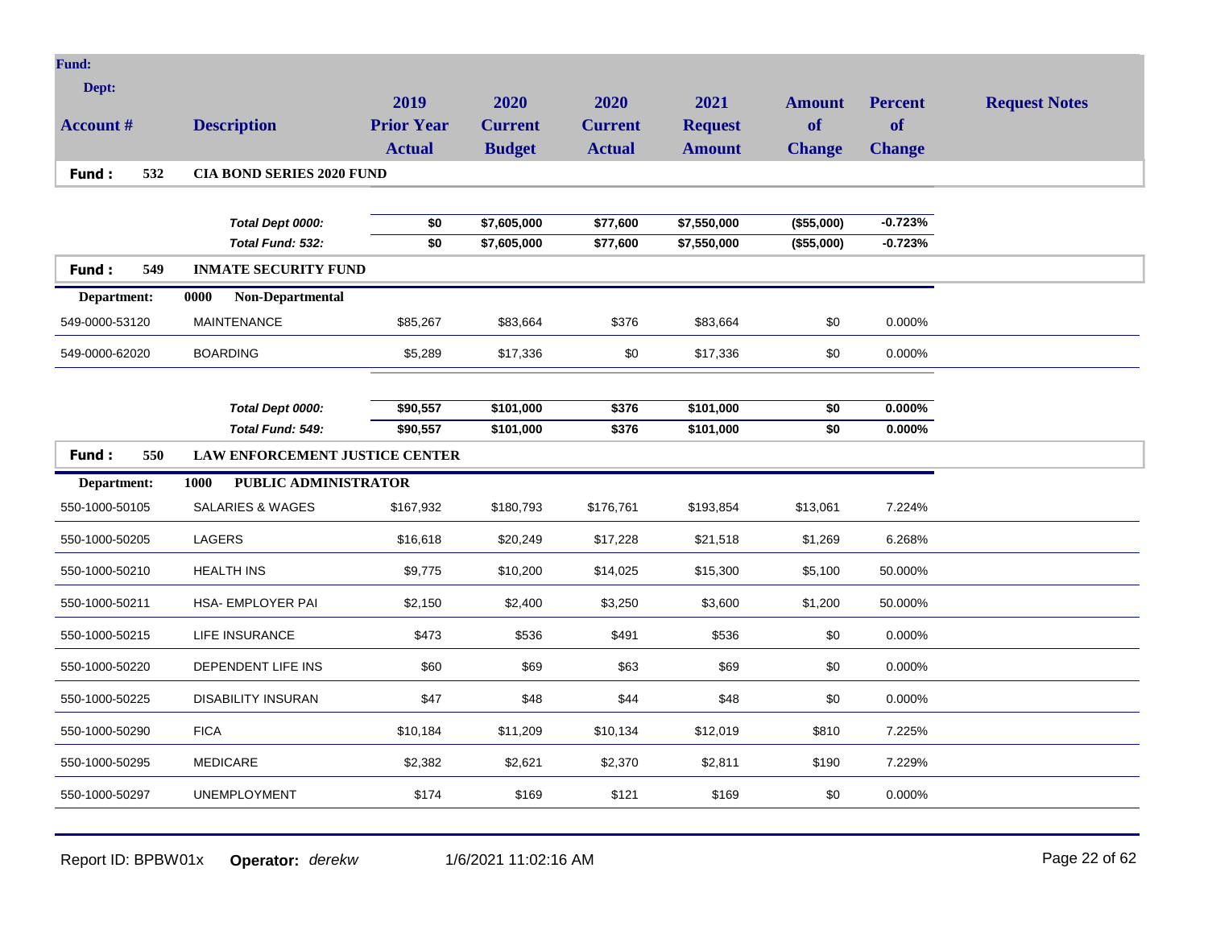| Account # | Description | 2019 Prior Year Actual | 2020 Current Budget | 2020 Current Actual | 2021 Request Amount | Amount of Change | Percent of Change | Request Notes |
|---|---|---|---|---|---|---|---|---|
| **Fund: 532** | **CIA BOND SERIES 2020 FUND** | | | | | | | |
| | ***Total Dept 0000:*** | **$0** | **$7,605,000** | **$77,600** | **$7,550,000** | **($55,000)** | **-0.723%** | |
| | ***Total Fund: 532:*** | **$0** | **$7,605,000** | **$77,600** | **$7,550,000** | **($55,000)** | **-0.723%** | |
| **Fund: 549** | **INMATE SECURITY FUND** | | | | | | | |
| **Department:** | **0000 Non-Departmental** | | | | | | | |
| 549-0000-53120 | MAINTENANCE | $85,267 | $83,664 | $376 | $83,664 | $0 | 0.000% | |
| 549-0000-62020 | BOARDING | $5,289 | $17,336 | $0 | $17,336 | $0 | 0.000% | |
| | ***Total Dept 0000:*** | **$90,557** | **$101,000** | **$376** | **$101,000** | **$0** | **0.000%** | |
| | ***Total Fund: 549:*** | **$90,557** | **$101,000** | **$376** | **$101,000** | **$0** | **0.000%** | |
| **Fund: 550** | **LAW ENFORCEMENT JUSTICE CENTER** | | | | | | | |
| **Department:** | **1000 PUBLIC ADMINISTRATOR** | | | | | | | |
| 550-1000-50105 | SALARIES & WAGES | $167,932 | $180,793 | $176,761 | $193,854 | $13,061 | 7.224% | |
| 550-1000-50205 | LAGERS | $16,618 | $20,249 | $17,228 | $21,518 | $1,269 | 6.268% | |
| 550-1000-50210 | HEALTH INS | $9,775 | $10,200 | $14,025 | $15,300 | $5,100 | 50.000% | |
| 550-1000-50211 | HSA- EMPLOYER PAI | $2,150 | $2,400 | $3,250 | $3,600 | $1,200 | 50.000% | |
| 550-1000-50215 | LIFE INSURANCE | $473 | $536 | $491 | $536 | $0 | 0.000% | |
| 550-1000-50220 | DEPENDENT LIFE INS | $60 | $69 | $63 | $69 | $0 | 0.000% | |
| 550-1000-50225 | DISABILITY INSURAN | $47 | $48 | $44 | $48 | $0 | 0.000% | |
| 550-1000-50290 | FICA | $10,184 | $11,209 | $10,134 | $12,019 | $810 | 7.225% | |
| 550-1000-50295 | MEDICARE | $2,382 | $2,621 | $2,370 | $2,811 | $190 | 7.229% | |
| 550-1000-50297 | UNEMPLOYMENT | $174 | $169 | $121 | $169 | $0 | 0.000% | |

Report ID: BPBW01x **Operator:** *derekw* 1/6/2021 11:02:16 AM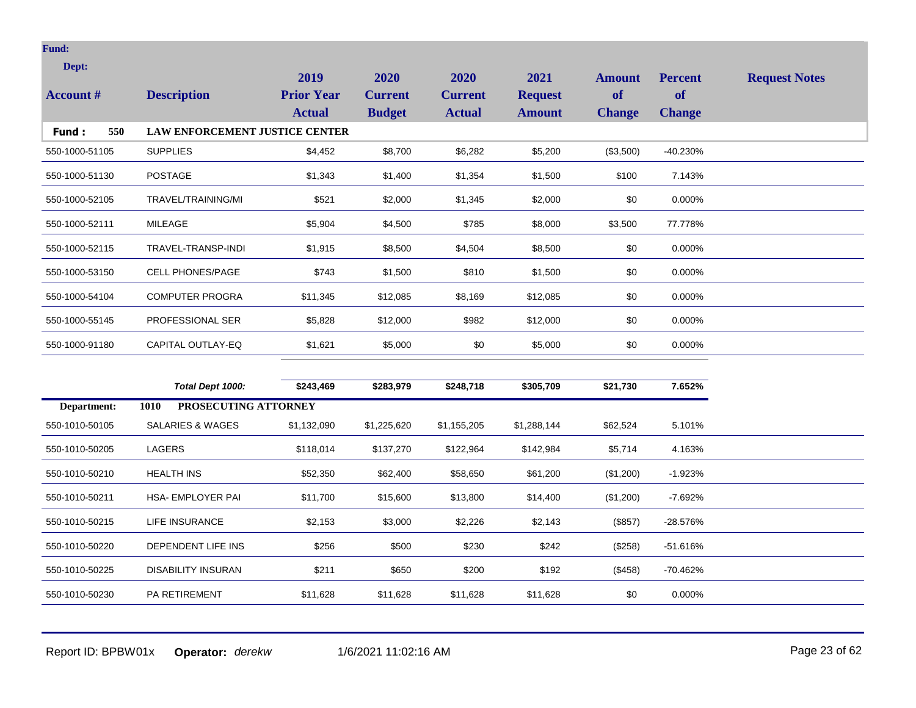| Account # | Description | 2019 Prior Year Actual | 2020 Current Budget | 2020 Current Actual | 2021 Request Amount | Amount of Change | Percent of Change | Request Notes |
|---|---|---|---|---|---|---|---|---|
| **Fund : 550** | **LAW ENFORCEMENT JUSTICE CENTER** | | | | | | | |
| 550-1000-51105 | SUPPLIES | $4,452 | $8,700 | $6,282 | $5,200 | ($3,500) | -40.230% | |
| 550-1000-51130 | POSTAGE | $1,343 | $1,400 | $1,354 | $1,500 | $100 | 7.143% | |
| 550-1000-52105 | TRAVEL/TRAINING/MI | $521 | $2,000 | $1,345 | $2,000 | $0 | 0.000% | |
| 550-1000-52111 | MILEAGE | $5,904 | $4,500 | $785 | $8,000 | $3,500 | 77.778% | |
| 550-1000-52115 | TRAVEL-TRANSP-INDI | $1,915 | $8,500 | $4,504 | $8,500 | $0 | 0.000% | |
| 550-1000-53150 | CELL PHONES/PAGE | $743 | $1,500 | $810 | $1,500 | $0 | 0.000% | |
| 550-1000-54104 | COMPUTER PROGRA | $11,345 | $12,085 | $8,169 | $12,085 | $0 | 0.000% | |
| 550-1000-55145 | PROFESSIONAL SER | $5,828 | $12,000 | $982 | $12,000 | $0 | 0.000% | |
| 550-1000-91180 | CAPITAL OUTLAY-EQ | $1,621 | $5,000 | $0 | $5,000 | $0 | 0.000% | |
| | ***Total Dept 1000:*** | **$243,469** | **$283,979** | **$248,718** | **$305,709** | **$21,730** | **7.652%** | |
| **Department:** | **1010 PROSECUTING ATTORNEY** | | | | | | | |
| 550-1010-50105 | SALARIES & WAGES | $1,132,090 | $1,225,620 | $1,155,205 | $1,288,144 | $62,524 | 5.101% | |
| 550-1010-50205 | LAGERS | $118,014 | $137,270 | $122,964 | $142,984 | $5,714 | 4.163% | |
| 550-1010-50210 | HEALTH INS | $52,350 | $62,400 | $58,650 | $61,200 | ($1,200) | -1.923% | |
| 550-1010-50211 | HSA- EMPLOYER PAI | $11,700 | $15,600 | $13,800 | $14,400 | ($1,200) | -7.692% | |
| 550-1010-50215 | LIFE INSURANCE | $2,153 | $3,000 | $2,226 | $2,143 | ($857) | -28.576% | |
| 550-1010-50220 | DEPENDENT LIFE INS | $256 | $500 | $230 | $242 | ($258) | -51.616% | |
| 550-1010-50225 | DISABILITY INSURAN | $211 | $650 | $200 | $192 | ($458) | -70.462% | |
| 550-1010-50230 | PA RETIREMENT | $11,628 | $11,628 | $11,628 | $11,628 | $0 | 0.000% | |

Report ID: BPBW01x **Operator:** *derekw* 1/6/2021 11:02:16 AM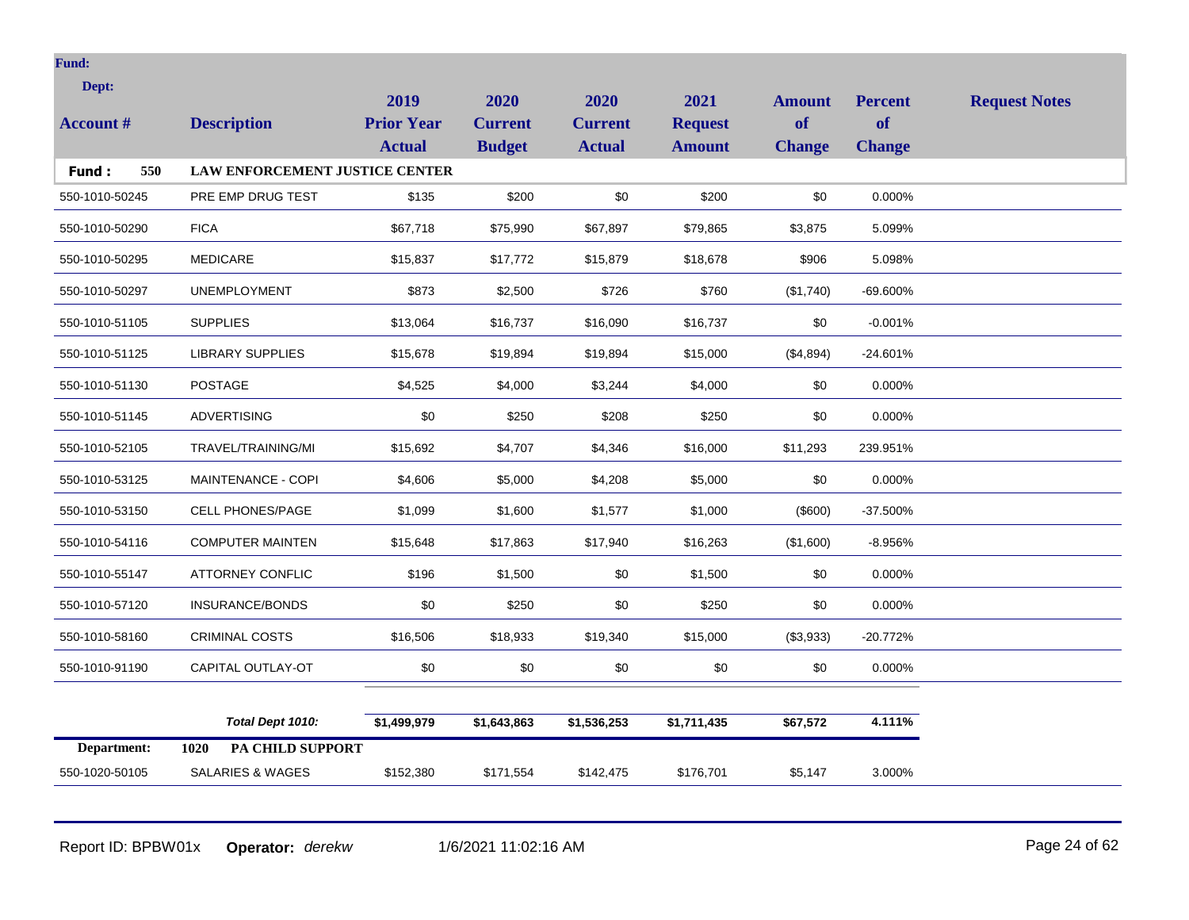**Fund:**

**Dept:**

| Account # | Description | 2019 Prior Year Actual | 2020 Current Budget | 2020 Current Actual | 2021 Request Amount | Amount of Change | Percent of Change | Request Notes |
|---|---|---|---|---|---|---|---|---|
| **Fund : 550** | **LAW ENFORCEMENT JUSTICE CENTER** | | | | | | | |
| 550-1010-50245 | PRE EMP DRUG TEST | $135 | $200 | $0 | $200 | $0 | 0.000% | |
| 550-1010-50290 | FICA | $67,718 | $75,990 | $67,897 | $79,865 | $3,875 | 5.099% | |
| 550-1010-50295 | MEDICARE | $15,837 | $17,772 | $15,879 | $18,678 | $906 | 5.098% | |
| 550-1010-50297 | UNEMPLOYMENT | $873 | $2,500 | $726 | $760 | ($1,740) | -69.600% | |
| 550-1010-51105 | SUPPLIES | $13,064 | $16,737 | $16,090 | $16,737 | $0 | -0.001% | |
| 550-1010-51125 | LIBRARY SUPPLIES | $15,678 | $19,894 | $19,894 | $15,000 | ($4,894) | -24.601% | |
| 550-1010-51130 | POSTAGE | $4,525 | $4,000 | $3,244 | $4,000 | $0 | 0.000% | |
| 550-1010-51145 | ADVERTISING | $0 | $250 | $208 | $250 | $0 | 0.000% | |
| 550-1010-52105 | TRAVEL/TRAINING/MI | $15,692 | $4,707 | $4,346 | $16,000 | $11,293 | 239.951% | |
| 550-1010-53125 | MAINTENANCE - COPI | $4,606 | $5,000 | $4,208 | $5,000 | $0 | 0.000% | |
| 550-1010-53150 | CELL PHONES/PAGE | $1,099 | $1,600 | $1,577 | $1,000 | ($600) | -37.500% | |
| 550-1010-54116 | COMPUTER MAINTEN | $15,648 | $17,863 | $17,940 | $16,263 | ($1,600) | -8.956% | |
| 550-1010-55147 | ATTORNEY CONFLIC | $196 | $1,500 | $0 | $1,500 | $0 | 0.000% | |
| 550-1010-57120 | INSURANCE/BONDS | $0 | $250 | $0 | $250 | $0 | 0.000% | |
| 550-1010-58160 | CRIMINAL COSTS | $16,506 | $18,933 | $19,340 | $15,000 | ($3,933) | -20.772% | |
| 550-1010-91190 | CAPITAL OUTLAY-OT | $0 | $0 | $0 | $0 | $0 | 0.000% | |
| | ***Total Dept 1010:*** | **$1,499,979** | **$1,643,863** | **$1,536,253** | **$1,711,435** | **$67,572** | **4.111%** | |
| **Department:** | **1020 PA CHILD SUPPORT** | | | | | | | |
| 550-1020-50105 | SALARIES & WAGES | $152,380 | $171,554 | $142,475 | $176,701 | $5,147 | 3.000% | |

Report ID: BPBW01x **Operator:** *derekw* 1/6/2021 11:02:16 AM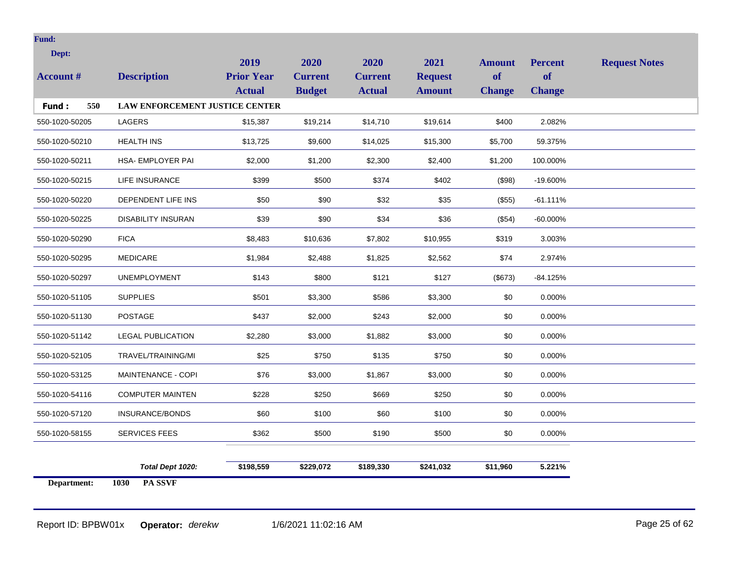**Fund:**

**Dept:**

| Account # | Description | 2019 Prior Year Actual | 2020 Current Budget | 2020 Current Actual | 2021 Request Amount | Amount of Change | Percent of Change | Request Notes |
|---|---|---|---|---|---|---|---|---|
| **Fund : 550** | **LAW ENFORCEMENT JUSTICE CENTER** | | | | | | | |
| 550-1020-50205 | LAGERS | $15,387 | $19,214 | $14,710 | $19,614 | $400 | 2.082% | |
| 550-1020-50210 | HEALTH INS | $13,725 | $9,600 | $14,025 | $15,300 | $5,700 | 59.375% | |
| 550-1020-50211 | HSA- EMPLOYER PAI | $2,000 | $1,200 | $2,300 | $2,400 | $1,200 | 100.000% | |
| 550-1020-50215 | LIFE INSURANCE | $399 | $500 | $374 | $402 | ($98) | -19.600% | |
| 550-1020-50220 | DEPENDENT LIFE INS | $50 | $90 | $32 | $35 | ($55) | -61.111% | |
| 550-1020-50225 | DISABILITY INSURAN | $39 | $90 | $34 | $36 | ($54) | -60.000% | |
| 550-1020-50290 | FICA | $8,483 | $10,636 | $7,802 | $10,955 | $319 | 3.003% | |
| 550-1020-50295 | MEDICARE | $1,984 | $2,488 | $1,825 | $2,562 | $74 | 2.974% | |
| 550-1020-50297 | UNEMPLOYMENT | $143 | $800 | $121 | $127 | ($673) | -84.125% | |
| 550-1020-51105 | SUPPLIES | $501 | $3,300 | $586 | $3,300 | $0 | 0.000% | |
| 550-1020-51130 | POSTAGE | $437 | $2,000 | $243 | $2,000 | $0 | 0.000% | |
| 550-1020-51142 | LEGAL PUBLICATION | $2,280 | $3,000 | $1,882 | $3,000 | $0 | 0.000% | |
| 550-1020-52105 | TRAVEL/TRAINING/MI | $25 | $750 | $135 | $750 | $0 | 0.000% | |
| 550-1020-53125 | MAINTENANCE - COPI | $76 | $3,000 | $1,867 | $3,000 | $0 | 0.000% | |
| 550-1020-54116 | COMPUTER MAINTEN | $228 | $250 | $669 | $250 | $0 | 0.000% | |
| 550-1020-57120 | INSURANCE/BONDS | $60 | $100 | $60 | $100 | $0 | 0.000% | |
| 550-1020-58155 | SERVICES FEES | $362 | $500 | $190 | $500 | $0 | 0.000% | |
| | ***Total Dept 1020:*** | **$198,559** | **$229,072** | **$189,330** | **$241,032** | **$11,960** | **5.221%** | |

**Department: 1030 PA SSVF**

Report ID: BPBW01x **Operator:** *derekw* 1/6/2021 11:02:16 AM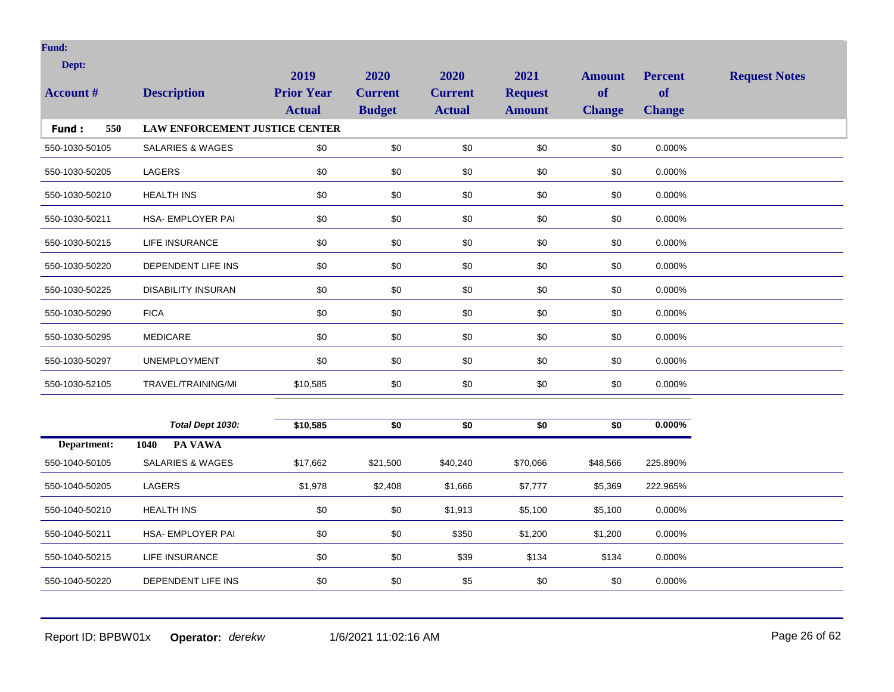**Fund:**

**Dept:**

| Account # | Description | 2019 Prior Year Actual | 2020 Current Budget | 2020 Current Actual | 2021 Request Amount | Amount of Change | Percent of Change | Request Notes |
|---|---|---|---|---|---|---|---|---|
| **Fund : 550** | **LAW ENFORCEMENT JUSTICE CENTER** | | | | | | | |
| 550-1030-50105 | SALARIES & WAGES | $0 | $0 | $0 | $0 | $0 | 0.000% | |
| 550-1030-50205 | LAGERS | $0 | $0 | $0 | $0 | $0 | 0.000% | |
| 550-1030-50210 | HEALTH INS | $0 | $0 | $0 | $0 | $0 | 0.000% | |
| 550-1030-50211 | HSA- EMPLOYER PAI | $0 | $0 | $0 | $0 | $0 | 0.000% | |
| 550-1030-50215 | LIFE INSURANCE | $0 | $0 | $0 | $0 | $0 | 0.000% | |
| 550-1030-50220 | DEPENDENT LIFE INS | $0 | $0 | $0 | $0 | $0 | 0.000% | |
| 550-1030-50225 | DISABILITY INSURAN | $0 | $0 | $0 | $0 | $0 | 0.000% | |
| 550-1030-50290 | FICA | $0 | $0 | $0 | $0 | $0 | 0.000% | |
| 550-1030-50295 | MEDICARE | $0 | $0 | $0 | $0 | $0 | 0.000% | |
| 550-1030-50297 | UNEMPLOYMENT | $0 | $0 | $0 | $0 | $0 | 0.000% | |
| 550-1030-52105 | TRAVEL/TRAINING/MI | $10,585 | $0 | $0 | $0 | $0 | 0.000% | |
| | ***Total Dept 1030:*** | **$10,585** | **$0** | **$0** | **$0** | **$0** | **0.000%** | |
| **Department:** | **1040 PA VAWA** | | | | | | | |
| 550-1040-50105 | SALARIES & WAGES | $17,662 | $21,500 | $40,240 | $70,066 | $48,566 | 225.890% | |
| 550-1040-50205 | LAGERS | $1,978 | $2,408 | $1,666 | $7,777 | $5,369 | 222.965% | |
| 550-1040-50210 | HEALTH INS | $0 | $0 | $1,913 | $5,100 | $5,100 | 0.000% | |
| 550-1040-50211 | HSA- EMPLOYER PAI | $0 | $0 | $350 | $1,200 | $1,200 | 0.000% | |
| 550-1040-50215 | LIFE INSURANCE | $0 | $0 | $39 | $134 | $134 | 0.000% | |
| 550-1040-50220 | DEPENDENT LIFE INS | $0 | $0 | $5 | $0 | $0 | 0.000% | |

Report ID: BPBW01x **Operator:** *derekw* 1/6/2021 11:02:16 AM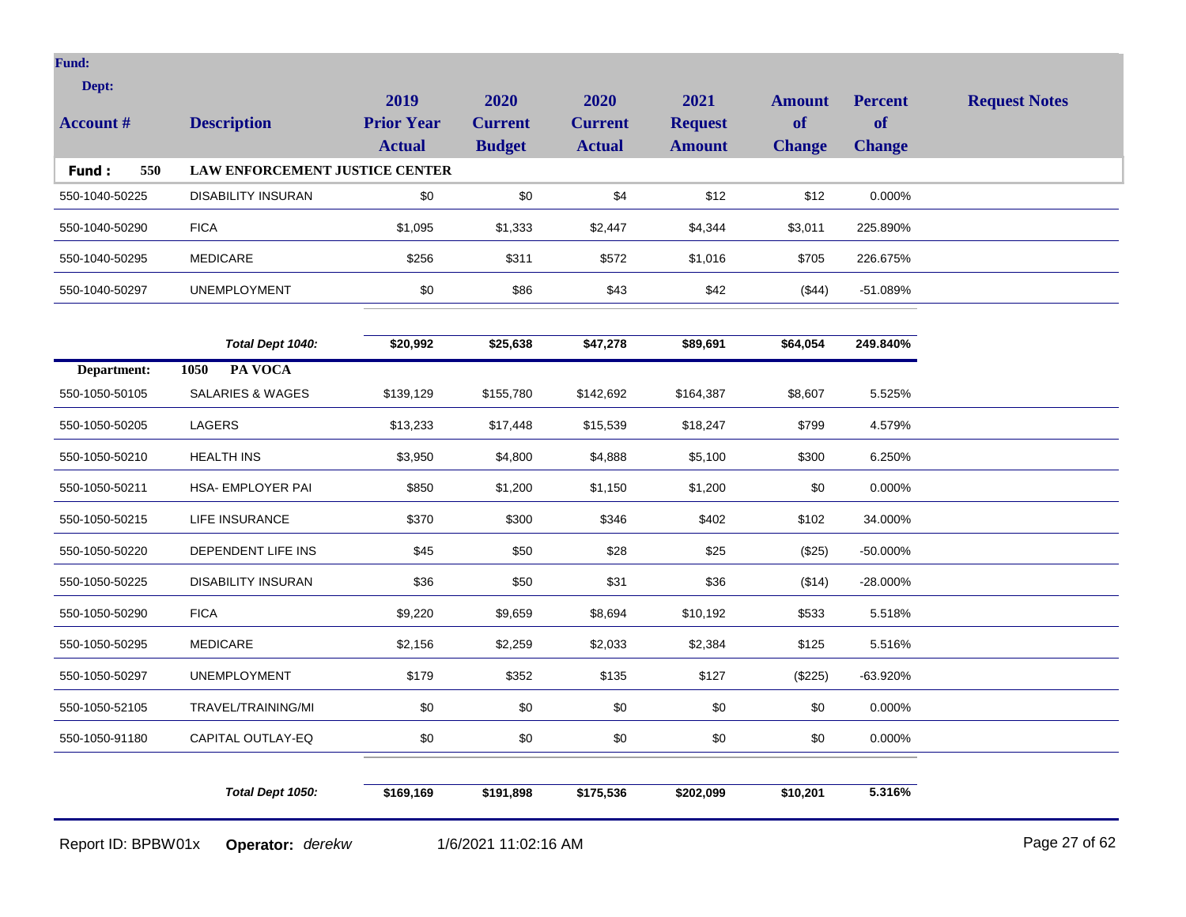**Fund:**

**Dept:**

| Account # | Description | 2019 Prior Year Actual | 2020 Current Budget | 2020 Current Actual | 2021 Request Amount | Amount of Change | Percent of Change | Request Notes |
|---|---|---|---|---|---|---|---|---|
| **Fund : 550** | **LAW ENFORCEMENT JUSTICE CENTER** | | | | | | | |
| 550-1040-50225 | DISABILITY INSURAN | $0 | $0 | $4 | $12 | $12 | 0.000% | |
| 550-1040-50290 | FICA | $1,095 | $1,333 | $2,447 | $4,344 | $3,011 | 225.890% | |
| 550-1040-50295 | MEDICARE | $256 | $311 | $572 | $1,016 | $705 | 226.675% | |
| 550-1040-50297 | UNEMPLOYMENT | $0 | $86 | $43 | $42 | ($44) | -51.089% | |
| | ***Total Dept 1040:*** | **$20,992** | **$25,638** | **$47,278** | **$89,691** | **$64,054** | **249.840%** | |
| **Department:** | **1050 PA VOCA** | | | | | | | |
| 550-1050-50105 | SALARIES & WAGES | $139,129 | $155,780 | $142,692 | $164,387 | $8,607 | 5.525% | |
| 550-1050-50205 | LAGERS | $13,233 | $17,448 | $15,539 | $18,247 | $799 | 4.579% | |
| 550-1050-50210 | HEALTH INS | $3,950 | $4,800 | $4,888 | $5,100 | $300 | 6.250% | |
| 550-1050-50211 | HSA- EMPLOYER PAI | $850 | $1,200 | $1,150 | $1,200 | $0 | 0.000% | |
| 550-1050-50215 | LIFE INSURANCE | $370 | $300 | $346 | $402 | $102 | 34.000% | |
| 550-1050-50220 | DEPENDENT LIFE INS | $45 | $50 | $28 | $25 | ($25) | -50.000% | |
| 550-1050-50225 | DISABILITY INSURAN | $36 | $50 | $31 | $36 | ($14) | -28.000% | |
| 550-1050-50290 | FICA | $9,220 | $9,659 | $8,694 | $10,192 | $533 | 5.518% | |
| 550-1050-50295 | MEDICARE | $2,156 | $2,259 | $2,033 | $2,384 | $125 | 5.516% | |
| 550-1050-50297 | UNEMPLOYMENT | $179 | $352 | $135 | $127 | ($225) | -63.920% | |
| 550-1050-52105 | TRAVEL/TRAINING/MI | $0 | $0 | $0 | $0 | $0 | 0.000% | |
| 550-1050-91180 | CAPITAL OUTLAY-EQ | $0 | $0 | $0 | $0 | $0 | 0.000% | |
| | ***Total Dept 1050:*** | **$169,169** | **$191,898** | **$175,536** | **$202,099** | **$10,201** | **5.316%** | |

Report ID: BPBW01x **Operator:** *derekw* 1/6/2021 11:02:16 AM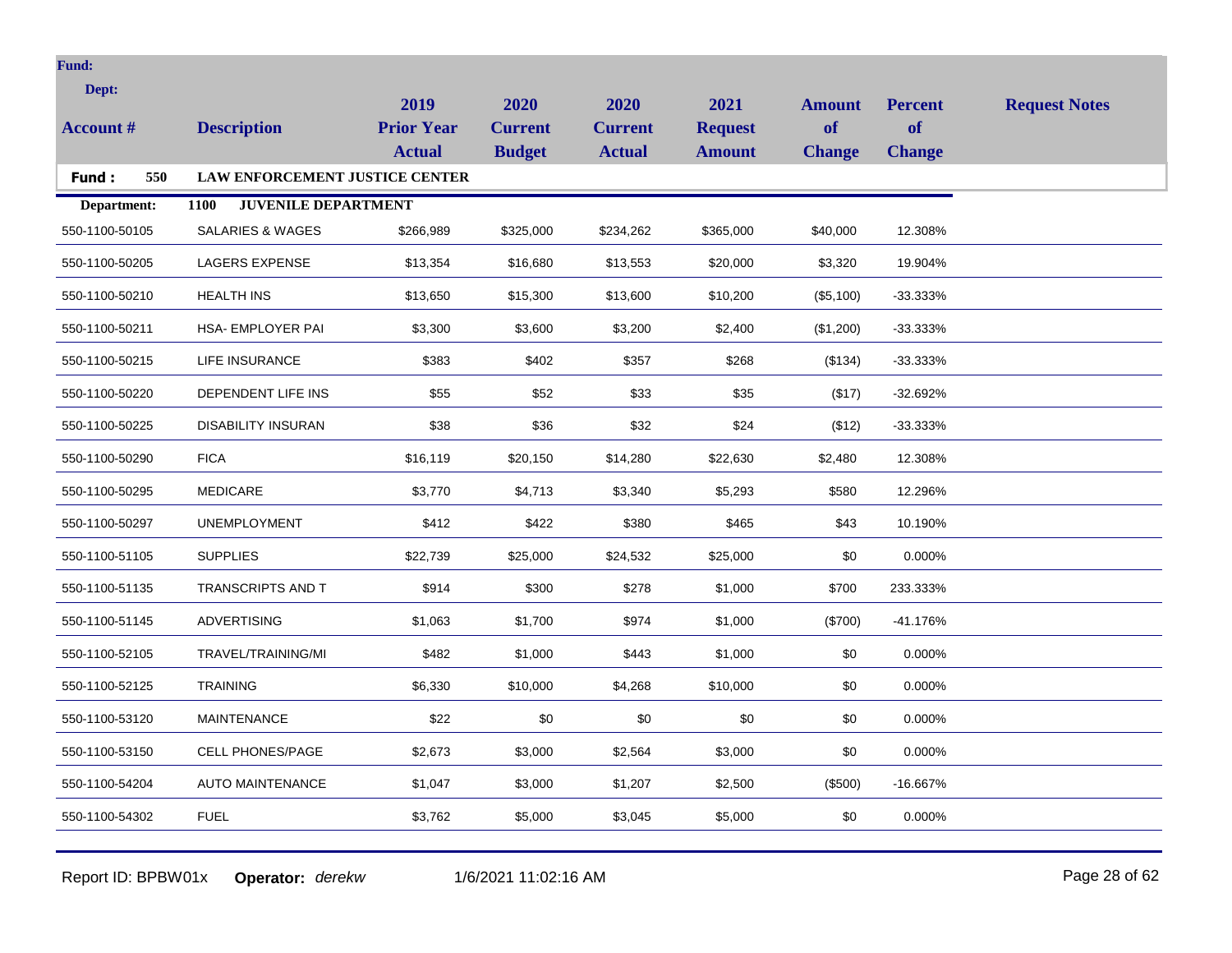**Fund:**

**Dept:**

| Account # | Description | 2019 Prior Year Actual | 2020 Current Budget | 2020 Current Actual | 2021 Request Amount | Amount of Change | Percent of Change | Request Notes |
|---|---|---|---|---|---|---|---|---|
| **Fund : 550** | **LAW ENFORCEMENT JUSTICE CENTER** | | | | | | | |
| **Department:** | **1100 JUVENILE DEPARTMENT** | | | | | | | |
| 550-1100-50105 | SALARIES & WAGES | $266,989 | $325,000 | $234,262 | $365,000 | $40,000 | 12.308% | |
| 550-1100-50205 | LAGERS EXPENSE | $13,354 | $16,680 | $13,553 | $20,000 | $3,320 | 19.904% | |
| 550-1100-50210 | HEALTH INS | $13,650 | $15,300 | $13,600 | $10,200 | ($5,100) | -33.333% | |
| 550-1100-50211 | HSA- EMPLOYER PAI | $3,300 | $3,600 | $3,200 | $2,400 | ($1,200) | -33.333% | |
| 550-1100-50215 | LIFE INSURANCE | $383 | $402 | $357 | $268 | ($134) | -33.333% | |
| 550-1100-50220 | DEPENDENT LIFE INS | $55 | $52 | $33 | $35 | ($17) | -32.692% | |
| 550-1100-50225 | DISABILITY INSURAN | $38 | $36 | $32 | $24 | ($12) | -33.333% | |
| 550-1100-50290 | FICA | $16,119 | $20,150 | $14,280 | $22,630 | $2,480 | 12.308% | |
| 550-1100-50295 | MEDICARE | $3,770 | $4,713 | $3,340 | $5,293 | $580 | 12.296% | |
| 550-1100-50297 | UNEMPLOYMENT | $412 | $422 | $380 | $465 | $43 | 10.190% | |
| 550-1100-51105 | SUPPLIES | $22,739 | $25,000 | $24,532 | $25,000 | $0 | 0.000% | |
| 550-1100-51135 | TRANSCRIPTS AND T | $914 | $300 | $278 | $1,000 | $700 | 233.333% | |
| 550-1100-51145 | ADVERTISING | $1,063 | $1,700 | $974 | $1,000 | ($700) | -41.176% | |
| 550-1100-52105 | TRAVEL/TRAINING/MI | $482 | $1,000 | $443 | $1,000 | $0 | 0.000% | |
| 550-1100-52125 | TRAINING | $6,330 | $10,000 | $4,268 | $10,000 | $0 | 0.000% | |
| 550-1100-53120 | MAINTENANCE | $22 | $0 | $0 | $0 | $0 | 0.000% | |
| 550-1100-53150 | CELL PHONES/PAGE | $2,673 | $3,000 | $2,564 | $3,000 | $0 | 0.000% | |
| 550-1100-54204 | AUTO MAINTENANCE | $1,047 | $3,000 | $1,207 | $2,500 | ($500) | -16.667% | |
| 550-1100-54302 | FUEL | $3,762 | $5,000 | $3,045 | $5,000 | $0 | 0.000% | |

Report ID: BPBW01x **Operator:** *derekw* 1/6/2021 11:02:16 AM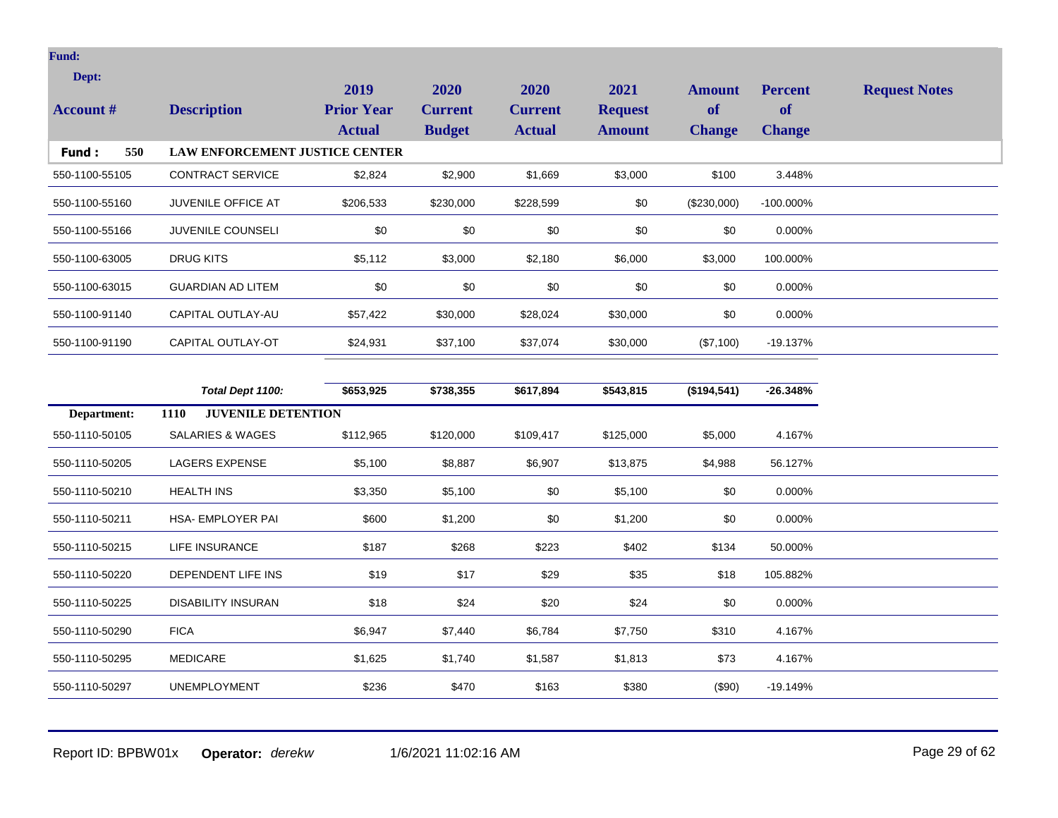**Fund:**

**Dept:**

| Account # | Description | 2019 Prior Year Actual | 2020 Current Budget | 2020 Current Actual | 2021 Request Amount | Amount of Change | Percent of Change | Request Notes |
|---|---|---|---|---|---|---|---|---|
| **Fund : 550** | **LAW ENFORCEMENT JUSTICE CENTER** | | | | | | | |
| 550-1100-55105 | CONTRACT SERVICE | $2,824 | $2,900 | $1,669 | $3,000 | $100 | 3.448% | |
| 550-1100-55160 | JUVENILE OFFICE AT | $206,533 | $230,000 | $228,599 | $0 | ($230,000) | -100.000% | |
| 550-1100-55166 | JUVENILE COUNSELI | $0 | $0 | $0 | $0 | $0 | 0.000% | |
| 550-1100-63005 | DRUG KITS | $5,112 | $3,000 | $2,180 | $6,000 | $3,000 | 100.000% | |
| 550-1100-63015 | GUARDIAN AD LITEM | $0 | $0 | $0 | $0 | $0 | 0.000% | |
| 550-1100-91140 | CAPITAL OUTLAY-AU | $57,422 | $30,000 | $28,024 | $30,000 | $0 | 0.000% | |
| 550-1100-91190 | CAPITAL OUTLAY-OT | $24,931 | $37,100 | $37,074 | $30,000 | ($7,100) | -19.137% | |
| | ***Total Dept 1100:*** | **$653,925** | **$738,355** | **$617,894** | **$543,815** | **($194,541)** | **-26.348%** | |
| **Department:** | **1110 JUVENILE DETENTION** | | | | | | | |
| 550-1110-50105 | SALARIES & WAGES | $112,965 | $120,000 | $109,417 | $125,000 | $5,000 | 4.167% | |
| 550-1110-50205 | LAGERS EXPENSE | $5,100 | $8,887 | $6,907 | $13,875 | $4,988 | 56.127% | |
| 550-1110-50210 | HEALTH INS | $3,350 | $5,100 | $0 | $5,100 | $0 | 0.000% | |
| 550-1110-50211 | HSA- EMPLOYER PAI | $600 | $1,200 | $0 | $1,200 | $0 | 0.000% | |
| 550-1110-50215 | LIFE INSURANCE | $187 | $268 | $223 | $402 | $134 | 50.000% | |
| 550-1110-50220 | DEPENDENT LIFE INS | $19 | $17 | $29 | $35 | $18 | 105.882% | |
| 550-1110-50225 | DISABILITY INSURAN | $18 | $24 | $20 | $24 | $0 | 0.000% | |
| 550-1110-50290 | FICA | $6,947 | $7,440 | $6,784 | $7,750 | $310 | 4.167% | |
| 550-1110-50295 | MEDICARE | $1,625 | $1,740 | $1,587 | $1,813 | $73 | 4.167% | |
| 550-1110-50297 | UNEMPLOYMENT | $236 | $470 | $163 | $380 | ($90) | -19.149% | |

Report ID: BPBW01x **Operator:** *derekw* 1/6/2021 11:02:16 AM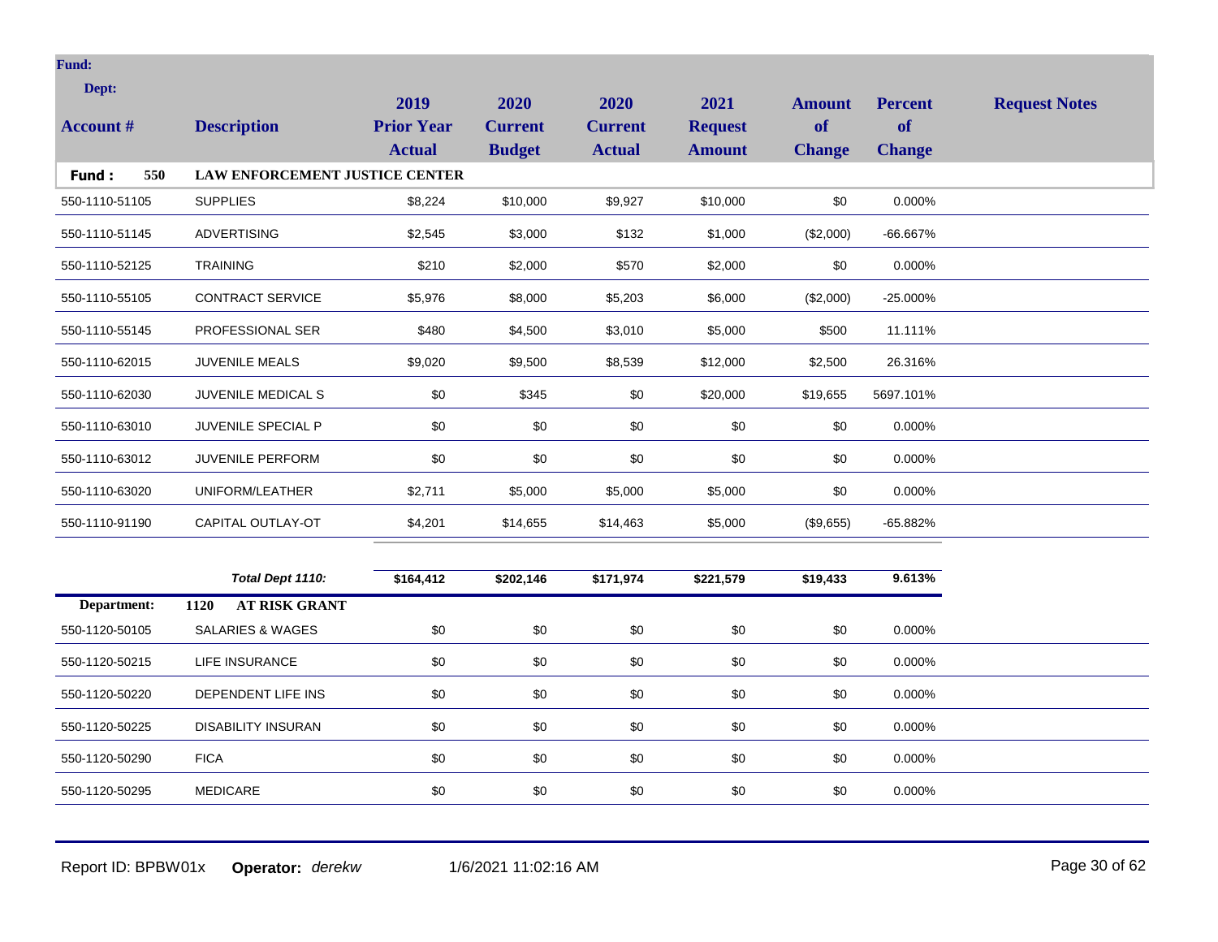**Fund:**

**Dept:**

| Account # | Description | 2019 Prior Year Actual | 2020 Current Budget | 2020 Current Actual | 2021 Request Amount | Amount of Change | Percent of Change | Request Notes |
|---|---|---|---|---|---|---|---|---|
| **Fund : 550** | **LAW ENFORCEMENT JUSTICE CENTER** | | | | | | | |
| 550-1110-51105 | SUPPLIES | $8,224 | $10,000 | $9,927 | $10,000 | $0 | 0.000% | |
| 550-1110-51145 | ADVERTISING | $2,545 | $3,000 | $132 | $1,000 | ($2,000) | -66.667% | |
| 550-1110-52125 | TRAINING | $210 | $2,000 | $570 | $2,000 | $0 | 0.000% | |
| 550-1110-55105 | CONTRACT SERVICE | $5,976 | $8,000 | $5,203 | $6,000 | ($2,000) | -25.000% | |
| 550-1110-55145 | PROFESSIONAL SER | $480 | $4,500 | $3,010 | $5,000 | $500 | 11.111% | |
| 550-1110-62015 | JUVENILE MEALS | $9,020 | $9,500 | $8,539 | $12,000 | $2,500 | 26.316% | |
| 550-1110-62030 | JUVENILE MEDICAL S | $0 | $345 | $0 | $20,000 | $19,655 | 5697.101% | |
| 550-1110-63010 | JUVENILE SPECIAL P | $0 | $0 | $0 | $0 | $0 | 0.000% | |
| 550-1110-63012 | JUVENILE PERFORM | $0 | $0 | $0 | $0 | $0 | 0.000% | |
| 550-1110-63020 | UNIFORM/LEATHER | $2,711 | $5,000 | $5,000 | $5,000 | $0 | 0.000% | |
| 550-1110-91190 | CAPITAL OUTLAY-OT | $4,201 | $14,655 | $14,463 | $5,000 | ($9,655) | -65.882% | |
| | ***Total Dept 1110:*** | **$164,412** | **$202,146** | **$171,974** | **$221,579** | **$19,433** | **9.613%** | |
| **Department:** | **1120 AT RISK GRANT** | | | | | | | |
| 550-1120-50105 | SALARIES & WAGES | $0 | $0 | $0 | $0 | $0 | 0.000% | |
| 550-1120-50215 | LIFE INSURANCE | $0 | $0 | $0 | $0 | $0 | 0.000% | |
| 550-1120-50220 | DEPENDENT LIFE INS | $0 | $0 | $0 | $0 | $0 | 0.000% | |
| 550-1120-50225 | DISABILITY INSURAN | $0 | $0 | $0 | $0 | $0 | 0.000% | |
| 550-1120-50290 | FICA | $0 | $0 | $0 | $0 | $0 | 0.000% | |
| 550-1120-50295 | MEDICARE | $0 | $0 | $0 | $0 | $0 | 0.000% | |

Report ID: BPBW01x **Operator:** *derekw* 1/6/2021 11:02:16 AM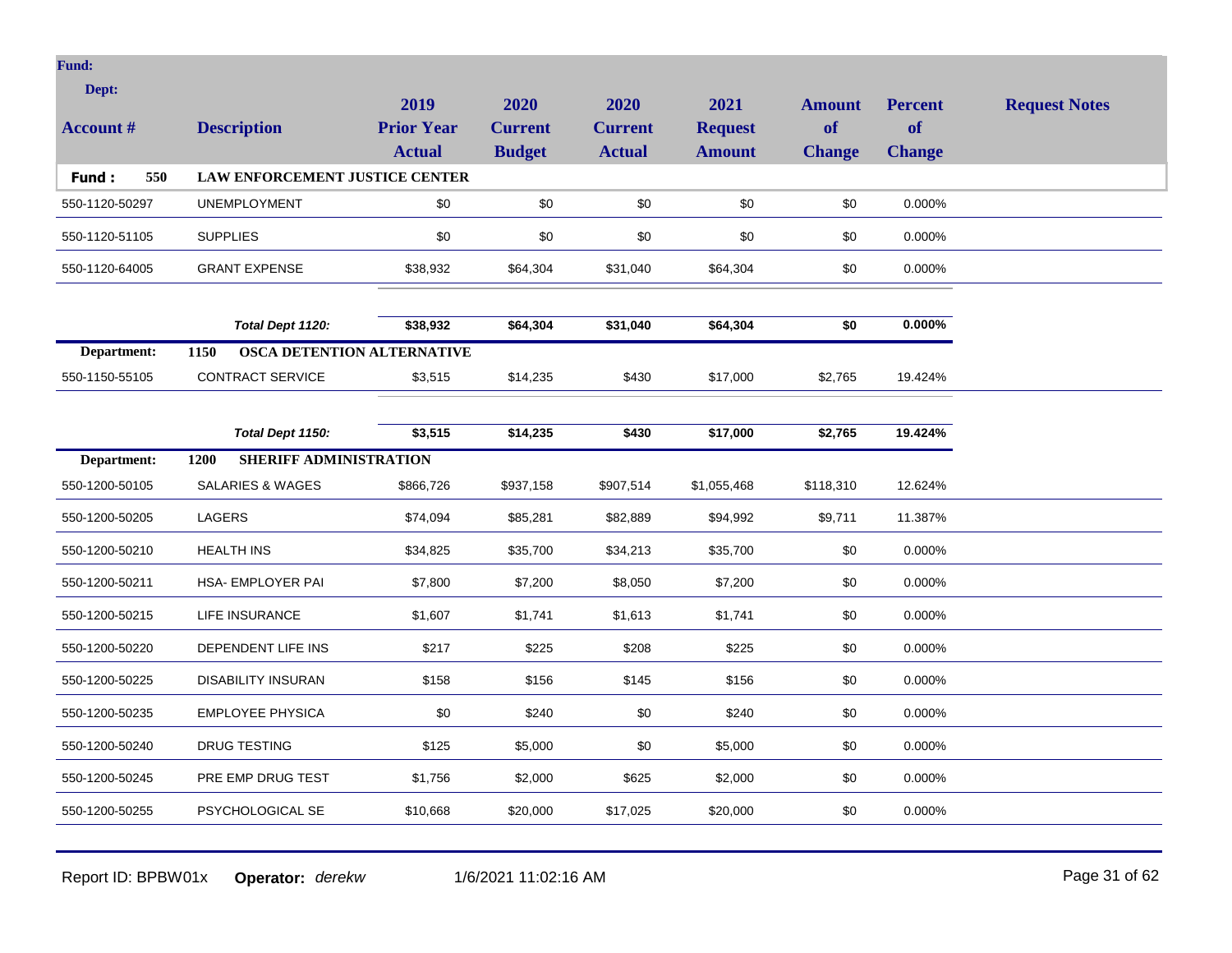| Account # | Description | 2019 Prior Year Actual | 2020 Current Budget | 2020 Current Actual | 2021 Request Amount | Amount of Change | Percent of Change | Request Notes |
|---|---|---|---|---|---|---|---|---|
| **Fund: 550** | **LAW ENFORCEMENT JUSTICE CENTER** | | | | | | | |
| 550-1120-50297 | UNEMPLOYMENT | $0 | $0 | $0 | $0 | $0 | 0.000% | |
| 550-1120-51105 | SUPPLIES | $0 | $0 | $0 | $0 | $0 | 0.000% | |
| 550-1120-64005 | GRANT EXPENSE | $38,932 | $64,304 | $31,040 | $64,304 | $0 | 0.000% | |
| | ***Total Dept 1120:*** | **$38,932** | **$64,304** | **$31,040** | **$64,304** | **$0** | **0.000%** | |
| **Department:** | **1150 OSCA DETENTION ALTERNATIVE** | | | | | | | |
| 550-1150-55105 | CONTRACT SERVICE | $3,515 | $14,235 | $430 | $17,000 | $2,765 | 19.424% | |
| | ***Total Dept 1150:*** | **$3,515** | **$14,235** | **$430** | **$17,000** | **$2,765** | **19.424%** | |
| **Department:** | **1200 SHERIFF ADMINISTRATION** | | | | | | | |
| 550-1200-50105 | SALARIES & WAGES | $866,726 | $937,158 | $907,514 | $1,055,468 | $118,310 | 12.624% | |
| 550-1200-50205 | LAGERS | $74,094 | $85,281 | $82,889 | $94,992 | $9,711 | 11.387% | |
| 550-1200-50210 | HEALTH INS | $34,825 | $35,700 | $34,213 | $35,700 | $0 | 0.000% | |
| 550-1200-50211 | HSA- EMPLOYER PAI | $7,800 | $7,200 | $8,050 | $7,200 | $0 | 0.000% | |
| 550-1200-50215 | LIFE INSURANCE | $1,607 | $1,741 | $1,613 | $1,741 | $0 | 0.000% | |
| 550-1200-50220 | DEPENDENT LIFE INS | $217 | $225 | $208 | $225 | $0 | 0.000% | |
| 550-1200-50225 | DISABILITY INSURAN | $158 | $156 | $145 | $156 | $0 | 0.000% | |
| 550-1200-50235 | EMPLOYEE PHYSICA | $0 | $240 | $0 | $240 | $0 | 0.000% | |
| 550-1200-50240 | DRUG TESTING | $125 | $5,000 | $0 | $5,000 | $0 | 0.000% | |
| 550-1200-50245 | PRE EMP DRUG TEST | $1,756 | $2,000 | $625 | $2,000 | $0 | 0.000% | |
| 550-1200-50255 | PSYCHOLOGICAL SE | $10,668 | $20,000 | $17,025 | $20,000 | $0 | 0.000% | |

Report ID: BPBW01x **Operator:** *derekw* 1/6/2021 11:02:16 AM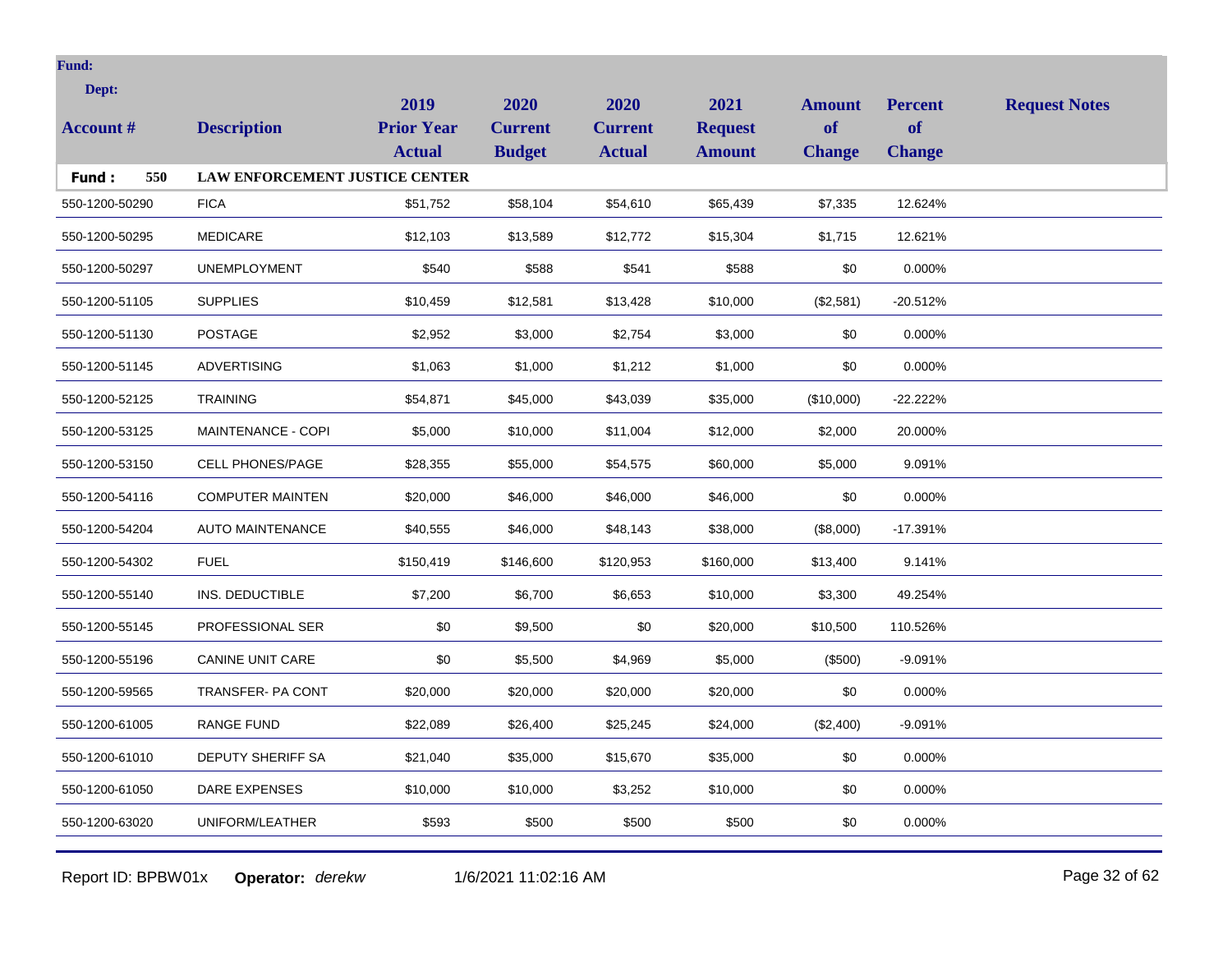**Fund:**

**Dept:**

| Account # | Description | 2019 Prior Year Actual | 2020 Current Budget | 2020 Current Actual | 2021 Request Amount | Amount of Change | Percent of Change | Request Notes |
|---|---|---|---|---|---|---|---|---|
| **Fund : 550** | **LAW ENFORCEMENT JUSTICE CENTER** | | | | | | | |
| 550-1200-50290 | FICA | $51,752 | $58,104 | $54,610 | $65,439 | $7,335 | 12.624% | |
| 550-1200-50295 | MEDICARE | $12,103 | $13,589 | $12,772 | $15,304 | $1,715 | 12.621% | |
| 550-1200-50297 | UNEMPLOYMENT | $540 | $588 | $541 | $588 | $0 | 0.000% | |
| 550-1200-51105 | SUPPLIES | $10,459 | $12,581 | $13,428 | $10,000 | ($2,581) | -20.512% | |
| 550-1200-51130 | POSTAGE | $2,952 | $3,000 | $2,754 | $3,000 | $0 | 0.000% | |
| 550-1200-51145 | ADVERTISING | $1,063 | $1,000 | $1,212 | $1,000 | $0 | 0.000% | |
| 550-1200-52125 | TRAINING | $54,871 | $45,000 | $43,039 | $35,000 | ($10,000) | -22.222% | |
| 550-1200-53125 | MAINTENANCE - COPI | $5,000 | $10,000 | $11,004 | $12,000 | $2,000 | 20.000% | |
| 550-1200-53150 | CELL PHONES/PAGE | $28,355 | $55,000 | $54,575 | $60,000 | $5,000 | 9.091% | |
| 550-1200-54116 | COMPUTER MAINTEN | $20,000 | $46,000 | $46,000 | $46,000 | $0 | 0.000% | |
| 550-1200-54204 | AUTO MAINTENANCE | $40,555 | $46,000 | $48,143 | $38,000 | ($8,000) | -17.391% | |
| 550-1200-54302 | FUEL | $150,419 | $146,600 | $120,953 | $160,000 | $13,400 | 9.141% | |
| 550-1200-55140 | INS. DEDUCTIBLE | $7,200 | $6,700 | $6,653 | $10,000 | $3,300 | 49.254% | |
| 550-1200-55145 | PROFESSIONAL SER | $0 | $9,500 | $0 | $20,000 | $10,500 | 110.526% | |
| 550-1200-55196 | CANINE UNIT CARE | $0 | $5,500 | $4,969 | $5,000 | ($500) | -9.091% | |
| 550-1200-59565 | TRANSFER- PA CONT | $20,000 | $20,000 | $20,000 | $20,000 | $0 | 0.000% | |
| 550-1200-61005 | RANGE FUND | $22,089 | $26,400 | $25,245 | $24,000 | ($2,400) | -9.091% | |
| 550-1200-61010 | DEPUTY SHERIFF SA | $21,040 | $35,000 | $15,670 | $35,000 | $0 | 0.000% | |
| 550-1200-61050 | DARE EXPENSES | $10,000 | $10,000 | $3,252 | $10,000 | $0 | 0.000% | |
| 550-1200-63020 | UNIFORM/LEATHER | $593 | $500 | $500 | $500 | $0 | 0.000% | |

Report ID: BPBW01x **Operator:** *derekw* 1/6/2021 11:02:16 AM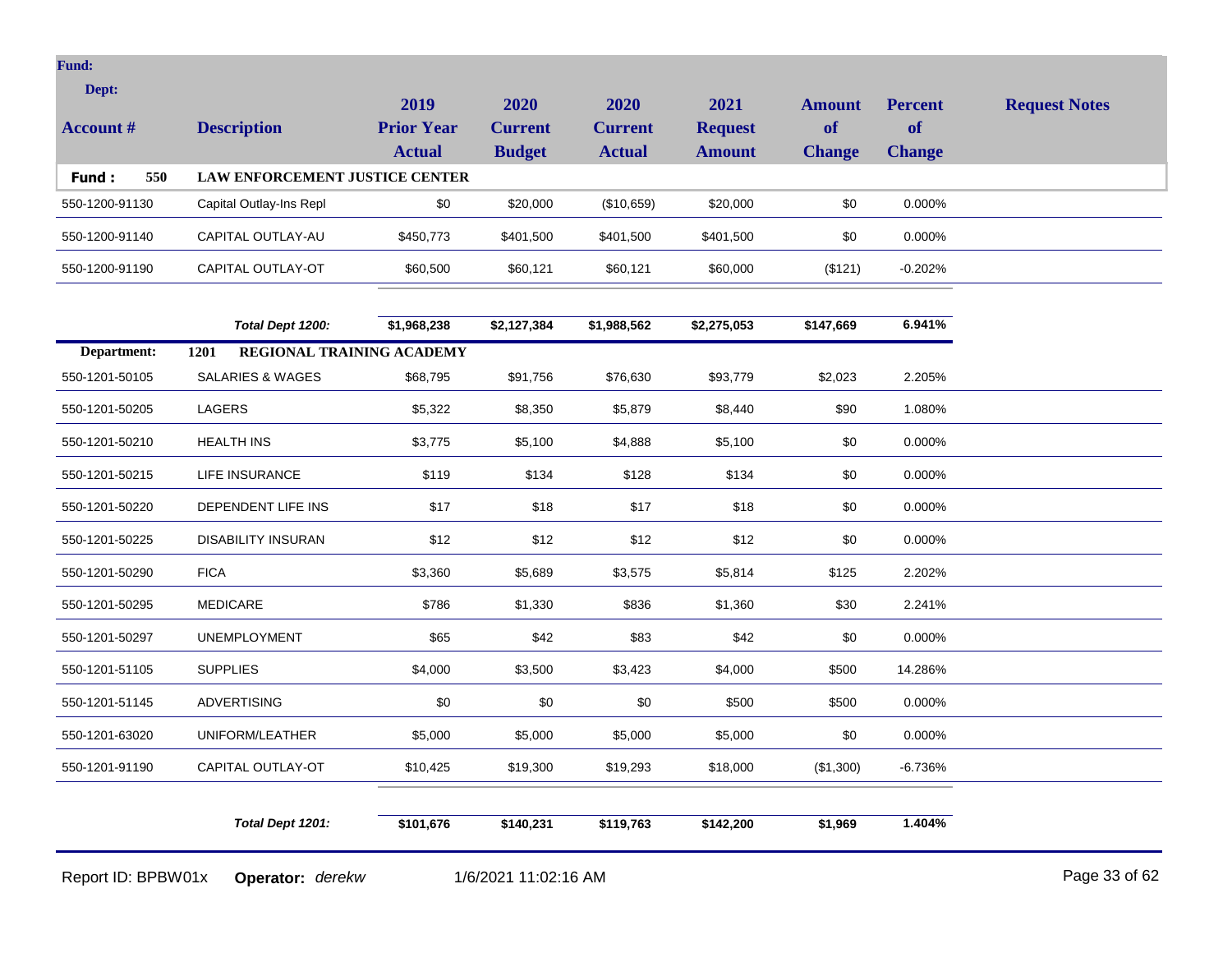| Account # | Description | 2019 Prior Year Actual | 2020 Current Budget | 2020 Current Actual | 2021 Request Amount | Amount of Change | Percent of Change | Request Notes |
|---|---|---|---|---|---|---|---|---|
| **Fund: 550** | **LAW ENFORCEMENT JUSTICE CENTER** | | | | | | | |
| 550-1200-91130 | Capital Outlay-Ins Repl | $0 | $20,000 | ($10,659) | $20,000 | $0 | 0.000% | |
| 550-1200-91140 | CAPITAL OUTLAY-AU | $450,773 | $401,500 | $401,500 | $401,500 | $0 | 0.000% | |
| 550-1200-91190 | CAPITAL OUTLAY-OT | $60,500 | $60,121 | $60,121 | $60,000 | ($121) | -0.202% | |
| | ***Total Dept 1200:*** | **$1,968,238** | **$2,127,384** | **$1,988,562** | **$2,275,053** | **$147,669** | **6.941%** | |
| **Department:** | **1201 REGIONAL TRAINING ACADEMY** | | | | | | | |
| 550-1201-50105 | SALARIES & WAGES | $68,795 | $91,756 | $76,630 | $93,779 | $2,023 | 2.205% | |
| 550-1201-50205 | LAGERS | $5,322 | $8,350 | $5,879 | $8,440 | $90 | 1.080% | |
| 550-1201-50210 | HEALTH INS | $3,775 | $5,100 | $4,888 | $5,100 | $0 | 0.000% | |
| 550-1201-50215 | LIFE INSURANCE | $119 | $134 | $128 | $134 | $0 | 0.000% | |
| 550-1201-50220 | DEPENDENT LIFE INS | $17 | $18 | $17 | $18 | $0 | 0.000% | |
| 550-1201-50225 | DISABILITY INSURAN | $12 | $12 | $12 | $12 | $0 | 0.000% | |
| 550-1201-50290 | FICA | $3,360 | $5,689 | $3,575 | $5,814 | $125 | 2.202% | |
| 550-1201-50295 | MEDICARE | $786 | $1,330 | $836 | $1,360 | $30 | 2.241% | |
| 550-1201-50297 | UNEMPLOYMENT | $65 | $42 | $83 | $42 | $0 | 0.000% | |
| 550-1201-51105 | SUPPLIES | $4,000 | $3,500 | $3,423 | $4,000 | $500 | 14.286% | |
| 550-1201-51145 | ADVERTISING | $0 | $0 | $0 | $500 | $500 | 0.000% | |
| 550-1201-63020 | UNIFORM/LEATHER | $5,000 | $5,000 | $5,000 | $5,000 | $0 | 0.000% | |
| 550-1201-91190 | CAPITAL OUTLAY-OT | $10,425 | $19,300 | $19,293 | $18,000 | ($1,300) | -6.736% | |
| | ***Total Dept 1201:*** | **$101,676** | **$140,231** | **$119,763** | **$142,200** | **$1,969** | **1.404%** | |

Report ID: BPBW01x **Operator:** *derekw* 1/6/2021 11:02:16 AM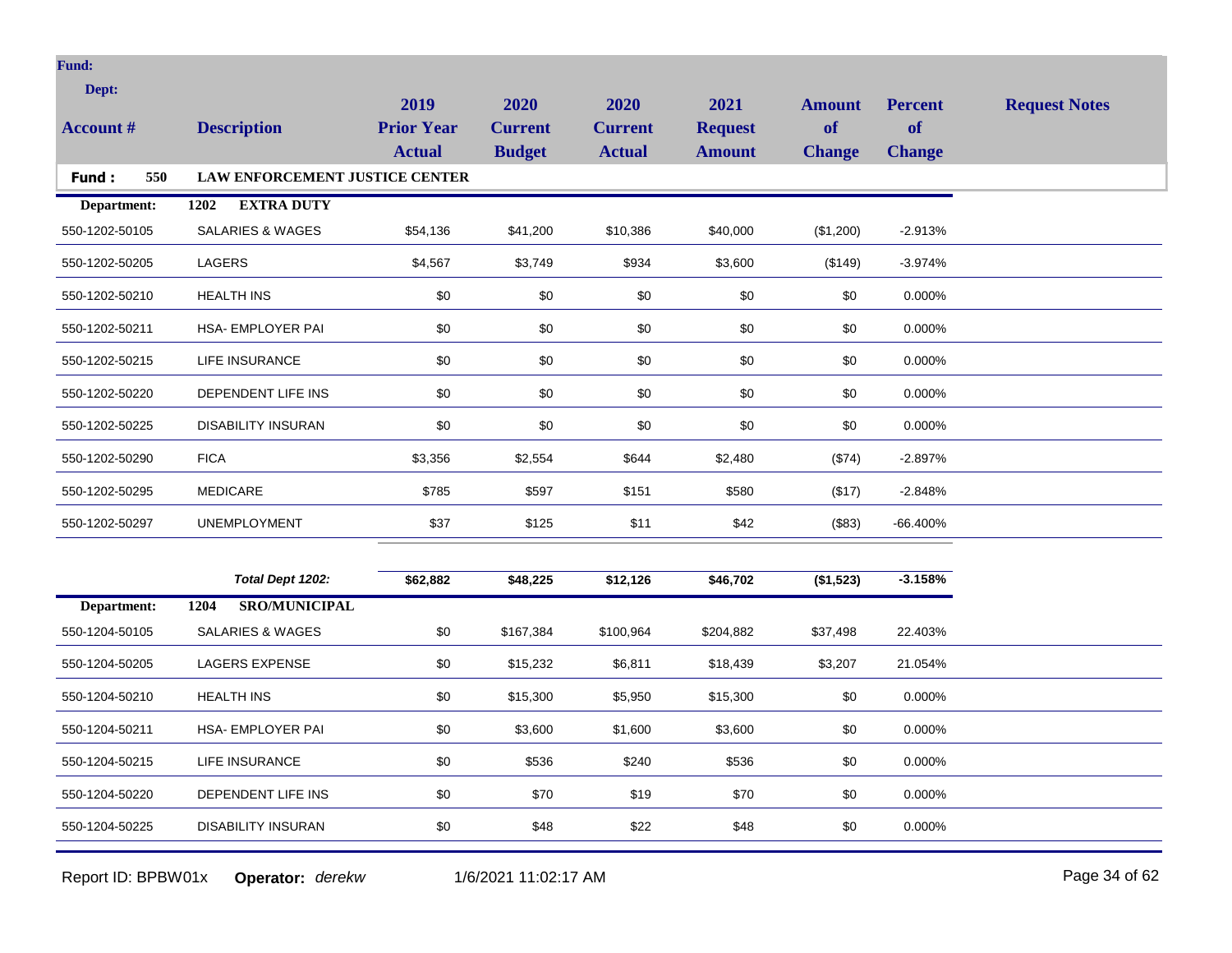**Fund:**

**Dept:**

| Account # | Description | 2019 Prior Year Actual | 2020 Current Budget | 2020 Current Actual | 2021 Request Amount | Amount of Change | Percent of Change | Request Notes |
|---|---|---|---|---|---|---|---|---|
| **Fund : 550** | **LAW ENFORCEMENT JUSTICE CENTER** | | | | | | | |
| **Department:** | **1202 EXTRA DUTY** | | | | | | | |
| 550-1202-50105 | SALARIES & WAGES | $54,136 | $41,200 | $10,386 | $40,000 | ($1,200) | -2.913% | |
| 550-1202-50205 | LAGERS | $4,567 | $3,749 | $934 | $3,600 | ($149) | -3.974% | |
| 550-1202-50210 | HEALTH INS | $0 | $0 | $0 | $0 | $0 | 0.000% | |
| 550-1202-50211 | HSA- EMPLOYER PAI | $0 | $0 | $0 | $0 | $0 | 0.000% | |
| 550-1202-50215 | LIFE INSURANCE | $0 | $0 | $0 | $0 | $0 | 0.000% | |
| 550-1202-50220 | DEPENDENT LIFE INS | $0 | $0 | $0 | $0 | $0 | 0.000% | |
| 550-1202-50225 | DISABILITY INSURAN | $0 | $0 | $0 | $0 | $0 | 0.000% | |
| 550-1202-50290 | FICA | $3,356 | $2,554 | $644 | $2,480 | ($74) | -2.897% | |
| 550-1202-50295 | MEDICARE | $785 | $597 | $151 | $580 | ($17) | -2.848% | |
| 550-1202-50297 | UNEMPLOYMENT | $37 | $125 | $11 | $42 | ($83) | -66.400% | |
| | ***Total Dept 1202:*** | **$62,882** | **$48,225** | **$12,126** | **$46,702** | **($1,523)** | **-3.158%** | |
| **Department:** | **1204 SRO/MUNICIPAL** | | | | | | | |
| 550-1204-50105 | SALARIES & WAGES | $0 | $167,384 | $100,964 | $204,882 | $37,498 | 22.403% | |
| 550-1204-50205 | LAGERS EXPENSE | $0 | $15,232 | $6,811 | $18,439 | $3,207 | 21.054% | |
| 550-1204-50210 | HEALTH INS | $0 | $15,300 | $5,950 | $15,300 | $0 | 0.000% | |
| 550-1204-50211 | HSA- EMPLOYER PAI | $0 | $3,600 | $1,600 | $3,600 | $0 | 0.000% | |
| 550-1204-50215 | LIFE INSURANCE | $0 | $536 | $240 | $536 | $0 | 0.000% | |
| 550-1204-50220 | DEPENDENT LIFE INS | $0 | $70 | $19 | $70 | $0 | 0.000% | |
| 550-1204-50225 | DISABILITY INSURAN | $0 | $48 | $22 | $48 | $0 | 0.000% | |

Report ID: BPBW01x **Operator:** *derekw* 1/6/2021 11:02:17 AM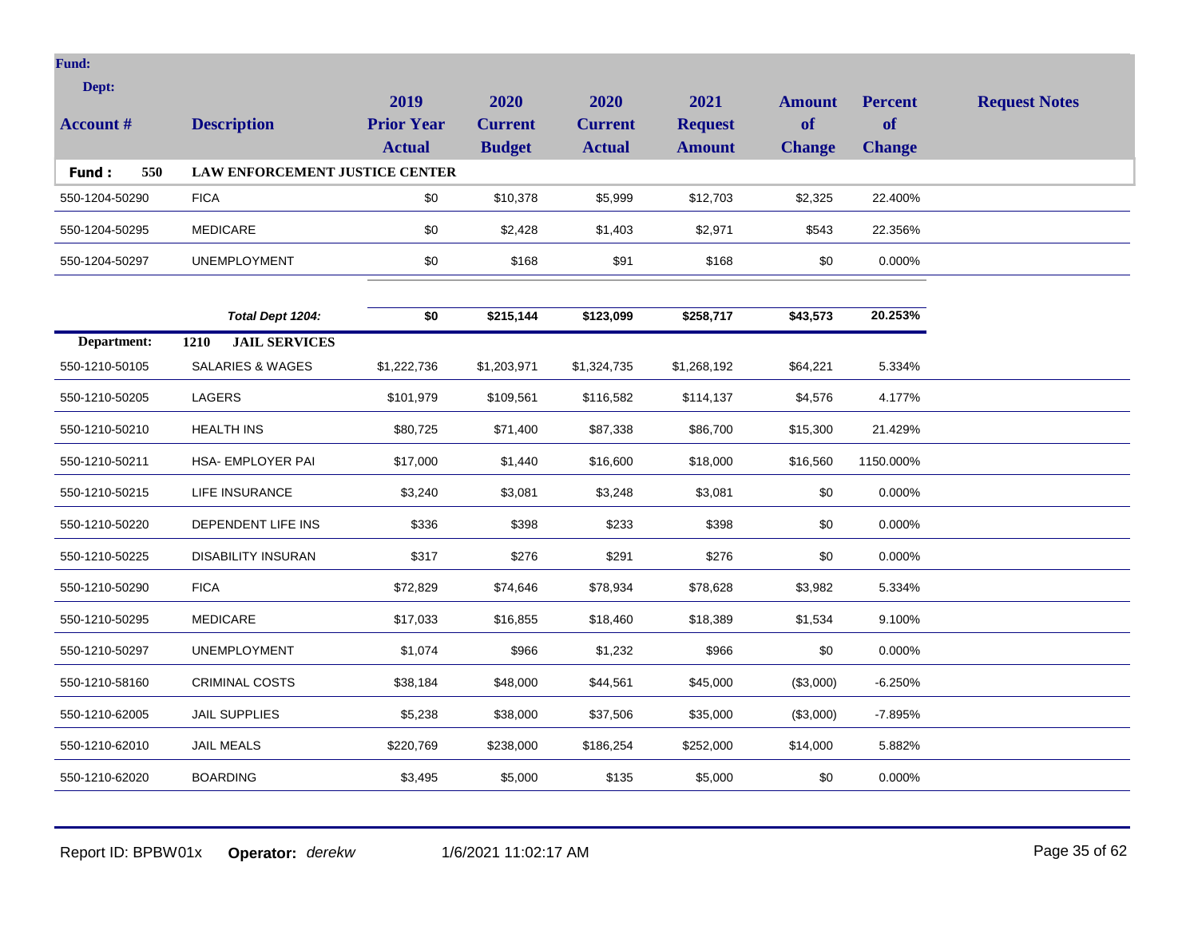| Account # | Description | 2019 Prior Year Actual | 2020 Current Budget | 2020 Current Actual | 2021 Request Amount | Amount of Change | Percent of Change | Request Notes |
|---|---|---|---|---|---|---|---|---|
| **Fund : 550** | **LAW ENFORCEMENT JUSTICE CENTER** | | | | | | | |
| 550-1204-50290 | FICA | $0 | $10,378 | $5,999 | $12,703 | $2,325 | 22.400% | |
| 550-1204-50295 | MEDICARE | $0 | $2,428 | $1,403 | $2,971 | $543 | 22.356% | |
| 550-1204-50297 | UNEMPLOYMENT | $0 | $168 | $91 | $168 | $0 | 0.000% | |
| | ***Total Dept 1204:*** | **$0** | **$215,144** | **$123,099** | **$258,717** | **$43,573** | **20.253%** | |
| **Department:** | **1210 JAIL SERVICES** | | | | | | | |
| 550-1210-50105 | SALARIES & WAGES | $1,222,736 | $1,203,971 | $1,324,735 | $1,268,192 | $64,221 | 5.334% | |
| 550-1210-50205 | LAGERS | $101,979 | $109,561 | $116,582 | $114,137 | $4,576 | 4.177% | |
| 550-1210-50210 | HEALTH INS | $80,725 | $71,400 | $87,338 | $86,700 | $15,300 | 21.429% | |
| 550-1210-50211 | HSA- EMPLOYER PAI | $17,000 | $1,440 | $16,600 | $18,000 | $16,560 | 1150.000% | |
| 550-1210-50215 | LIFE INSURANCE | $3,240 | $3,081 | $3,248 | $3,081 | $0 | 0.000% | |
| 550-1210-50220 | DEPENDENT LIFE INS | $336 | $398 | $233 | $398 | $0 | 0.000% | |
| 550-1210-50225 | DISABILITY INSURAN | $317 | $276 | $291 | $276 | $0 | 0.000% | |
| 550-1210-50290 | FICA | $72,829 | $74,646 | $78,934 | $78,628 | $3,982 | 5.334% | |
| 550-1210-50295 | MEDICARE | $17,033 | $16,855 | $18,460 | $18,389 | $1,534 | 9.100% | |
| 550-1210-50297 | UNEMPLOYMENT | $1,074 | $966 | $1,232 | $966 | $0 | 0.000% | |
| 550-1210-58160 | CRIMINAL COSTS | $38,184 | $48,000 | $44,561 | $45,000 | ($3,000) | -6.250% | |
| 550-1210-62005 | JAIL SUPPLIES | $5,238 | $38,000 | $37,506 | $35,000 | ($3,000) | -7.895% | |
| 550-1210-62010 | JAIL MEALS | $220,769 | $238,000 | $186,254 | $252,000 | $14,000 | 5.882% | |
| 550-1210-62020 | BOARDING | $3,495 | $5,000 | $135 | $5,000 | $0 | 0.000% | |

Report ID: BPBW01x **Operator:** *derekw* 1/6/2021 11:02:17 AM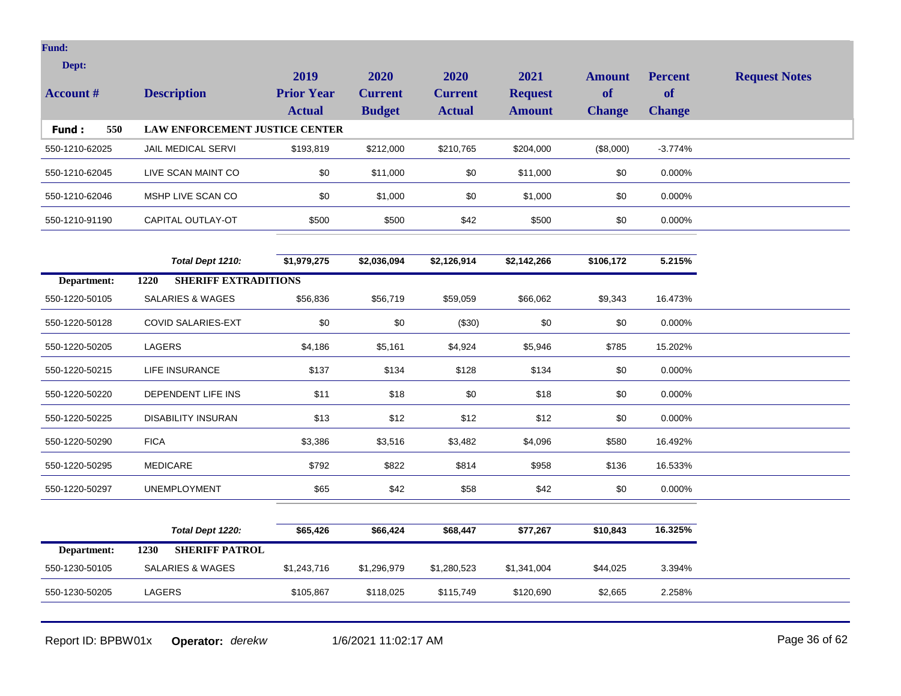| Account # | Description | 2019 Prior Year Actual | 2020 Current Budget | 2020 Current Actual | 2021 Request Amount | Amount of Change | Percent of Change | Request Notes |
|---|---|---|---|---|---|---|---|---|
| **Fund: 550** | **LAW ENFORCEMENT JUSTICE CENTER** | | | | | | | |
| 550-1210-62025 | JAIL MEDICAL SERVI | $193,819 | $212,000 | $210,765 | $204,000 | ($8,000) | -3.774% | |
| 550-1210-62045 | LIVE SCAN MAINT CO | $0 | $11,000 | $0 | $11,000 | $0 | 0.000% | |
| 550-1210-62046 | MSHP LIVE SCAN CO | $0 | $1,000 | $0 | $1,000 | $0 | 0.000% | |
| 550-1210-91190 | CAPITAL OUTLAY-OT | $500 | $500 | $42 | $500 | $0 | 0.000% | |
| | ***Total Dept 1210:*** | **$1,979,275** | **$2,036,094** | **$2,126,914** | **$2,142,266** | **$106,172** | **5.215%** | |
| **Department:** | **1220 SHERIFF EXTRADITIONS** | | | | | | | |
| 550-1220-50105 | SALARIES & WAGES | $56,836 | $56,719 | $59,059 | $66,062 | $9,343 | 16.473% | |
| 550-1220-50128 | COVID SALARIES-EXT | $0 | $0 | ($30) | $0 | $0 | 0.000% | |
| 550-1220-50205 | LAGERS | $4,186 | $5,161 | $4,924 | $5,946 | $785 | 15.202% | |
| 550-1220-50215 | LIFE INSURANCE | $137 | $134 | $128 | $134 | $0 | 0.000% | |
| 550-1220-50220 | DEPENDENT LIFE INS | $11 | $18 | $0 | $18 | $0 | 0.000% | |
| 550-1220-50225 | DISABILITY INSURAN | $13 | $12 | $12 | $12 | $0 | 0.000% | |
| 550-1220-50290 | FICA | $3,386 | $3,516 | $3,482 | $4,096 | $580 | 16.492% | |
| 550-1220-50295 | MEDICARE | $792 | $822 | $814 | $958 | $136 | 16.533% | |
| 550-1220-50297 | UNEMPLOYMENT | $65 | $42 | $58 | $42 | $0 | 0.000% | |
| | ***Total Dept 1220:*** | **$65,426** | **$66,424** | **$68,447** | **$77,267** | **$10,843** | **16.325%** | |
| **Department:** | **1230 SHERIFF PATROL** | | | | | | | |
| 550-1230-50105 | SALARIES & WAGES | $1,243,716 | $1,296,979 | $1,280,523 | $1,341,004 | $44,025 | 3.394% | |
| 550-1230-50205 | LAGERS | $105,867 | $118,025 | $115,749 | $120,690 | $2,665 | 2.258% | |

Report ID: BPBW01x **Operator:** *derekw* 1/6/2021 11:02:17 AM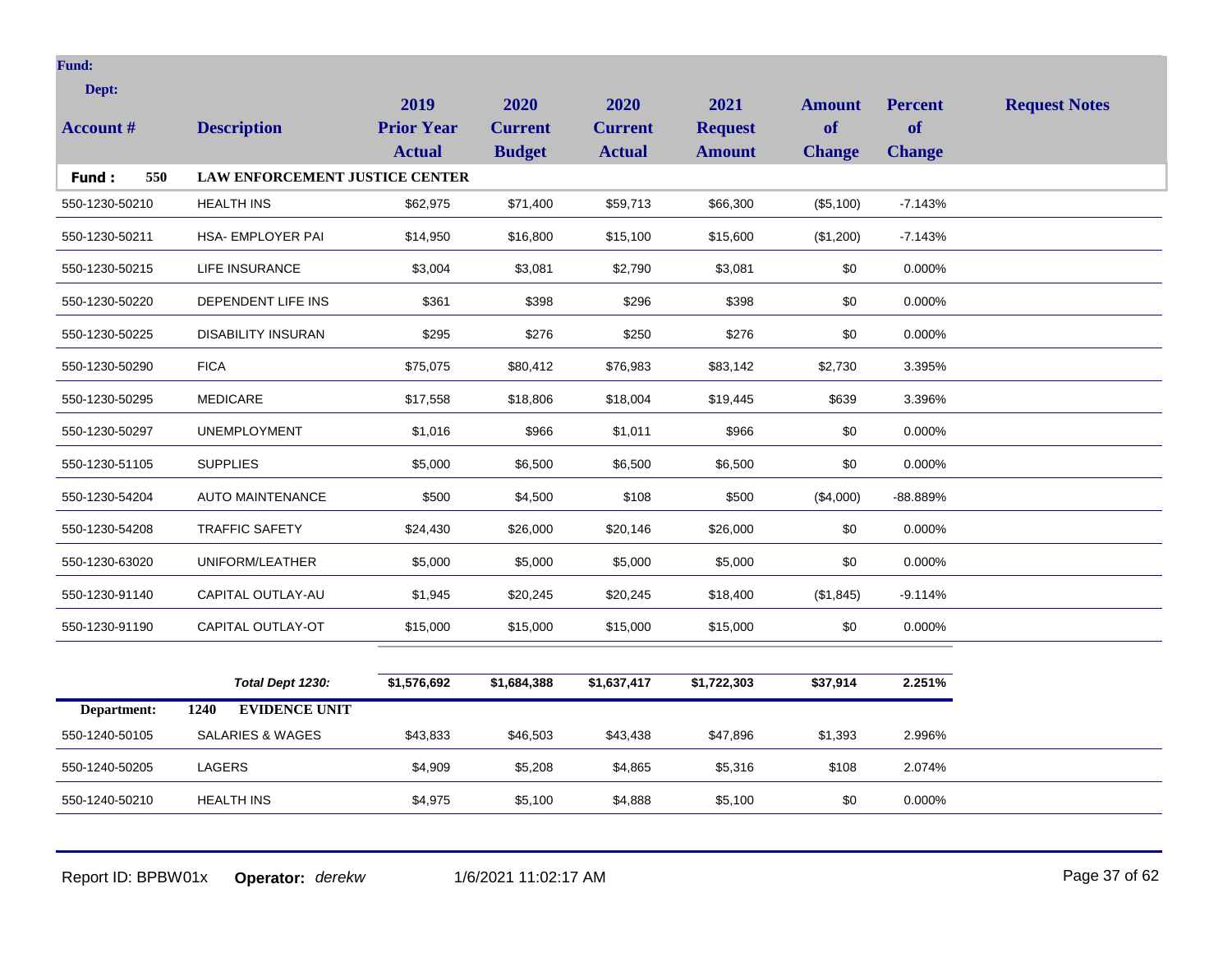**Fund:**

**Dept:**

| Account # | Description | 2019 Prior Year Actual | 2020 Current Budget | 2020 Current Actual | 2021 Request Amount | Amount of Change | Percent of Change | Request Notes |
|---|---|---|---|---|---|---|---|---|
| **Fund : 550** | **LAW ENFORCEMENT JUSTICE CENTER** | | | | | | | |
| 550-1230-50210 | HEALTH INS | $62,975 | $71,400 | $59,713 | $66,300 | ($5,100) | -7.143% | |
| 550-1230-50211 | HSA- EMPLOYER PAI | $14,950 | $16,800 | $15,100 | $15,600 | ($1,200) | -7.143% | |
| 550-1230-50215 | LIFE INSURANCE | $3,004 | $3,081 | $2,790 | $3,081 | $0 | 0.000% | |
| 550-1230-50220 | DEPENDENT LIFE INS | $361 | $398 | $296 | $398 | $0 | 0.000% | |
| 550-1230-50225 | DISABILITY INSURAN | $295 | $276 | $250 | $276 | $0 | 0.000% | |
| 550-1230-50290 | FICA | $75,075 | $80,412 | $76,983 | $83,142 | $2,730 | 3.395% | |
| 550-1230-50295 | MEDICARE | $17,558 | $18,806 | $18,004 | $19,445 | $639 | 3.396% | |
| 550-1230-50297 | UNEMPLOYMENT | $1,016 | $966 | $1,011 | $966 | $0 | 0.000% | |
| 550-1230-51105 | SUPPLIES | $5,000 | $6,500 | $6,500 | $6,500 | $0 | 0.000% | |
| 550-1230-54204 | AUTO MAINTENANCE | $500 | $4,500 | $108 | $500 | ($4,000) | -88.889% | |
| 550-1230-54208 | TRAFFIC SAFETY | $24,430 | $26,000 | $20,146 | $26,000 | $0 | 0.000% | |
| 550-1230-63020 | UNIFORM/LEATHER | $5,000 | $5,000 | $5,000 | $5,000 | $0 | 0.000% | |
| 550-1230-91140 | CAPITAL OUTLAY-AU | $1,945 | $20,245 | $20,245 | $18,400 | ($1,845) | -9.114% | |
| 550-1230-91190 | CAPITAL OUTLAY-OT | $15,000 | $15,000 | $15,000 | $15,000 | $0 | 0.000% | |
| | ***Total Dept 1230:*** | **$1,576,692** | **$1,684,388** | **$1,637,417** | **$1,722,303** | **$37,914** | **2.251%** | |
| **Department:** | **1240 EVIDENCE UNIT** | | | | | | | |
| 550-1240-50105 | SALARIES & WAGES | $43,833 | $46,503 | $43,438 | $47,896 | $1,393 | 2.996% | |
| 550-1240-50205 | LAGERS | $4,909 | $5,208 | $4,865 | $5,316 | $108 | 2.074% | |
| 550-1240-50210 | HEALTH INS | $4,975 | $5,100 | $4,888 | $5,100 | $0 | 0.000% | |

Report ID: BPBW01x **Operator:** *derekw* 1/6/2021 11:02:17 AM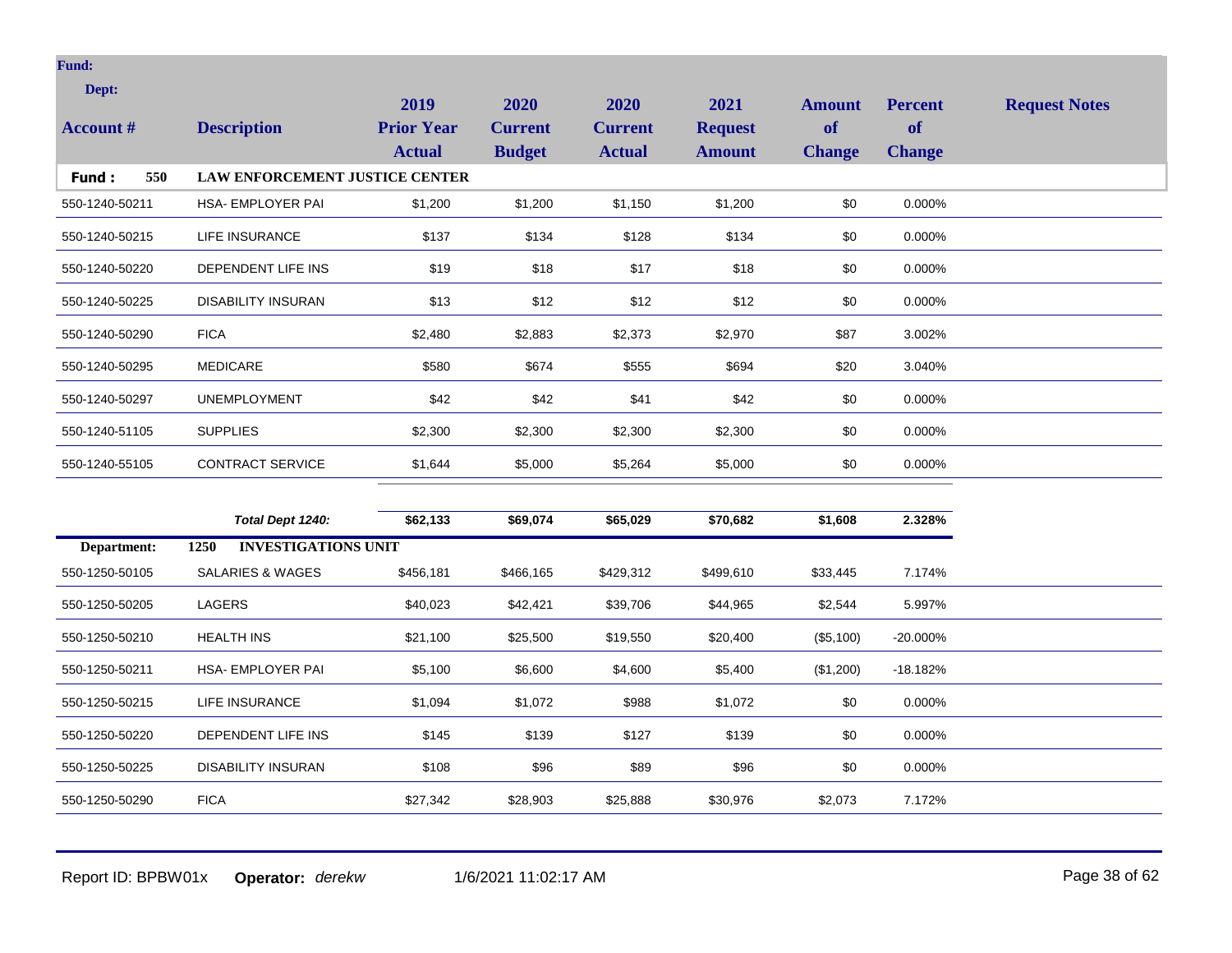**Fund:**

**Dept:**

| Account # | Description | 2019 Prior Year Actual | 2020 Current Budget | 2020 Current Actual | 2021 Request Amount | Amount of Change | Percent of Change | Request Notes |
|---|---|---|---|---|---|---|---|---|
| **Fund : 550** | **LAW ENFORCEMENT JUSTICE CENTER** | | | | | | | |
| 550-1240-50211 | HSA- EMPLOYER PAI | $1,200 | $1,200 | $1,150 | $1,200 | $0 | 0.000% | |
| 550-1240-50215 | LIFE INSURANCE | $137 | $134 | $128 | $134 | $0 | 0.000% | |
| 550-1240-50220 | DEPENDENT LIFE INS | $19 | $18 | $17 | $18 | $0 | 0.000% | |
| 550-1240-50225 | DISABILITY INSURAN | $13 | $12 | $12 | $12 | $0 | 0.000% | |
| 550-1240-50290 | FICA | $2,480 | $2,883 | $2,373 | $2,970 | $87 | 3.002% | |
| 550-1240-50295 | MEDICARE | $580 | $674 | $555 | $694 | $20 | 3.040% | |
| 550-1240-50297 | UNEMPLOYMENT | $42 | $42 | $41 | $42 | $0 | 0.000% | |
| 550-1240-51105 | SUPPLIES | $2,300 | $2,300 | $2,300 | $2,300 | $0 | 0.000% | |
| 550-1240-55105 | CONTRACT SERVICE | $1,644 | $5,000 | $5,264 | $5,000 | $0 | 0.000% | |
| | ***Total Dept 1240:*** | **$62,133** | **$69,074** | **$65,029** | **$70,682** | **$1,608** | **2.328%** | |
| **Department:** | **1250 INVESTIGATIONS UNIT** | | | | | | | |
| 550-1250-50105 | SALARIES & WAGES | $456,181 | $466,165 | $429,312 | $499,610 | $33,445 | 7.174% | |
| 550-1250-50205 | LAGERS | $40,023 | $42,421 | $39,706 | $44,965 | $2,544 | 5.997% | |
| 550-1250-50210 | HEALTH INS | $21,100 | $25,500 | $19,550 | $20,400 | ($5,100) | -20.000% | |
| 550-1250-50211 | HSA- EMPLOYER PAI | $5,100 | $6,600 | $4,600 | $5,400 | ($1,200) | -18.182% | |
| 550-1250-50215 | LIFE INSURANCE | $1,094 | $1,072 | $988 | $1,072 | $0 | 0.000% | |
| 550-1250-50220 | DEPENDENT LIFE INS | $145 | $139 | $127 | $139 | $0 | 0.000% | |
| 550-1250-50225 | DISABILITY INSURAN | $108 | $96 | $89 | $96 | $0 | 0.000% | |
| 550-1250-50290 | FICA | $27,342 | $28,903 | $25,888 | $30,976 | $2,073 | 7.172% | |

Report ID: BPBW01x **Operator:** *derekw* 1/6/2021 11:02:17 AM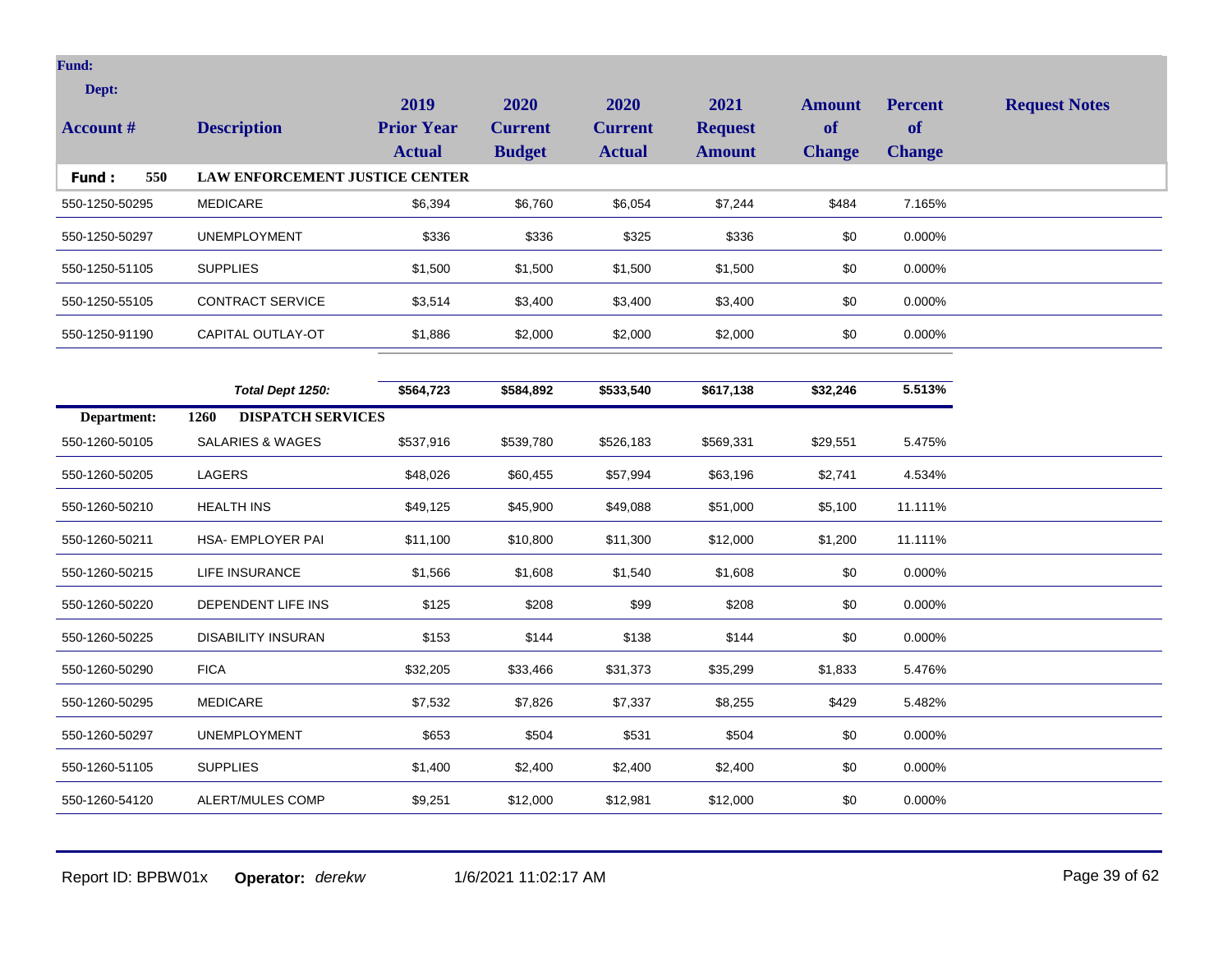**Fund:**

**Dept:**

| Account # | Description | 2019 Prior Year Actual | 2020 Current Budget | 2020 Current Actual | 2021 Request Amount | Amount of Change | Percent of Change | Request Notes |
|---|---|---|---|---|---|---|---|---|
| **Fund : 550** | **LAW ENFORCEMENT JUSTICE CENTER** | | | | | | | |
| 550-1250-50295 | MEDICARE | $6,394 | $6,760 | $6,054 | $7,244 | $484 | 7.165% | |
| 550-1250-50297 | UNEMPLOYMENT | $336 | $336 | $325 | $336 | $0 | 0.000% | |
| 550-1250-51105 | SUPPLIES | $1,500 | $1,500 | $1,500 | $1,500 | $0 | 0.000% | |
| 550-1250-55105 | CONTRACT SERVICE | $3,514 | $3,400 | $3,400 | $3,400 | $0 | 0.000% | |
| 550-1250-91190 | CAPITAL OUTLAY-OT | $1,886 | $2,000 | $2,000 | $2,000 | $0 | 0.000% | |
| | ***Total Dept 1250:*** | **$564,723** | **$584,892** | **$533,540** | **$617,138** | **$32,246** | **5.513%** | |
| **Department:** | **1260 DISPATCH SERVICES** | | | | | | | |
| 550-1260-50105 | SALARIES & WAGES | $537,916 | $539,780 | $526,183 | $569,331 | $29,551 | 5.475% | |
| 550-1260-50205 | LAGERS | $48,026 | $60,455 | $57,994 | $63,196 | $2,741 | 4.534% | |
| 550-1260-50210 | HEALTH INS | $49,125 | $45,900 | $49,088 | $51,000 | $5,100 | 11.111% | |
| 550-1260-50211 | HSA- EMPLOYER PAI | $11,100 | $10,800 | $11,300 | $12,000 | $1,200 | 11.111% | |
| 550-1260-50215 | LIFE INSURANCE | $1,566 | $1,608 | $1,540 | $1,608 | $0 | 0.000% | |
| 550-1260-50220 | DEPENDENT LIFE INS | $125 | $208 | $99 | $208 | $0 | 0.000% | |
| 550-1260-50225 | DISABILITY INSURAN | $153 | $144 | $138 | $144 | $0 | 0.000% | |
| 550-1260-50290 | FICA | $32,205 | $33,466 | $31,373 | $35,299 | $1,833 | 5.476% | |
| 550-1260-50295 | MEDICARE | $7,532 | $7,826 | $7,337 | $8,255 | $429 | 5.482% | |
| 550-1260-50297 | UNEMPLOYMENT | $653 | $504 | $531 | $504 | $0 | 0.000% | |
| 550-1260-51105 | SUPPLIES | $1,400 | $2,400 | $2,400 | $2,400 | $0 | 0.000% | |
| 550-1260-54120 | ALERT/MULES COMP | $9,251 | $12,000 | $12,981 | $12,000 | $0 | 0.000% | |

Report ID: BPBW01x **Operator:** *derekw* 1/6/2021 11:02:17 AM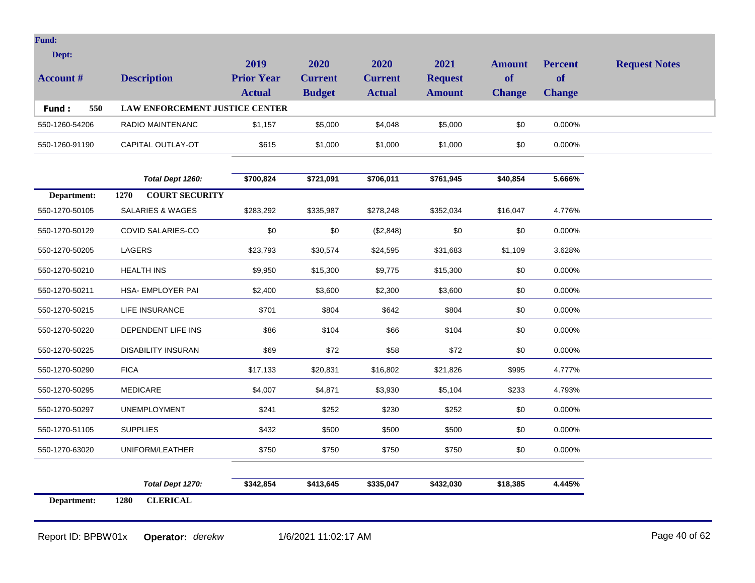| Account # | Description | 2019 Prior Year Actual | 2020 Current Budget | 2020 Current Actual | 2021 Request Amount | Amount of Change | Percent of Change | Request Notes |
|---|---|---|---|---|---|---|---|---|
| **Fund: 550** | **LAW ENFORCEMENT JUSTICE CENTER** | | | | | | | |
| 550-1260-54206 | RADIO MAINTENANC | $1,157 | $5,000 | $4,048 | $5,000 | $0 | 0.000% | |
| 550-1260-91190 | CAPITAL OUTLAY-OT | $615 | $1,000 | $1,000 | $1,000 | $0 | 0.000% | |
| | ***Total Dept 1260:*** | **$700,824** | **$721,091** | **$706,011** | **$761,945** | **$40,854** | **5.666%** | |
| **Department:** | **1270 COURT SECURITY** | | | | | | | |
| 550-1270-50105 | SALARIES & WAGES | $283,292 | $335,987 | $278,248 | $352,034 | $16,047 | 4.776% | |
| 550-1270-50129 | COVID SALARIES-CO | $0 | $0 | ($2,848) | $0 | $0 | 0.000% | |
| 550-1270-50205 | LAGERS | $23,793 | $30,574 | $24,595 | $31,683 | $1,109 | 3.628% | |
| 550-1270-50210 | HEALTH INS | $9,950 | $15,300 | $9,775 | $15,300 | $0 | 0.000% | |
| 550-1270-50211 | HSA- EMPLOYER PAI | $2,400 | $3,600 | $2,300 | $3,600 | $0 | 0.000% | |
| 550-1270-50215 | LIFE INSURANCE | $701 | $804 | $642 | $804 | $0 | 0.000% | |
| 550-1270-50220 | DEPENDENT LIFE INS | $86 | $104 | $66 | $104 | $0 | 0.000% | |
| 550-1270-50225 | DISABILITY INSURAN | $69 | $72 | $58 | $72 | $0 | 0.000% | |
| 550-1270-50290 | FICA | $17,133 | $20,831 | $16,802 | $21,826 | $995 | 4.777% | |
| 550-1270-50295 | MEDICARE | $4,007 | $4,871 | $3,930 | $5,104 | $233 | 4.793% | |
| 550-1270-50297 | UNEMPLOYMENT | $241 | $252 | $230 | $252 | $0 | 0.000% | |
| 550-1270-51105 | SUPPLIES | $432 | $500 | $500 | $500 | $0 | 0.000% | |
| 550-1270-63020 | UNIFORM/LEATHER | $750 | $750 | $750 | $750 | $0 | 0.000% | |
| | ***Total Dept 1270:*** | **$342,854** | **$413,645** | **$335,047** | **$432,030** | **$18,385** | **4.445%** | |
| **Department:** | **1280 CLERICAL** | | | | | | | |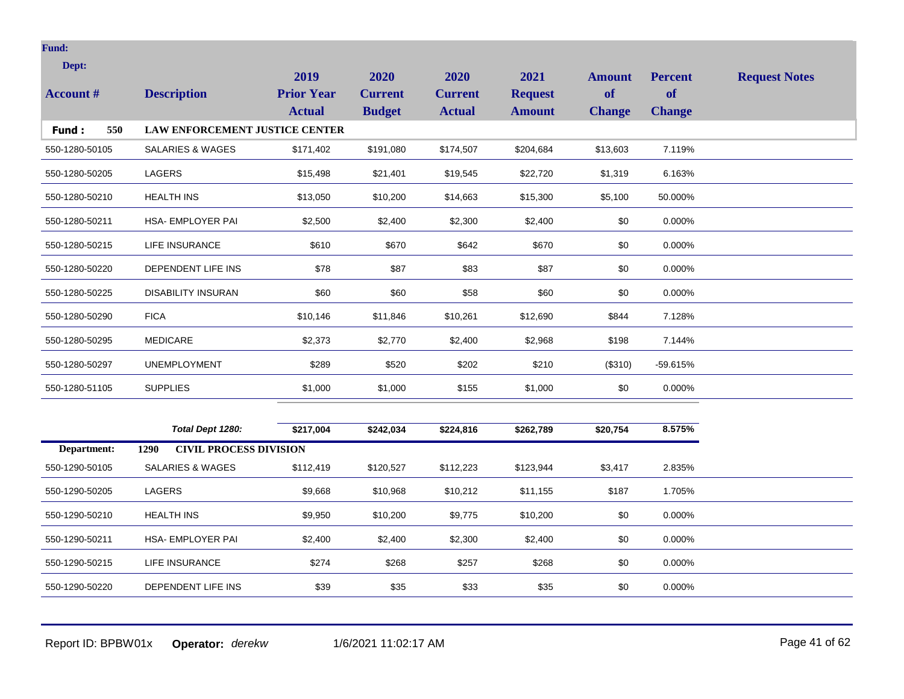**Fund:**

**Dept:**

| Account # | Description | 2019 Prior Year Actual | 2020 Current Budget | 2020 Current Actual | 2021 Request Amount | Amount of Change | Percent of Change | Request Notes |
|---|---|---|---|---|---|---|---|---|
| **Fund : 550** | **LAW ENFORCEMENT JUSTICE CENTER** | | | | | | | |
| 550-1280-50105 | SALARIES & WAGES | $171,402 | $191,080 | $174,507 | $204,684 | $13,603 | 7.119% | |
| 550-1280-50205 | LAGERS | $15,498 | $21,401 | $19,545 | $22,720 | $1,319 | 6.163% | |
| 550-1280-50210 | HEALTH INS | $13,050 | $10,200 | $14,663 | $15,300 | $5,100 | 50.000% | |
| 550-1280-50211 | HSA- EMPLOYER PAI | $2,500 | $2,400 | $2,300 | $2,400 | $0 | 0.000% | |
| 550-1280-50215 | LIFE INSURANCE | $610 | $670 | $642 | $670 | $0 | 0.000% | |
| 550-1280-50220 | DEPENDENT LIFE INS | $78 | $87 | $83 | $87 | $0 | 0.000% | |
| 550-1280-50225 | DISABILITY INSURAN | $60 | $60 | $58 | $60 | $0 | 0.000% | |
| 550-1280-50290 | FICA | $10,146 | $11,846 | $10,261 | $12,690 | $844 | 7.128% | |
| 550-1280-50295 | MEDICARE | $2,373 | $2,770 | $2,400 | $2,968 | $198 | 7.144% | |
| 550-1280-50297 | UNEMPLOYMENT | $289 | $520 | $202 | $210 | ($310) | -59.615% | |
| 550-1280-51105 | SUPPLIES | $1,000 | $1,000 | $155 | $1,000 | $0 | 0.000% | |
| | ***Total Dept 1280:*** | **$217,004** | **$242,034** | **$224,816** | **$262,789** | **$20,754** | **8.575%** | |
| **Department:** | **1290 CIVIL PROCESS DIVISION** | | | | | | | |
| 550-1290-50105 | SALARIES & WAGES | $112,419 | $120,527 | $112,223 | $123,944 | $3,417 | 2.835% | |
| 550-1290-50205 | LAGERS | $9,668 | $10,968 | $10,212 | $11,155 | $187 | 1.705% | |
| 550-1290-50210 | HEALTH INS | $9,950 | $10,200 | $9,775 | $10,200 | $0 | 0.000% | |
| 550-1290-50211 | HSA- EMPLOYER PAI | $2,400 | $2,400 | $2,300 | $2,400 | $0 | 0.000% | |
| 550-1290-50215 | LIFE INSURANCE | $274 | $268 | $257 | $268 | $0 | 0.000% | |
| 550-1290-50220 | DEPENDENT LIFE INS | $39 | $35 | $33 | $35 | $0 | 0.000% | |

Report ID: BPBW01x **Operator:** *derekw* 1/6/2021 11:02:17 AM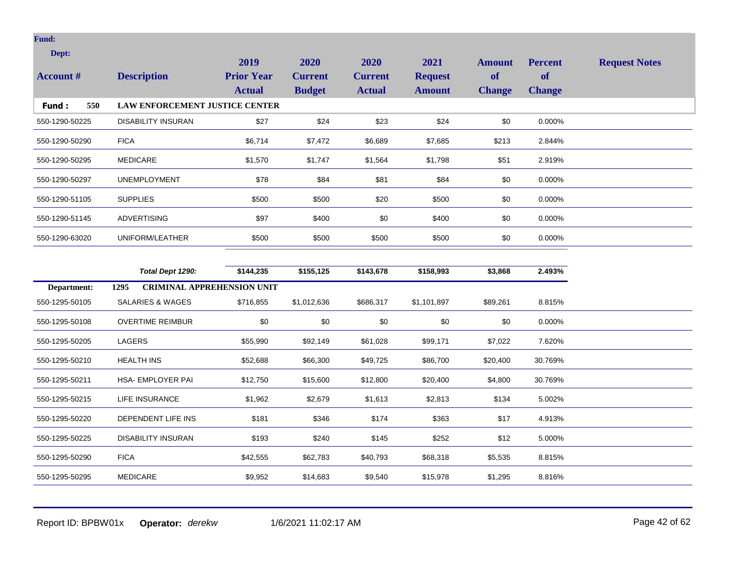**Fund:**

**Dept:**

| Account # | Description | 2019 Prior Year Actual | 2020 Current Budget | 2020 Current Actual | 2021 Request Amount | Amount of Change | Percent of Change | Request Notes |
|---|---|---|---|---|---|---|---|---|
| **Fund : 550** | **LAW ENFORCEMENT JUSTICE CENTER** | | | | | | | |
| 550-1290-50225 | DISABILITY INSURAN | $27 | $24 | $23 | $24 | $0 | 0.000% | |
| 550-1290-50290 | FICA | $6,714 | $7,472 | $6,689 | $7,685 | $213 | 2.844% | |
| 550-1290-50295 | MEDICARE | $1,570 | $1,747 | $1,564 | $1,798 | $51 | 2.919% | |
| 550-1290-50297 | UNEMPLOYMENT | $78 | $84 | $81 | $84 | $0 | 0.000% | |
| 550-1290-51105 | SUPPLIES | $500 | $500 | $20 | $500 | $0 | 0.000% | |
| 550-1290-51145 | ADVERTISING | $97 | $400 | $0 | $400 | $0 | 0.000% | |
| 550-1290-63020 | UNIFORM/LEATHER | $500 | $500 | $500 | $500 | $0 | 0.000% | |
| | ***Total Dept 1290:*** | **$144,235** | **$155,125** | **$143,678** | **$158,993** | **$3,868** | **2.493%** | |
| **Department:** | **1295 CRIMINAL APPREHENSION UNIT** | | | | | | | |
| 550-1295-50105 | SALARIES & WAGES | $716,855 | $1,012,636 | $686,317 | $1,101,897 | $89,261 | 8.815% | |
| 550-1295-50108 | OVERTIME REIMBUR | $0 | $0 | $0 | $0 | $0 | 0.000% | |
| 550-1295-50205 | LAGERS | $55,990 | $92,149 | $61,028 | $99,171 | $7,022 | 7.620% | |
| 550-1295-50210 | HEALTH INS | $52,688 | $66,300 | $49,725 | $86,700 | $20,400 | 30.769% | |
| 550-1295-50211 | HSA- EMPLOYER PAI | $12,750 | $15,600 | $12,800 | $20,400 | $4,800 | 30.769% | |
| 550-1295-50215 | LIFE INSURANCE | $1,962 | $2,679 | $1,613 | $2,813 | $134 | 5.002% | |
| 550-1295-50220 | DEPENDENT LIFE INS | $181 | $346 | $174 | $363 | $17 | 4.913% | |
| 550-1295-50225 | DISABILITY INSURAN | $193 | $240 | $145 | $252 | $12 | 5.000% | |
| 550-1295-50290 | FICA | $42,555 | $62,783 | $40,793 | $68,318 | $5,535 | 8.815% | |
| 550-1295-50295 | MEDICARE | $9,952 | $14,683 | $9,540 | $15,978 | $1,295 | 8.816% | |

Report ID: BPBW01x **Operator:** *derekw* 1/6/2021 11:02:17 AM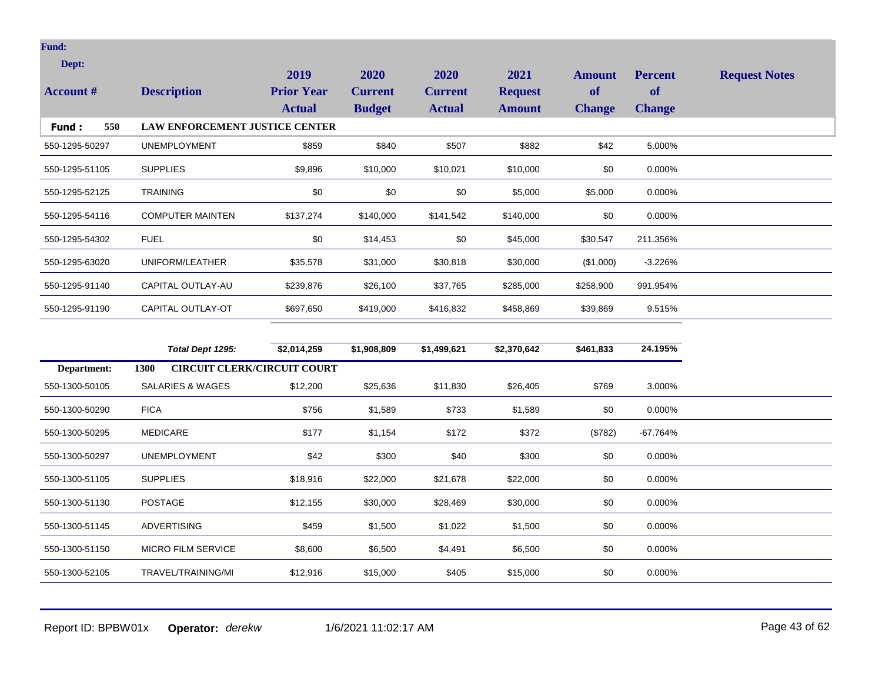**Fund:**

**Dept:**

| Account # | Description | 2019 Prior Year Actual | 2020 Current Budget | 2020 Current Actual | 2021 Request Amount | Amount of Change | Percent of Change | Request Notes |
|---|---|---|---|---|---|---|---|---|
| **Fund : 550** | **LAW ENFORCEMENT JUSTICE CENTER** | | | | | | | |
| 550-1295-50297 | UNEMPLOYMENT | $859 | $840 | $507 | $882 | $42 | 5.000% | |
| 550-1295-51105 | SUPPLIES | $9,896 | $10,000 | $10,021 | $10,000 | $0 | 0.000% | |
| 550-1295-52125 | TRAINING | $0 | $0 | $0 | $5,000 | $5,000 | 0.000% | |
| 550-1295-54116 | COMPUTER MAINTEN | $137,274 | $140,000 | $141,542 | $140,000 | $0 | 0.000% | |
| 550-1295-54302 | FUEL | $0 | $14,453 | $0 | $45,000 | $30,547 | 211.356% | |
| 550-1295-63020 | UNIFORM/LEATHER | $35,578 | $31,000 | $30,818 | $30,000 | ($1,000) | -3.226% | |
| 550-1295-91140 | CAPITAL OUTLAY-AU | $239,876 | $26,100 | $37,765 | $285,000 | $258,900 | 991.954% | |
| 550-1295-91190 | CAPITAL OUTLAY-OT | $697,650 | $419,000 | $416,832 | $458,869 | $39,869 | 9.515% | |
| | ***Total Dept 1295:*** | **$2,014,259** | **$1,908,809** | **$1,499,621** | **$2,370,642** | **$461,833** | **24.195%** | |
| **Department: 1300** | **CIRCUIT CLERK/CIRCUIT COURT** | | | | | | | |
| 550-1300-50105 | SALARIES & WAGES | $12,200 | $25,636 | $11,830 | $26,405 | $769 | 3.000% | |
| 550-1300-50290 | FICA | $756 | $1,589 | $733 | $1,589 | $0 | 0.000% | |
| 550-1300-50295 | MEDICARE | $177 | $1,154 | $172 | $372 | ($782) | -67.764% | |
| 550-1300-50297 | UNEMPLOYMENT | $42 | $300 | $40 | $300 | $0 | 0.000% | |
| 550-1300-51105 | SUPPLIES | $18,916 | $22,000 | $21,678 | $22,000 | $0 | 0.000% | |
| 550-1300-51130 | POSTAGE | $12,155 | $30,000 | $28,469 | $30,000 | $0 | 0.000% | |
| 550-1300-51145 | ADVERTISING | $459 | $1,500 | $1,022 | $1,500 | $0 | 0.000% | |
| 550-1300-51150 | MICRO FILM SERVICE | $8,600 | $6,500 | $4,491 | $6,500 | $0 | 0.000% | |
| 550-1300-52105 | TRAVEL/TRAINING/MI | $12,916 | $15,000 | $405 | $15,000 | $0 | 0.000% | |

Report ID: BPBW01x **Operator:** *derekw* 1/6/2021 11:02:17 AM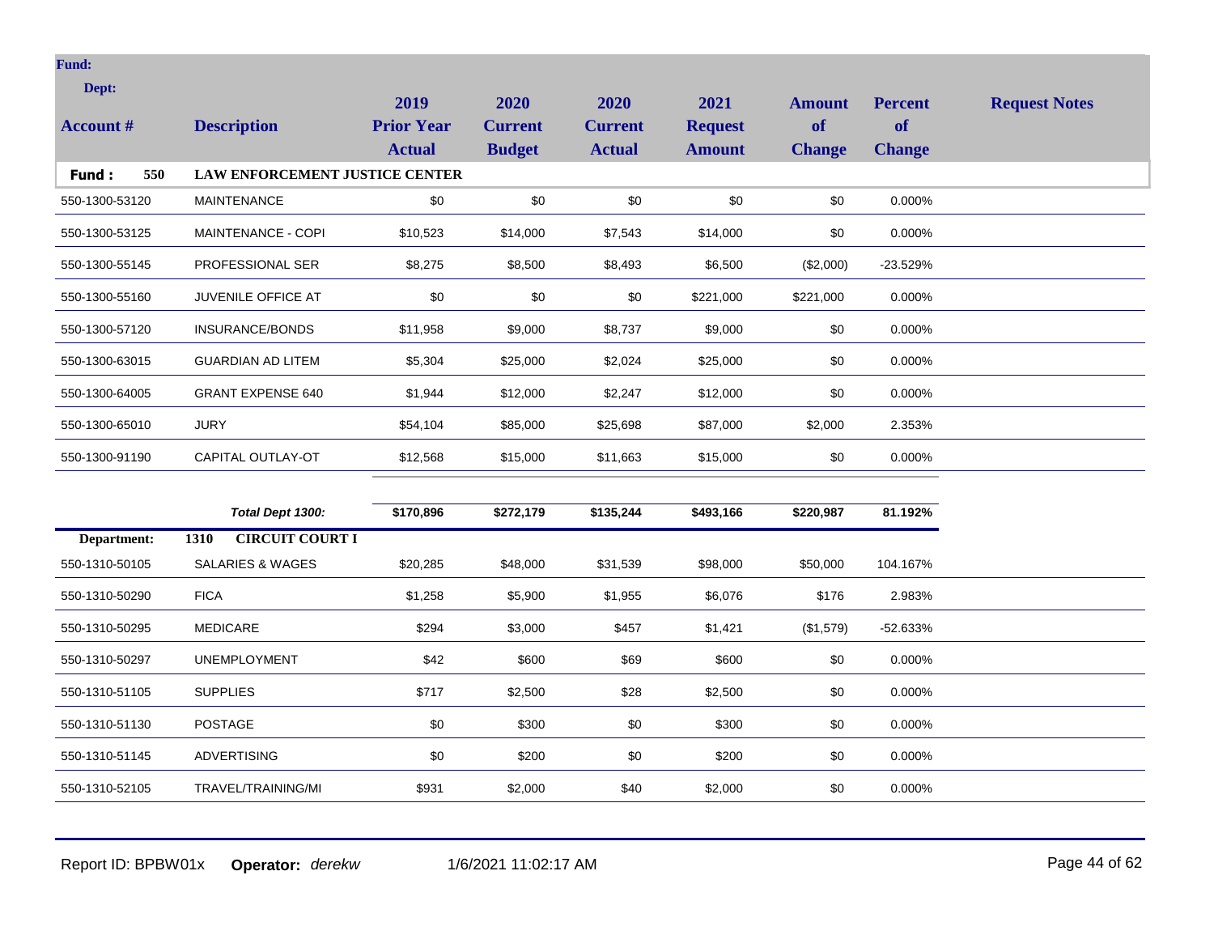| Account # | Description | 2019 Prior Year Actual | 2020 Current Budget | 2020 Current Actual | 2021 Request Amount | Amount of Change | Percent of Change | Request Notes |
|---|---|---|---|---|---|---|---|---|
| **Fund : 550** | **LAW ENFORCEMENT JUSTICE CENTER** | | | | | | | |
| 550-1300-53120 | MAINTENANCE | $0 | $0 | $0 | $0 | $0 | 0.000% | |
| 550-1300-53125 | MAINTENANCE - COPI | $10,523 | $14,000 | $7,543 | $14,000 | $0 | 0.000% | |
| 550-1300-55145 | PROFESSIONAL SER | $8,275 | $8,500 | $8,493 | $6,500 | ($2,000) | -23.529% | |
| 550-1300-55160 | JUVENILE OFFICE AT | $0 | $0 | $0 | $221,000 | $221,000 | 0.000% | |
| 550-1300-57120 | INSURANCE/BONDS | $11,958 | $9,000 | $8,737 | $9,000 | $0 | 0.000% | |
| 550-1300-63015 | GUARDIAN AD LITEM | $5,304 | $25,000 | $2,024 | $25,000 | $0 | 0.000% | |
| 550-1300-64005 | GRANT EXPENSE 640 | $1,944 | $12,000 | $2,247 | $12,000 | $0 | 0.000% | |
| 550-1300-65010 | JURY | $54,104 | $85,000 | $25,698 | $87,000 | $2,000 | 2.353% | |
| 550-1300-91190 | CAPITAL OUTLAY-OT | $12,568 | $15,000 | $11,663 | $15,000 | $0 | 0.000% | |
| | ***Total Dept 1300:*** | **$170,896** | **$272,179** | **$135,244** | **$493,166** | **$220,987** | **81.192%** | |
| **Department:** | **1310 CIRCUIT COURT I** | | | | | | | |
| 550-1310-50105 | SALARIES & WAGES | $20,285 | $48,000 | $31,539 | $98,000 | $50,000 | 104.167% | |
| 550-1310-50290 | FICA | $1,258 | $5,900 | $1,955 | $6,076 | $176 | 2.983% | |
| 550-1310-50295 | MEDICARE | $294 | $3,000 | $457 | $1,421 | ($1,579) | -52.633% | |
| 550-1310-50297 | UNEMPLOYMENT | $42 | $600 | $69 | $600 | $0 | 0.000% | |
| 550-1310-51105 | SUPPLIES | $717 | $2,500 | $28 | $2,500 | $0 | 0.000% | |
| 550-1310-51130 | POSTAGE | $0 | $300 | $0 | $300 | $0 | 0.000% | |
| 550-1310-51145 | ADVERTISING | $0 | $200 | $0 | $200 | $0 | 0.000% | |
| 550-1310-52105 | TRAVEL/TRAINING/MI | $931 | $2,000 | $40 | $2,000 | $0 | 0.000% | |

Report ID: BPBW01x **Operator:** *derekw* 1/6/2021 11:02:17 AM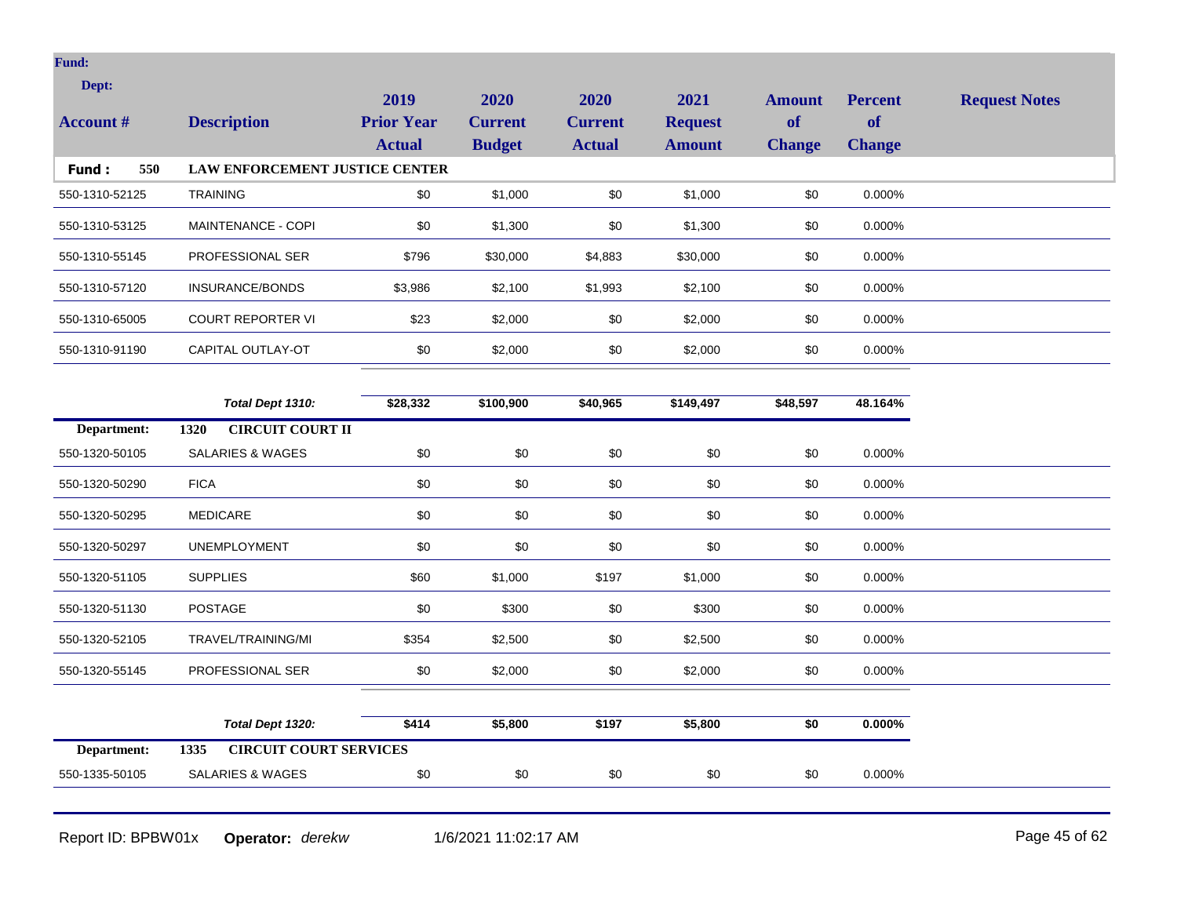| Account # | Description | 2019 Prior Year Actual | 2020 Current Budget | 2020 Current Actual | 2021 Request Amount | Amount of Change | Percent of Change | Request Notes |
|---|---|---|---|---|---|---|---|---|
| **Fund : 550** | **LAW ENFORCEMENT JUSTICE CENTER** | | | | | | | |
| 550-1310-52125 | TRAINING | $0 | $1,000 | $0 | $1,000 | $0 | 0.000% | |
| 550-1310-53125 | MAINTENANCE - COPI | $0 | $1,300 | $0 | $1,300 | $0 | 0.000% | |
| 550-1310-55145 | PROFESSIONAL SER | $796 | $30,000 | $4,883 | $30,000 | $0 | 0.000% | |
| 550-1310-57120 | INSURANCE/BONDS | $3,986 | $2,100 | $1,993 | $2,100 | $0 | 0.000% | |
| 550-1310-65005 | COURT REPORTER VI | $23 | $2,000 | $0 | $2,000 | $0 | 0.000% | |
| 550-1310-91190 | CAPITAL OUTLAY-OT | $0 | $2,000 | $0 | $2,000 | $0 | 0.000% | |
| | ***Total Dept 1310:*** | **$28,332** | **$100,900** | **$40,965** | **$149,497** | **$48,597** | **48.164%** | |
| **Department:** | **1320 CIRCUIT COURT II** | | | | | | | |
| 550-1320-50105 | SALARIES & WAGES | $0 | $0 | $0 | $0 | $0 | 0.000% | |
| 550-1320-50290 | FICA | $0 | $0 | $0 | $0 | $0 | 0.000% | |
| 550-1320-50295 | MEDICARE | $0 | $0 | $0 | $0 | $0 | 0.000% | |
| 550-1320-50297 | UNEMPLOYMENT | $0 | $0 | $0 | $0 | $0 | 0.000% | |
| 550-1320-51105 | SUPPLIES | $60 | $1,000 | $197 | $1,000 | $0 | 0.000% | |
| 550-1320-51130 | POSTAGE | $0 | $300 | $0 | $300 | $0 | 0.000% | |
| 550-1320-52105 | TRAVEL/TRAINING/MI | $354 | $2,500 | $0 | $2,500 | $0 | 0.000% | |
| 550-1320-55145 | PROFESSIONAL SER | $0 | $2,000 | $0 | $2,000 | $0 | 0.000% | |
| | ***Total Dept 1320:*** | **$414** | **$5,800** | **$197** | **$5,800** | **$0** | **0.000%** | |
| **Department:** | **1335 CIRCUIT COURT SERVICES** | | | | | | | |
| 550-1335-50105 | SALARIES & WAGES | $0 | $0 | $0 | $0 | $0 | 0.000% | |

Report ID: BPBW01x **Operator:** *derekw* 1/6/2021 11:02:17 AM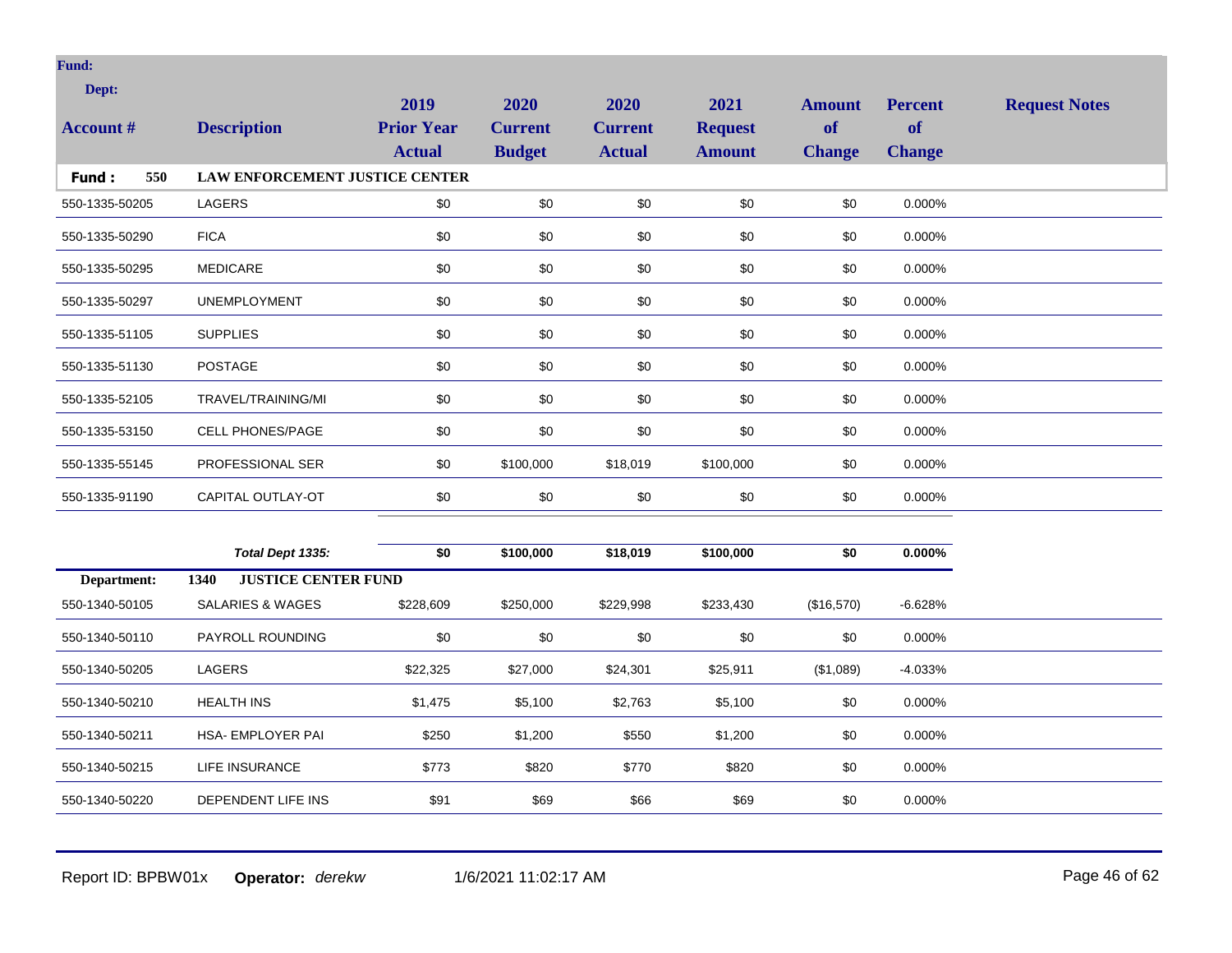**Fund:**

**Dept:**

| Account # | Description | 2019 Prior Year Actual | 2020 Current Budget | 2020 Current Actual | 2021 Request Amount | Amount of Change | Percent of Change | Request Notes |
|---|---|---|---|---|---|---|---|---|
| **Fund : 550** | **LAW ENFORCEMENT JUSTICE CENTER** | | | | | | | |
| 550-1335-50205 | LAGERS | $0 | $0 | $0 | $0 | $0 | 0.000% | |
| 550-1335-50290 | FICA | $0 | $0 | $0 | $0 | $0 | 0.000% | |
| 550-1335-50295 | MEDICARE | $0 | $0 | $0 | $0 | $0 | 0.000% | |
| 550-1335-50297 | UNEMPLOYMENT | $0 | $0 | $0 | $0 | $0 | 0.000% | |
| 550-1335-51105 | SUPPLIES | $0 | $0 | $0 | $0 | $0 | 0.000% | |
| 550-1335-51130 | POSTAGE | $0 | $0 | $0 | $0 | $0 | 0.000% | |
| 550-1335-52105 | TRAVEL/TRAINING/MI | $0 | $0 | $0 | $0 | $0 | 0.000% | |
| 550-1335-53150 | CELL PHONES/PAGE | $0 | $0 | $0 | $0 | $0 | 0.000% | |
| 550-1335-55145 | PROFESSIONAL SER | $0 | $100,000 | $18,019 | $100,000 | $0 | 0.000% | |
| 550-1335-91190 | CAPITAL OUTLAY-OT | $0 | $0 | $0 | $0 | $0 | 0.000% | |
| | ***Total Dept 1335:*** | **$0** | **$100,000** | **$18,019** | **$100,000** | **$0** | **0.000%** | |
| **Department:** | **1340 JUSTICE CENTER FUND** | | | | | | | |
| 550-1340-50105 | SALARIES & WAGES | $228,609 | $250,000 | $229,998 | $233,430 | ($16,570) | -6.628% | |
| 550-1340-50110 | PAYROLL ROUNDING | $0 | $0 | $0 | $0 | $0 | 0.000% | |
| 550-1340-50205 | LAGERS | $22,325 | $27,000 | $24,301 | $25,911 | ($1,089) | -4.033% | |
| 550-1340-50210 | HEALTH INS | $1,475 | $5,100 | $2,763 | $5,100 | $0 | 0.000% | |
| 550-1340-50211 | HSA- EMPLOYER PAI | $250 | $1,200 | $550 | $1,200 | $0 | 0.000% | |
| 550-1340-50215 | LIFE INSURANCE | $773 | $820 | $770 | $820 | $0 | 0.000% | |
| 550-1340-50220 | DEPENDENT LIFE INS | $91 | $69 | $66 | $69 | $0 | 0.000% | |

Report ID: BPBW01x **Operator:** *derekw* 1/6/2021 11:02:17 AM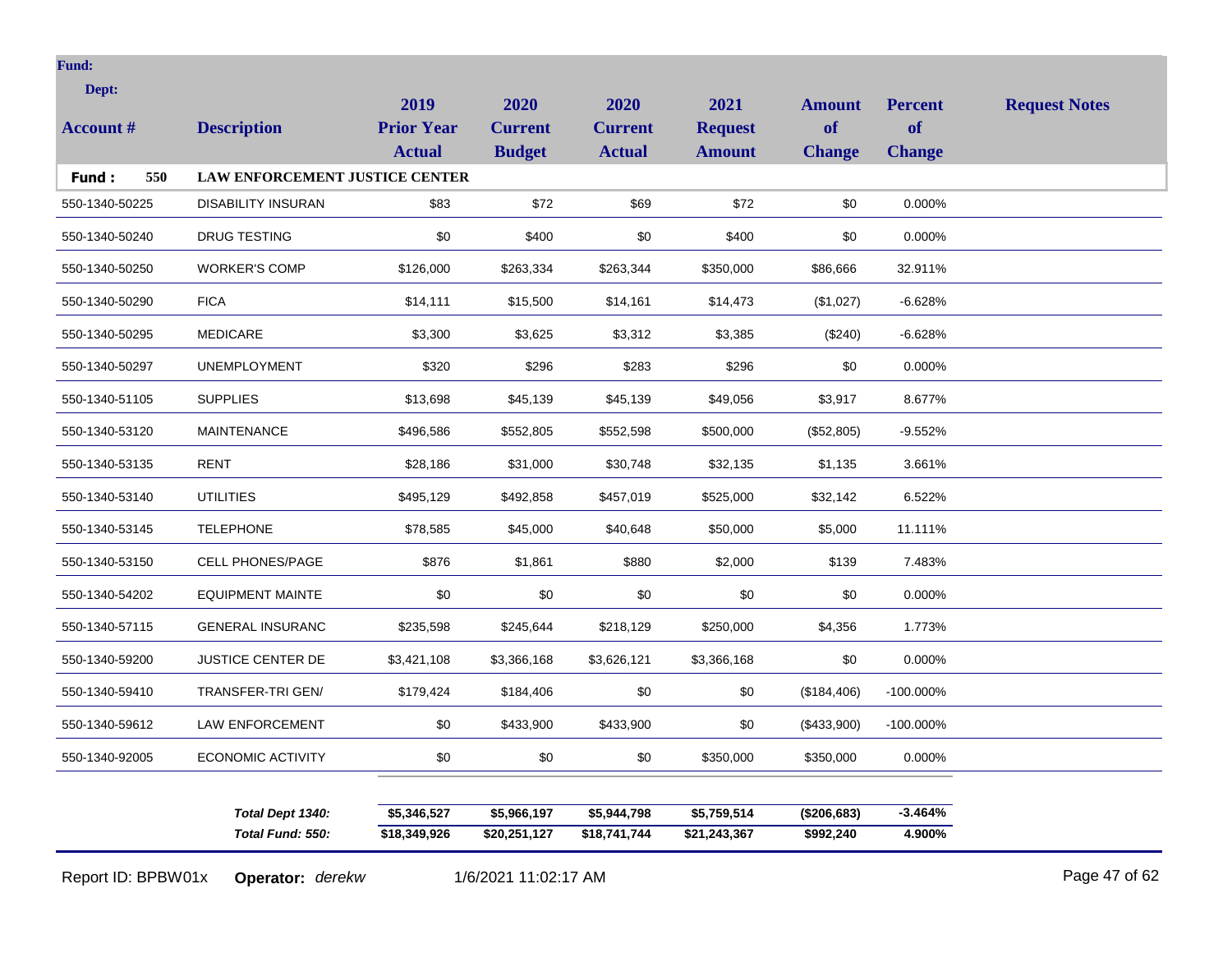**Fund:**

**Dept:**

| Account # | Description | 2019 Prior Year Actual | 2020 Current Budget | 2020 Current Actual | 2021 Request Amount | Amount of Change | Percent of Change | Request Notes |
|---|---|---|---|---|---|---|---|---|
| **Fund : 550** | **LAW ENFORCEMENT JUSTICE CENTER** | | | | | | | |
| 550-1340-50225 | DISABILITY INSURAN | $83 | $72 | $69 | $72 | $0 | 0.000% | |
| 550-1340-50240 | DRUG TESTING | $0 | $400 | $0 | $400 | $0 | 0.000% | |
| 550-1340-50250 | WORKER'S COMP | $126,000 | $263,334 | $263,344 | $350,000 | $86,666 | 32.911% | |
| 550-1340-50290 | FICA | $14,111 | $15,500 | $14,161 | $14,473 | ($1,027) | -6.628% | |
| 550-1340-50295 | MEDICARE | $3,300 | $3,625 | $3,312 | $3,385 | ($240) | -6.628% | |
| 550-1340-50297 | UNEMPLOYMENT | $320 | $296 | $283 | $296 | $0 | 0.000% | |
| 550-1340-51105 | SUPPLIES | $13,698 | $45,139 | $45,139 | $49,056 | $3,917 | 8.677% | |
| 550-1340-53120 | MAINTENANCE | $496,586 | $552,805 | $552,598 | $500,000 | ($52,805) | -9.552% | |
| 550-1340-53135 | RENT | $28,186 | $31,000 | $30,748 | $32,135 | $1,135 | 3.661% | |
| 550-1340-53140 | UTILITIES | $495,129 | $492,858 | $457,019 | $525,000 | $32,142 | 6.522% | |
| 550-1340-53145 | TELEPHONE | $78,585 | $45,000 | $40,648 | $50,000 | $5,000 | 11.111% | |
| 550-1340-53150 | CELL PHONES/PAGE | $876 | $1,861 | $880 | $2,000 | $139 | 7.483% | |
| 550-1340-54202 | EQUIPMENT MAINTE | $0 | $0 | $0 | $0 | $0 | 0.000% | |
| 550-1340-57115 | GENERAL INSURANC | $235,598 | $245,644 | $218,129 | $250,000 | $4,356 | 1.773% | |
| 550-1340-59200 | JUSTICE CENTER DE | $3,421,108 | $3,366,168 | $3,626,121 | $3,366,168 | $0 | 0.000% | |
| 550-1340-59410 | TRANSFER-TRI GEN/ | $179,424 | $184,406 | $0 | $0 | ($184,406) | -100.000% | |
| 550-1340-59612 | LAW ENFORCEMENT | $0 | $433,900 | $433,900 | $0 | ($433,900) | -100.000% | |
| 550-1340-92005 | ECONOMIC ACTIVITY | $0 | $0 | $0 | $350,000 | $350,000 | 0.000% | |
| | ***Total Dept 1340:*** | **$5,346,527** | **$5,966,197** | **$5,944,798** | **$5,759,514** | **($206,683)** | **-3.464%** | |
| | ***Total Fund: 550:*** | **$18,349,926** | **$20,251,127** | **$18,741,744** | **$21,243,367** | **$992,240** | **4.900%** | |

Report ID: BPBW01x **Operator:** *derekw* 1/6/2021 11:02:17 AM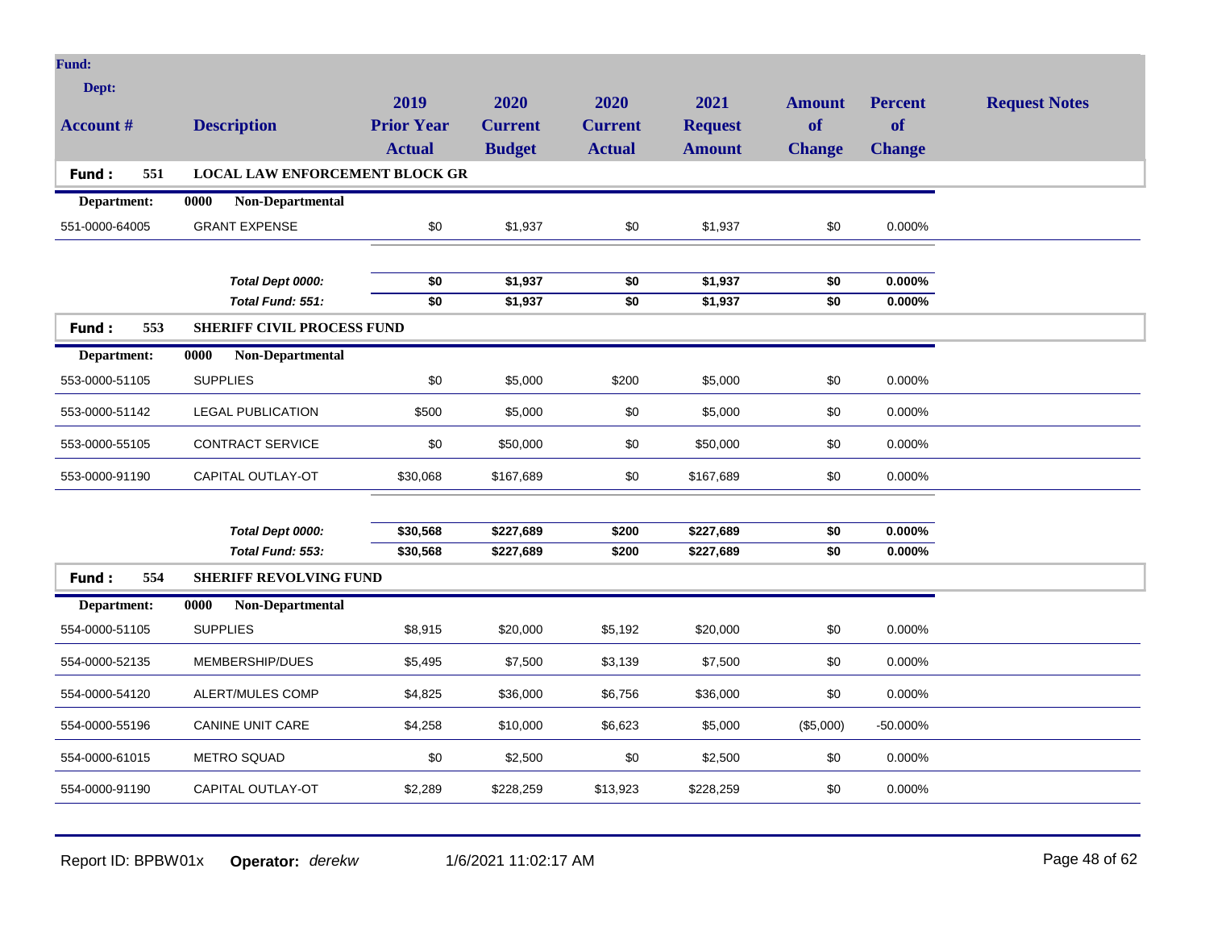| Account # | Description | 2019 Prior Year Actual | 2020 Current Budget | 2020 Current Actual | 2021 Request Amount | Amount of Change | Percent of Change | Request Notes |
|---|---|---|---|---|---|---|---|---|
| **Fund : 551** | **LOCAL LAW ENFORCEMENT BLOCK GR** | | | | | | | |
| **Department:** | **0000 Non-Departmental** | | | | | | | |
| 551-0000-64005 | GRANT EXPENSE | $0 | $1,937 | $0 | $1,937 | $0 | 0.000% | |
| | ***Total Dept 0000:*** | **$0** | **$1,937** | **$0** | **$1,937** | **$0** | **0.000%** | |
| | ***Total Fund: 551:*** | **$0** | **$1,937** | **$0** | **$1,937** | **$0** | **0.000%** | |
| **Fund : 553** | **SHERIFF CIVIL PROCESS FUND** | | | | | | | |
| **Department:** | **0000 Non-Departmental** | | | | | | | |
| 553-0000-51105 | SUPPLIES | $0 | $5,000 | $200 | $5,000 | $0 | 0.000% | |
| 553-0000-51142 | LEGAL PUBLICATION | $500 | $5,000 | $0 | $5,000 | $0 | 0.000% | |
| 553-0000-55105 | CONTRACT SERVICE | $0 | $50,000 | $0 | $50,000 | $0 | 0.000% | |
| 553-0000-91190 | CAPITAL OUTLAY-OT | $30,068 | $167,689 | $0 | $167,689 | $0 | 0.000% | |
| | ***Total Dept 0000:*** | **$30,568** | **$227,689** | **$200** | **$227,689** | **$0** | **0.000%** | |
| | ***Total Fund: 553:*** | **$30,568** | **$227,689** | **$200** | **$227,689** | **$0** | **0.000%** | |
| **Fund : 554** | **SHERIFF REVOLVING FUND** | | | | | | | |
| **Department:** | **0000 Non-Departmental** | | | | | | | |
| 554-0000-51105 | SUPPLIES | $8,915 | $20,000 | $5,192 | $20,000 | $0 | 0.000% | |
| 554-0000-52135 | MEMBERSHIP/DUES | $5,495 | $7,500 | $3,139 | $7,500 | $0 | 0.000% | |
| 554-0000-54120 | ALERT/MULES COMP | $4,825 | $36,000 | $6,756 | $36,000 | $0 | 0.000% | |
| 554-0000-55196 | CANINE UNIT CARE | $4,258 | $10,000 | $6,623 | $5,000 | ($5,000) | -50.000% | |
| 554-0000-61015 | METRO SQUAD | $0 | $2,500 | $0 | $2,500 | $0 | 0.000% | |
| 554-0000-91190 | CAPITAL OUTLAY-OT | $2,289 | $228,259 | $13,923 | $228,259 | $0 | 0.000% | |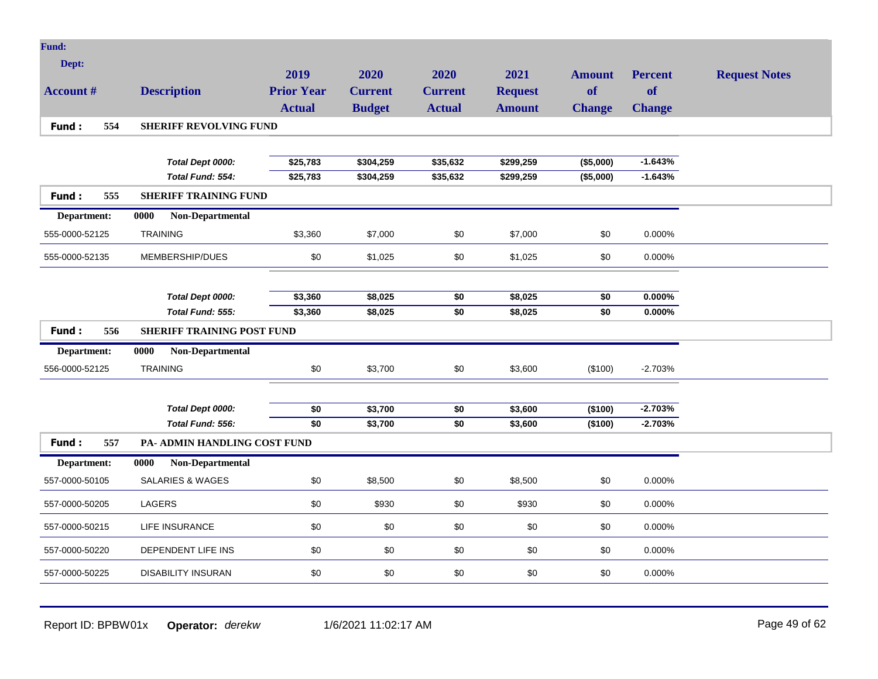| Account # | Description | 2019 Prior Year Actual | 2020 Current Budget | 2020 Current Actual | 2021 Request Amount | Amount of Change | Percent of Change | Request Notes |
|---|---|---|---|---|---|---|---|---|
| **Fund : 554** | **SHERIFF REVOLVING FUND** | | | | | | | |
| | ***Total Dept 0000:*** | **$25,783** | **$304,259** | **$35,632** | **$299,259** | **($5,000)** | **-1.643%** | |
| | ***Total Fund: 554:*** | **$25,783** | **$304,259** | **$35,632** | **$299,259** | **($5,000)** | **-1.643%** | |
| **Fund : 555** | **SHERIFF TRAINING FUND** | | | | | | | |
| **Department:** | **0000 Non-Departmental** | | | | | | | |
| 555-0000-52125 | TRAINING | $3,360 | $7,000 | $0 | $7,000 | $0 | 0.000% | |
| 555-0000-52135 | MEMBERSHIP/DUES | $0 | $1,025 | $0 | $1,025 | $0 | 0.000% | |
| | ***Total Dept 0000:*** | **$3,360** | **$8,025** | **$0** | **$8,025** | **$0** | **0.000%** | |
| | ***Total Fund: 555:*** | **$3,360** | **$8,025** | **$0** | **$8,025** | **$0** | **0.000%** | |
| **Fund : 556** | **SHERIFF TRAINING POST FUND** | | | | | | | |
| **Department:** | **0000 Non-Departmental** | | | | | | | |
| 556-0000-52125 | TRAINING | $0 | $3,700 | $0 | $3,600 | ($100) | -2.703% | |
| | ***Total Dept 0000:*** | **$0** | **$3,700** | **$0** | **$3,600** | **($100)** | **-2.703%** | |
| | ***Total Fund: 556:*** | **$0** | **$3,700** | **$0** | **$3,600** | **($100)** | **-2.703%** | |
| **Fund : 557** | **PA- ADMIN HANDLING COST FUND** | | | | | | | |
| **Department:** | **0000 Non-Departmental** | | | | | | | |
| 557-0000-50105 | SALARIES & WAGES | $0 | $8,500 | $0 | $8,500 | $0 | 0.000% | |
| 557-0000-50205 | LAGERS | $0 | $930 | $0 | $930 | $0 | 0.000% | |
| 557-0000-50215 | LIFE INSURANCE | $0 | $0 | $0 | $0 | $0 | 0.000% | |
| 557-0000-50220 | DEPENDENT LIFE INS | $0 | $0 | $0 | $0 | $0 | 0.000% | |
| 557-0000-50225 | DISABILITY INSURAN | $0 | $0 | $0 | $0 | $0 | 0.000% | |

Report ID: BPBW01x **Operator:** *derekw* 1/6/2021 11:02:17 AM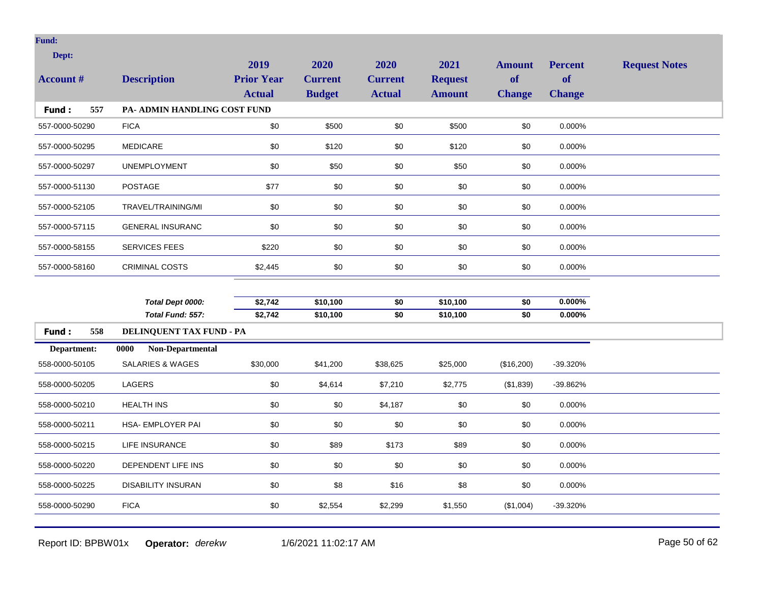**Fund:**

**Dept:**

| Account # | Description | 2019 Prior Year Actual | 2020 Current Budget | 2020 Current Actual | 2021 Request Amount | Amount of Change | Percent of Change | Request Notes |
|---|---|---|---|---|---|---|---|---|
| **Fund : 557** | **PA- ADMIN HANDLING COST FUND** | | | | | | | |
| 557-0000-50290 | FICA | $0 | $500 | $0 | $500 | $0 | 0.000% | |
| 557-0000-50295 | MEDICARE | $0 | $120 | $0 | $120 | $0 | 0.000% | |
| 557-0000-50297 | UNEMPLOYMENT | $0 | $50 | $0 | $50 | $0 | 0.000% | |
| 557-0000-51130 | POSTAGE | $77 | $0 | $0 | $0 | $0 | 0.000% | |
| 557-0000-52105 | TRAVEL/TRAINING/MI | $0 | $0 | $0 | $0 | $0 | 0.000% | |
| 557-0000-57115 | GENERAL INSURANC | $0 | $0 | $0 | $0 | $0 | 0.000% | |
| 557-0000-58155 | SERVICES FEES | $220 | $0 | $0 | $0 | $0 | 0.000% | |
| 557-0000-58160 | CRIMINAL COSTS | $2,445 | $0 | $0 | $0 | $0 | 0.000% | |
| | ***Total Dept 0000:*** | **$2,742** | **$10,100** | **$0** | **$10,100** | **$0** | **0.000%** | |
| | ***Total Fund: 557:*** | **$2,742** | **$10,100** | **$0** | **$10,100** | **$0** | **0.000%** | |
| **Fund : 558** | **DELINQUENT TAX FUND - PA** | | | | | | | |
| **Department:** | **0000 Non-Departmental** | | | | | | | |
| 558-0000-50105 | SALARIES & WAGES | $30,000 | $41,200 | $38,625 | $25,000 | ($16,200) | -39.320% | |
| 558-0000-50205 | LAGERS | $0 | $4,614 | $7,210 | $2,775 | ($1,839) | -39.862% | |
| 558-0000-50210 | HEALTH INS | $0 | $0 | $4,187 | $0 | $0 | 0.000% | |
| 558-0000-50211 | HSA- EMPLOYER PAI | $0 | $0 | $0 | $0 | $0 | 0.000% | |
| 558-0000-50215 | LIFE INSURANCE | $0 | $89 | $173 | $89 | $0 | 0.000% | |
| 558-0000-50220 | DEPENDENT LIFE INS | $0 | $0 | $0 | $0 | $0 | 0.000% | |
| 558-0000-50225 | DISABILITY INSURAN | $0 | $8 | $16 | $8 | $0 | 0.000% | |
| 558-0000-50290 | FICA | $0 | $2,554 | $2,299 | $1,550 | ($1,004) | -39.320% | |

Report ID: BPBW01x **Operator:** *derekw* 1/6/2021 11:02:17 AM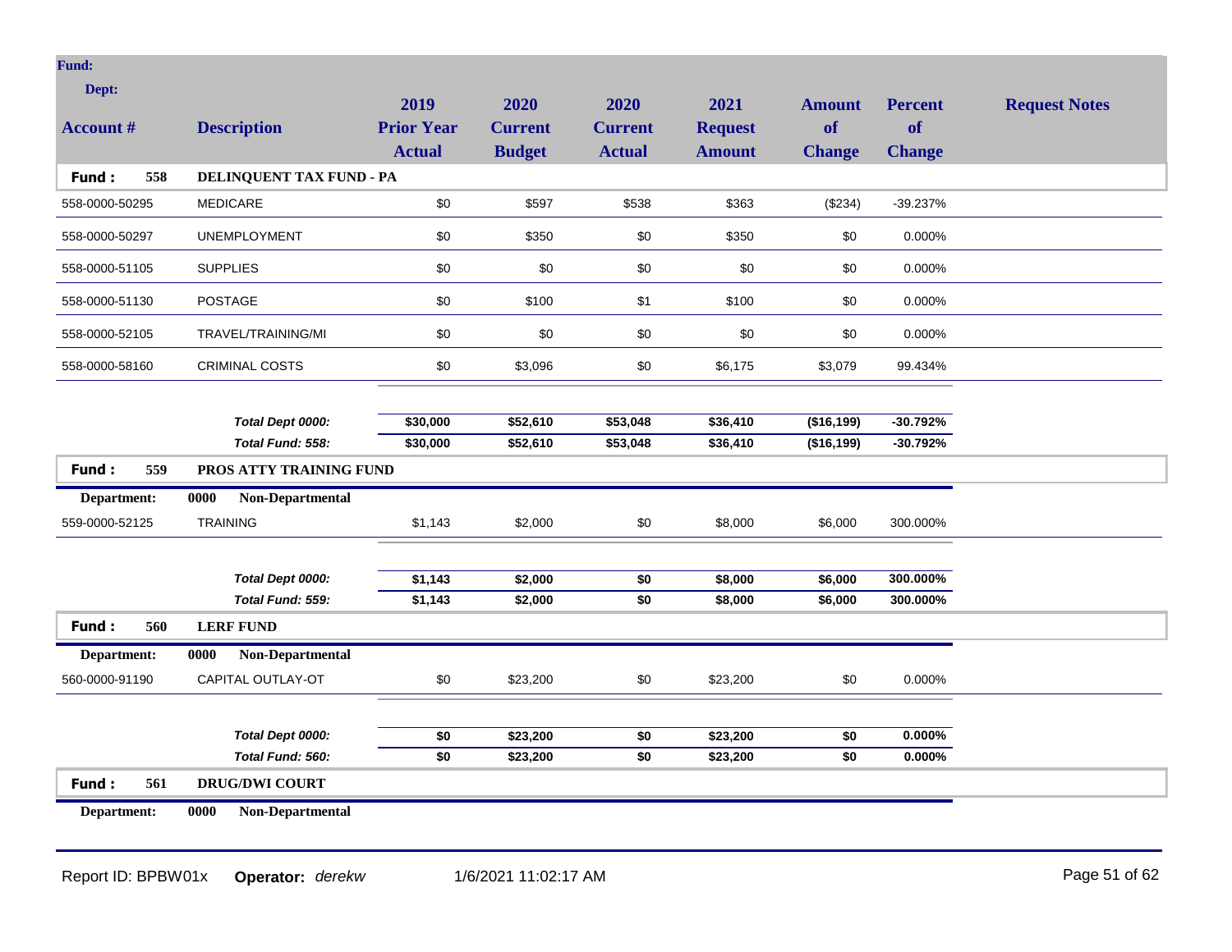| Account # | Description | 2019 Prior Year Actual | 2020 Current Budget | 2020 Current Actual | 2021 Request Amount | Amount of Change | Percent of Change | Request Notes |
|---|---|---|---|---|---|---|---|---|
| **Fund: 558** | **DELINQUENT TAX FUND - PA** | | | | | | | |
| 558-0000-50295 | MEDICARE | $0 | $597 | $538 | $363 | ($234) | -39.237% | |
| 558-0000-50297 | UNEMPLOYMENT | $0 | $350 | $0 | $350 | $0 | 0.000% | |
| 558-0000-51105 | SUPPLIES | $0 | $0 | $0 | $0 | $0 | 0.000% | |
| 558-0000-51130 | POSTAGE | $0 | $100 | $1 | $100 | $0 | 0.000% | |
| 558-0000-52105 | TRAVEL/TRAINING/MI | $0 | $0 | $0 | $0 | $0 | 0.000% | |
| 558-0000-58160 | CRIMINAL COSTS | $0 | $3,096 | $0 | $6,175 | $3,079 | 99.434% | |
| | ***Total Dept 0000:*** | **$30,000** | **$52,610** | **$53,048** | **$36,410** | **($16,199)** | **-30.792%** | |
| | ***Total Fund: 558:*** | **$30,000** | **$52,610** | **$53,048** | **$36,410** | **($16,199)** | **-30.792%** | |
| **Fund: 559** | **PROS ATTY TRAINING FUND** | | | | | | | |
| **Department:** | **0000 Non-Departmental** | | | | | | | |
| 559-0000-52125 | TRAINING | $1,143 | $2,000 | $0 | $8,000 | $6,000 | 300.000% | |
| | ***Total Dept 0000:*** | **$1,143** | **$2,000** | **$0** | **$8,000** | **$6,000** | **300.000%** | |
| | ***Total Fund: 559:*** | **$1,143** | **$2,000** | **$0** | **$8,000** | **$6,000** | **300.000%** | |
| **Fund: 560** | **LERF FUND** | | | | | | | |
| **Department:** | **0000 Non-Departmental** | | | | | | | |
| 560-0000-91190 | CAPITAL OUTLAY-OT | $0 | $23,200 | $0 | $23,200 | $0 | 0.000% | |
| | ***Total Dept 0000:*** | **$0** | **$23,200** | **$0** | **$23,200** | **$0** | **0.000%** | |
| | ***Total Fund: 560:*** | **$0** | **$23,200** | **$0** | **$23,200** | **$0** | **0.000%** | |
| **Fund: 561** | **DRUG/DWI COURT** | | | | | | | |
| **Department:** | **0000 Non-Departmental** | | | | | | | |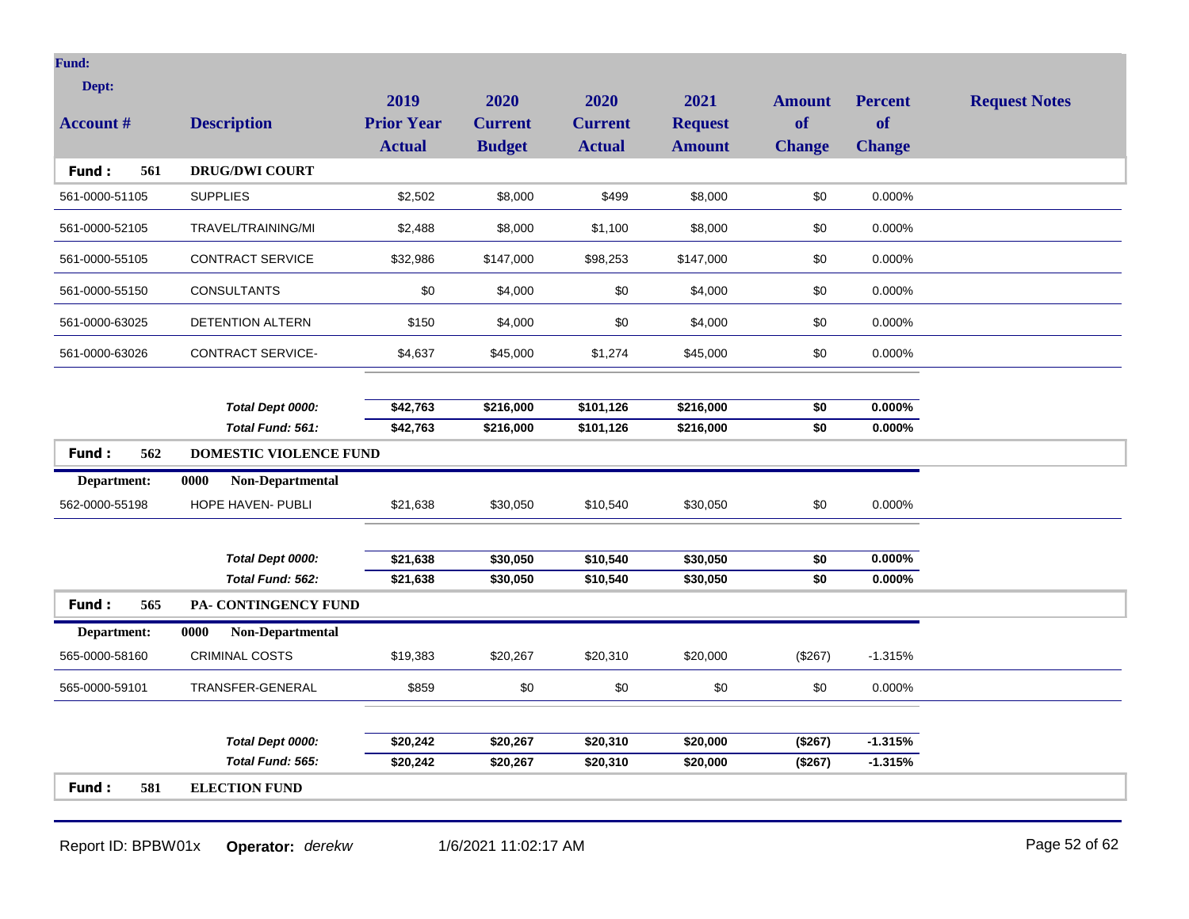| Account # | Description | 2019 Prior Year Actual | 2020 Current Budget | 2020 Current Actual | 2021 Request Amount | Amount of Change | Percent of Change | Request Notes |
|---|---|---|---|---|---|---|---|---|
| **Fund : 561** | **DRUG/DWI COURT** | | | | | | | |
| 561-0000-51105 | SUPPLIES | $2,502 | $8,000 | $499 | $8,000 | $0 | 0.000% | |
| 561-0000-52105 | TRAVEL/TRAINING/MI | $2,488 | $8,000 | $1,100 | $8,000 | $0 | 0.000% | |
| 561-0000-55105 | CONTRACT SERVICE | $32,986 | $147,000 | $98,253 | $147,000 | $0 | 0.000% | |
| 561-0000-55150 | CONSULTANTS | $0 | $4,000 | $0 | $4,000 | $0 | 0.000% | |
| 561-0000-63025 | DETENTION ALTERN | $150 | $4,000 | $0 | $4,000 | $0 | 0.000% | |
| 561-0000-63026 | CONTRACT SERVICE- | $4,637 | $45,000 | $1,274 | $45,000 | $0 | 0.000% | |
| | *Total Dept 0000:* | **$42,763** | **$216,000** | **$101,126** | **$216,000** | **$0** | **0.000%** | |
| | *Total Fund: 561:* | **$42,763** | **$216,000** | **$101,126** | **$216,000** | **$0** | **0.000%** | |
| **Fund : 562** | **DOMESTIC VIOLENCE FUND** | | | | | | | |
| **Department:** | **0000 Non-Departmental** | | | | | | | |
| 562-0000-55198 | HOPE HAVEN- PUBLI | $21,638 | $30,050 | $10,540 | $30,050 | $0 | 0.000% | |
| | *Total Dept 0000:* | **$21,638** | **$30,050** | **$10,540** | **$30,050** | **$0** | **0.000%** | |
| | *Total Fund: 562:* | **$21,638** | **$30,050** | **$10,540** | **$30,050** | **$0** | **0.000%** | |
| **Fund : 565** | **PA- CONTINGENCY FUND** | | | | | | | |
| **Department:** | **0000 Non-Departmental** | | | | | | | |
| 565-0000-58160 | CRIMINAL COSTS | $19,383 | $20,267 | $20,310 | $20,000 | ($267) | -1.315% | |
| 565-0000-59101 | TRANSFER-GENERAL | $859 | $0 | $0 | $0 | $0 | 0.000% | |
| | *Total Dept 0000:* | **$20,242** | **$20,267** | **$20,310** | **$20,000** | **($267)** | **-1.315%** | |
| | *Total Fund: 565:* | **$20,242** | **$20,267** | **$20,310** | **$20,000** | **($267)** | **-1.315%** | |
| **Fund : 581** | **ELECTION FUND** | | | | | | | |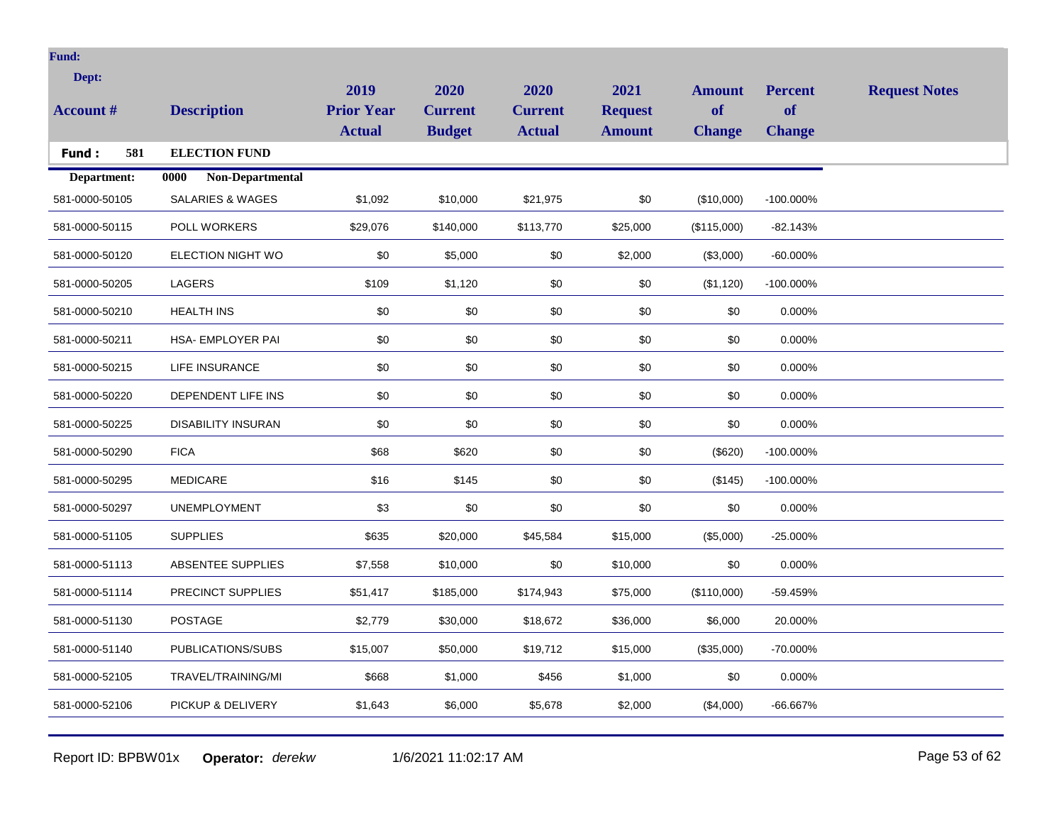**Fund:**

**Dept:**

| Account # | Description | 2019 Prior Year Actual | 2020 Current Budget | 2020 Current Actual | 2021 Request Amount | Amount of Change | Percent of Change | Request Notes |
|---|---|---|---|---|---|---|---|---|
| **Fund : 581** | **ELECTION FUND** | | | | | | | |
| **Department:** | **0000 Non-Departmental** | | | | | | | |
| 581-0000-50105 | SALARIES & WAGES | $1,092 | $10,000 | $21,975 | $0 | ($10,000) | -100.000% | |
| 581-0000-50115 | POLL WORKERS | $29,076 | $140,000 | $113,770 | $25,000 | ($115,000) | -82.143% | |
| 581-0000-50120 | ELECTION NIGHT WO | $0 | $5,000 | $0 | $2,000 | ($3,000) | -60.000% | |
| 581-0000-50205 | LAGERS | $109 | $1,120 | $0 | $0 | ($1,120) | -100.000% | |
| 581-0000-50210 | HEALTH INS | $0 | $0 | $0 | $0 | $0 | 0.000% | |
| 581-0000-50211 | HSA- EMPLOYER PAI | $0 | $0 | $0 | $0 | $0 | 0.000% | |
| 581-0000-50215 | LIFE INSURANCE | $0 | $0 | $0 | $0 | $0 | 0.000% | |
| 581-0000-50220 | DEPENDENT LIFE INS | $0 | $0 | $0 | $0 | $0 | 0.000% | |
| 581-0000-50225 | DISABILITY INSURAN | $0 | $0 | $0 | $0 | $0 | 0.000% | |
| 581-0000-50290 | FICA | $68 | $620 | $0 | $0 | ($620) | -100.000% | |
| 581-0000-50295 | MEDICARE | $16 | $145 | $0 | $0 | ($145) | -100.000% | |
| 581-0000-50297 | UNEMPLOYMENT | $3 | $0 | $0 | $0 | $0 | 0.000% | |
| 581-0000-51105 | SUPPLIES | $635 | $20,000 | $45,584 | $15,000 | ($5,000) | -25.000% | |
| 581-0000-51113 | ABSENTEE SUPPLIES | $7,558 | $10,000 | $0 | $10,000 | $0 | 0.000% | |
| 581-0000-51114 | PRECINCT SUPPLIES | $51,417 | $185,000 | $174,943 | $75,000 | ($110,000) | -59.459% | |
| 581-0000-51130 | POSTAGE | $2,779 | $30,000 | $18,672 | $36,000 | $6,000 | 20.000% | |
| 581-0000-51140 | PUBLICATIONS/SUBS | $15,007 | $50,000 | $19,712 | $15,000 | ($35,000) | -70.000% | |
| 581-0000-52105 | TRAVEL/TRAINING/MI | $668 | $1,000 | $456 | $1,000 | $0 | 0.000% | |
| 581-0000-52106 | PICKUP & DELIVERY | $1,643 | $6,000 | $5,678 | $2,000 | ($4,000) | -66.667% | |

Report ID: BPBW01x **Operator:** *derekw* 1/6/2021 11:02:17 AM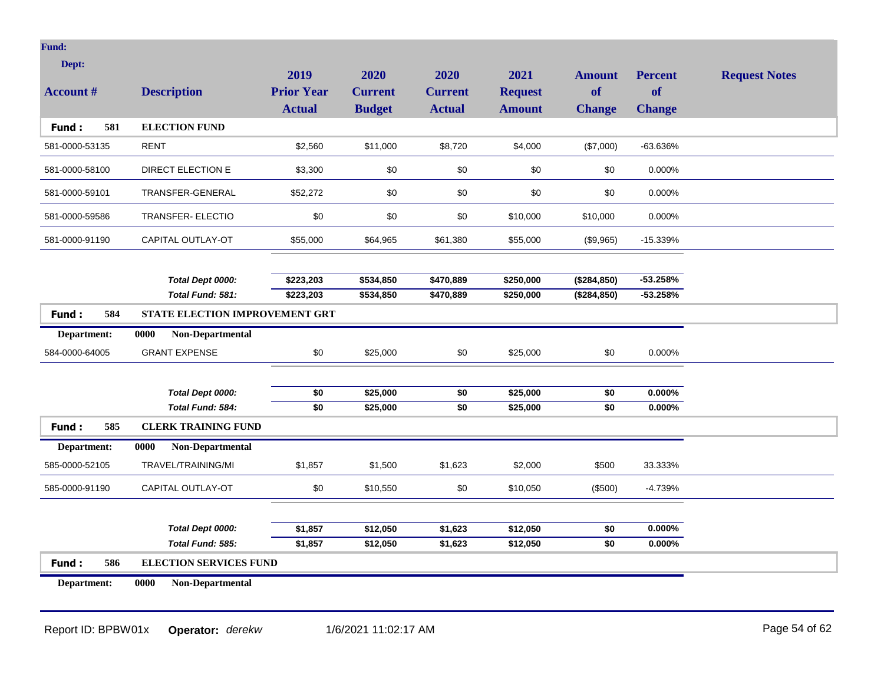**Fund:**

**Dept:**

| Account # | Description | 2019 Prior Year Actual | 2020 Current Budget | 2020 Current Actual | 2021 Request Amount | Amount of Change | Percent of Change | Request Notes |
|---|---|---|---|---|---|---|---|---|
| **Fund : 581** | **ELECTION FUND** | | | | | | | |
| 581-0000-53135 | RENT | $2,560 | $11,000 | $8,720 | $4,000 | ($7,000) | -63.636% | |
| 581-0000-58100 | DIRECT ELECTION E | $3,300 | $0 | $0 | $0 | $0 | 0.000% | |
| 581-0000-59101 | TRANSFER-GENERAL | $52,272 | $0 | $0 | $0 | $0 | 0.000% | |
| 581-0000-59586 | TRANSFER- ELECTIO | $0 | $0 | $0 | $10,000 | $10,000 | 0.000% | |
| 581-0000-91190 | CAPITAL OUTLAY-OT | $55,000 | $64,965 | $61,380 | $55,000 | ($9,965) | -15.339% | |
| | ***Total Dept 0000:*** | **$223,203** | **$534,850** | **$470,889** | **$250,000** | **($284,850)** | **-53.258%** | |
| | ***Total Fund: 581:*** | **$223,203** | **$534,850** | **$470,889** | **$250,000** | **($284,850)** | **-53.258%** | |
| **Fund : 584** | **STATE ELECTION IMPROVEMENT GRT** | | | | | | | |
| **Department:** | **0000 Non-Departmental** | | | | | | | |
| 584-0000-64005 | GRANT EXPENSE | $0 | $25,000 | $0 | $25,000 | $0 | 0.000% | |
| | ***Total Dept 0000:*** | **$0** | **$25,000** | **$0** | **$25,000** | **$0** | **0.000%** | |
| | ***Total Fund: 584:*** | **$0** | **$25,000** | **$0** | **$25,000** | **$0** | **0.000%** | |
| **Fund : 585** | **CLERK TRAINING FUND** | | | | | | | |
| **Department:** | **0000 Non-Departmental** | | | | | | | |
| 585-0000-52105 | TRAVEL/TRAINING/MI | $1,857 | $1,500 | $1,623 | $2,000 | $500 | 33.333% | |
| 585-0000-91190 | CAPITAL OUTLAY-OT | $0 | $10,550 | $0 | $10,050 | ($500) | -4.739% | |
| | ***Total Dept 0000:*** | **$1,857** | **$12,050** | **$1,623** | **$12,050** | **$0** | **0.000%** | |
| | ***Total Fund: 585:*** | **$1,857** | **$12,050** | **$1,623** | **$12,050** | **$0** | **0.000%** | |
| **Fund : 586** | **ELECTION SERVICES FUND** | | | | | | | |
| **Department:** | **0000 Non-Departmental** | | | | | | | |

Report ID: BPBW01x **Operator:** *derekw* 1/6/2021 11:02:17 AM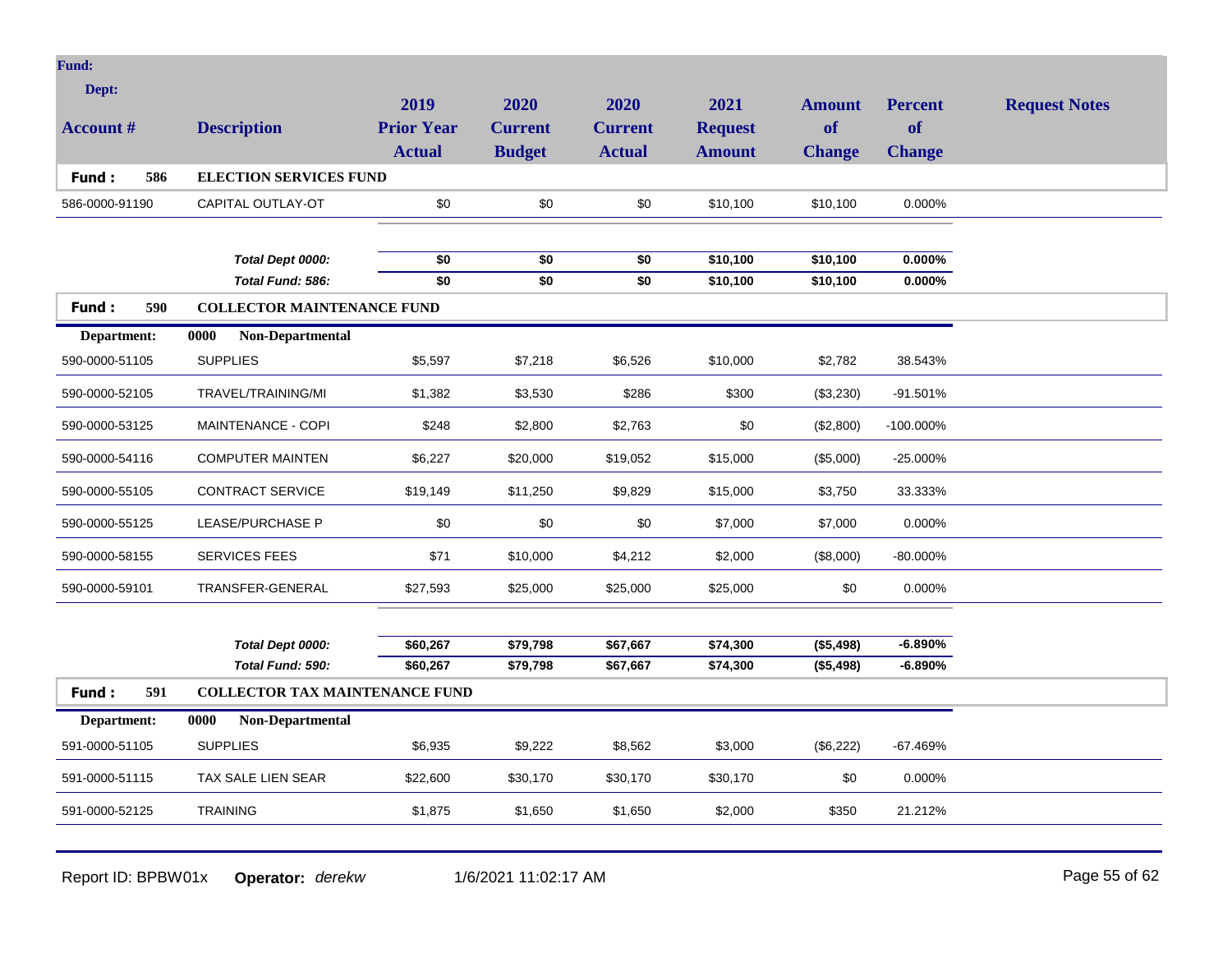| Account # | Description | 2019 Prior Year Actual | 2020 Current Budget | 2020 Current Actual | 2021 Request Amount | Amount of Change | Percent of Change | Request Notes |
|---|---|---|---|---|---|---|---|---|
| **Fund : 586** | **ELECTION SERVICES FUND** | | | | | | | |
| 586-0000-91190 | CAPITAL OUTLAY-OT | $0 | $0 | $0 | $10,100 | $10,100 | 0.000% | |
| | ***Total Dept 0000:*** | **$0** | **$0** | **$0** | **$10,100** | **$10,100** | **0.000%** | |
| | ***Total Fund: 586:*** | **$0** | **$0** | **$0** | **$10,100** | **$10,100** | **0.000%** | |
| **Fund : 590** | **COLLECTOR MAINTENANCE FUND** | | | | | | | |
| **Department:** | **0000 Non-Departmental** | | | | | | | |
| 590-0000-51105 | SUPPLIES | $5,597 | $7,218 | $6,526 | $10,000 | $2,782 | 38.543% | |
| 590-0000-52105 | TRAVEL/TRAINING/MI | $1,382 | $3,530 | $286 | $300 | ($3,230) | -91.501% | |
| 590-0000-53125 | MAINTENANCE - COPI | $248 | $2,800 | $2,763 | $0 | ($2,800) | -100.000% | |
| 590-0000-54116 | COMPUTER MAINTEN | $6,227 | $20,000 | $19,052 | $15,000 | ($5,000) | -25.000% | |
| 590-0000-55105 | CONTRACT SERVICE | $19,149 | $11,250 | $9,829 | $15,000 | $3,750 | 33.333% | |
| 590-0000-55125 | LEASE/PURCHASE P | $0 | $0 | $0 | $7,000 | $7,000 | 0.000% | |
| 590-0000-58155 | SERVICES FEES | $71 | $10,000 | $4,212 | $2,000 | ($8,000) | -80.000% | |
| 590-0000-59101 | TRANSFER-GENERAL | $27,593 | $25,000 | $25,000 | $25,000 | $0 | 0.000% | |
| | ***Total Dept 0000:*** | **$60,267** | **$79,798** | **$67,667** | **$74,300** | **($5,498)** | **-6.890%** | |
| | ***Total Fund: 590:*** | **$60,267** | **$79,798** | **$67,667** | **$74,300** | **($5,498)** | **-6.890%** | |
| **Fund : 591** | **COLLECTOR TAX MAINTENANCE FUND** | | | | | | | |
| **Department:** | **0000 Non-Departmental** | | | | | | | |
| 591-0000-51105 | SUPPLIES | $6,935 | $9,222 | $8,562 | $3,000 | ($6,222) | -67.469% | |
| 591-0000-51115 | TAX SALE LIEN SEAR | $22,600 | $30,170 | $30,170 | $30,170 | $0 | 0.000% | |
| 591-0000-52125 | TRAINING | $1,875 | $1,650 | $1,650 | $2,000 | $350 | 21.212% | |

Report ID: BPBW01x **Operator:** *derekw* 1/6/2021 11:02:17 AM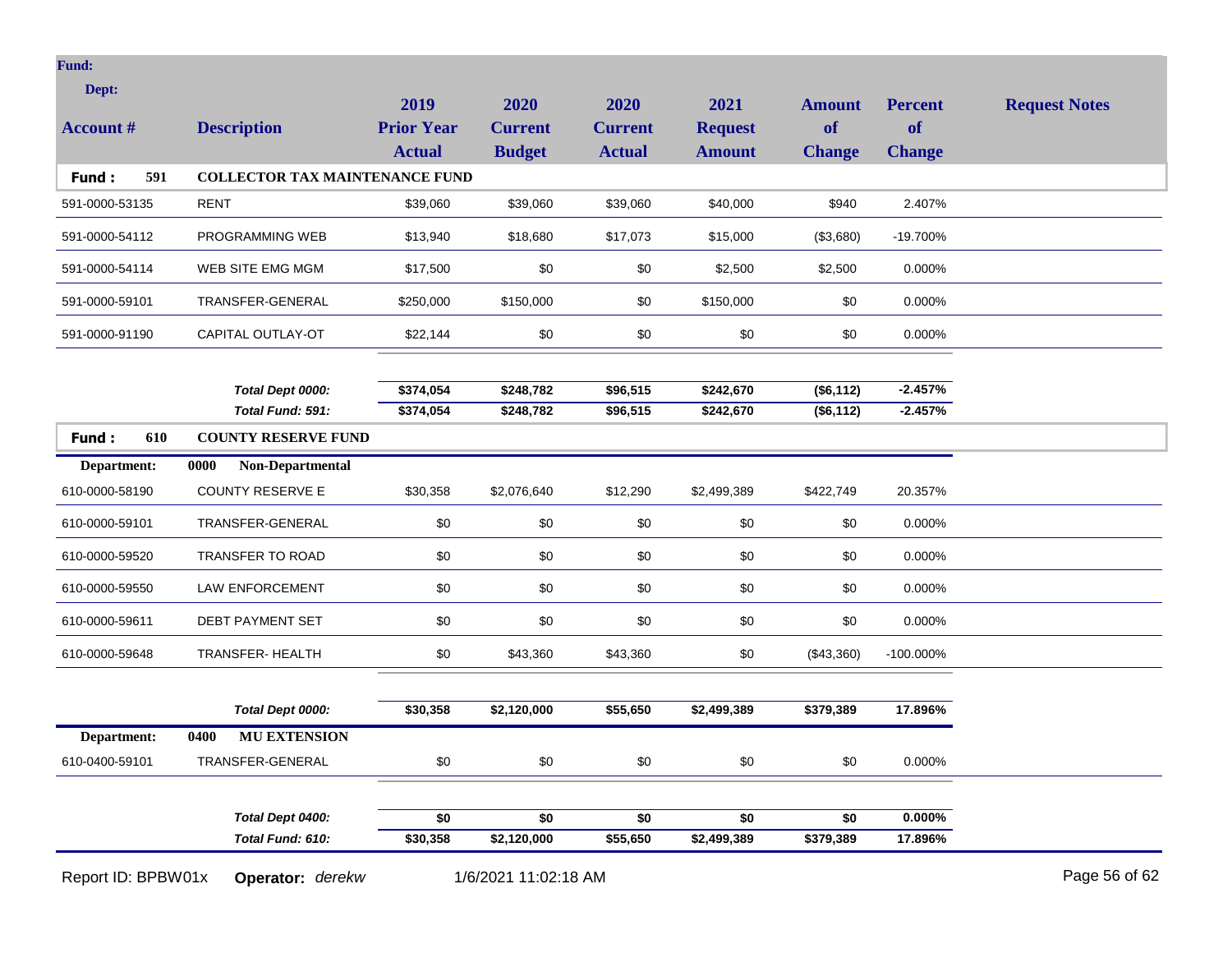**Fund:**

**Dept:**

| Account # | Description | 2019 Prior Year Actual | 2020 Current Budget | 2020 Current Actual | 2021 Request Amount | Amount of Change | Percent of Change | Request Notes |
|---|---|---|---|---|---|---|---|---|
| **Fund : 591** | **COLLECTOR TAX MAINTENANCE FUND** | | | | | | | |
| 591-0000-53135 | RENT | $39,060 | $39,060 | $39,060 | $40,000 | $940 | 2.407% | |
| 591-0000-54112 | PROGRAMMING WEB | $13,940 | $18,680 | $17,073 | $15,000 | ($3,680) | -19.700% | |
| 591-0000-54114 | WEB SITE EMG MGM | $17,500 | $0 | $0 | $2,500 | $2,500 | 0.000% | |
| 591-0000-59101 | TRANSFER-GENERAL | $250,000 | $150,000 | $0 | $150,000 | $0 | 0.000% | |
| 591-0000-91190 | CAPITAL OUTLAY-OT | $22,144 | $0 | $0 | $0 | $0 | 0.000% | |
| | *Total Dept 0000:* | **$374,054** | **$248,782** | **$96,515** | **$242,670** | **($6,112)** | **-2.457%** | |
| | *Total Fund: 591:* | **$374,054** | **$248,782** | **$96,515** | **$242,670** | **($6,112)** | **-2.457%** | |
| **Fund : 610** | **COUNTY RESERVE FUND** | | | | | | | |
| **Department:** | **0000 Non-Departmental** | | | | | | | |
| 610-0000-58190 | COUNTY RESERVE E | $30,358 | $2,076,640 | $12,290 | $2,499,389 | $422,749 | 20.357% | |
| 610-0000-59101 | TRANSFER-GENERAL | $0 | $0 | $0 | $0 | $0 | 0.000% | |
| 610-0000-59520 | TRANSFER TO ROAD | $0 | $0 | $0 | $0 | $0 | 0.000% | |
| 610-0000-59550 | LAW ENFORCEMENT | $0 | $0 | $0 | $0 | $0 | 0.000% | |
| 610-0000-59611 | DEBT PAYMENT SET | $0 | $0 | $0 | $0 | $0 | 0.000% | |
| 610-0000-59648 | TRANSFER- HEALTH | $0 | $43,360 | $43,360 | $0 | ($43,360) | -100.000% | |
| | *Total Dept 0000:* | **$30,358** | **$2,120,000** | **$55,650** | **$2,499,389** | **$379,389** | **17.896%** | |
| **Department:** | **0400 MU EXTENSION** | | | | | | | |
| 610-0400-59101 | TRANSFER-GENERAL | $0 | $0 | $0 | $0 | $0 | 0.000% | |
| | *Total Dept 0400:* | **$0** | **$0** | **$0** | **$0** | **$0** | **0.000%** | |
| | *Total Fund: 610:* | **$30,358** | **$2,120,000** | **$55,650** | **$2,499,389** | **$379,389** | **17.896%** | |

Report ID: BPBW01x **Operator:** *derekw* 1/6/2021 11:02:18 AM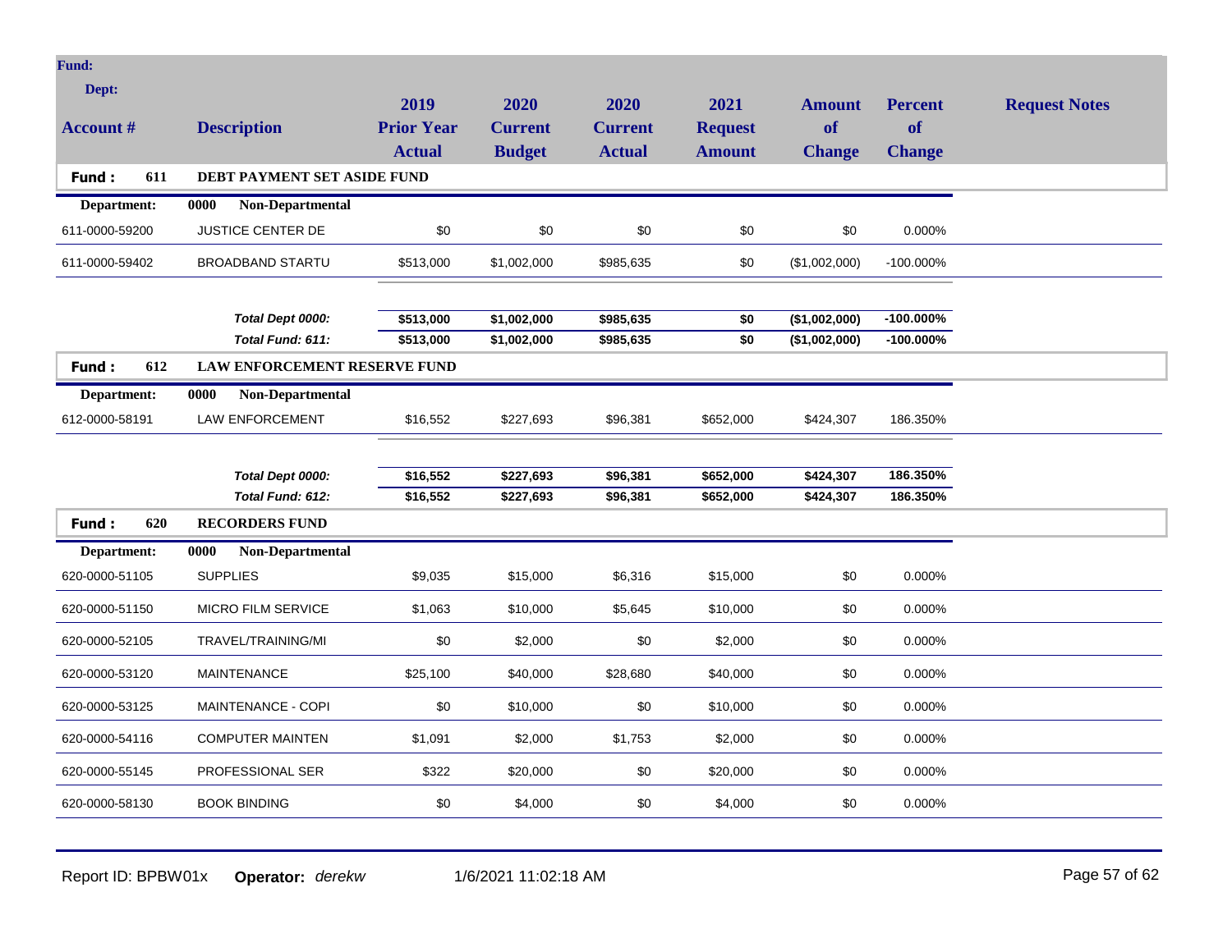| Account # | Description | 2019 Prior Year Actual | 2020 Current Budget | 2020 Current Actual | 2021 Request Amount | Amount of Change | Percent of Change | Request Notes |
|---|---|---|---|---|---|---|---|---|
| **Fund : 611** | **DEBT PAYMENT SET ASIDE FUND** | | | | | | | |
| **Department:** | **0000 Non-Departmental** | | | | | | | |
| 611-0000-59200 | JUSTICE CENTER DE | $0 | $0 | $0 | $0 | $0 | 0.000% | |
| 611-0000-59402 | BROADBAND STARTU | $513,000 | $1,002,000 | $985,635 | $0 | ($1,002,000) | -100.000% | |
| | ***Total Dept 0000:*** | **$513,000** | **$1,002,000** | **$985,635** | **$0** | **($1,002,000)** | **-100.000%** | |
| | ***Total Fund: 611:*** | **$513,000** | **$1,002,000** | **$985,635** | **$0** | **($1,002,000)** | **-100.000%** | |
| **Fund : 612** | **LAW ENFORCEMENT RESERVE FUND** | | | | | | | |
| **Department:** | **0000 Non-Departmental** | | | | | | | |
| 612-0000-58191 | LAW ENFORCEMENT | $16,552 | $227,693 | $96,381 | $652,000 | $424,307 | 186.350% | |
| | ***Total Dept 0000:*** | **$16,552** | **$227,693** | **$96,381** | **$652,000** | **$424,307** | **186.350%** | |
| | ***Total Fund: 612:*** | **$16,552** | **$227,693** | **$96,381** | **$652,000** | **$424,307** | **186.350%** | |
| **Fund : 620** | **RECORDERS FUND** | | | | | | | |
| **Department:** | **0000 Non-Departmental** | | | | | | | |
| 620-0000-51105 | SUPPLIES | $9,035 | $15,000 | $6,316 | $15,000 | $0 | 0.000% | |
| 620-0000-51150 | MICRO FILM SERVICE | $1,063 | $10,000 | $5,645 | $10,000 | $0 | 0.000% | |
| 620-0000-52105 | TRAVEL/TRAINING/MI | $0 | $2,000 | $0 | $2,000 | $0 | 0.000% | |
| 620-0000-53120 | MAINTENANCE | $25,100 | $40,000 | $28,680 | $40,000 | $0 | 0.000% | |
| 620-0000-53125 | MAINTENANCE - COPI | $0 | $10,000 | $0 | $10,000 | $0 | 0.000% | |
| 620-0000-54116 | COMPUTER MAINTEN | $1,091 | $2,000 | $1,753 | $2,000 | $0 | 0.000% | |
| 620-0000-55145 | PROFESSIONAL SER | $322 | $20,000 | $0 | $20,000 | $0 | 0.000% | |
| 620-0000-58130 | BOOK BINDING | $0 | $4,000 | $0 | $4,000 | $0 | 0.000% | |

Report ID: BPBW01x **Operator:** *derekw* 1/6/2021 11:02:18 AM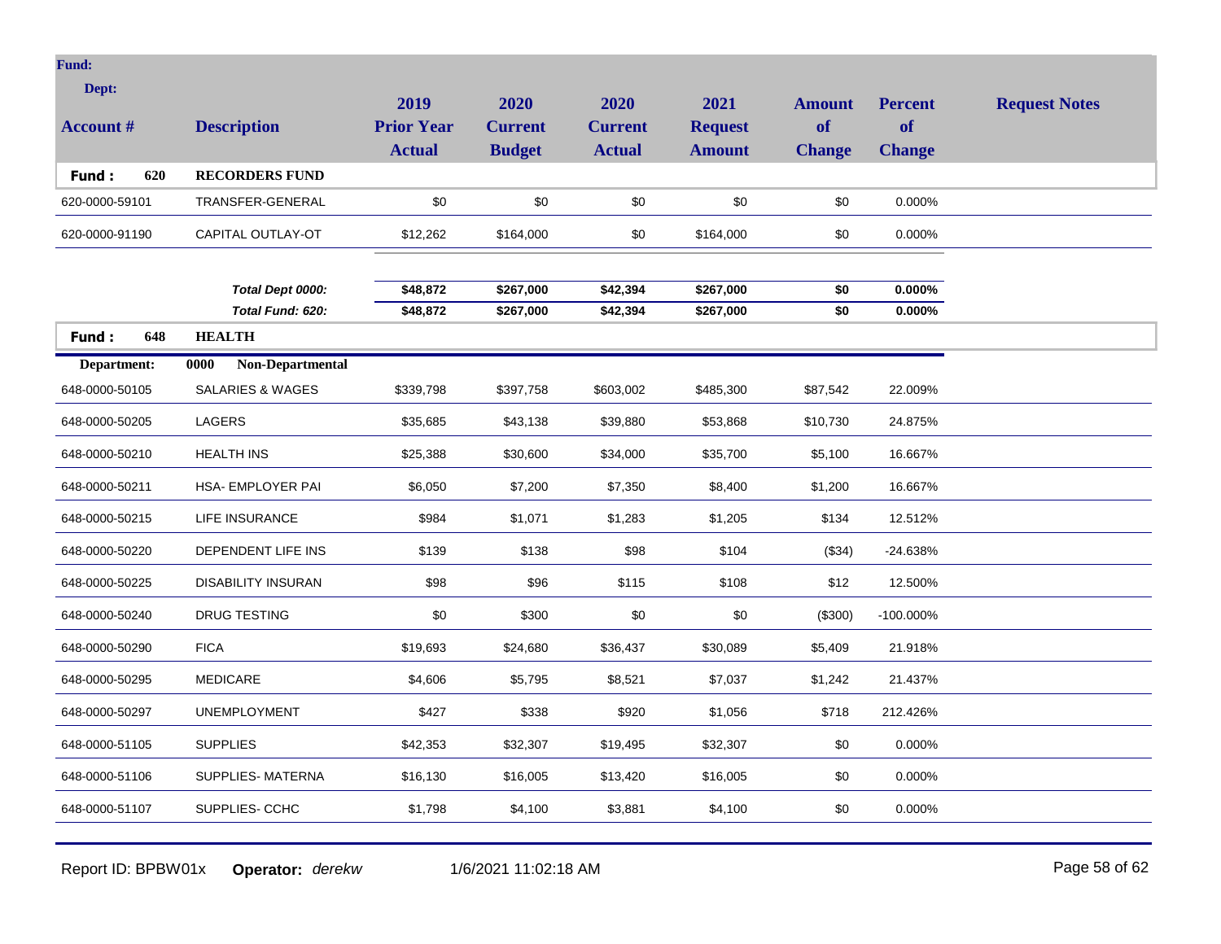| Account # | Description | 2019 Prior Year Actual | 2020 Current Budget | 2020 Current Actual | 2021 Request Amount | Amount of Change | Percent of Change | Request Notes |
|---|---|---|---|---|---|---|---|---|
| **Fund: 620** | **RECORDERS FUND** | | | | | | | |
| 620-0000-59101 | TRANSFER-GENERAL | $0 | $0 | $0 | $0 | $0 | 0.000% | |
| 620-0000-91190 | CAPITAL OUTLAY-OT | $12,262 | $164,000 | $0 | $164,000 | $0 | 0.000% | |
| | ***Total Dept 0000:*** | **$48,872** | **$267,000** | **$42,394** | **$267,000** | **$0** | **0.000%** | |
| | ***Total Fund: 620:*** | **$48,872** | **$267,000** | **$42,394** | **$267,000** | **$0** | **0.000%** | |
| **Fund: 648** | **HEALTH** | | | | | | | |
| **Department:** | **0000 Non-Departmental** | | | | | | | |
| 648-0000-50105 | SALARIES & WAGES | $339,798 | $397,758 | $603,002 | $485,300 | $87,542 | 22.009% | |
| 648-0000-50205 | LAGERS | $35,685 | $43,138 | $39,880 | $53,868 | $10,730 | 24.875% | |
| 648-0000-50210 | HEALTH INS | $25,388 | $30,600 | $34,000 | $35,700 | $5,100 | 16.667% | |
| 648-0000-50211 | HSA- EMPLOYER PAI | $6,050 | $7,200 | $7,350 | $8,400 | $1,200 | 16.667% | |
| 648-0000-50215 | LIFE INSURANCE | $984 | $1,071 | $1,283 | $1,205 | $134 | 12.512% | |
| 648-0000-50220 | DEPENDENT LIFE INS | $139 | $138 | $98 | $104 | ($34) | -24.638% | |
| 648-0000-50225 | DISABILITY INSURAN | $98 | $96 | $115 | $108 | $12 | 12.500% | |
| 648-0000-50240 | DRUG TESTING | $0 | $300 | $0 | $0 | ($300) | -100.000% | |
| 648-0000-50290 | FICA | $19,693 | $24,680 | $36,437 | $30,089 | $5,409 | 21.918% | |
| 648-0000-50295 | MEDICARE | $4,606 | $5,795 | $8,521 | $7,037 | $1,242 | 21.437% | |
| 648-0000-50297 | UNEMPLOYMENT | $427 | $338 | $920 | $1,056 | $718 | 212.426% | |
| 648-0000-51105 | SUPPLIES | $42,353 | $32,307 | $19,495 | $32,307 | $0 | 0.000% | |
| 648-0000-51106 | SUPPLIES- MATERNA | $16,130 | $16,005 | $13,420 | $16,005 | $0 | 0.000% | |
| 648-0000-51107 | SUPPLIES- CCHC | $1,798 | $4,100 | $3,881 | $4,100 | $0 | 0.000% | |

Report ID: BPBW01x **Operator:** *derekw* 1/6/2021 11:02:18 AM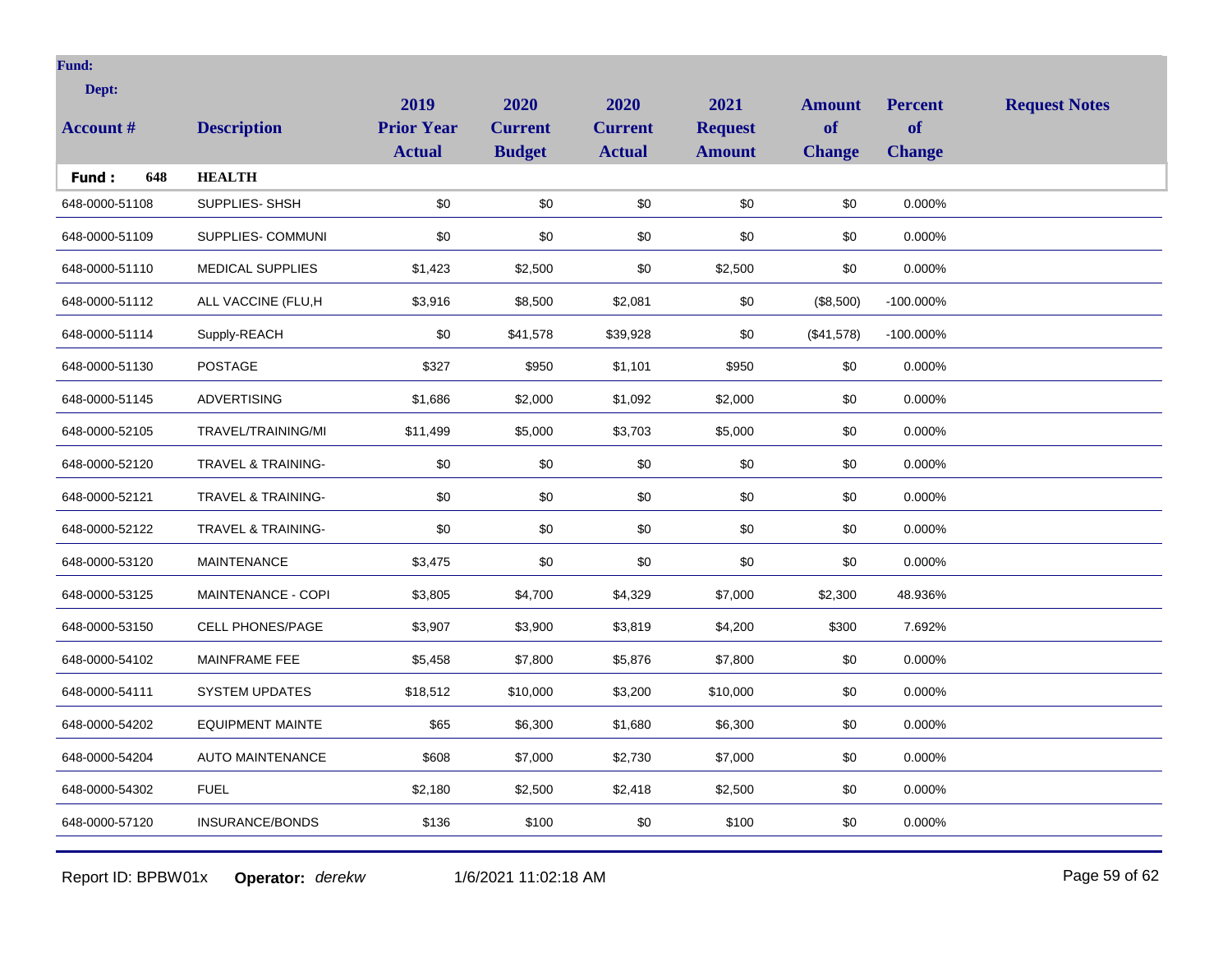**Fund:**

**Dept:**

| Account # | Description | 2019 Prior Year Actual | 2020 Current Budget | 2020 Current Actual | 2021 Request Amount | Amount of Change | Percent of Change | Request Notes |
|---|---|---|---|---|---|---|---|---|
| **Fund : 648** | **HEALTH** | | | | | | | |
| 648-0000-51108 | SUPPLIES- SHSH | $0 | $0 | $0 | $0 | $0 | 0.000% | |
| 648-0000-51109 | SUPPLIES- COMMUNI | $0 | $0 | $0 | $0 | $0 | 0.000% | |
| 648-0000-51110 | MEDICAL SUPPLIES | $1,423 | $2,500 | $0 | $2,500 | $0 | 0.000% | |
| 648-0000-51112 | ALL VACCINE (FLU,H | $3,916 | $8,500 | $2,081 | $0 | ($8,500) | -100.000% | |
| 648-0000-51114 | Supply-REACH | $0 | $41,578 | $39,928 | $0 | ($41,578) | -100.000% | |
| 648-0000-51130 | POSTAGE | $327 | $950 | $1,101 | $950 | $0 | 0.000% | |
| 648-0000-51145 | ADVERTISING | $1,686 | $2,000 | $1,092 | $2,000 | $0 | 0.000% | |
| 648-0000-52105 | TRAVEL/TRAINING/MI | $11,499 | $5,000 | $3,703 | $5,000 | $0 | 0.000% | |
| 648-0000-52120 | TRAVEL & TRAINING- | $0 | $0 | $0 | $0 | $0 | 0.000% | |
| 648-0000-52121 | TRAVEL & TRAINING- | $0 | $0 | $0 | $0 | $0 | 0.000% | |
| 648-0000-52122 | TRAVEL & TRAINING- | $0 | $0 | $0 | $0 | $0 | 0.000% | |
| 648-0000-53120 | MAINTENANCE | $3,475 | $0 | $0 | $0 | $0 | 0.000% | |
| 648-0000-53125 | MAINTENANCE - COPI | $3,805 | $4,700 | $4,329 | $7,000 | $2,300 | 48.936% | |
| 648-0000-53150 | CELL PHONES/PAGE | $3,907 | $3,900 | $3,819 | $4,200 | $300 | 7.692% | |
| 648-0000-54102 | MAINFRAME FEE | $5,458 | $7,800 | $5,876 | $7,800 | $0 | 0.000% | |
| 648-0000-54111 | SYSTEM UPDATES | $18,512 | $10,000 | $3,200 | $10,000 | $0 | 0.000% | |
| 648-0000-54202 | EQUIPMENT MAINTE | $65 | $6,300 | $1,680 | $6,300 | $0 | 0.000% | |
| 648-0000-54204 | AUTO MAINTENANCE | $608 | $7,000 | $2,730 | $7,000 | $0 | 0.000% | |
| 648-0000-54302 | FUEL | $2,180 | $2,500 | $2,418 | $2,500 | $0 | 0.000% | |
| 648-0000-57120 | INSURANCE/BONDS | $136 | $100 | $0 | $100 | $0 | 0.000% | |

Report ID: BPBW01x **Operator:** *derekw* 1/6/2021 11:02:18 AM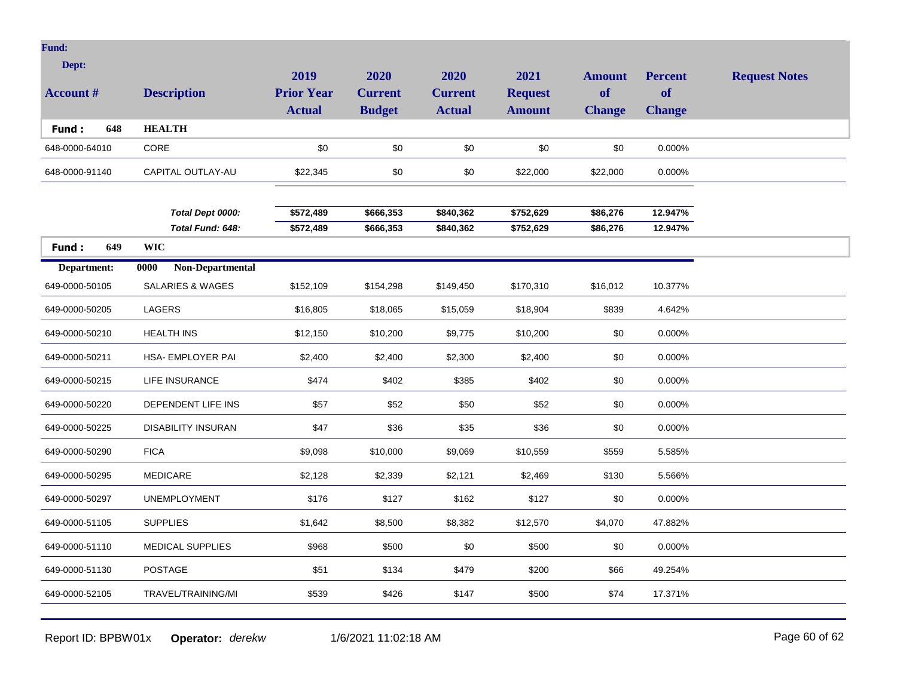| Account # | Description | 2019 Prior Year Actual | 2020 Current Budget | 2020 Current Actual | 2021 Request Amount | Amount of Change | Percent of Change | Request Notes |
|---|---|---|---|---|---|---|---|---|
| **Fund : 648** | **HEALTH** | | | | | | | |
| 648-0000-64010 | CORE | $0 | $0 | $0 | $0 | $0 | 0.000% | |
| 648-0000-91140 | CAPITAL OUTLAY-AU | $22,345 | $0 | $0 | $22,000 | $22,000 | 0.000% | |
| | ***Total Dept 0000:*** | **$572,489** | **$666,353** | **$840,362** | **$752,629** | **$86,276** | **12.947%** | |
| | ***Total Fund: 648:*** | **$572,489** | **$666,353** | **$840,362** | **$752,629** | **$86,276** | **12.947%** | |
| **Fund : 649** | **WIC** | | | | | | | |
| **Department:** | **0000 Non-Departmental** | | | | | | | |
| 649-0000-50105 | SALARIES & WAGES | $152,109 | $154,298 | $149,450 | $170,310 | $16,012 | 10.377% | |
| 649-0000-50205 | LAGERS | $16,805 | $18,065 | $15,059 | $18,904 | $839 | 4.642% | |
| 649-0000-50210 | HEALTH INS | $12,150 | $10,200 | $9,775 | $10,200 | $0 | 0.000% | |
| 649-0000-50211 | HSA- EMPLOYER PAI | $2,400 | $2,400 | $2,300 | $2,400 | $0 | 0.000% | |
| 649-0000-50215 | LIFE INSURANCE | $474 | $402 | $385 | $402 | $0 | 0.000% | |
| 649-0000-50220 | DEPENDENT LIFE INS | $57 | $52 | $50 | $52 | $0 | 0.000% | |
| 649-0000-50225 | DISABILITY INSURAN | $47 | $36 | $35 | $36 | $0 | 0.000% | |
| 649-0000-50290 | FICA | $9,098 | $10,000 | $9,069 | $10,559 | $559 | 5.585% | |
| 649-0000-50295 | MEDICARE | $2,128 | $2,339 | $2,121 | $2,469 | $130 | 5.566% | |
| 649-0000-50297 | UNEMPLOYMENT | $176 | $127 | $162 | $127 | $0 | 0.000% | |
| 649-0000-51105 | SUPPLIES | $1,642 | $8,500 | $8,382 | $12,570 | $4,070 | 47.882% | |
| 649-0000-51110 | MEDICAL SUPPLIES | $968 | $500 | $0 | $500 | $0 | 0.000% | |
| 649-0000-51130 | POSTAGE | $51 | $134 | $479 | $200 | $66 | 49.254% | |
| 649-0000-52105 | TRAVEL/TRAINING/MI | $539 | $426 | $147 | $500 | $74 | 17.371% | |

Report ID: BPBW01x **Operator:** *derekw* 1/6/2021 11:02:18 AM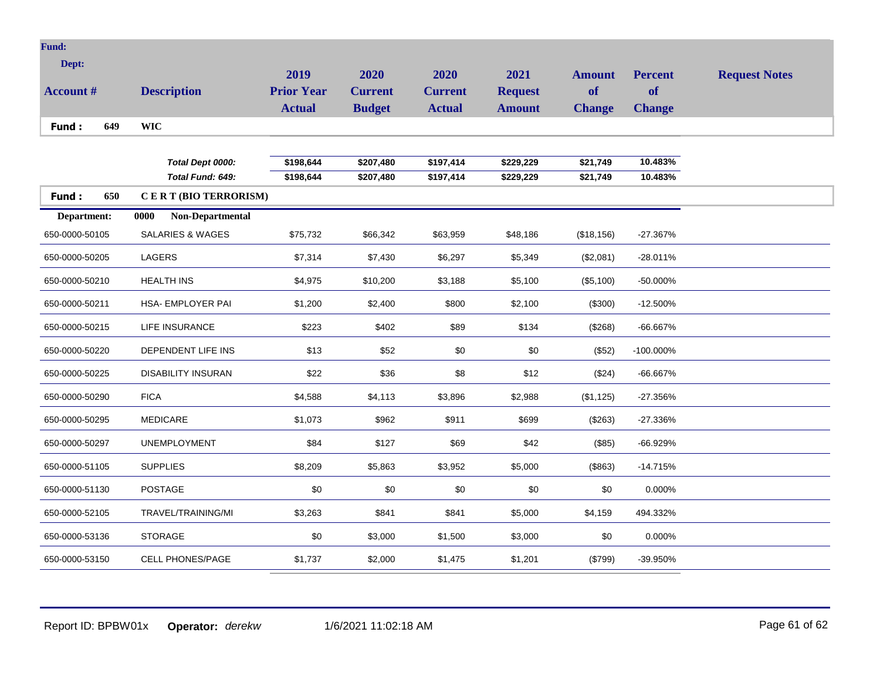| Account # | Description | 2019 Prior Year Actual | 2020 Current Budget | 2020 Current Actual | 2021 Request Amount | Amount of Change | Percent of Change | Request Notes |
|---|---|---|---|---|---|---|---|---|
| **Fund : 649** | **WIC** | | | | | | | |
| | *Total Dept 0000:* | $198,644 | $207,480 | $197,414 | $229,229 | $21,749 | 10.483% | |
| | *Total Fund: 649:* | $198,644 | $207,480 | $197,414 | $229,229 | $21,749 | 10.483% | |
| **Fund : 650** | **C E R T (BIO TERRORISM)** | | | | | | | |
| **Department:** | **0000 Non-Departmental** | | | | | | | |
| 650-0000-50105 | SALARIES & WAGES | $75,732 | $66,342 | $63,959 | $48,186 | ($18,156) | -27.367% | |
| 650-0000-50205 | LAGERS | $7,314 | $7,430 | $6,297 | $5,349 | ($2,081) | -28.011% | |
| 650-0000-50210 | HEALTH INS | $4,975 | $10,200 | $3,188 | $5,100 | ($5,100) | -50.000% | |
| 650-0000-50211 | HSA- EMPLOYER PAI | $1,200 | $2,400 | $800 | $2,100 | ($300) | -12.500% | |
| 650-0000-50215 | LIFE INSURANCE | $223 | $402 | $89 | $134 | ($268) | -66.667% | |
| 650-0000-50220 | DEPENDENT LIFE INS | $13 | $52 | $0 | $0 | ($52) | -100.000% | |
| 650-0000-50225 | DISABILITY INSURAN | $22 | $36 | $8 | $12 | ($24) | -66.667% | |
| 650-0000-50290 | FICA | $4,588 | $4,113 | $3,896 | $2,988 | ($1,125) | -27.356% | |
| 650-0000-50295 | MEDICARE | $1,073 | $962 | $911 | $699 | ($263) | -27.336% | |
| 650-0000-50297 | UNEMPLOYMENT | $84 | $127 | $69 | $42 | ($85) | -66.929% | |
| 650-0000-51105 | SUPPLIES | $8,209 | $5,863 | $3,952 | $5,000 | ($863) | -14.715% | |
| 650-0000-51130 | POSTAGE | $0 | $0 | $0 | $0 | $0 | 0.000% | |
| 650-0000-52105 | TRAVEL/TRAINING/MI | $3,263 | $841 | $841 | $5,000 | $4,159 | 494.332% | |
| 650-0000-53136 | STORAGE | $0 | $3,000 | $1,500 | $3,000 | $0 | 0.000% | |
| 650-0000-53150 | CELL PHONES/PAGE | $1,737 | $2,000 | $1,475 | $1,201 | ($799) | -39.950% | |

Report ID: BPBW01x **Operator:** *derekw* 1/6/2021 11:02:18 AM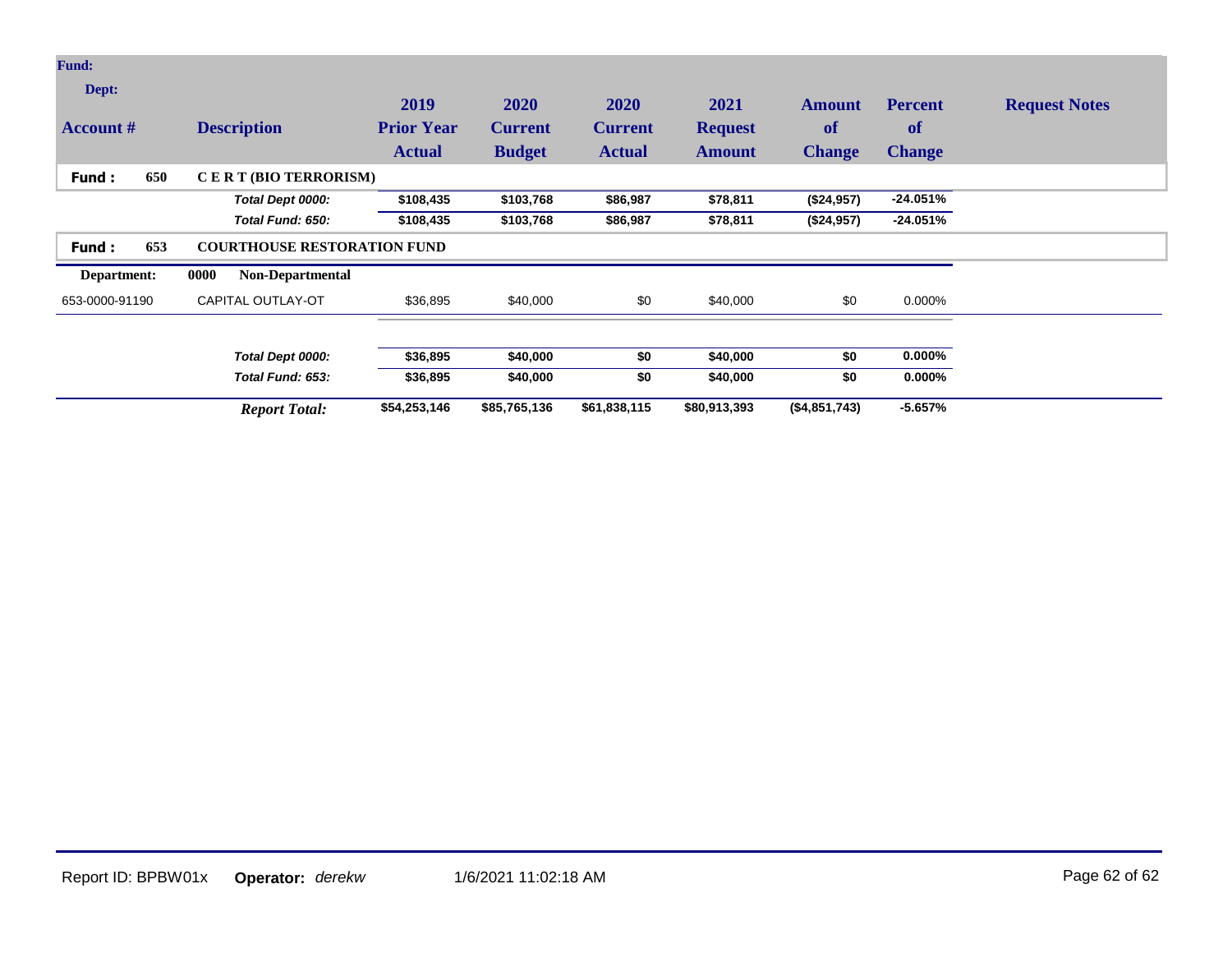| Fund: Dept: Account # | Description | 2019 Prior Year Actual | 2020 Current Budget | 2020 Current Actual | 2021 Request Amount | Amount of Change | Percent of Change | Request Notes |
|---|---|---|---|---|---|---|---|---|
| **Fund : 650** | **C E R T (BIO TERRORISM)** | | | | | | | |
| | ***Total Dept 0000:*** | **$108,435** | **$103,768** | **$86,987** | **$78,811** | **($24,957)** | **-24.051%** | |
| | ***Total Fund: 650:*** | **$108,435** | **$103,768** | **$86,987** | **$78,811** | **($24,957)** | **-24.051%** | |
| **Fund : 653** | **COURTHOUSE RESTORATION FUND** | | | | | | | |
| **Department:** | **0000 Non-Departmental** | | | | | | | |
| 653-0000-91190 | CAPITAL OUTLAY-OT | $36,895 | $40,000 | $0 | $40,000 | $0 | 0.000% | |
| | ***Total Dept 0000:*** | **$36,895** | **$40,000** | **$0** | **$40,000** | **$0** | **0.000%** | |
| | ***Total Fund: 653:*** | **$36,895** | **$40,000** | **$0** | **$40,000** | **$0** | **0.000%** | |
| | ***Report Total:*** | **$54,253,146** | **$85,765,136** | **$61,838,115** | **$80,913,393** | **($4,851,743)** | **-5.657%** | |

Report ID: BPBW01x **Operator:** *derekw* 1/6/2021 11:02:18 AM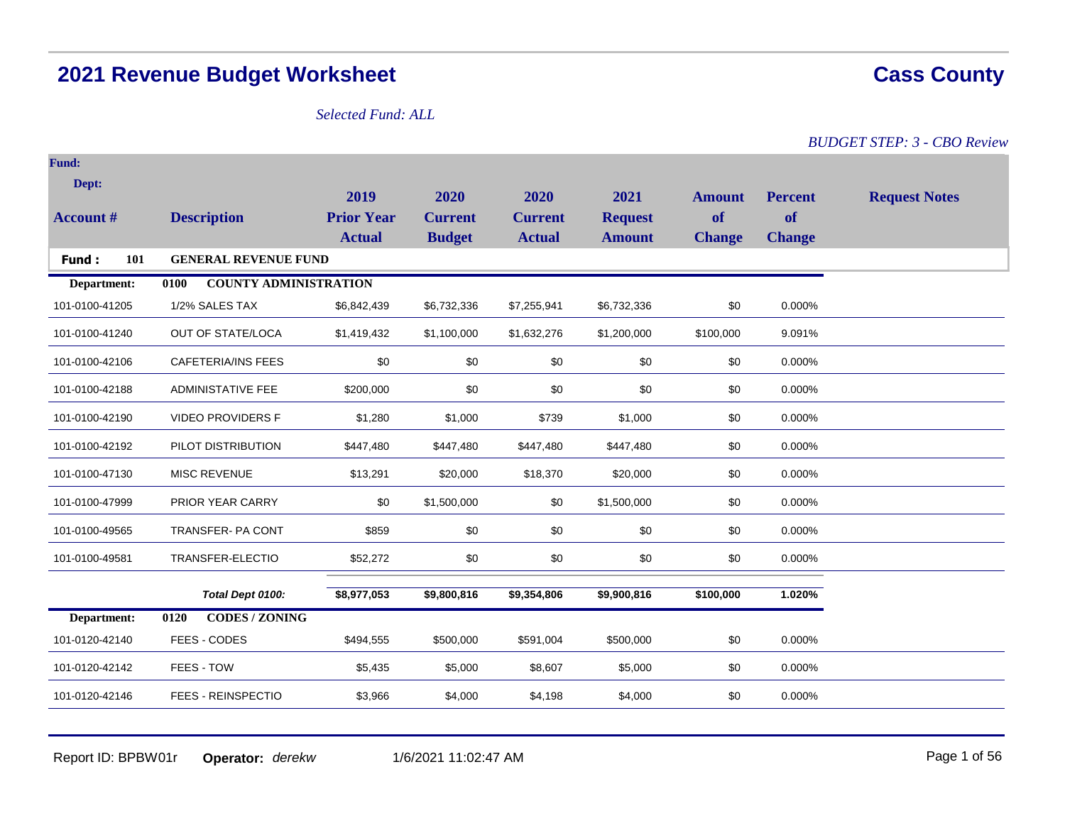# 2021 Revenue Budget Worksheet

# Cass County

*Selected Fund: ALL*

*BUDGET STEP: 3 - CBO Review*

| Fund: Dept: Account # | Description | 2019 Prior Year Actual | 2020 Current Budget | 2020 Current Actual | 2021 Request Amount | Amount of Change | Percent of Change | Request Notes |
|---|---|---|---|---|---|---|---|---|
| **Fund : 101** | **GENERAL REVENUE FUND** | | | | | | | |
| **Department:** | **0100 COUNTY ADMINISTRATION** | | | | | | | |
| 101-0100-41205 | 1/2% SALES TAX | $6,842,439 | $6,732,336 | $7,255,941 | $6,732,336 | $0 | 0.000% | |
| 101-0100-41240 | OUT OF STATE/LOCA | $1,419,432 | $1,100,000 | $1,632,276 | $1,200,000 | $100,000 | 9.091% | |
| 101-0100-42106 | CAFETERIA/INS FEES | $0 | $0 | $0 | $0 | $0 | 0.000% | |
| 101-0100-42188 | ADMINISTATIVE FEE | $200,000 | $0 | $0 | $0 | $0 | 0.000% | |
| 101-0100-42190 | VIDEO PROVIDERS F | $1,280 | $1,000 | $739 | $1,000 | $0 | 0.000% | |
| 101-0100-42192 | PILOT DISTRIBUTION | $447,480 | $447,480 | $447,480 | $447,480 | $0 | 0.000% | |
| 101-0100-47130 | MISC REVENUE | $13,291 | $20,000 | $18,370 | $20,000 | $0 | 0.000% | |
| 101-0100-47999 | PRIOR YEAR CARRY | $0 | $1,500,000 | $0 | $1,500,000 | $0 | 0.000% | |
| 101-0100-49565 | TRANSFER- PA CONT | $859 | $0 | $0 | $0 | $0 | 0.000% | |
| 101-0100-49581 | TRANSFER-ELECTIO | $52,272 | $0 | $0 | $0 | $0 | 0.000% | |
| | ***Total Dept 0100:*** | **$8,977,053** | **$9,800,816** | **$9,354,806** | **$9,900,816** | **$100,000** | **1.020%** | |
| **Department:** | **0120 CODES / ZONING** | | | | | | | |
| 101-0120-42140 | FEES - CODES | $494,555 | $500,000 | $591,004 | $500,000 | $0 | 0.000% | |
| 101-0120-42142 | FEES - TOW | $5,435 | $5,000 | $8,607 | $5,000 | $0 | 0.000% | |
| 101-0120-42146 | FEES - REINSPECTIO | $3,966 | $4,000 | $4,198 | $4,000 | $0 | 0.000% | |

Report ID: BPBW01r **Operator:** *derekw* 1/6/2021 11:02:47 AM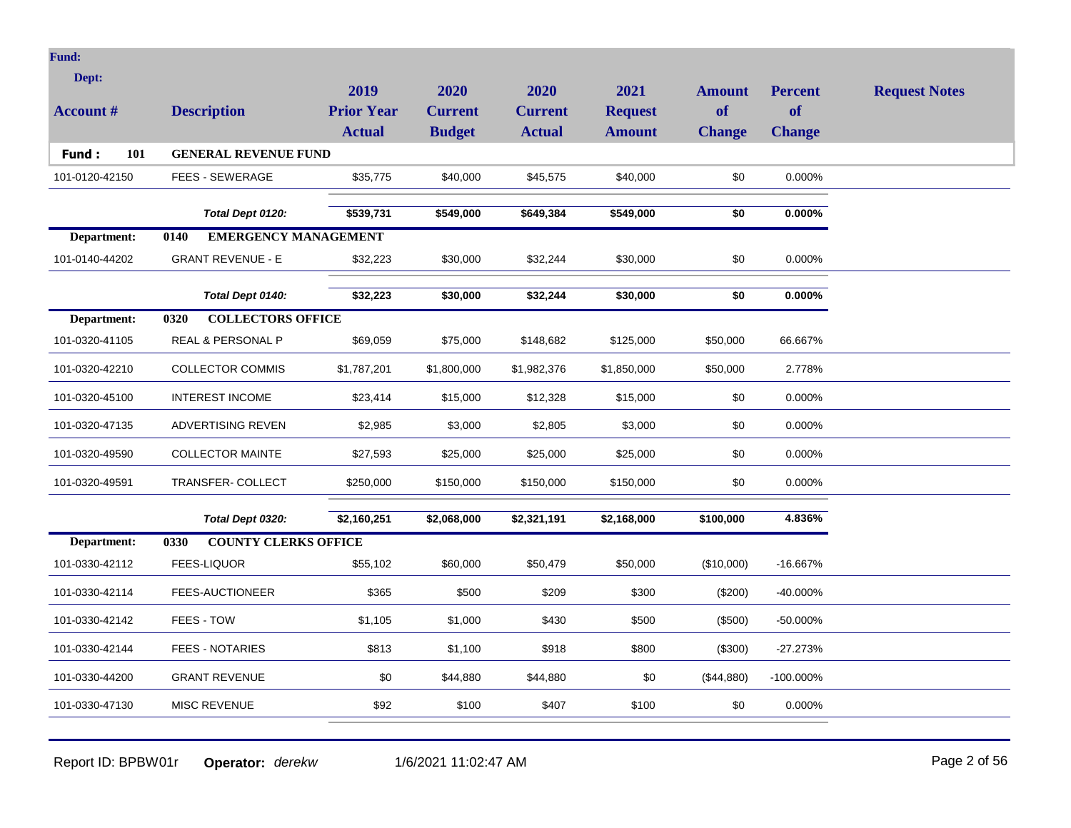**Fund:**

**Dept:**

| Account # | Description | 2019 Prior Year Actual | 2020 Current Budget | 2020 Current Actual | 2021 Request Amount | Amount of Change | Percent of Change | Request Notes |
|---|---|---|---|---|---|---|---|---|
| **Fund : 101** | **GENERAL REVENUE FUND** | | | | | | | |
| 101-0120-42150 | FEES - SEWERAGE | $35,775 | $40,000 | $45,575 | $40,000 | $0 | 0.000% | |
| | ***Total Dept 0120:*** | **$539,731** | **$549,000** | **$649,384** | **$549,000** | **$0** | **0.000%** | |
| **Department:** | **0140 EMERGENCY MANAGEMENT** | | | | | | | |
| 101-0140-44202 | GRANT REVENUE - E | $32,223 | $30,000 | $32,244 | $30,000 | $0 | 0.000% | |
| | ***Total Dept 0140:*** | **$32,223** | **$30,000** | **$32,244** | **$30,000** | **$0** | **0.000%** | |
| **Department:** | **0320 COLLECTORS OFFICE** | | | | | | | |
| 101-0320-41105 | REAL & PERSONAL P | $69,059 | $75,000 | $148,682 | $125,000 | $50,000 | 66.667% | |
| 101-0320-42210 | COLLECTOR COMMIS | $1,787,201 | $1,800,000 | $1,982,376 | $1,850,000 | $50,000 | 2.778% | |
| 101-0320-45100 | INTEREST INCOME | $23,414 | $15,000 | $12,328 | $15,000 | $0 | 0.000% | |
| 101-0320-47135 | ADVERTISING REVEN | $2,985 | $3,000 | $2,805 | $3,000 | $0 | 0.000% | |
| 101-0320-49590 | COLLECTOR MAINTE | $27,593 | $25,000 | $25,000 | $25,000 | $0 | 0.000% | |
| 101-0320-49591 | TRANSFER- COLLECT | $250,000 | $150,000 | $150,000 | $150,000 | $0 | 0.000% | |
| | ***Total Dept 0320:*** | **$2,160,251** | **$2,068,000** | **$2,321,191** | **$2,168,000** | **$100,000** | **4.836%** | |
| **Department:** | **0330 COUNTY CLERKS OFFICE** | | | | | | | |
| 101-0330-42112 | FEES-LIQUOR | $55,102 | $60,000 | $50,479 | $50,000 | ($10,000) | -16.667% | |
| 101-0330-42114 | FEES-AUCTIONEER | $365 | $500 | $209 | $300 | ($200) | -40.000% | |
| 101-0330-42142 | FEES - TOW | $1,105 | $1,000 | $430 | $500 | ($500) | -50.000% | |
| 101-0330-42144 | FEES - NOTARIES | $813 | $1,100 | $918 | $800 | ($300) | -27.273% | |
| 101-0330-44200 | GRANT REVENUE | $0 | $44,880 | $44,880 | $0 | ($44,880) | -100.000% | |
| 101-0330-47130 | MISC REVENUE | $92 | $100 | $407 | $100 | $0 | 0.000% | |

Report ID: BPBW01r **Operator:** *derekw* 1/6/2021 11:02:47 AM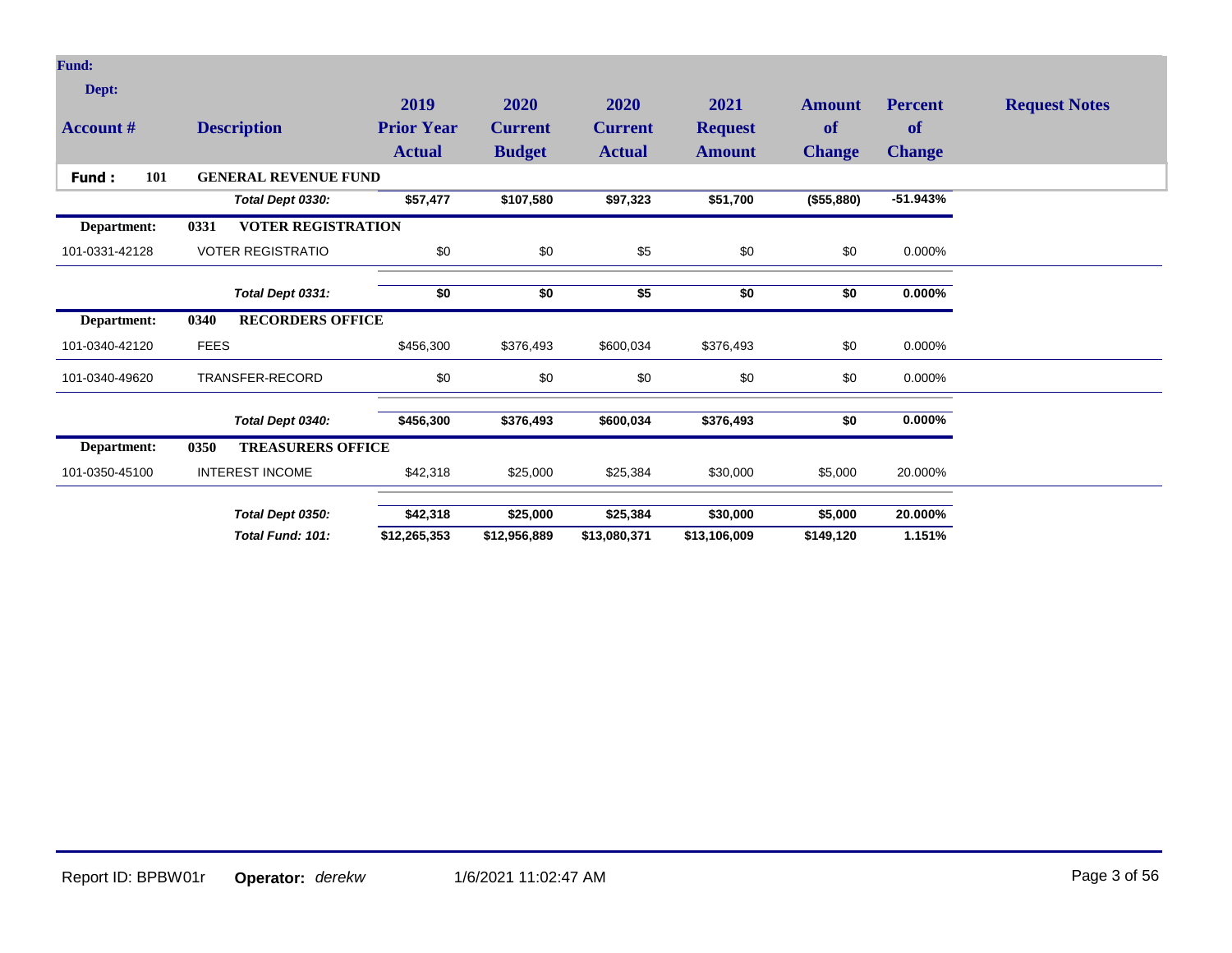| Account # | Description | 2019 Prior Year Actual | 2020 Current Budget | 2020 Current Actual | 2021 Request Amount | Amount of Change | Percent of Change | Request Notes |
|---|---|---|---|---|---|---|---|---|
| **Fund: 101** | **GENERAL REVENUE FUND** | | | | | | | |
| | ***Total Dept 0330:*** | **$57,477** | **$107,580** | **$97,323** | **$51,700** | **($55,880)** | **-51.943%** | |
| **Department: 0331** | **VOTER REGISTRATION** | | | | | | | |
| 101-0331-42128 | VOTER REGISTRATIO | $0 | $0 | $5 | $0 | $0 | 0.000% | |
| | ***Total Dept 0331:*** | **$0** | **$0** | **$5** | **$0** | **$0** | **0.000%** | |
| **Department: 0340** | **RECORDERS OFFICE** | | | | | | | |
| 101-0340-42120 | FEES | $456,300 | $376,493 | $600,034 | $376,493 | $0 | 0.000% | |
| 101-0340-49620 | TRANSFER-RECORD | $0 | $0 | $0 | $0 | $0 | 0.000% | |
| | ***Total Dept 0340:*** | **$456,300** | **$376,493** | **$600,034** | **$376,493** | **$0** | **0.000%** | |
| **Department: 0350** | **TREASURERS OFFICE** | | | | | | | |
| 101-0350-45100 | INTEREST INCOME | $42,318 | $25,000 | $25,384 | $30,000 | $5,000 | 20.000% | |
| | ***Total Dept 0350:*** | **$42,318** | **$25,000** | **$25,384** | **$30,000** | **$5,000** | **20.000%** | |
| | ***Total Fund: 101:*** | **$12,265,353** | **$12,956,889** | **$13,080,371** | **$13,106,009** | **$149,120** | **1.151%** | |

Report ID: BPBW01r **Operator:** *derekw* 1/6/2021 11:02:47 AM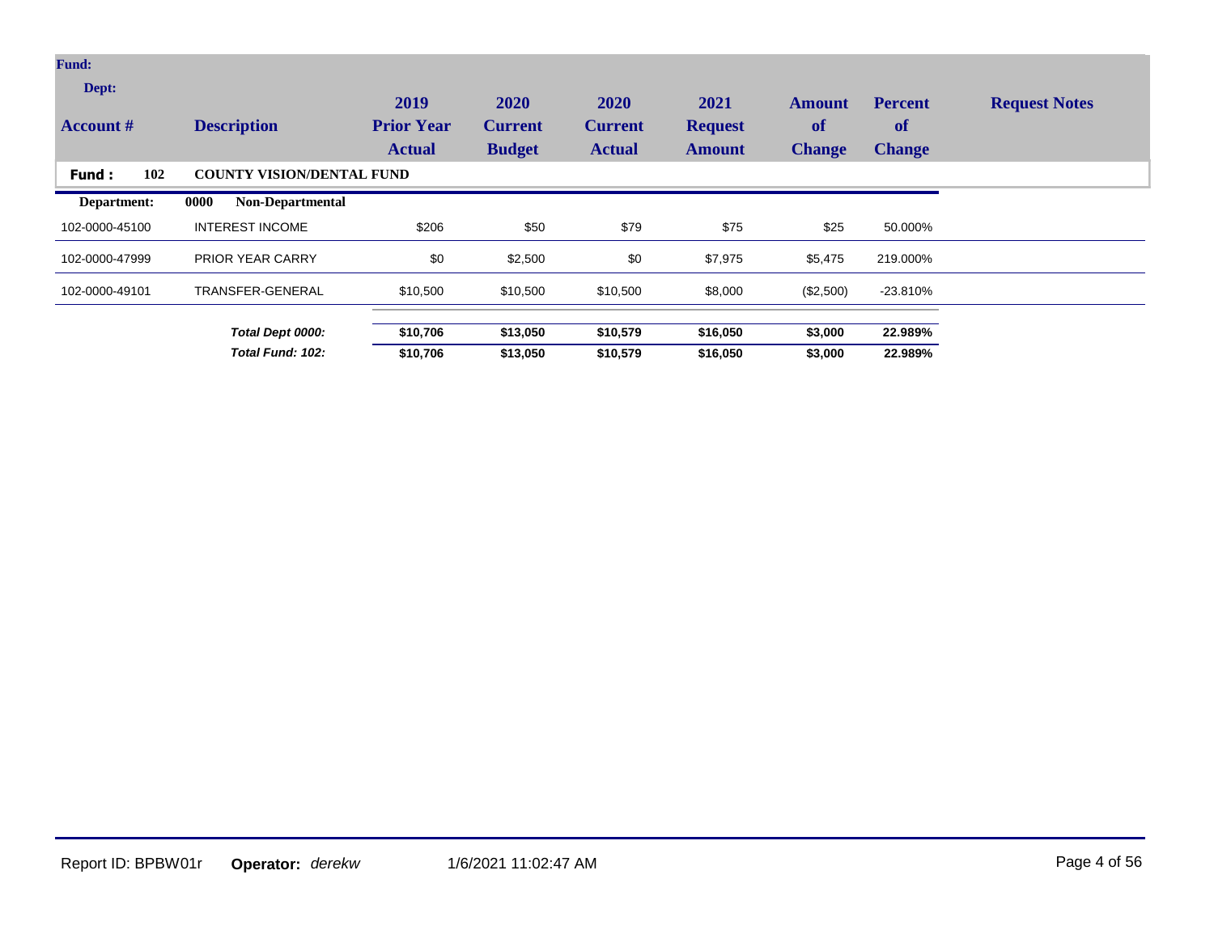| Account # | Description | 2019 Prior Year Actual | 2020 Current Budget | 2020 Current Actual | 2021 Request Amount | Amount of Change | Percent of Change | Request Notes |
|---|---|---|---|---|---|---|---|---|
| **Fund: 102** | **COUNTY VISION/DENTAL FUND** | | | | | | | |
| **Department:** | **0000 Non-Departmental** | | | | | | | |
| 102-0000-45100 | INTEREST INCOME | $206 | $50 | $79 | $75 | $25 | 50.000% | |
| 102-0000-47999 | PRIOR YEAR CARRY | $0 | $2,500 | $0 | $7,975 | $5,475 | 219.000% | |
| 102-0000-49101 | TRANSFER-GENERAL | $10,500 | $10,500 | $10,500 | $8,000 | ($2,500) | -23.810% | |
| | ***Total Dept 0000:*** | **$10,706** | **$13,050** | **$10,579** | **$16,050** | **$3,000** | **22.989%** | |
| | ***Total Fund: 102:*** | **$10,706** | **$13,050** | **$10,579** | **$16,050** | **$3,000** | **22.989%** | |

Report ID: BPBW01r **Operator:** *derekw* 1/6/2021 11:02:47 AM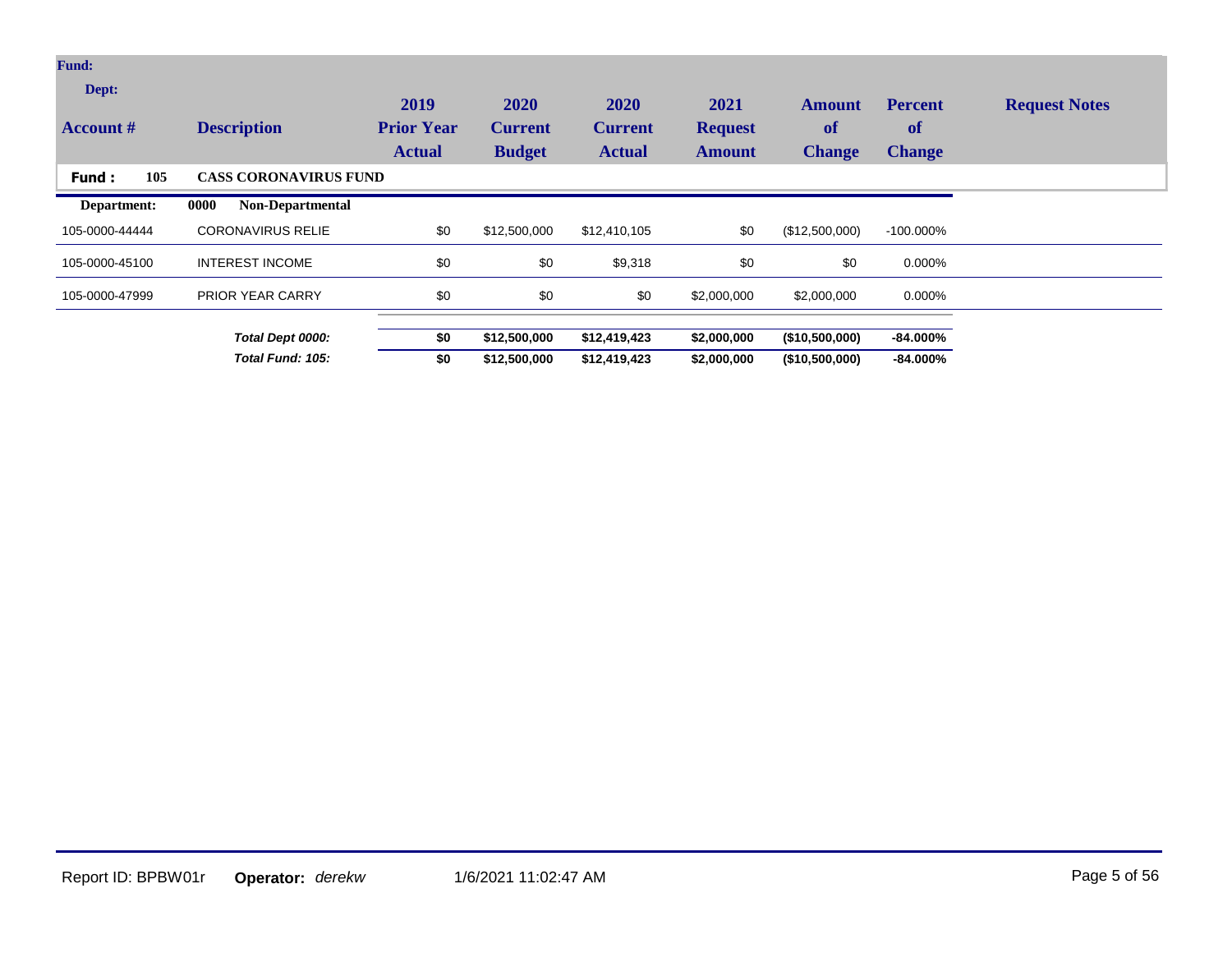| Account # | Description | 2019 Prior Year Actual | 2020 Current Budget | 2020 Current Actual | 2021 Request Amount | Amount of Change | Percent of Change | Request Notes |
|---|---|---|---|---|---|---|---|---|
| **Fund : 105** | **CASS CORONAVIRUS FUND** | | | | | | | |
| **Department:** | **0000 Non-Departmental** | | | | | | | |
| 105-0000-44444 | CORONAVIRUS RELIE | $0 | $12,500,000 | $12,410,105 | $0 | ($12,500,000) | -100.000% | |
| 105-0000-45100 | INTEREST INCOME | $0 | $0 | $9,318 | $0 | $0 | 0.000% | |
| 105-0000-47999 | PRIOR YEAR CARRY | $0 | $0 | $0 | $2,000,000 | $2,000,000 | 0.000% | |
| | ***Total Dept 0000:*** | **$0** | **$12,500,000** | **$12,419,423** | **$2,000,000** | **($10,500,000)** | **-84.000%** | |
| | ***Total Fund: 105:*** | **$0** | **$12,500,000** | **$12,419,423** | **$2,000,000** | **($10,500,000)** | **-84.000%** | |

Report ID: BPBW01r **Operator:** *derekw* 1/6/2021 11:02:47 AM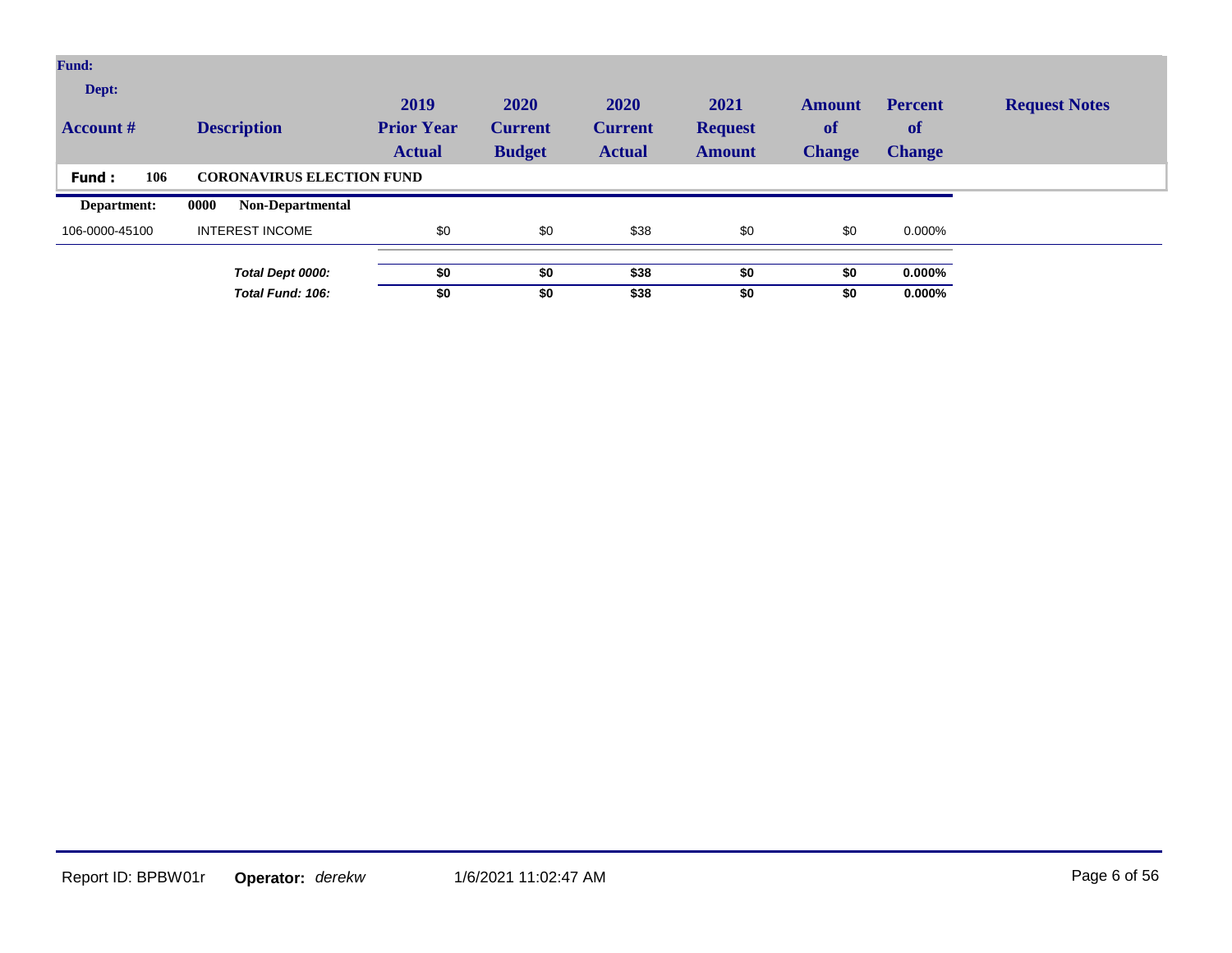| Fund: Dept: Account # | Description | 2019 Prior Year Actual | 2020 Current Budget | 2020 Current Actual | 2021 Request Amount | Amount of Change | Percent of Change | Request Notes |
|---|---|---|---|---|---|---|---|---|
| **Fund : 106** | **CORONAVIRUS ELECTION FUND** | | | | | | | |
| **Department:** | **0000 Non-Departmental** | | | | | | | |
| 106-0000-45100 | INTEREST INCOME | $0 | $0 | $38 | $0 | $0 | 0.000% | |
| | ***Total Dept 0000:*** | **$0** | **$0** | **$38** | **$0** | **$0** | **0.000%** | |
| | ***Total Fund: 106:*** | **$0** | **$0** | **$38** | **$0** | **$0** | **0.000%** | |

Report ID: BPBW01r **Operator:** *derekw* 1/6/2021 11:02:47 AM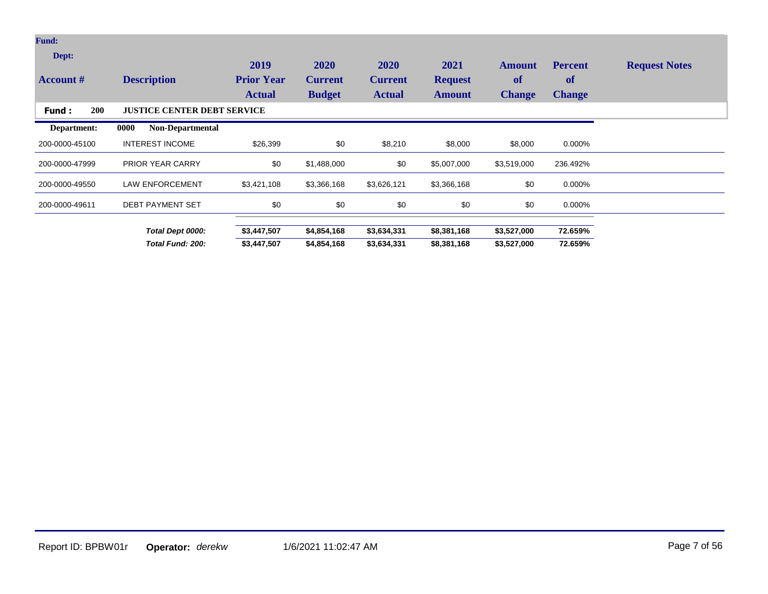| Account # | Description | 2019 Prior Year Actual | 2020 Current Budget | 2020 Current Actual | 2021 Request Amount | Amount of Change | Percent of Change | Request Notes |
|---|---|---|---|---|---|---|---|---|
| **Fund : 200** | **JUSTICE CENTER DEBT SERVICE** | | | | | | | |
| **Department:** | **0000 Non-Departmental** | | | | | | | |
| 200-0000-45100 | INTEREST INCOME | $26,399 | $0 | $8,210 | $8,000 | $8,000 | 0.000% | |
| 200-0000-47999 | PRIOR YEAR CARRY | $0 | $1,488,000 | $0 | $5,007,000 | $3,519,000 | 236.492% | |
| 200-0000-49550 | LAW ENFORCEMENT | $3,421,108 | $3,366,168 | $3,626,121 | $3,366,168 | $0 | 0.000% | |
| 200-0000-49611 | DEBT PAYMENT SET | $0 | $0 | $0 | $0 | $0 | 0.000% | |
| | ***Total Dept 0000:*** | **$3,447,507** | **$4,854,168** | **$3,634,331** | **$8,381,168** | **$3,527,000** | **72.659%** | |
| | ***Total Fund: 200:*** | **$3,447,507** | **$4,854,168** | **$3,634,331** | **$8,381,168** | **$3,527,000** | **72.659%** | |

Report ID: BPBW01r **Operator:** *derekw* 1/6/2021 11:02:47 AM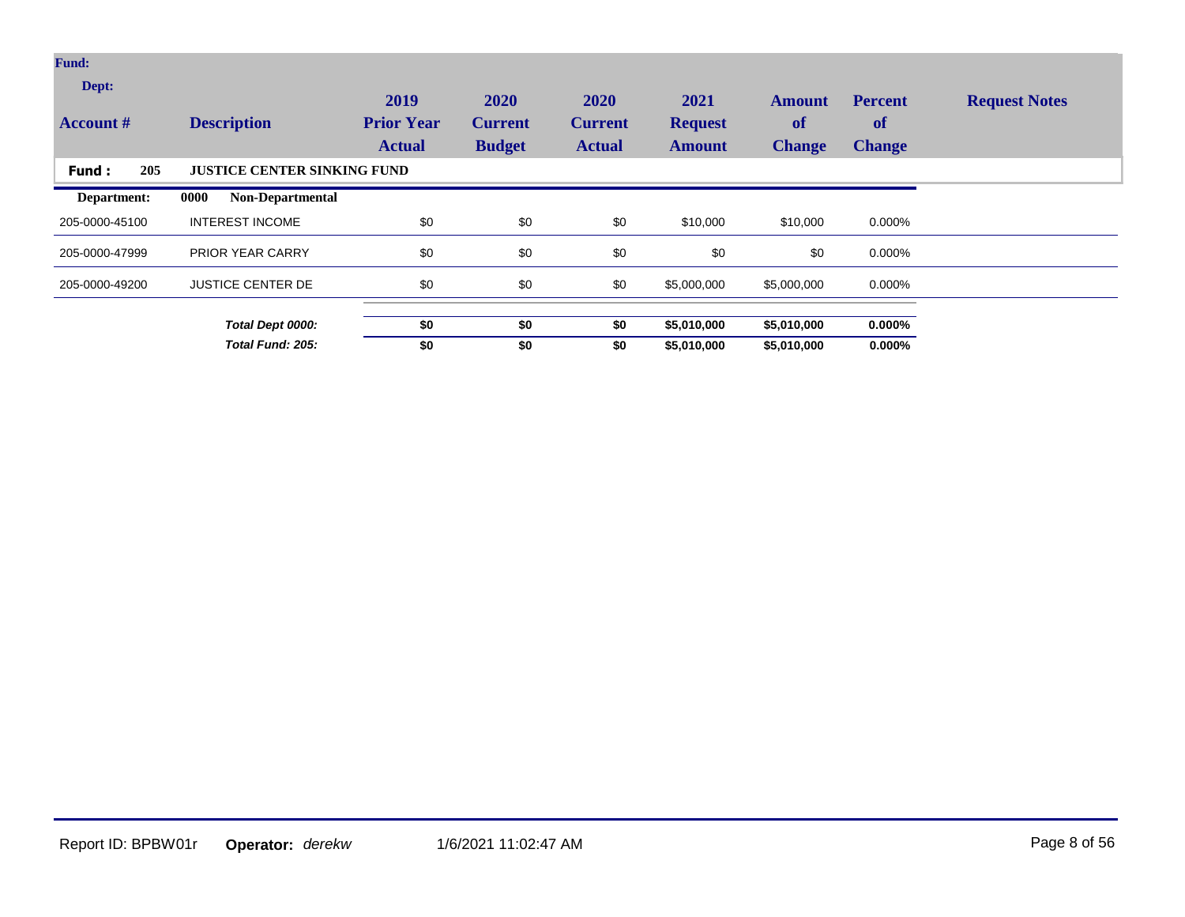| Account # | Description | 2019 Prior Year Actual | 2020 Current Budget | 2020 Current Actual | 2021 Request Amount | Amount of Change | Percent of Change | Request Notes |
|---|---|---|---|---|---|---|---|---|
| **Fund : 205** | **JUSTICE CENTER SINKING FUND** | | | | | | | |
| **Department:** | **0000 Non-Departmental** | | | | | | | |
| 205-0000-45100 | INTEREST INCOME | $0 | $0 | $0 | $10,000 | $10,000 | 0.000% | |
| 205-0000-47999 | PRIOR YEAR CARRY | $0 | $0 | $0 | $0 | $0 | 0.000% | |
| 205-0000-49200 | JUSTICE CENTER DE | $0 | $0 | $0 | $5,000,000 | $5,000,000 | 0.000% | |
| | ***Total Dept 0000:*** | **$0** | **$0** | **$0** | **$5,010,000** | **$5,010,000** | **0.000%** | |
| | ***Total Fund: 205:*** | **$0** | **$0** | **$0** | **$5,010,000** | **$5,010,000** | **0.000%** | |

Report ID: BPBW01r **Operator:** *derekw* 1/6/2021 11:02:47 AM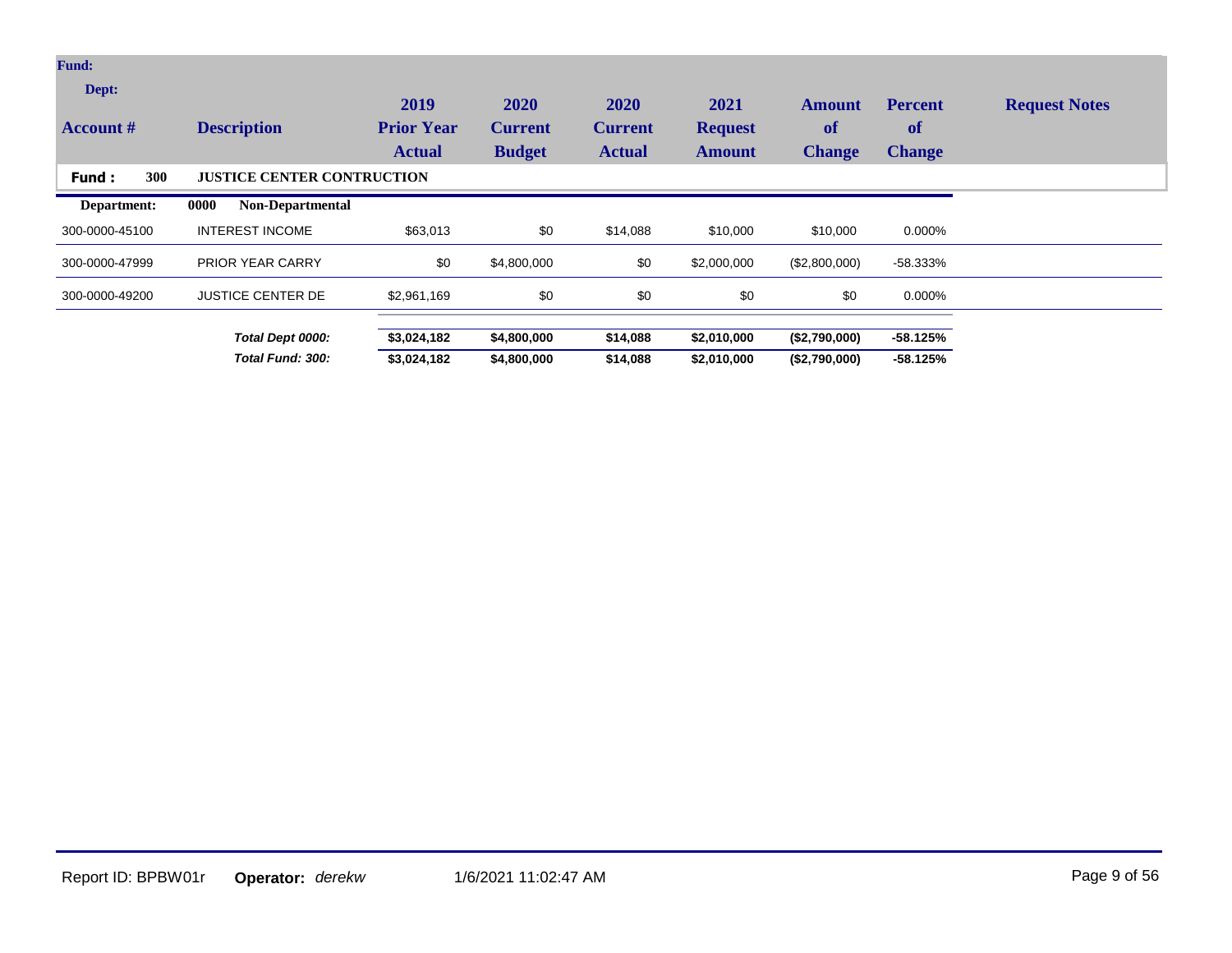| Account # | Description | 2019 Prior Year Actual | 2020 Current Budget | 2020 Current Actual | 2021 Request Amount | Amount of Change | Percent of Change | Request Notes |
|---|---|---|---|---|---|---|---|---|
| **Fund : 300** | **JUSTICE CENTER CONTRUCTION** | | | | | | | |
| **Department:** | **0000 Non-Departmental** | | | | | | | |
| 300-0000-45100 | INTEREST INCOME | $63,013 | $0 | $14,088 | $10,000 | $10,000 | 0.000% | |
| 300-0000-47999 | PRIOR YEAR CARRY | $0 | $4,800,000 | $0 | $2,000,000 | ($2,800,000) | -58.333% | |
| 300-0000-49200 | JUSTICE CENTER DE | $2,961,169 | $0 | $0 | $0 | $0 | 0.000% | |
| | ***Total Dept 0000:*** | **$3,024,182** | **$4,800,000** | **$14,088** | **$2,010,000** | **($2,790,000)** | **-58.125%** | |
| | ***Total Fund: 300:*** | **$3,024,182** | **$4,800,000** | **$14,088** | **$2,010,000** | **($2,790,000)** | **-58.125%** | |

Report ID: BPBW01r **Operator:** *derekw* 1/6/2021 11:02:47 AM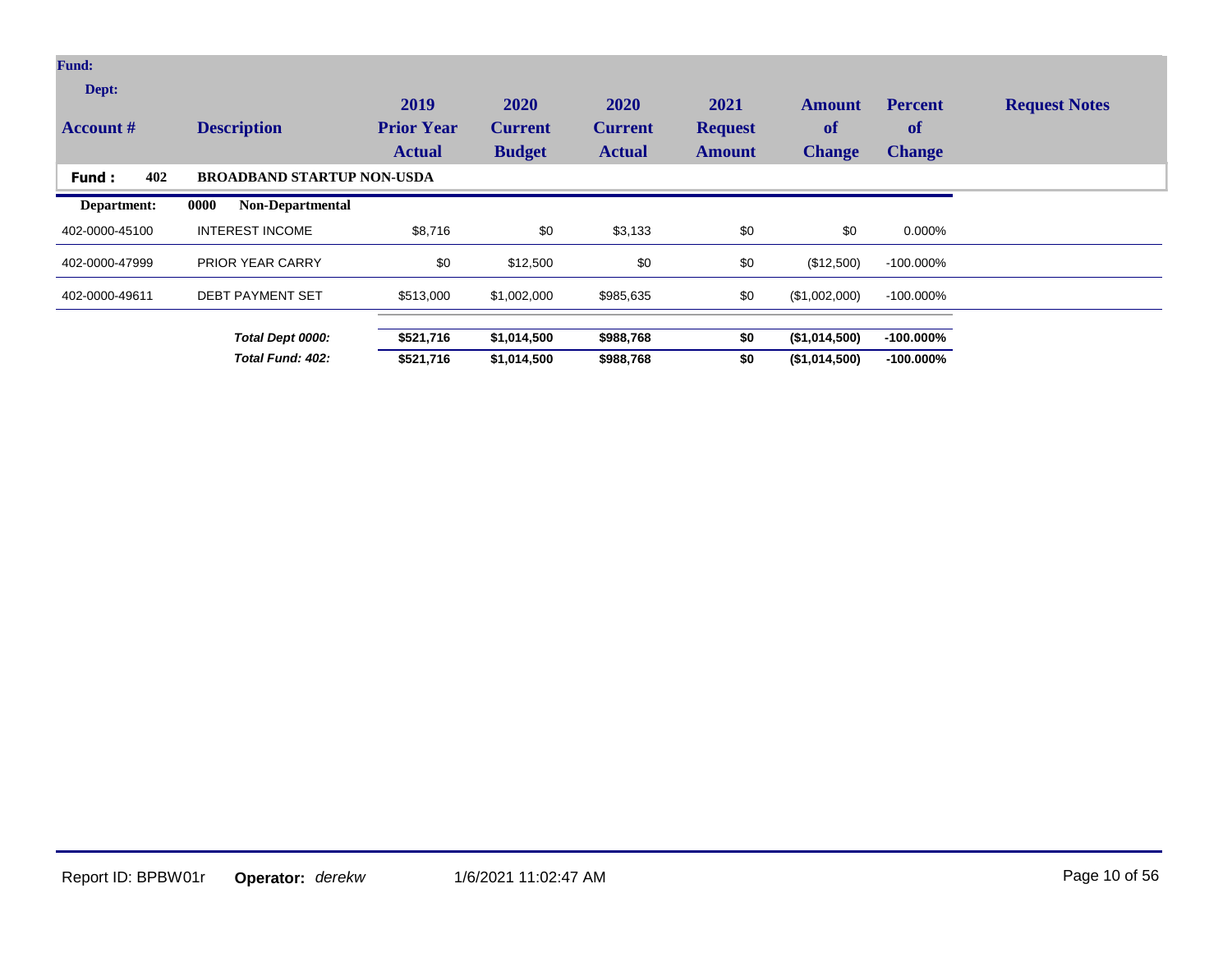| Account # | Description | 2019 Prior Year Actual | 2020 Current Budget | 2020 Current Actual | 2021 Request Amount | Amount of Change | Percent of Change | Request Notes |
|---|---|---|---|---|---|---|---|---|
| **Fund : 402** | **BROADBAND STARTUP NON-USDA** | | | | | | | |
| **Department:** | **0000 Non-Departmental** | | | | | | | |
| 402-0000-45100 | INTEREST INCOME | $8,716 | $0 | $3,133 | $0 | $0 | 0.000% | |
| 402-0000-47999 | PRIOR YEAR CARRY | $0 | $12,500 | $0 | $0 | ($12,500) | -100.000% | |
| 402-0000-49611 | DEBT PAYMENT SET | $513,000 | $1,002,000 | $985,635 | $0 | ($1,002,000) | -100.000% | |
| | ***Total Dept 0000:*** | **$521,716** | **$1,014,500** | **$988,768** | **$0** | **($1,014,500)** | **-100.000%** | |
| | ***Total Fund: 402:*** | **$521,716** | **$1,014,500** | **$988,768** | **$0** | **($1,014,500)** | **-100.000%** | |

Report ID: BPBW01r **Operator:** *derekw* 1/6/2021 11:02:47 AM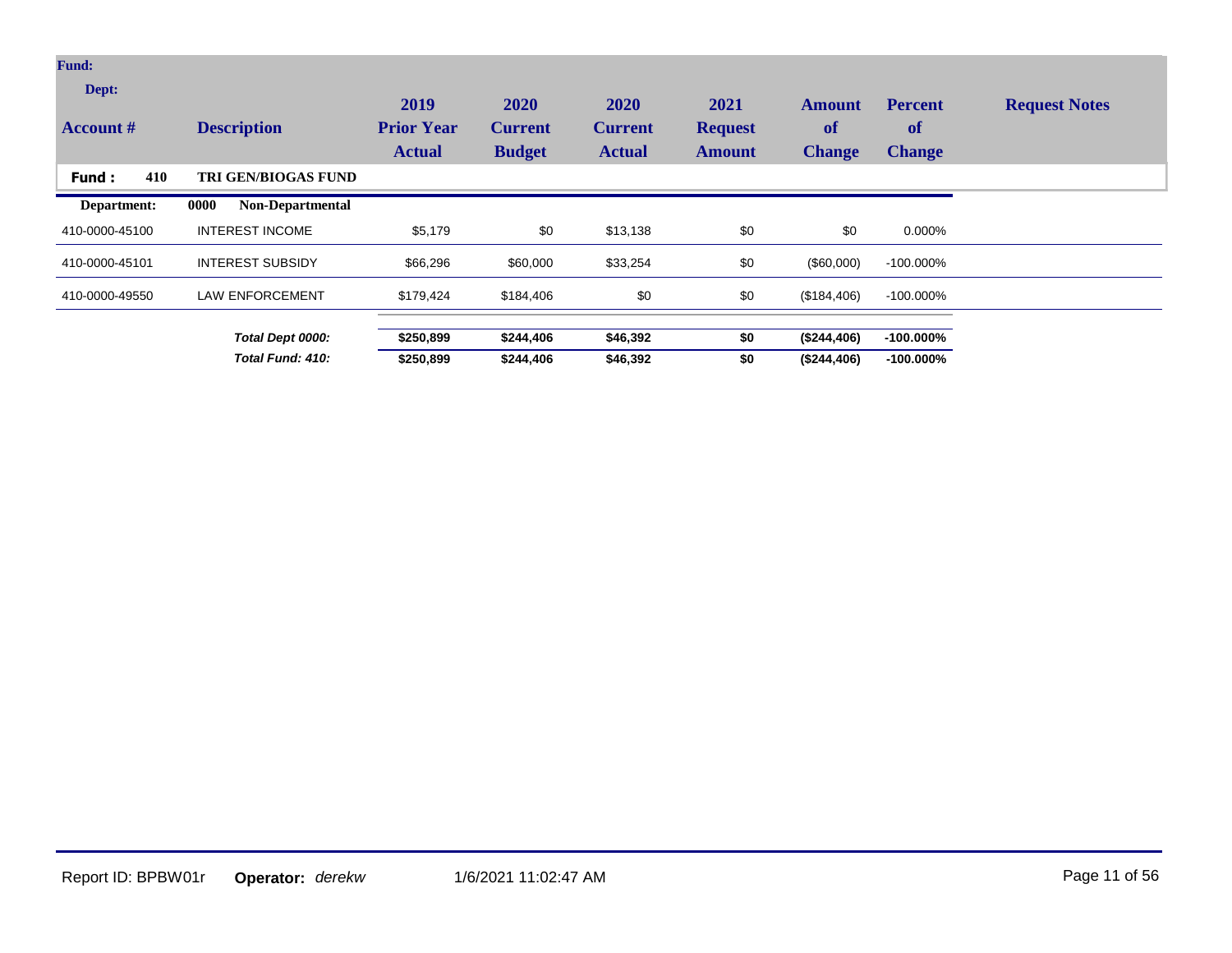| Account # | Description | 2019 Prior Year Actual | 2020 Current Budget | 2020 Current Actual | 2021 Request Amount | Amount of Change | Percent of Change | Request Notes |
|---|---|---|---|---|---|---|---|---|
| **Fund : 410** | **TRI GEN/BIOGAS FUND** | | | | | | | |
| **Department:** | **0000 Non-Departmental** | | | | | | | |
| 410-0000-45100 | INTEREST INCOME | $5,179 | $0 | $13,138 | $0 | $0 | 0.000% | |
| 410-0000-45101 | INTEREST SUBSIDY | $66,296 | $60,000 | $33,254 | $0 | ($60,000) | -100.000% | |
| 410-0000-49550 | LAW ENFORCEMENT | $179,424 | $184,406 | $0 | $0 | ($184,406) | -100.000% | |
| | ***Total Dept 0000:*** | **$250,899** | **$244,406** | **$46,392** | **$0** | **($244,406)** | **-100.000%** | |
| | ***Total Fund: 410:*** | **$250,899** | **$244,406** | **$46,392** | **$0** | **($244,406)** | **-100.000%** | |

Report ID: BPBW01r **Operator:** *derekw* 1/6/2021 11:02:47 AM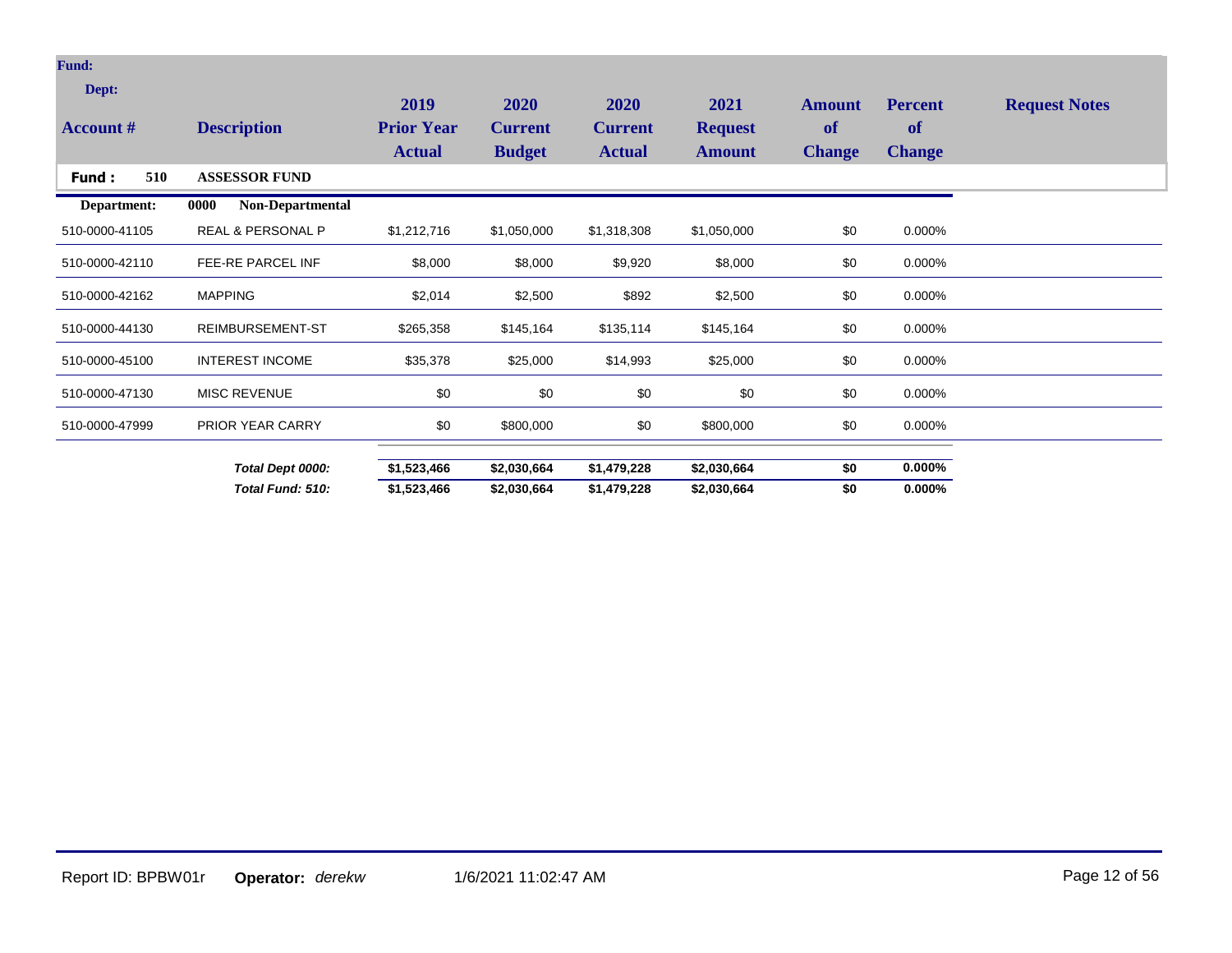| Account # | Description | 2019 Prior Year Actual | 2020 Current Budget | 2020 Current Actual | 2021 Request Amount | Amount of Change | Percent of Change | Request Notes |
|---|---|---|---|---|---|---|---|---|
| **Fund : 510** | **ASSESSOR FUND** | | | | | | | |
| **Department:** | **0000 Non-Departmental** | | | | | | | |
| 510-0000-41105 | REAL & PERSONAL P | $1,212,716 | $1,050,000 | $1,318,308 | $1,050,000 | $0 | 0.000% | |
| 510-0000-42110 | FEE-RE PARCEL INF | $8,000 | $8,000 | $9,920 | $8,000 | $0 | 0.000% | |
| 510-0000-42162 | MAPPING | $2,014 | $2,500 | $892 | $2,500 | $0 | 0.000% | |
| 510-0000-44130 | REIMBURSEMENT-ST | $265,358 | $145,164 | $135,114 | $145,164 | $0 | 0.000% | |
| 510-0000-45100 | INTEREST INCOME | $35,378 | $25,000 | $14,993 | $25,000 | $0 | 0.000% | |
| 510-0000-47130 | MISC REVENUE | $0 | $0 | $0 | $0 | $0 | 0.000% | |
| 510-0000-47999 | PRIOR YEAR CARRY | $0 | $800,000 | $0 | $800,000 | $0 | 0.000% | |
| | ***Total Dept 0000:*** | **$1,523,466** | **$2,030,664** | **$1,479,228** | **$2,030,664** | **$0** | **0.000%** | |
| | ***Total Fund: 510:*** | **$1,523,466** | **$2,030,664** | **$1,479,228** | **$2,030,664** | **$0** | **0.000%** | |

Report ID: BPBW01r **Operator:** *derekw* 1/6/2021 11:02:47 AM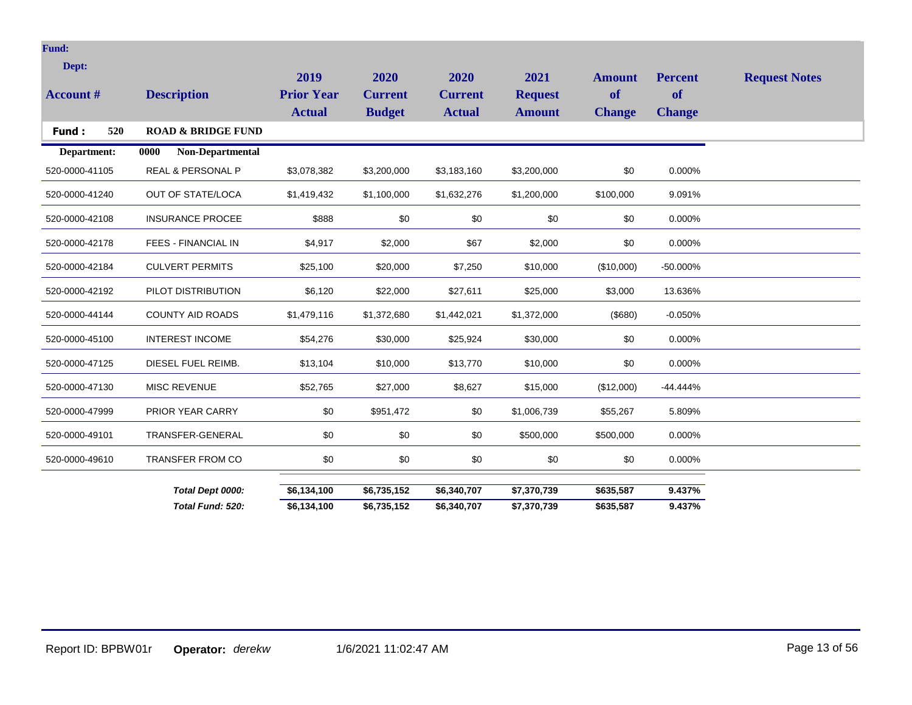**Fund:**

**Dept:**

| Account # | Description | 2019 Prior Year Actual | 2020 Current Budget | 2020 Current Actual | 2021 Request Amount | Amount of Change | Percent of Change | Request Notes |
|---|---|---|---|---|---|---|---|---|
| **Fund : 520** | **ROAD & BRIDGE FUND** | | | | | | | |
| **Department:** | **0000 Non-Departmental** | | | | | | | |
| 520-0000-41105 | REAL & PERSONAL P | $3,078,382 | $3,200,000 | $3,183,160 | $3,200,000 | $0 | 0.000% | |
| 520-0000-41240 | OUT OF STATE/LOCA | $1,419,432 | $1,100,000 | $1,632,276 | $1,200,000 | $100,000 | 9.091% | |
| 520-0000-42108 | INSURANCE PROCEE | $888 | $0 | $0 | $0 | $0 | 0.000% | |
| 520-0000-42178 | FEES - FINANCIAL IN | $4,917 | $2,000 | $67 | $2,000 | $0 | 0.000% | |
| 520-0000-42184 | CULVERT PERMITS | $25,100 | $20,000 | $7,250 | $10,000 | ($10,000) | -50.000% | |
| 520-0000-42192 | PILOT DISTRIBUTION | $6,120 | $22,000 | $27,611 | $25,000 | $3,000 | 13.636% | |
| 520-0000-44144 | COUNTY AID ROADS | $1,479,116 | $1,372,680 | $1,442,021 | $1,372,000 | ($680) | -0.050% | |
| 520-0000-45100 | INTEREST INCOME | $54,276 | $30,000 | $25,924 | $30,000 | $0 | 0.000% | |
| 520-0000-47125 | DIESEL FUEL REIMB. | $13,104 | $10,000 | $13,770 | $10,000 | $0 | 0.000% | |
| 520-0000-47130 | MISC REVENUE | $52,765 | $27,000 | $8,627 | $15,000 | ($12,000) | -44.444% | |
| 520-0000-47999 | PRIOR YEAR CARRY | $0 | $951,472 | $0 | $1,006,739 | $55,267 | 5.809% | |
| 520-0000-49101 | TRANSFER-GENERAL | $0 | $0 | $0 | $500,000 | $500,000 | 0.000% | |
| 520-0000-49610 | TRANSFER FROM CO | $0 | $0 | $0 | $0 | $0 | 0.000% | |
| | ***Total Dept 0000:*** | **$6,134,100** | **$6,735,152** | **$6,340,707** | **$7,370,739** | **$635,587** | **9.437%** | |
| | ***Total Fund: 520:*** | **$6,134,100** | **$6,735,152** | **$6,340,707** | **$7,370,739** | **$635,587** | **9.437%** | |

Report ID: BPBW01r **Operator:** *derekw* 1/6/2021 11:02:47 AM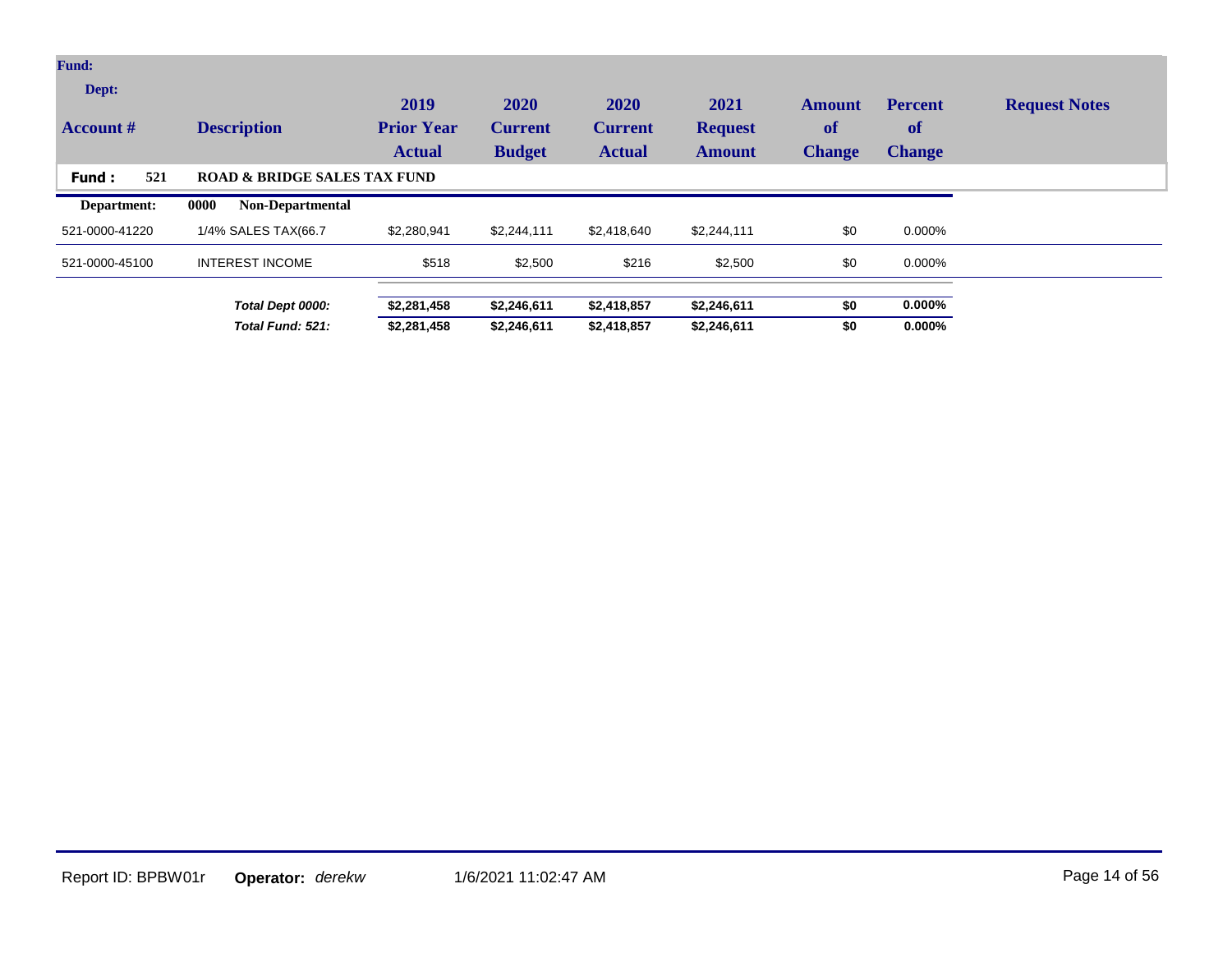| Account # | Description | 2019 Prior Year Actual | 2020 Current Budget | 2020 Current Actual | 2021 Request Amount | Amount of Change | Percent of Change | Request Notes |
|---|---|---|---|---|---|---|---|---|
| **Fund : 521** | **ROAD & BRIDGE SALES TAX FUND** | | | | | | | |
| **Department:** | **0000 Non-Departmental** | | | | | | | |
| 521-0000-41220 | 1/4% SALES TAX(66.7 | $2,280,941 | $2,244,111 | $2,418,640 | $2,244,111 | $0 | 0.000% | |
| 521-0000-45100 | INTEREST INCOME | $518 | $2,500 | $216 | $2,500 | $0 | 0.000% | |
| | ***Total Dept 0000:*** | **$2,281,458** | **$2,246,611** | **$2,418,857** | **$2,246,611** | **$0** | **0.000%** | |
| | ***Total Fund: 521:*** | **$2,281,458** | **$2,246,611** | **$2,418,857** | **$2,246,611** | **$0** | **0.000%** | |

Report ID: BPBW01r **Operator:** *derekw* 1/6/2021 11:02:47 AM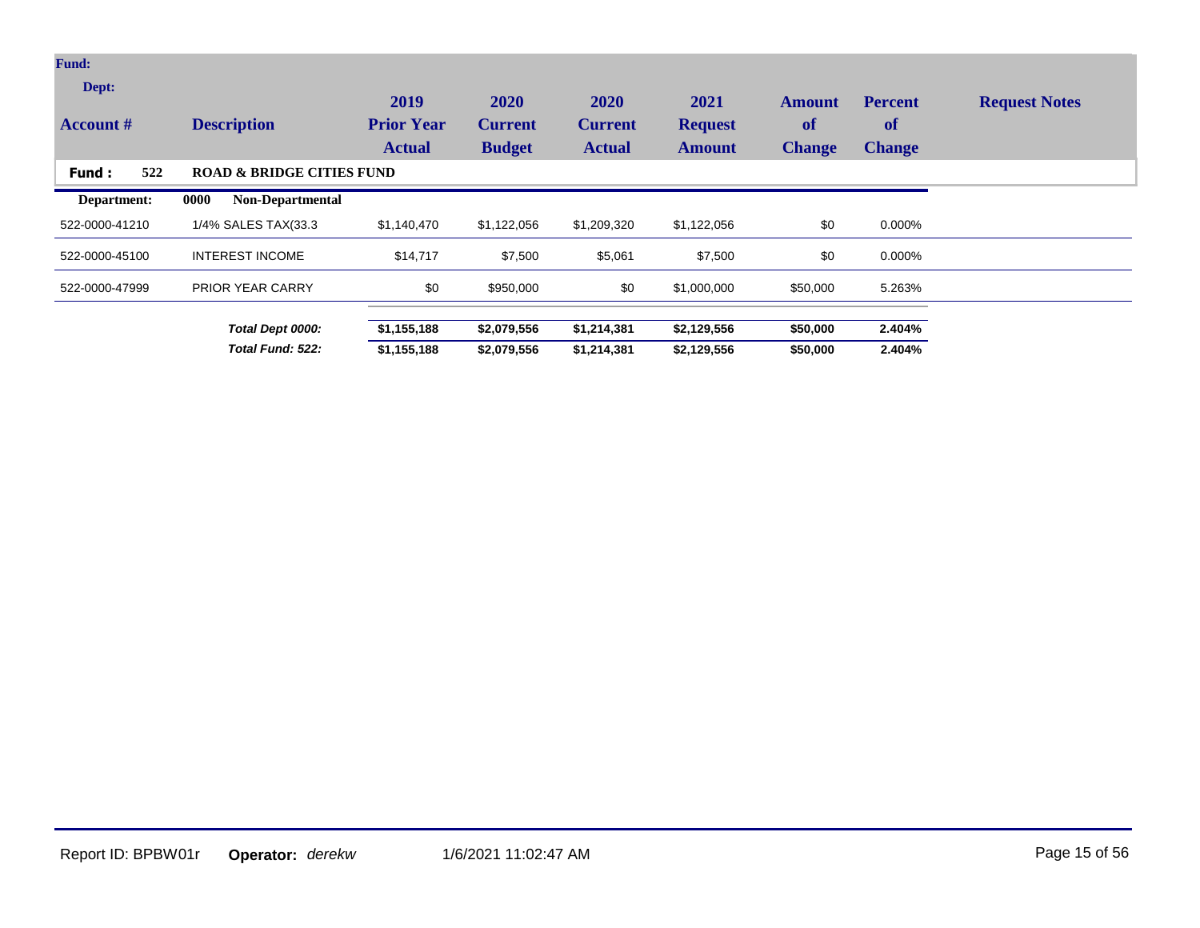| Account # | Description | 2019 Prior Year Actual | 2020 Current Budget | 2020 Current Actual | 2021 Request Amount | Amount of Change | Percent of Change | Request Notes |
|---|---|---|---|---|---|---|---|---|
| **Fund : 522** | **ROAD & BRIDGE CITIES FUND** | | | | | | | |
| **Department:** | **0000 Non-Departmental** | | | | | | | |
| 522-0000-41210 | 1/4% SALES TAX(33.3 | $1,140,470 | $1,122,056 | $1,209,320 | $1,122,056 | $0 | 0.000% | |
| 522-0000-45100 | INTEREST INCOME | $14,717 | $7,500 | $5,061 | $7,500 | $0 | 0.000% | |
| 522-0000-47999 | PRIOR YEAR CARRY | $0 | $950,000 | $0 | $1,000,000 | $50,000 | 5.263% | |
| | ***Total Dept 0000:*** | **$1,155,188** | **$2,079,556** | **$1,214,381** | **$2,129,556** | **$50,000** | **2.404%** | |
| | ***Total Fund: 522:*** | **$1,155,188** | **$2,079,556** | **$1,214,381** | **$2,129,556** | **$50,000** | **2.404%** | |

Report ID: BPBW01r **Operator:** *derekw* 1/6/2021 11:02:47 AM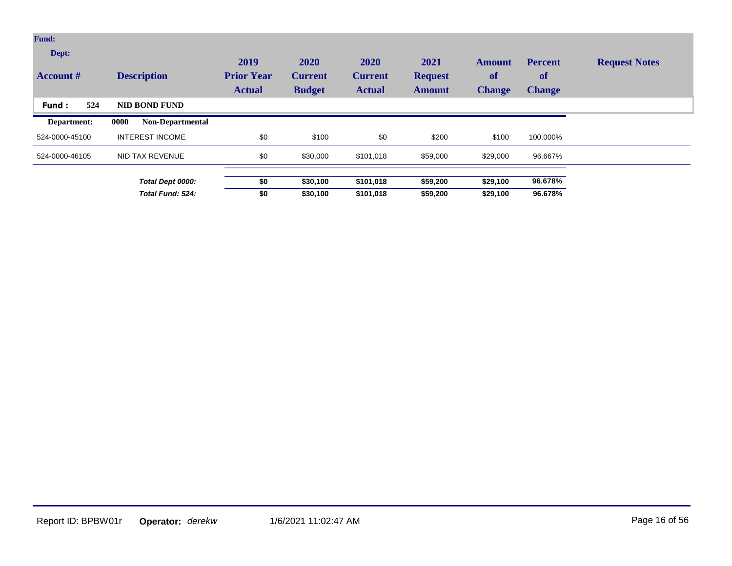| Account # | Description | 2019 Prior Year Actual | 2020 Current Budget | 2020 Current Actual | 2021 Request Amount | Amount of Change | Percent of Change | Request Notes |
|---|---|---|---|---|---|---|---|---|
| **Fund : 524** | **NID BOND FUND** | | | | | | | |
| **Department:** | **0000 Non-Departmental** | | | | | | | |
| 524-0000-45100 | INTEREST INCOME | $0 | $100 | $0 | $200 | $100 | 100.000% | |
| 524-0000-46105 | NID TAX REVENUE | $0 | $30,000 | $101,018 | $59,000 | $29,000 | 96.667% | |
| | ***Total Dept 0000:*** | **$0** | **$30,100** | **$101,018** | **$59,200** | **$29,100** | **96.678%** | |
| | ***Total Fund: 524:*** | **$0** | **$30,100** | **$101,018** | **$59,200** | **$29,100** | **96.678%** | |

Report ID: BPBW01r **Operator:** *derekw* 1/6/2021 11:02:47 AM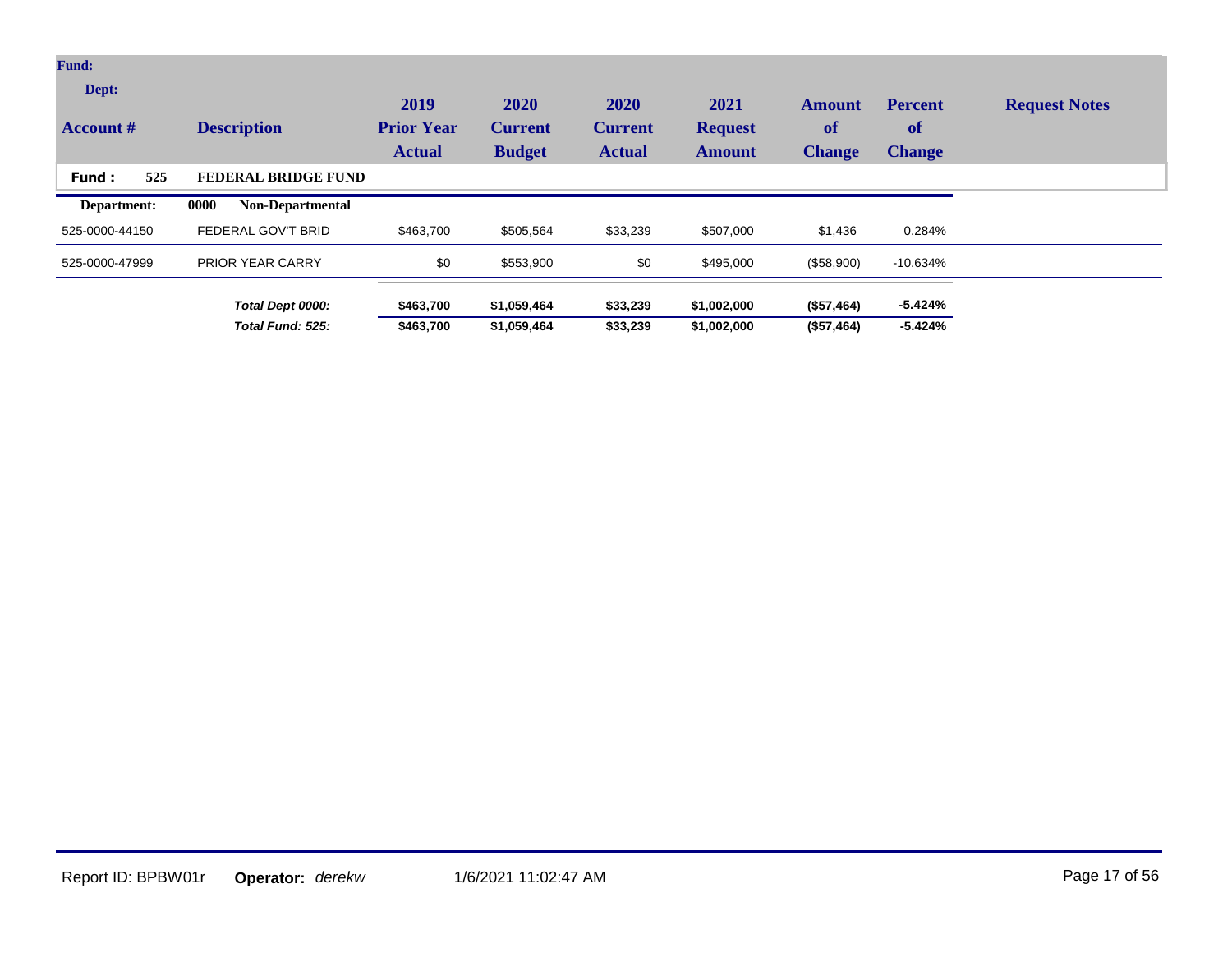| Account # | Description | 2019 Prior Year Actual | 2020 Current Budget | 2020 Current Actual | 2021 Request Amount | Amount of Change | Percent of Change | Request Notes |
|---|---|---|---|---|---|---|---|---|
| **Fund : 525** | **FEDERAL BRIDGE FUND** | | | | | | | |
| **Department:** | **0000 Non-Departmental** | | | | | | | |
| 525-0000-44150 | FEDERAL GOV'T BRID | $463,700 | $505,564 | $33,239 | $507,000 | $1,436 | 0.284% | |
| 525-0000-47999 | PRIOR YEAR CARRY | $0 | $553,900 | $0 | $495,000 | ($58,900) | -10.634% | |
| | ***Total Dept 0000:*** | **$463,700** | **$1,059,464** | **$33,239** | **$1,002,000** | **($57,464)** | **-5.424%** | |
| | ***Total Fund: 525:*** | **$463,700** | **$1,059,464** | **$33,239** | **$1,002,000** | **($57,464)** | **-5.424%** | |

Report ID: BPBW01r **Operator:** *derekw* 1/6/2021 11:02:47 AM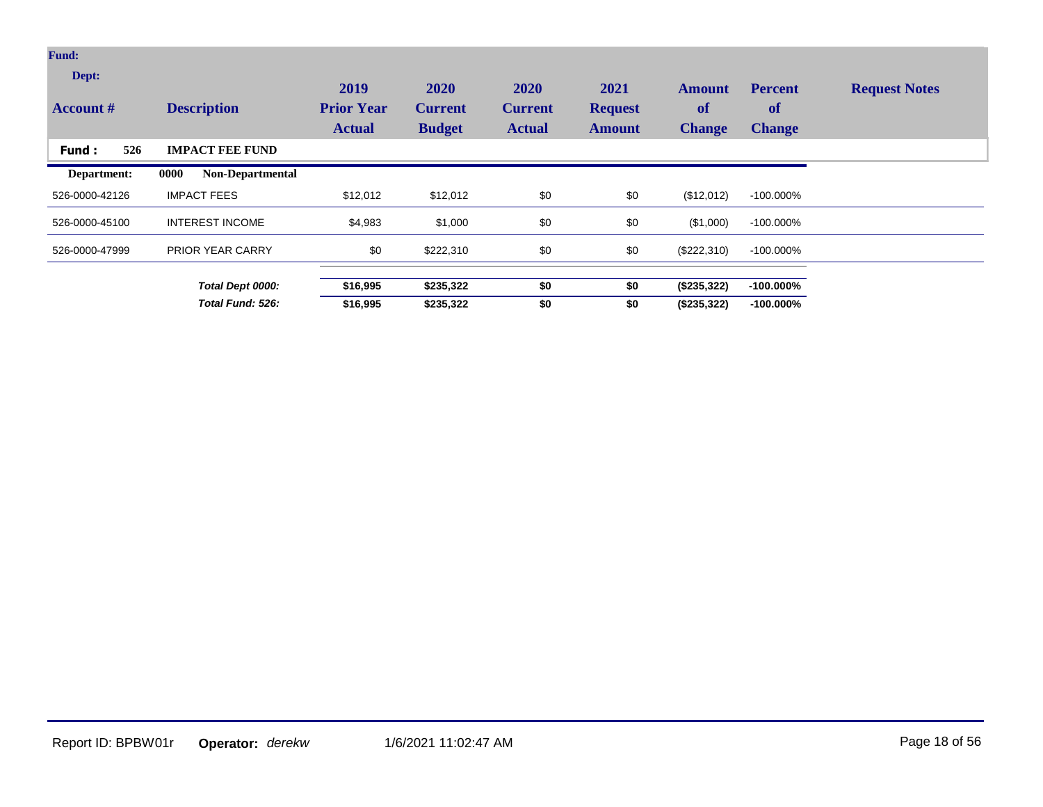| Account # | Description | 2019 Prior Year Actual | 2020 Current Budget | 2020 Current Actual | 2021 Request Amount | Amount of Change | Percent of Change | Request Notes |
|---|---|---|---|---|---|---|---|---|
| **Fund : 526** | **IMPACT FEE FUND** | | | | | | | |
| **Department:** | **0000 Non-Departmental** | | | | | | | |
| 526-0000-42126 | IMPACT FEES | $12,012 | $12,012 | $0 | $0 | ($12,012) | -100.000% | |
| 526-0000-45100 | INTEREST INCOME | $4,983 | $1,000 | $0 | $0 | ($1,000) | -100.000% | |
| 526-0000-47999 | PRIOR YEAR CARRY | $0 | $222,310 | $0 | $0 | ($222,310) | -100.000% | |
| | ***Total Dept 0000:*** | **$16,995** | **$235,322** | **$0** | **$0** | **($235,322)** | **-100.000%** | |
| | ***Total Fund: 526:*** | **$16,995** | **$235,322** | **$0** | **$0** | **($235,322)** | **-100.000%** | |

Report ID: BPBW01r **Operator:** *derekw* 1/6/2021 11:02:47 AM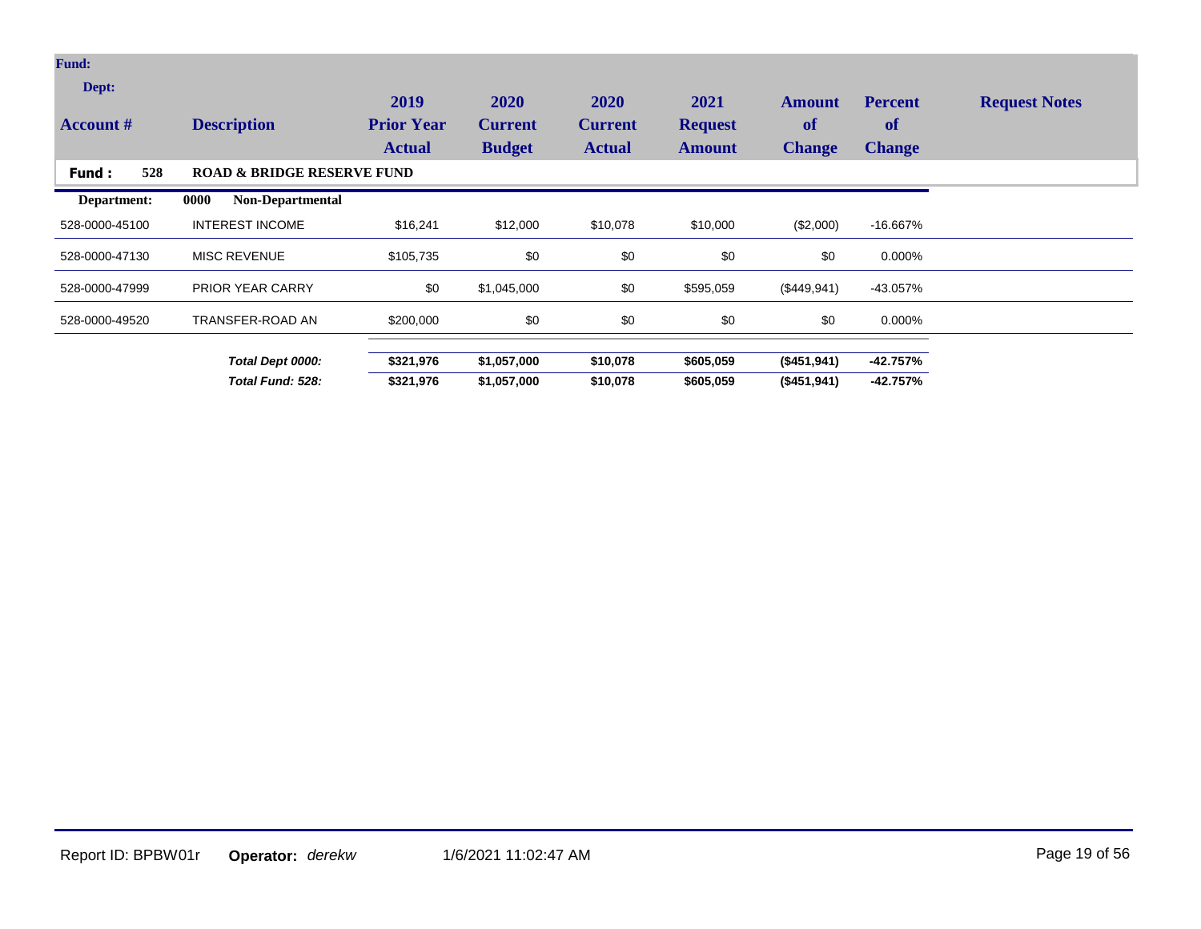| Account # | Description | 2019 Prior Year Actual | 2020 Current Budget | 2020 Current Actual | 2021 Request Amount | Amount of Change | Percent of Change | Request Notes |
|---|---|---|---|---|---|---|---|---|
| **Fund : 528** | **ROAD & BRIDGE RESERVE FUND** | | | | | | | |
| **Department:** | **0000 Non-Departmental** | | | | | | | |
| 528-0000-45100 | INTEREST INCOME | $16,241 | $12,000 | $10,078 | $10,000 | ($2,000) | -16.667% | |
| 528-0000-47130 | MISC REVENUE | $105,735 | $0 | $0 | $0 | $0 | 0.000% | |
| 528-0000-47999 | PRIOR YEAR CARRY | $0 | $1,045,000 | $0 | $595,059 | ($449,941) | -43.057% | |
| 528-0000-49520 | TRANSFER-ROAD AN | $200,000 | $0 | $0 | $0 | $0 | 0.000% | |
| | ***Total Dept 0000:*** | **$321,976** | **$1,057,000** | **$10,078** | **$605,059** | **($451,941)** | **-42.757%** | |
| | ***Total Fund: 528:*** | **$321,976** | **$1,057,000** | **$10,078** | **$605,059** | **($451,941)** | **-42.757%** | |

Report ID: BPBW01r **Operator:** *derekw* 1/6/2021 11:02:47 AM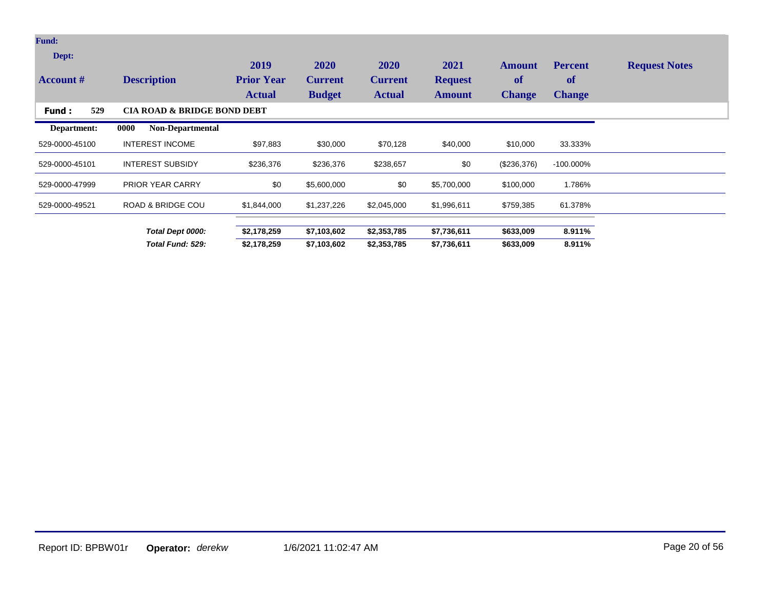| Account # | Description | 2019 Prior Year Actual | 2020 Current Budget | 2020 Current Actual | 2021 Request Amount | Amount of Change | Percent of Change | Request Notes |
|---|---|---|---|---|---|---|---|---|
| **Fund : 529** | **CIA ROAD & BRIDGE BOND DEBT** | | | | | | | |
| **Department:** | **0000 Non-Departmental** | | | | | | | |
| 529-0000-45100 | INTEREST INCOME | $97,883 | $30,000 | $70,128 | $40,000 | $10,000 | 33.333% | |
| 529-0000-45101 | INTEREST SUBSIDY | $236,376 | $236,376 | $238,657 | $0 | ($236,376) | -100.000% | |
| 529-0000-47999 | PRIOR YEAR CARRY | $0 | $5,600,000 | $0 | $5,700,000 | $100,000 | 1.786% | |
| 529-0000-49521 | ROAD & BRIDGE COU | $1,844,000 | $1,237,226 | $2,045,000 | $1,996,611 | $759,385 | 61.378% | |
| | ***Total Dept 0000:*** | **$2,178,259** | **$7,103,602** | **$2,353,785** | **$7,736,611** | **$633,009** | **8.911%** | |
| | ***Total Fund: 529:*** | **$2,178,259** | **$7,103,602** | **$2,353,785** | **$7,736,611** | **$633,009** | **8.911%** | |

Report ID: BPBW01r **Operator:** *derekw* 1/6/2021 11:02:47 AM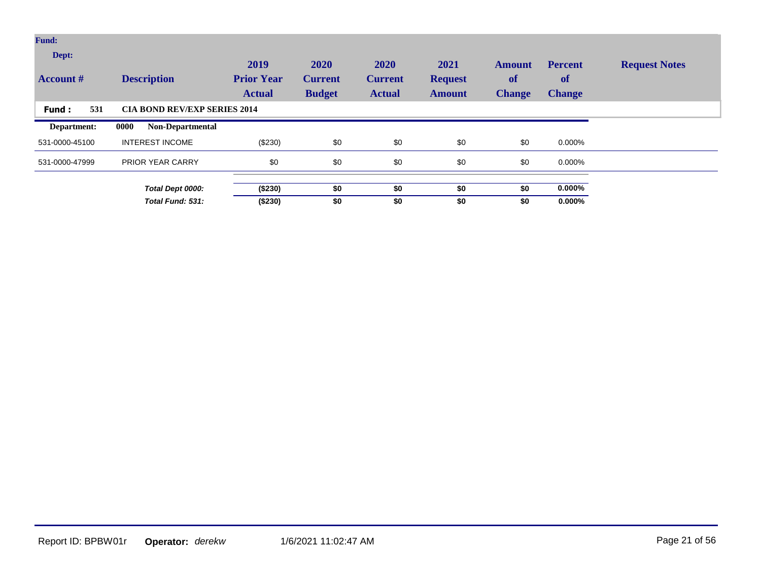| Account # | Description | 2019 Prior Year Actual | 2020 Current Budget | 2020 Current Actual | 2021 Request Amount | Amount of Change | Percent of Change | Request Notes |
|---|---|---|---|---|---|---|---|---|
| **Fund : 531** | **CIA BOND REV/EXP SERIES 2014** | | | | | | | |
| **Department:** | **0000 Non-Departmental** | | | | | | | |
| 531-0000-45100 | INTEREST INCOME | ($230) | $0 | $0 | $0 | $0 | 0.000% | |
| 531-0000-47999 | PRIOR YEAR CARRY | $0 | $0 | $0 | $0 | $0 | 0.000% | |
| | ***Total Dept 0000:*** | **($230)** | **$0** | **$0** | **$0** | **$0** | **0.000%** | |
| | ***Total Fund: 531:*** | **($230)** | **$0** | **$0** | **$0** | **$0** | **0.000%** | |

Report ID: BPBW01r **Operator:** *derekw* 1/6/2021 11:02:47 AM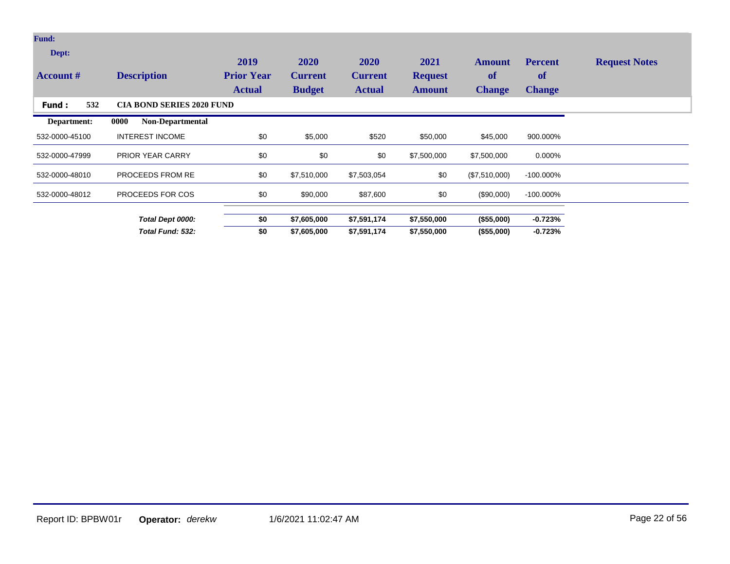| Account # | Description | 2019 Prior Year Actual | 2020 Current Budget | 2020 Current Actual | 2021 Request Amount | Amount of Change | Percent of Change | Request Notes |
|---|---|---|---|---|---|---|---|---|
| **Fund : 532** | **CIA BOND SERIES 2020 FUND** | | | | | | | |
| **Department:** | **0000 Non-Departmental** | | | | | | | |
| 532-0000-45100 | INTEREST INCOME | $0 | $5,000 | $520 | $50,000 | $45,000 | 900.000% | |
| 532-0000-47999 | PRIOR YEAR CARRY | $0 | $0 | $0 | $7,500,000 | $7,500,000 | 0.000% | |
| 532-0000-48010 | PROCEEDS FROM RE | $0 | $7,510,000 | $7,503,054 | $0 | ($7,510,000) | -100.000% | |
| 532-0000-48012 | PROCEEDS FOR COS | $0 | $90,000 | $87,600 | $0 | ($90,000) | -100.000% | |
| | ***Total Dept 0000:*** | **$0** | **$7,605,000** | **$7,591,174** | **$7,550,000** | **($55,000)** | **-0.723%** | |
| | ***Total Fund: 532:*** | **$0** | **$7,605,000** | **$7,591,174** | **$7,550,000** | **($55,000)** | **-0.723%** | |

Report ID: BPBW01r **Operator:** *derekw* 1/6/2021 11:02:47 AM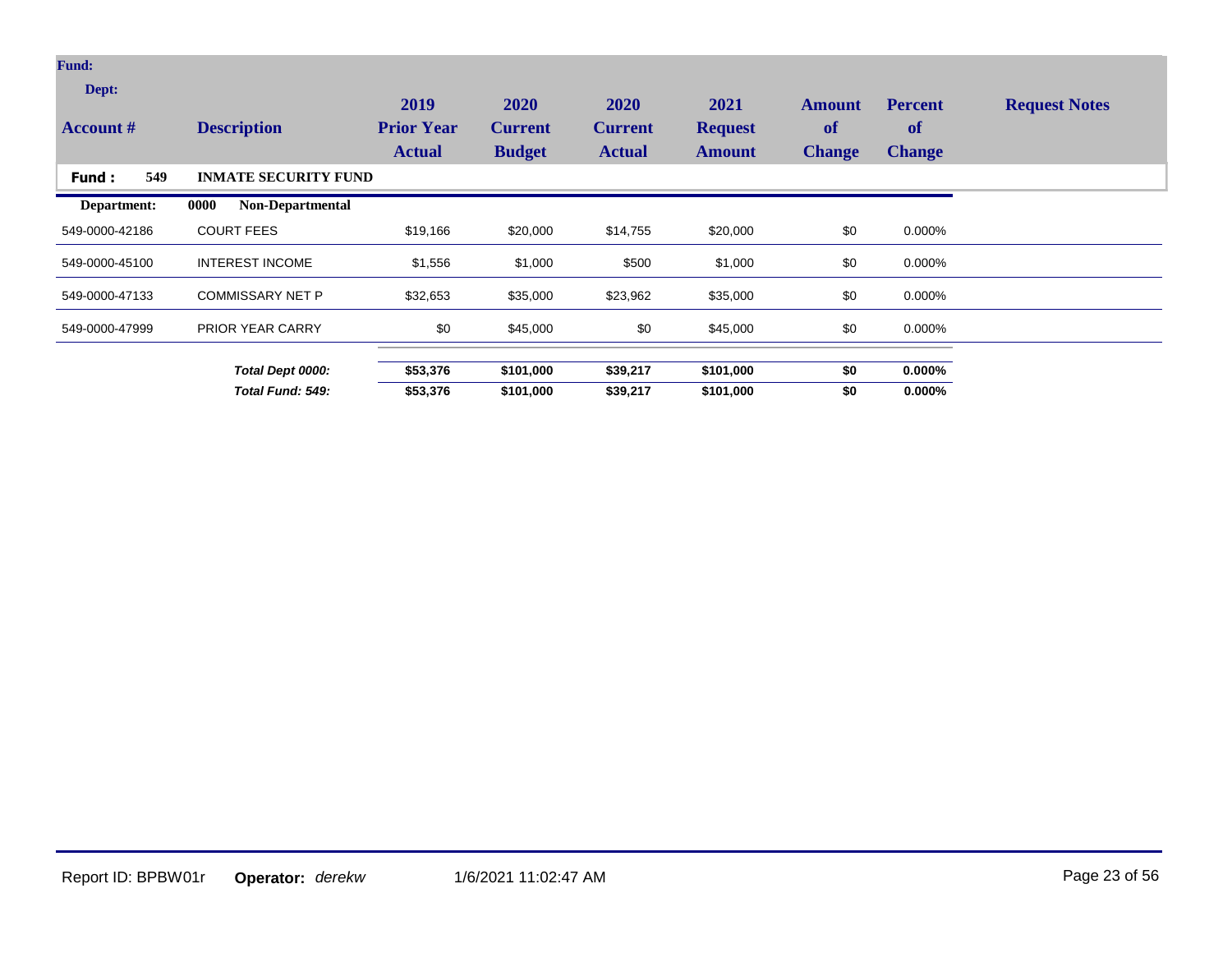| Account # | Description | 2019 Prior Year Actual | 2020 Current Budget | 2020 Current Actual | 2021 Request Amount | Amount of Change | Percent of Change | Request Notes |
|---|---|---|---|---|---|---|---|---|
| **Fund : 549** | **INMATE SECURITY FUND** | | | | | | | |
| **Department:** | **0000 Non-Departmental** | | | | | | | |
| 549-0000-42186 | COURT FEES | $19,166 | $20,000 | $14,755 | $20,000 | $0 | 0.000% | |
| 549-0000-45100 | INTEREST INCOME | $1,556 | $1,000 | $500 | $1,000 | $0 | 0.000% | |
| 549-0000-47133 | COMMISSARY NET P | $32,653 | $35,000 | $23,962 | $35,000 | $0 | 0.000% | |
| 549-0000-47999 | PRIOR YEAR CARRY | $0 | $45,000 | $0 | $45,000 | $0 | 0.000% | |
| | ***Total Dept 0000:*** | **$53,376** | **$101,000** | **$39,217** | **$101,000** | **$0** | **0.000%** | |
| | ***Total Fund: 549:*** | **$53,376** | **$101,000** | **$39,217** | **$101,000** | **$0** | **0.000%** | |

Report ID: BPBW01r **Operator:** *derekw* 1/6/2021 11:02:47 AM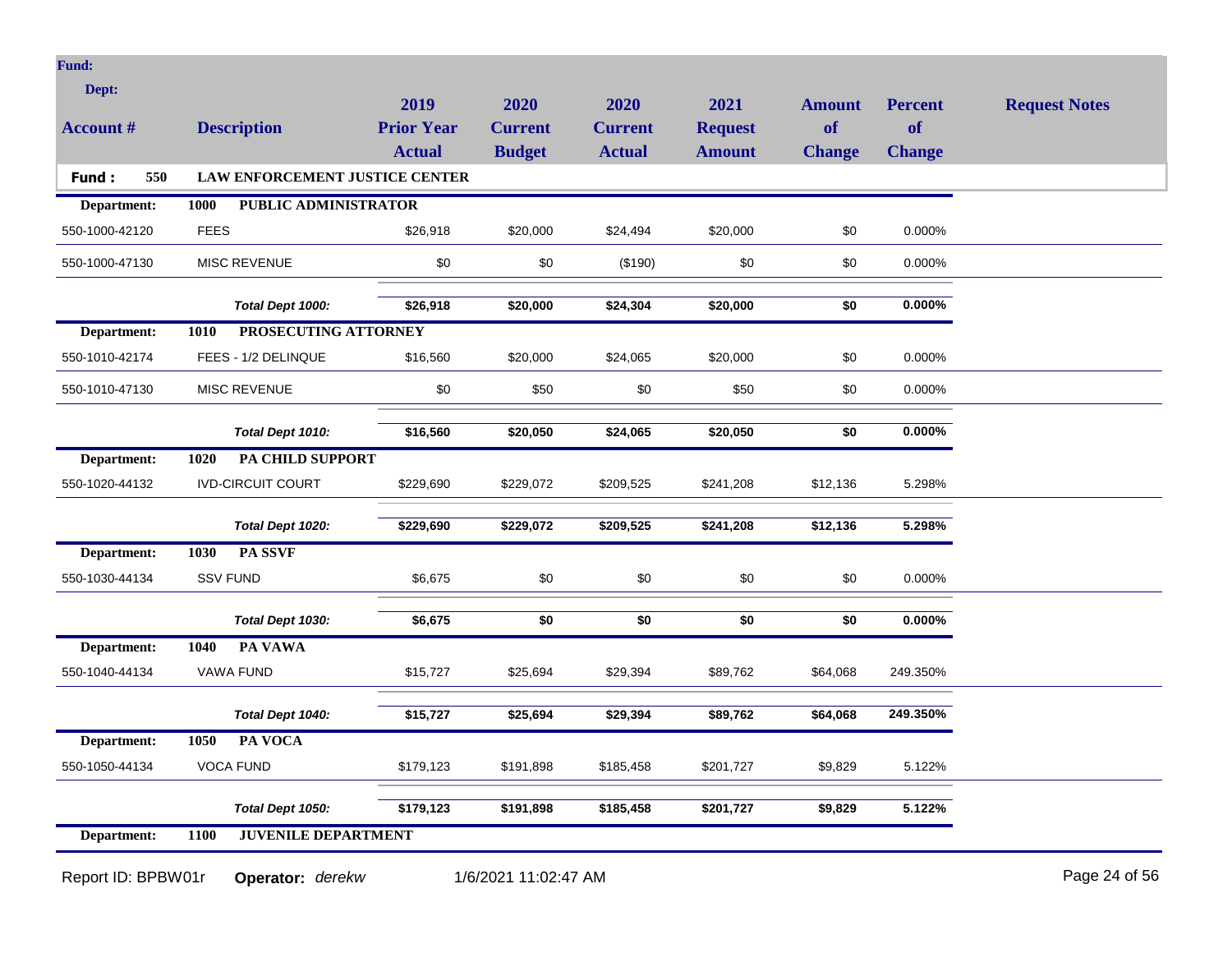| Account # | Description | 2019 Prior Year Actual | 2020 Current Budget | 2020 Current Actual | 2021 Request Amount | Amount of Change | Percent of Change | Request Notes |
|---|---|---|---|---|---|---|---|---|
| **Fund : 550** | **LAW ENFORCEMENT JUSTICE CENTER** | | | | | | | |
| **Department:** | **1000 PUBLIC ADMINISTRATOR** | | | | | | | |
| 550-1000-42120 | FEES | $26,918 | $20,000 | $24,494 | $20,000 | $0 | 0.000% | |
| 550-1000-47130 | MISC REVENUE | $0 | $0 | ($190) | $0 | $0 | 0.000% | |
| | ***Total Dept 1000:*** | **$26,918** | **$20,000** | **$24,304** | **$20,000** | **$0** | **0.000%** | |
| **Department:** | **1010 PROSECUTING ATTORNEY** | | | | | | | |
| 550-1010-42174 | FEES - 1/2 DELINQUE | $16,560 | $20,000 | $24,065 | $20,000 | $0 | 0.000% | |
| 550-1010-47130 | MISC REVENUE | $0 | $50 | $0 | $50 | $0 | 0.000% | |
| | ***Total Dept 1010:*** | **$16,560** | **$20,050** | **$24,065** | **$20,050** | **$0** | **0.000%** | |
| **Department:** | **1020 PA CHILD SUPPORT** | | | | | | | |
| 550-1020-44132 | IVD-CIRCUIT COURT | $229,690 | $229,072 | $209,525 | $241,208 | $12,136 | 5.298% | |
| | ***Total Dept 1020:*** | **$229,690** | **$229,072** | **$209,525** | **$241,208** | **$12,136** | **5.298%** | |
| **Department:** | **1030 PA SSVF** | | | | | | | |
| 550-1030-44134 | SSV FUND | $6,675 | $0 | $0 | $0 | $0 | 0.000% | |
| | ***Total Dept 1030:*** | **$6,675** | **$0** | **$0** | **$0** | **$0** | **0.000%** | |
| **Department:** | **1040 PA VAWA** | | | | | | | |
| 550-1040-44134 | VAWA FUND | $15,727 | $25,694 | $29,394 | $89,762 | $64,068 | 249.350% | |
| | ***Total Dept 1040:*** | **$15,727** | **$25,694** | **$29,394** | **$89,762** | **$64,068** | **249.350%** | |
| **Department:** | **1050 PA VOCA** | | | | | | | |
| 550-1050-44134 | VOCA FUND | $179,123 | $191,898 | $185,458 | $201,727 | $9,829 | 5.122% | |
| | ***Total Dept 1050:*** | **$179,123** | **$191,898** | **$185,458** | **$201,727** | **$9,829** | **5.122%** | |
| **Department:** | **1100 JUVENILE DEPARTMENT** | | | | | | | |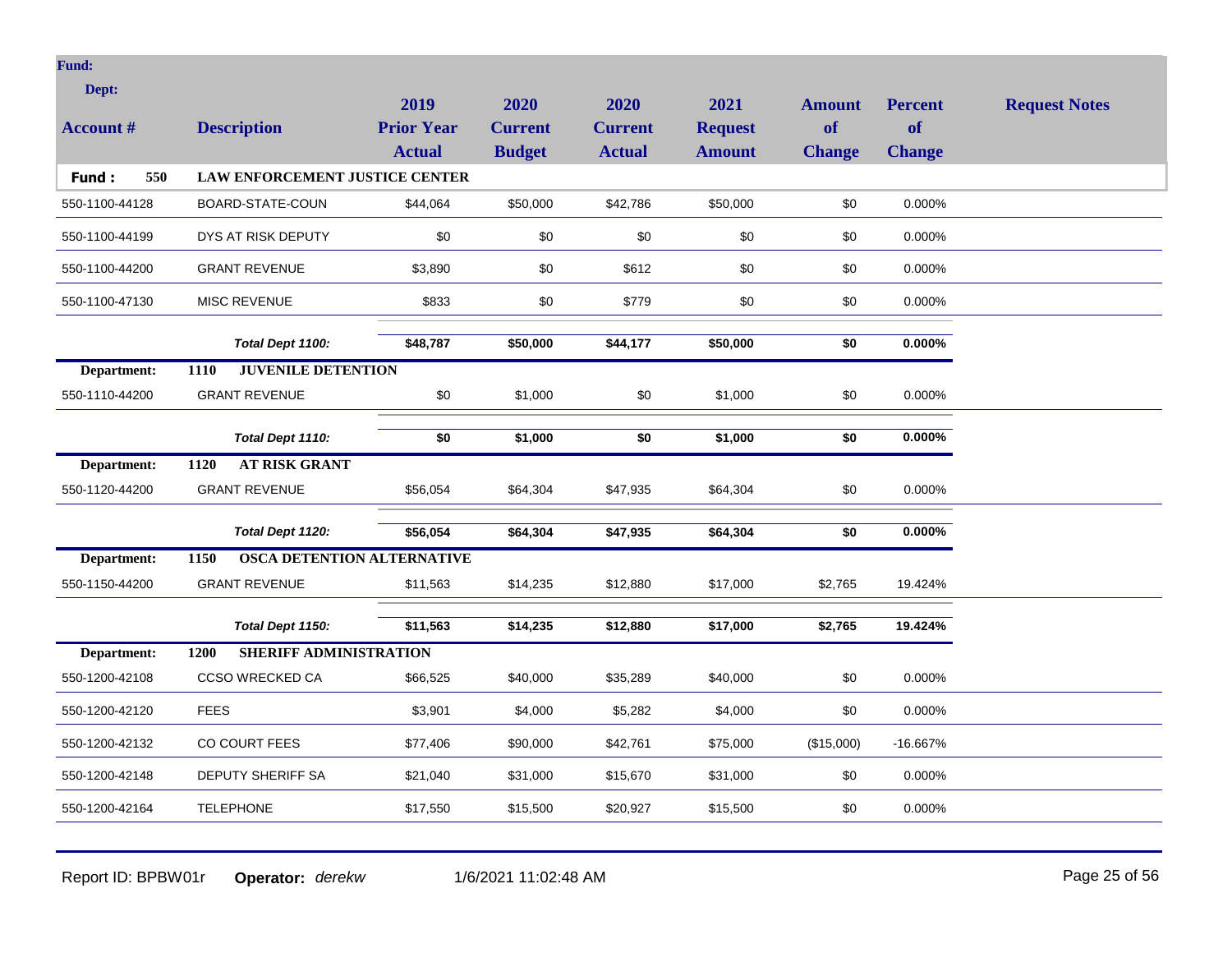**Fund:**

**Dept:**

| Account # | Description | 2019 Prior Year Actual | 2020 Current Budget | 2020 Current Actual | 2021 Request Amount | Amount of Change | Percent of Change | Request Notes |
|---|---|---|---|---|---|---|---|---|
| **Fund : 550** | **LAW ENFORCEMENT JUSTICE CENTER** | | | | | | | |
| 550-1100-44128 | BOARD-STATE-COUN | $44,064 | $50,000 | $42,786 | $50,000 | $0 | 0.000% | |
| 550-1100-44199 | DYS AT RISK DEPUTY | $0 | $0 | $0 | $0 | $0 | 0.000% | |
| 550-1100-44200 | GRANT REVENUE | $3,890 | $0 | $612 | $0 | $0 | 0.000% | |
| 550-1100-47130 | MISC REVENUE | $833 | $0 | $779 | $0 | $0 | 0.000% | |
| | ***Total Dept 1100:*** | **$48,787** | **$50,000** | **$44,177** | **$50,000** | **$0** | **0.000%** | |
| **Department:** | **1110 JUVENILE DETENTION** | | | | | | | |
| 550-1110-44200 | GRANT REVENUE | $0 | $1,000 | $0 | $1,000 | $0 | 0.000% | |
| | ***Total Dept 1110:*** | **$0** | **$1,000** | **$0** | **$1,000** | **$0** | **0.000%** | |
| **Department:** | **1120 AT RISK GRANT** | | | | | | | |
| 550-1120-44200 | GRANT REVENUE | $56,054 | $64,304 | $47,935 | $64,304 | $0 | 0.000% | |
| | ***Total Dept 1120:*** | **$56,054** | **$64,304** | **$47,935** | **$64,304** | **$0** | **0.000%** | |
| **Department:** | **1150 OSCA DETENTION ALTERNATIVE** | | | | | | | |
| 550-1150-44200 | GRANT REVENUE | $11,563 | $14,235 | $12,880 | $17,000 | $2,765 | 19.424% | |
| | ***Total Dept 1150:*** | **$11,563** | **$14,235** | **$12,880** | **$17,000** | **$2,765** | **19.424%** | |
| **Department:** | **1200 SHERIFF ADMINISTRATION** | | | | | | | |
| 550-1200-42108 | CCSO WRECKED CA | $66,525 | $40,000 | $35,289 | $40,000 | $0 | 0.000% | |
| 550-1200-42120 | FEES | $3,901 | $4,000 | $5,282 | $4,000 | $0 | 0.000% | |
| 550-1200-42132 | CO COURT FEES | $77,406 | $90,000 | $42,761 | $75,000 | ($15,000) | -16.667% | |
| 550-1200-42148 | DEPUTY SHERIFF SA | $21,040 | $31,000 | $15,670 | $31,000 | $0 | 0.000% | |
| 550-1200-42164 | TELEPHONE | $17,550 | $15,500 | $20,927 | $15,500 | $0 | 0.000% | |

Report ID: BPBW01r **Operator:** *derekw* 1/6/2021 11:02:48 AM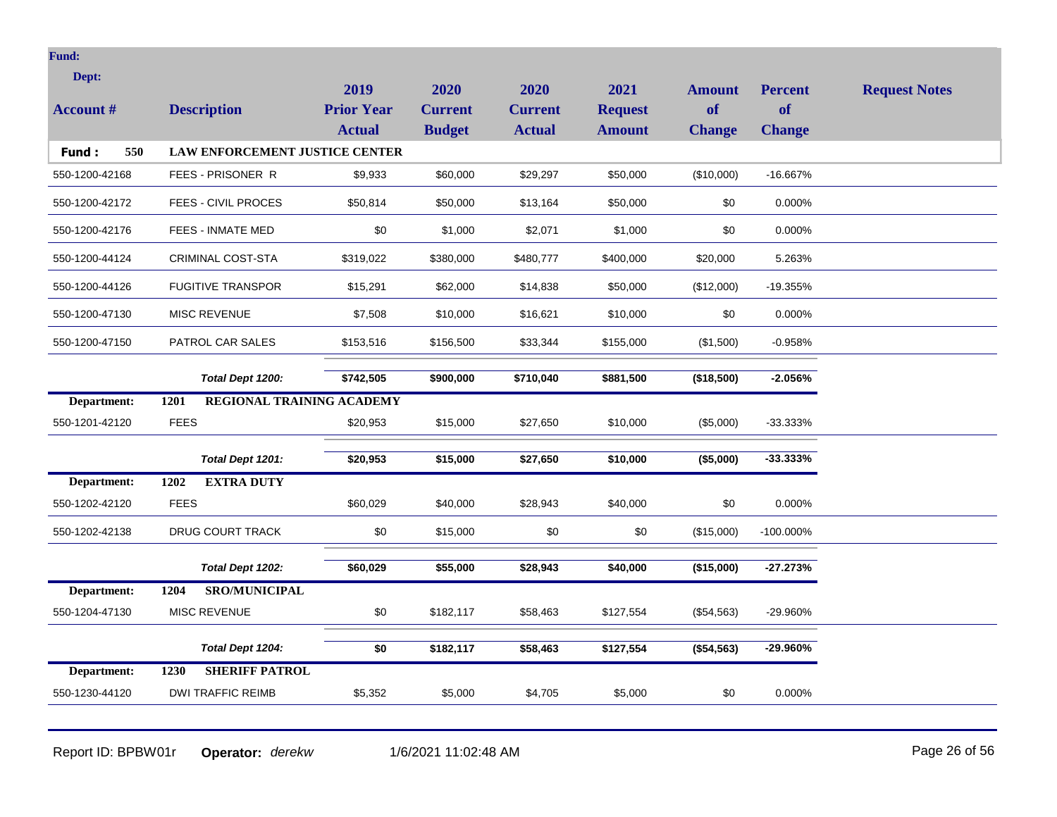| Account # | Description | 2019 Prior Year Actual | 2020 Current Budget | 2020 Current Actual | 2021 Request Amount | Amount of Change | Percent of Change | Request Notes |
|---|---|---|---|---|---|---|---|---|
| **Fund: 550** | **LAW ENFORCEMENT JUSTICE CENTER** | | | | | | | |
| 550-1200-42168 | FEES - PRISONER R | $9,933 | $60,000 | $29,297 | $50,000 | ($10,000) | -16.667% | |
| 550-1200-42172 | FEES - CIVIL PROCES | $50,814 | $50,000 | $13,164 | $50,000 | $0 | 0.000% | |
| 550-1200-42176 | FEES - INMATE MED | $0 | $1,000 | $2,071 | $1,000 | $0 | 0.000% | |
| 550-1200-44124 | CRIMINAL COST-STA | $319,022 | $380,000 | $480,777 | $400,000 | $20,000 | 5.263% | |
| 550-1200-44126 | FUGITIVE TRANSPOR | $15,291 | $62,000 | $14,838 | $50,000 | ($12,000) | -19.355% | |
| 550-1200-47130 | MISC REVENUE | $7,508 | $10,000 | $16,621 | $10,000 | $0 | 0.000% | |
| 550-1200-47150 | PATROL CAR SALES | $153,516 | $156,500 | $33,344 | $155,000 | ($1,500) | -0.958% | |
| | ***Total Dept 1200:*** | **$742,505** | **$900,000** | **$710,040** | **$881,500** | **($18,500)** | **-2.056%** | |
| **Department: 1201** | **REGIONAL TRAINING ACADEMY** | | | | | | | |
| 550-1201-42120 | FEES | $20,953 | $15,000 | $27,650 | $10,000 | ($5,000) | -33.333% | |
| | ***Total Dept 1201:*** | **$20,953** | **$15,000** | **$27,650** | **$10,000** | **($5,000)** | **-33.333%** | |
| **Department: 1202** | **EXTRA DUTY** | | | | | | | |
| 550-1202-42120 | FEES | $60,029 | $40,000 | $28,943 | $40,000 | $0 | 0.000% | |
| 550-1202-42138 | DRUG COURT TRACK | $0 | $15,000 | $0 | $0 | ($15,000) | -100.000% | |
| | ***Total Dept 1202:*** | **$60,029** | **$55,000** | **$28,943** | **$40,000** | **($15,000)** | **-27.273%** | |
| **Department: 1204** | **SRO/MUNICIPAL** | | | | | | | |
| 550-1204-47130 | MISC REVENUE | $0 | $182,117 | $58,463 | $127,554 | ($54,563) | -29.960% | |
| | ***Total Dept 1204:*** | **$0** | **$182,117** | **$58,463** | **$127,554** | **($54,563)** | **-29.960%** | |
| **Department: 1230** | **SHERIFF PATROL** | | | | | | | |
| 550-1230-44120 | DWI TRAFFIC REIMB | $5,352 | $5,000 | $4,705 | $5,000 | $0 | 0.000% | |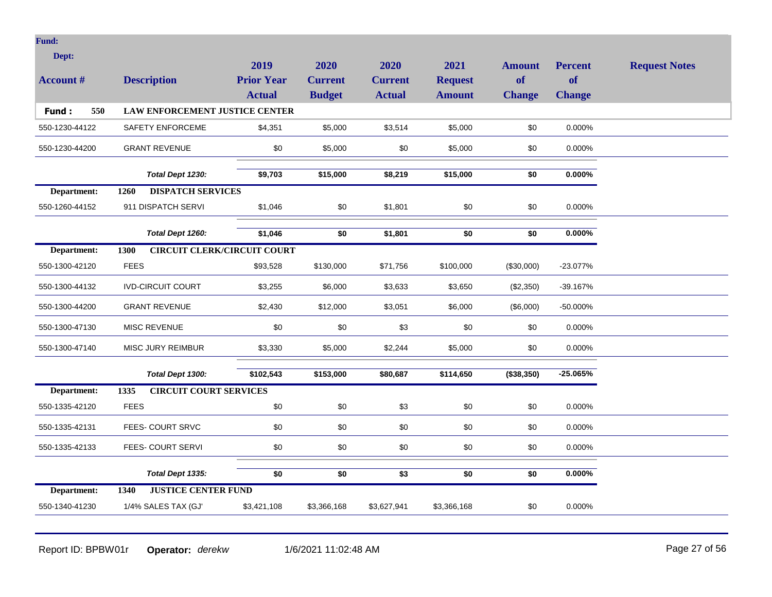**Fund:**

**Dept:**

| Account # | Description | 2019 Prior Year Actual | 2020 Current Budget | 2020 Current Actual | 2021 Request Amount | Amount of Change | Percent of Change | Request Notes |
|---|---|---|---|---|---|---|---|---|
| **Fund : 550** | **LAW ENFORCEMENT JUSTICE CENTER** | | | | | | | |
| 550-1230-44122 | SAFETY ENFORCEME | $4,351 | $5,000 | $3,514 | $5,000 | $0 | 0.000% | |
| 550-1230-44200 | GRANT REVENUE | $0 | $5,000 | $0 | $5,000 | $0 | 0.000% | |
| | ***Total Dept 1230:*** | **$9,703** | **$15,000** | **$8,219** | **$15,000** | **$0** | **0.000%** | |
| **Department:** | **1260 DISPATCH SERVICES** | | | | | | | |
| 550-1260-44152 | 911 DISPATCH SERVI | $1,046 | $0 | $1,801 | $0 | $0 | 0.000% | |
| | ***Total Dept 1260:*** | **$1,046** | **$0** | **$1,801** | **$0** | **$0** | **0.000%** | |
| **Department:** | **1300 CIRCUIT CLERK/CIRCUIT COURT** | | | | | | | |
| 550-1300-42120 | FEES | $93,528 | $130,000 | $71,756 | $100,000 | ($30,000) | -23.077% | |
| 550-1300-44132 | IVD-CIRCUIT COURT | $3,255 | $6,000 | $3,633 | $3,650 | ($2,350) | -39.167% | |
| 550-1300-44200 | GRANT REVENUE | $2,430 | $12,000 | $3,051 | $6,000 | ($6,000) | -50.000% | |
| 550-1300-47130 | MISC REVENUE | $0 | $0 | $3 | $0 | $0 | 0.000% | |
| 550-1300-47140 | MISC JURY REIMBUR | $3,330 | $5,000 | $2,244 | $5,000 | $0 | 0.000% | |
| | ***Total Dept 1300:*** | **$102,543** | **$153,000** | **$80,687** | **$114,650** | **($38,350)** | **-25.065%** | |
| **Department:** | **1335 CIRCUIT COURT SERVICES** | | | | | | | |
| 550-1335-42120 | FEES | $0 | $0 | $3 | $0 | $0 | 0.000% | |
| 550-1335-42131 | FEES- COURT SRVC | $0 | $0 | $0 | $0 | $0 | 0.000% | |
| 550-1335-42133 | FEES- COURT SERVI | $0 | $0 | $0 | $0 | $0 | 0.000% | |
| | ***Total Dept 1335:*** | **$0** | **$0** | **$3** | **$0** | **$0** | **0.000%** | |
| **Department:** | **1340 JUSTICE CENTER FUND** | | | | | | | |
| 550-1340-41230 | 1/4% SALES TAX (GJ' | $3,421,108 | $3,366,168 | $3,627,941 | $3,366,168 | $0 | 0.000% | |

Report ID: BPBW01r **Operator:** *derekw* 1/6/2021 11:02:48 AM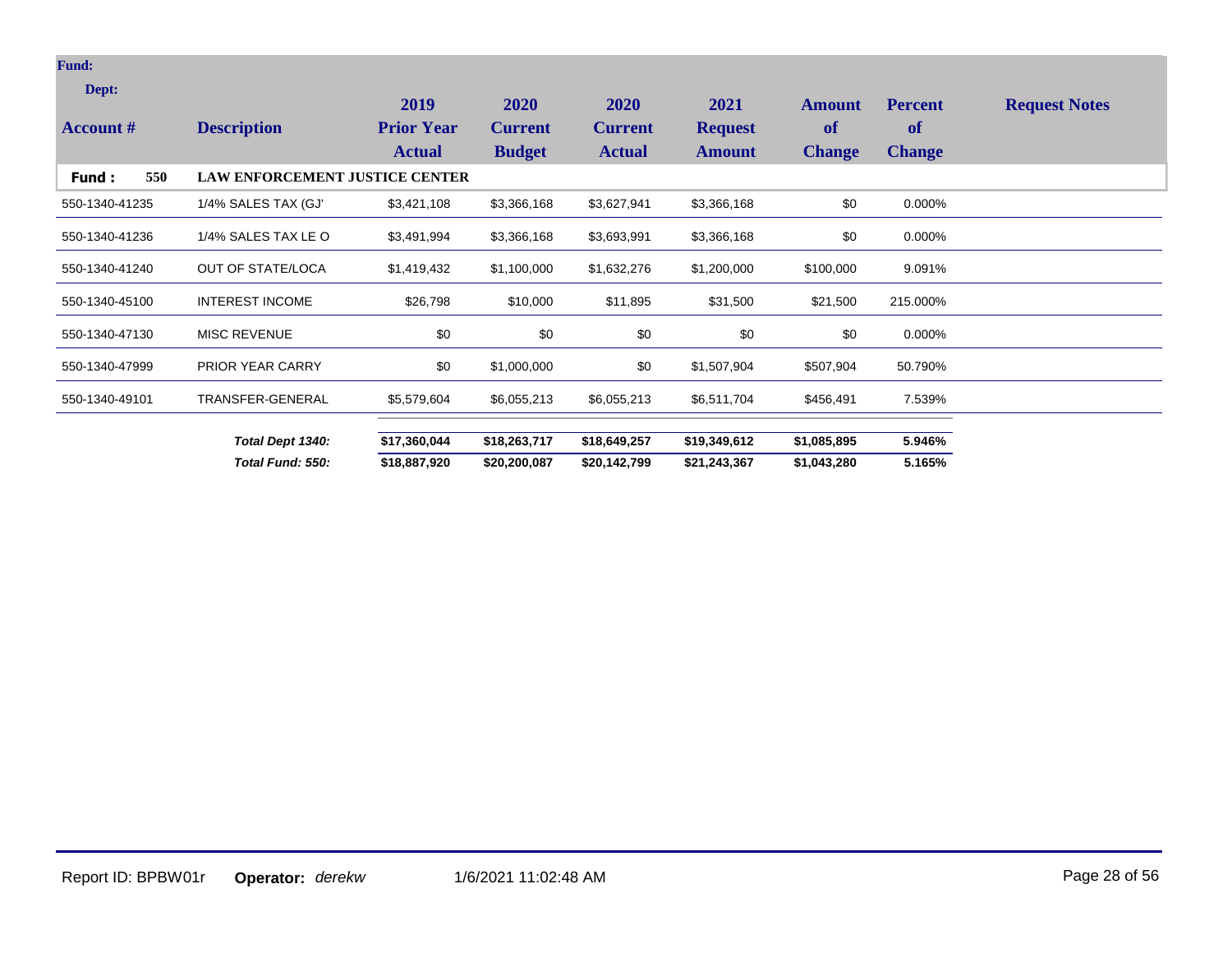| Fund:<br>Dept:<br>Account # | Description | 2019<br>Prior Year<br>Actual | 2020<br>Current<br>Budget | 2020<br>Current<br>Actual | 2021<br>Request<br>Amount | Amount<br>of<br>Change | Percent<br>of<br>Change | Request Notes |
|---|---|---|---|---|---|---|---|---|
| **Fund : 550** | **LAW ENFORCEMENT JUSTICE CENTER** | | | | | | | |
| 550-1340-41235 | 1/4% SALES TAX (GJ' | $3,421,108 | $3,366,168 | $3,627,941 | $3,366,168 | $0 | 0.000% | |
| 550-1340-41236 | 1/4% SALES TAX LE O | $3,491,994 | $3,366,168 | $3,693,991 | $3,366,168 | $0 | 0.000% | |
| 550-1340-41240 | OUT OF STATE/LOCA | $1,419,432 | $1,100,000 | $1,632,276 | $1,200,000 | $100,000 | 9.091% | |
| 550-1340-45100 | INTEREST INCOME | $26,798 | $10,000 | $11,895 | $31,500 | $21,500 | 215.000% | |
| 550-1340-47130 | MISC REVENUE | $0 | $0 | $0 | $0 | $0 | 0.000% | |
| 550-1340-47999 | PRIOR YEAR CARRY | $0 | $1,000,000 | $0 | $1,507,904 | $507,904 | 50.790% | |
| 550-1340-49101 | TRANSFER-GENERAL | $5,579,604 | $6,055,213 | $6,055,213 | $6,511,704 | $456,491 | 7.539% | |
| | ***Total Dept 1340:*** | **$17,360,044** | **$18,263,717** | **$18,649,257** | **$19,349,612** | **$1,085,895** | **5.946%** | |
| | ***Total Fund: 550:*** | **$18,887,920** | **$20,200,087** | **$20,142,799** | **$21,243,367** | **$1,043,280** | **5.165%** | |

Report ID: BPBW01r **Operator:** *derekw* 1/6/2021 11:02:48 AM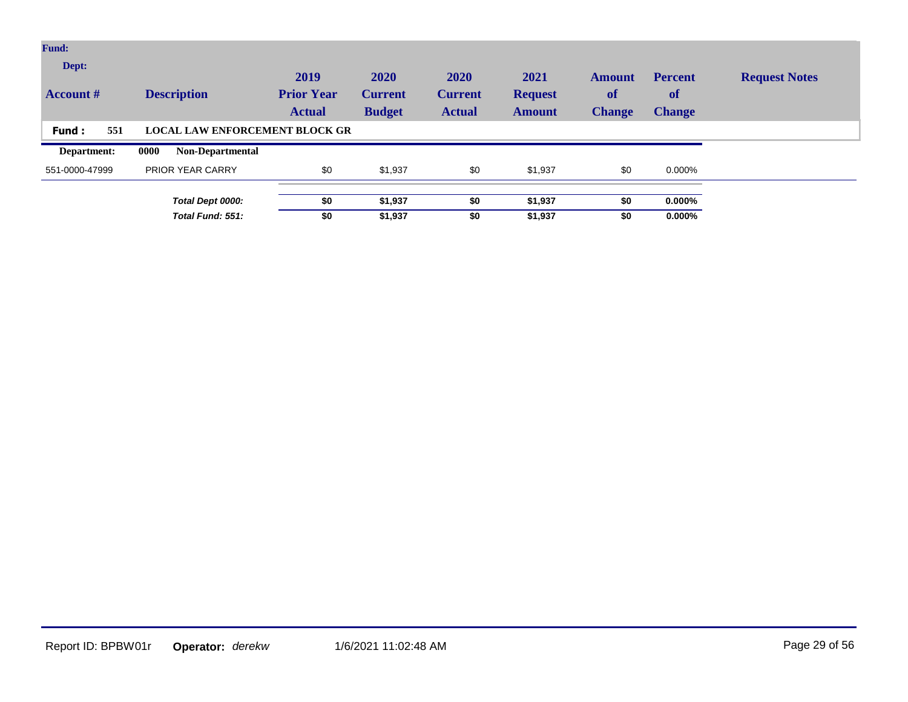| Account # | Description | 2019 Prior Year Actual | 2020 Current Budget | 2020 Current Actual | 2021 Request Amount | Amount of Change | Percent of Change | Request Notes |
|---|---|---|---|---|---|---|---|---|
| **Fund : 551** | **LOCAL LAW ENFORCEMENT BLOCK GR** | | | | | | | |
| **Department:** | **0000 Non-Departmental** | | | | | | | |
| 551-0000-47999 | PRIOR YEAR CARRY | $0 | $1,937 | $0 | $1,937 | $0 | 0.000% | |
| | ***Total Dept 0000:*** | **$0** | **$1,937** | **$0** | **$1,937** | **$0** | **0.000%** | |
| | ***Total Fund: 551:*** | **$0** | **$1,937** | **$0** | **$1,937** | **$0** | **0.000%** | |

Report ID: BPBW01r **Operator:** *derekw* 1/6/2021 11:02:48 AM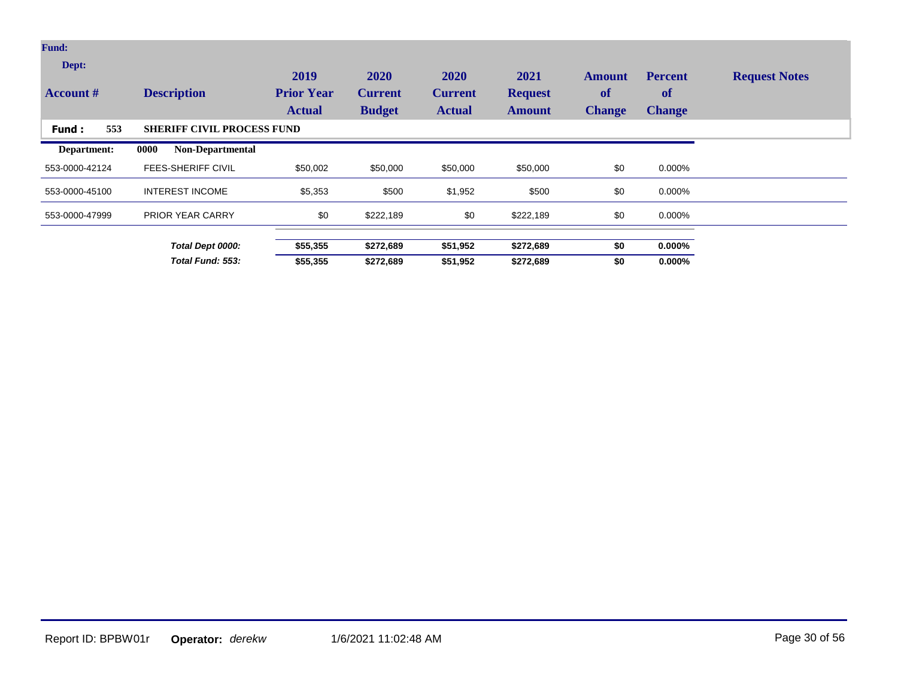| Account # | Description | 2019 Prior Year Actual | 2020 Current Budget | 2020 Current Actual | 2021 Request Amount | Amount of Change | Percent of Change | Request Notes |
|---|---|---|---|---|---|---|---|---|
| **Fund: 553** | **SHERIFF CIVIL PROCESS FUND** | | | | | | | |
| **Department:** | **0000 Non-Departmental** | | | | | | | |
| 553-0000-42124 | FEES-SHERIFF CIVIL | $50,002 | $50,000 | $50,000 | $50,000 | $0 | 0.000% | |
| 553-0000-45100 | INTEREST INCOME | $5,353 | $500 | $1,952 | $500 | $0 | 0.000% | |
| 553-0000-47999 | PRIOR YEAR CARRY | $0 | $222,189 | $0 | $222,189 | $0 | 0.000% | |
| | ***Total Dept 0000:*** | **$55,355** | **$272,689** | **$51,952** | **$272,689** | **$0** | **0.000%** | |
| | ***Total Fund: 553:*** | **$55,355** | **$272,689** | **$51,952** | **$272,689** | **$0** | **0.000%** | |

Report ID: BPBW01r **Operator:** *derekw* 1/6/2021 11:02:48 AM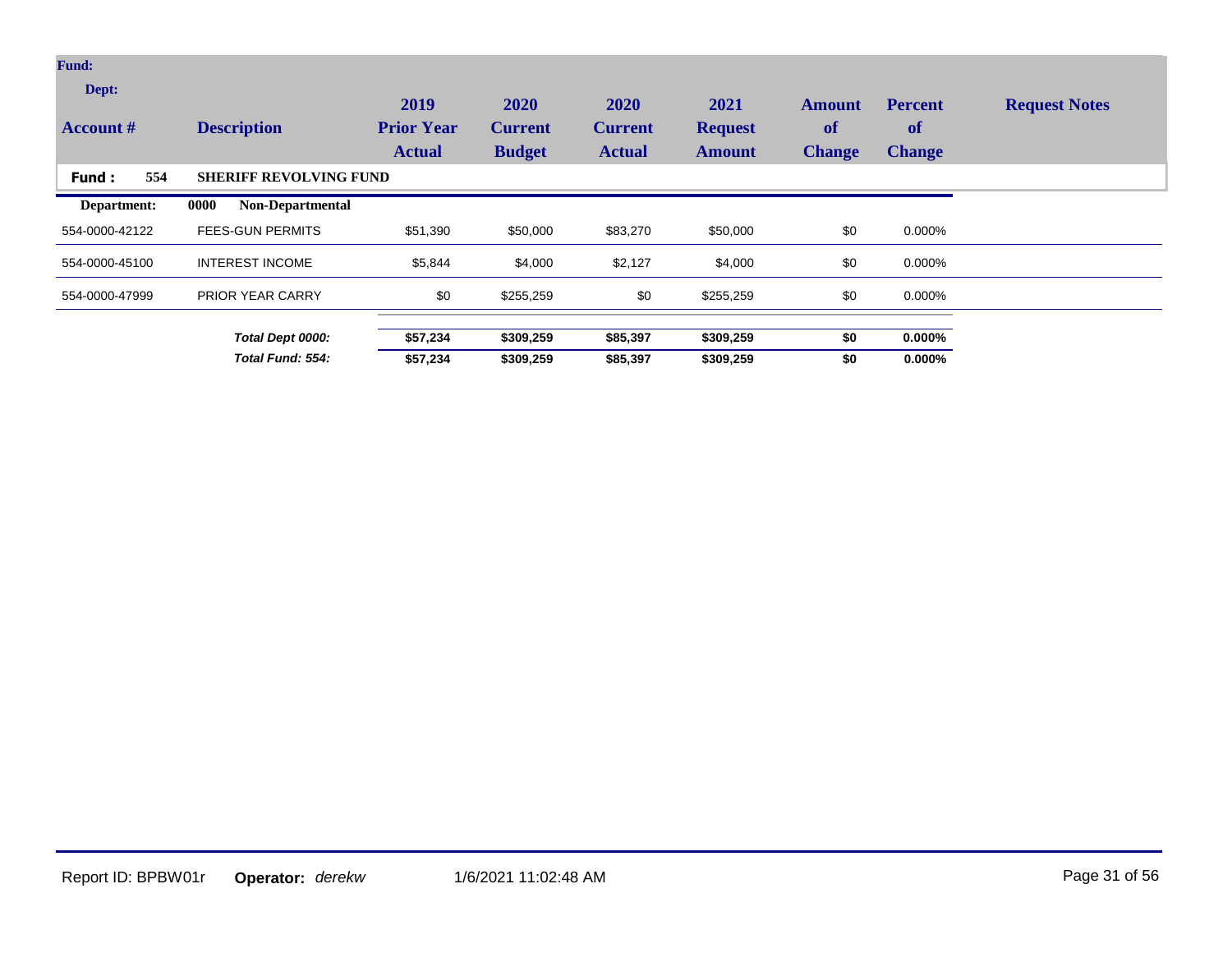| Account # | Description | 2019 Prior Year Actual | 2020 Current Budget | 2020 Current Actual | 2021 Request Amount | Amount of Change | Percent of Change | Request Notes |
|---|---|---|---|---|---|---|---|---|
| **Fund : 554** | **SHERIFF REVOLVING FUND** | | | | | | | |
| **Department:** | **0000 Non-Departmental** | | | | | | | |
| 554-0000-42122 | FEES-GUN PERMITS | $51,390 | $50,000 | $83,270 | $50,000 | $0 | 0.000% | |
| 554-0000-45100 | INTEREST INCOME | $5,844 | $4,000 | $2,127 | $4,000 | $0 | 0.000% | |
| 554-0000-47999 | PRIOR YEAR CARRY | $0 | $255,259 | $0 | $255,259 | $0 | 0.000% | |
| | ***Total Dept 0000:*** | **$57,234** | **$309,259** | **$85,397** | **$309,259** | **$0** | **0.000%** | |
| | ***Total Fund: 554:*** | **$57,234** | **$309,259** | **$85,397** | **$309,259** | **$0** | **0.000%** | |

Report ID: BPBW01r **Operator:** *derekw* 1/6/2021 11:02:48 AM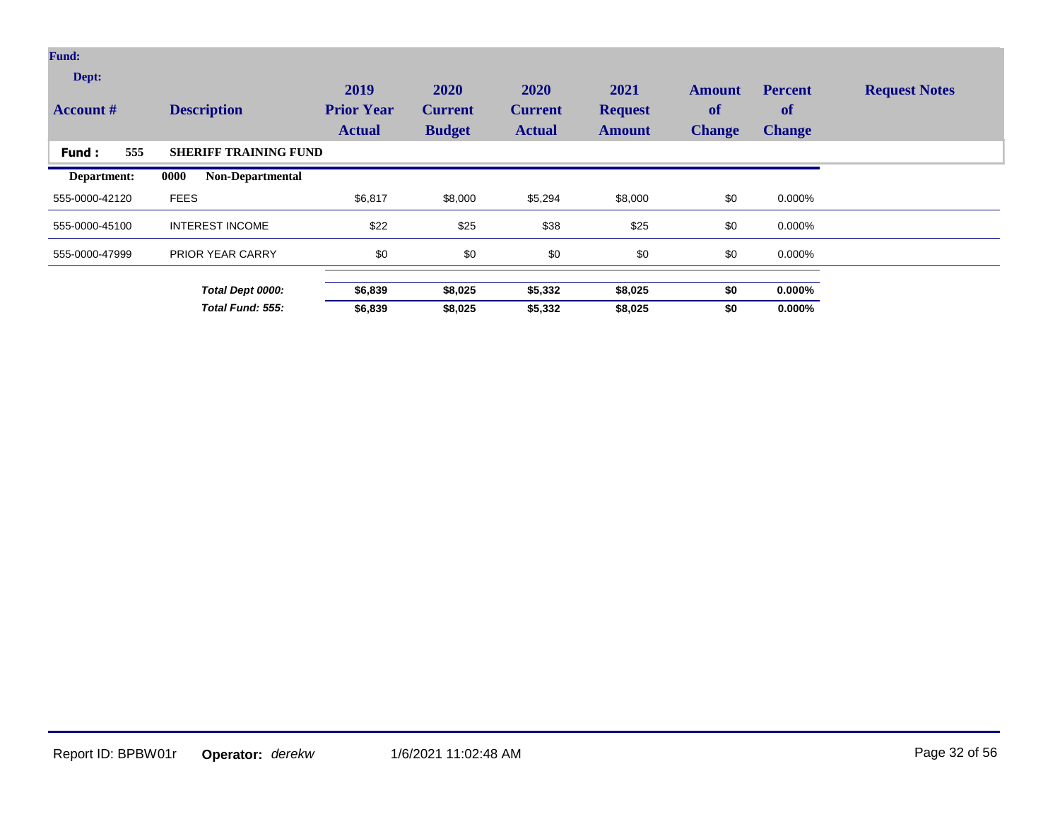| Account # | Description | 2019 Prior Year Actual | 2020 Current Budget | 2020 Current Actual | 2021 Request Amount | Amount of Change | Percent of Change | Request Notes |
|---|---|---|---|---|---|---|---|---|
| **Fund : 555** | **SHERIFF TRAINING FUND** | | | | | | | |
| **Department:** | **0000 Non-Departmental** | | | | | | | |
| 555-0000-42120 | FEES | $6,817 | $8,000 | $5,294 | $8,000 | $0 | 0.000% | |
| 555-0000-45100 | INTEREST INCOME | $22 | $25 | $38 | $25 | $0 | 0.000% | |
| 555-0000-47999 | PRIOR YEAR CARRY | $0 | $0 | $0 | $0 | $0 | 0.000% | |
| | ***Total Dept 0000:*** | **$6,839** | **$8,025** | **$5,332** | **$8,025** | **$0** | **0.000%** | |
| | ***Total Fund: 555:*** | **$6,839** | **$8,025** | **$5,332** | **$8,025** | **$0** | **0.000%** | |

Report ID: BPBW01r **Operator:** *derekw* 1/6/2021 11:02:48 AM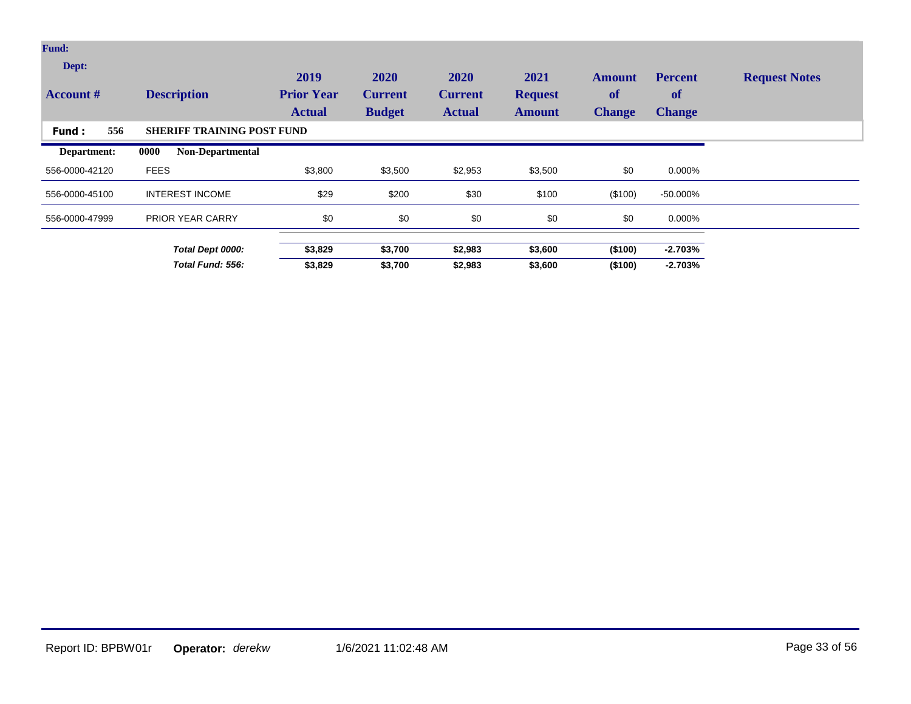| Account # | Description | 2019 Prior Year Actual | 2020 Current Budget | 2020 Current Actual | 2021 Request Amount | Amount of Change | Percent of Change | Request Notes |
|---|---|---|---|---|---|---|---|---|
| **Fund : 556** | **SHERIFF TRAINING POST FUND** | | | | | | | |
| **Department:** | **0000 Non-Departmental** | | | | | | | |
| 556-0000-42120 | FEES | $3,800 | $3,500 | $2,953 | $3,500 | $0 | 0.000% | |
| 556-0000-45100 | INTEREST INCOME | $29 | $200 | $30 | $100 | ($100) | -50.000% | |
| 556-0000-47999 | PRIOR YEAR CARRY | $0 | $0 | $0 | $0 | $0 | 0.000% | |
| | ***Total Dept 0000:*** | **$3,829** | **$3,700** | **$2,983** | **$3,600** | **($100)** | **-2.703%** | |
| | ***Total Fund: 556:*** | **$3,829** | **$3,700** | **$2,983** | **$3,600** | **($100)** | **-2.703%** | |

Report ID: BPBW01r **Operator:** *derekw* 1/6/2021 11:02:48 AM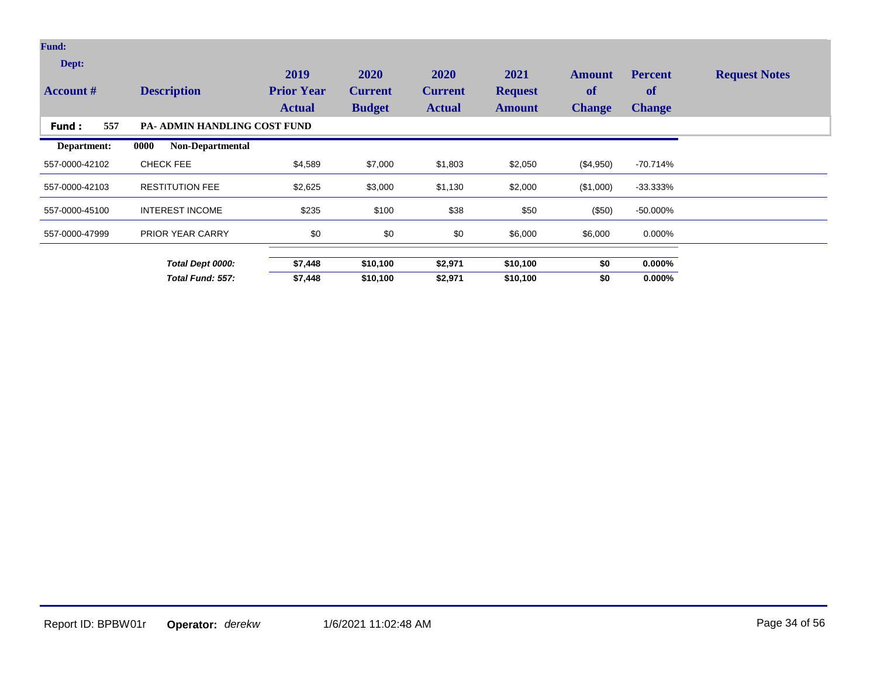| Account # | Description | 2019 Prior Year Actual | 2020 Current Budget | 2020 Current Actual | 2021 Request Amount | Amount of Change | Percent of Change | Request Notes |
|---|---|---|---|---|---|---|---|---|
| **Fund : 557** | **PA- ADMIN HANDLING COST FUND** | | | | | | | |
| **Department:** | **0000 Non-Departmental** | | | | | | | |
| 557-0000-42102 | CHECK FEE | $4,589 | $7,000 | $1,803 | $2,050 | ($4,950) | -70.714% | |
| 557-0000-42103 | RESTITUTION FEE | $2,625 | $3,000 | $1,130 | $2,000 | ($1,000) | -33.333% | |
| 557-0000-45100 | INTEREST INCOME | $235 | $100 | $38 | $50 | ($50) | -50.000% | |
| 557-0000-47999 | PRIOR YEAR CARRY | $0 | $0 | $0 | $6,000 | $6,000 | 0.000% | |
| | ***Total Dept 0000:*** | **$7,448** | **$10,100** | **$2,971** | **$10,100** | **$0** | **0.000%** | |
| | ***Total Fund: 557:*** | **$7,448** | **$10,100** | **$2,971** | **$10,100** | **$0** | **0.000%** | |

Report ID: BPBW01r **Operator:** *derekw* 1/6/2021 11:02:48 AM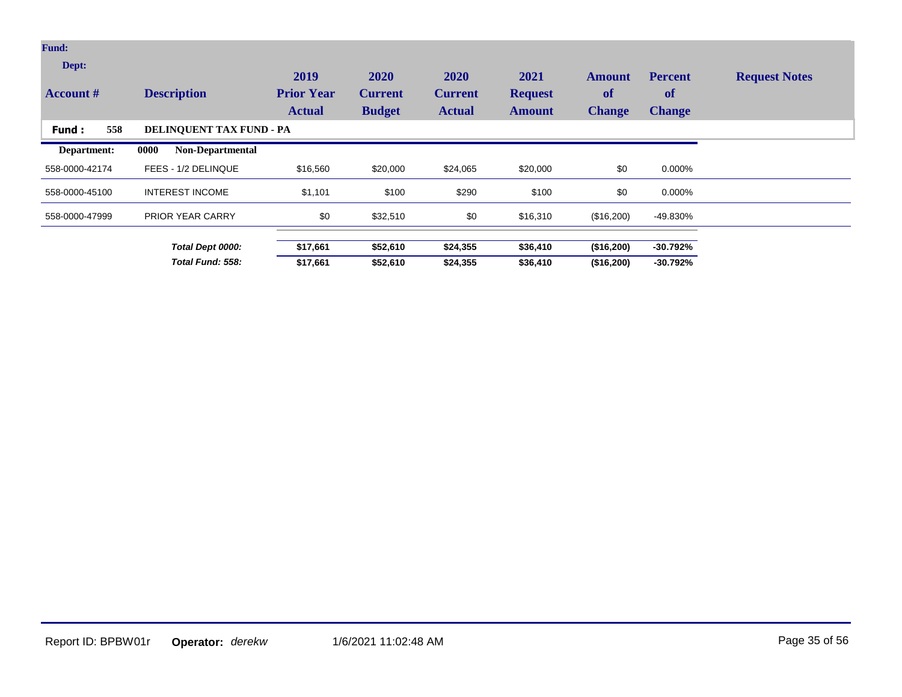| Account # | Description | 2019 Prior Year Actual | 2020 Current Budget | 2020 Current Actual | 2021 Request Amount | Amount of Change | Percent of Change | Request Notes |
|---|---|---|---|---|---|---|---|---|
| **Fund : 558** | **DELINQUENT TAX FUND - PA** | | | | | | | |
| **Department:** | **0000 Non-Departmental** | | | | | | | |
| 558-0000-42174 | FEES - 1/2 DELINQUE | $16,560 | $20,000 | $24,065 | $20,000 | $0 | 0.000% | |
| 558-0000-45100 | INTEREST INCOME | $1,101 | $100 | $290 | $100 | $0 | 0.000% | |
| 558-0000-47999 | PRIOR YEAR CARRY | $0 | $32,510 | $0 | $16,310 | ($16,200) | -49.830% | |
| | ***Total Dept 0000:*** | **$17,661** | **$52,610** | **$24,355** | **$36,410** | **($16,200)** | **-30.792%** | |
| | ***Total Fund: 558:*** | **$17,661** | **$52,610** | **$24,355** | **$36,410** | **($16,200)** | **-30.792%** | |

Report ID: BPBW01r **Operator:** *derekw* 1/6/2021 11:02:48 AM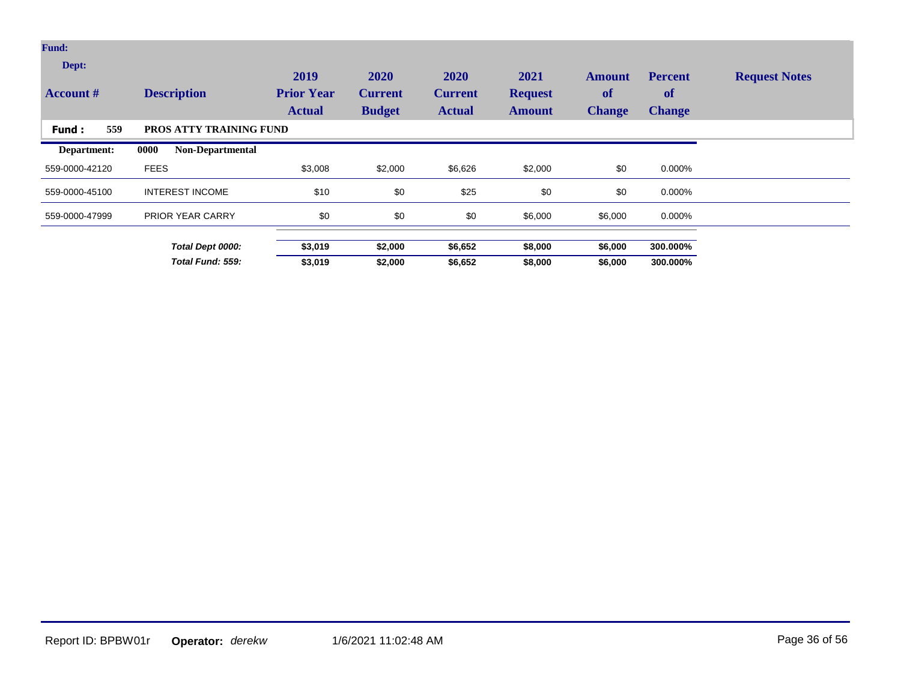| Account # | Description | 2019 Prior Year Actual | 2020 Current Budget | 2020 Current Actual | 2021 Request Amount | Amount of Change | Percent of Change | Request Notes |
|---|---|---|---|---|---|---|---|---|
| **Fund : 559** | **PROS ATTY TRAINING FUND** | | | | | | | |
| **Department:** | **0000 Non-Departmental** | | | | | | | |
| 559-0000-42120 | FEES | $3,008 | $2,000 | $6,626 | $2,000 | $0 | 0.000% | |
| 559-0000-45100 | INTEREST INCOME | $10 | $0 | $25 | $0 | $0 | 0.000% | |
| 559-0000-47999 | PRIOR YEAR CARRY | $0 | $0 | $0 | $6,000 | $6,000 | 0.000% | |
| | ***Total Dept 0000:*** | **$3,019** | **$2,000** | **$6,652** | **$8,000** | **$6,000** | **300.000%** | |
| | ***Total Fund: 559:*** | **$3,019** | **$2,000** | **$6,652** | **$8,000** | **$6,000** | **300.000%** | |

Report ID: BPBW01r **Operator:** *derekw* 1/6/2021 11:02:48 AM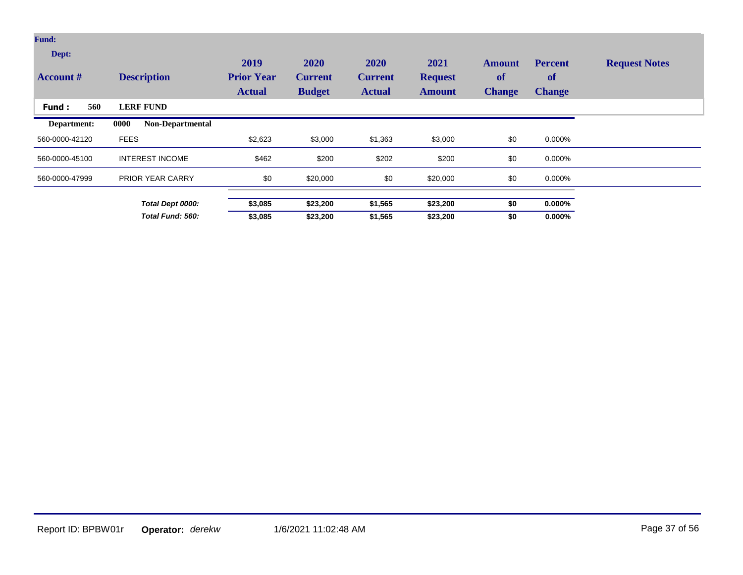| Account # | Description | 2019 Prior Year Actual | 2020 Current Budget | 2020 Current Actual | 2021 Request Amount | Amount of Change | Percent of Change | Request Notes |
|---|---|---|---|---|---|---|---|---|
| **Fund : 560** | **LERF FUND** | | | | | | | |
| **Department:** | **0000 Non-Departmental** | | | | | | | |
| 560-0000-42120 | FEES | $2,623 | $3,000 | $1,363 | $3,000 | $0 | 0.000% | |
| 560-0000-45100 | INTEREST INCOME | $462 | $200 | $202 | $200 | $0 | 0.000% | |
| 560-0000-47999 | PRIOR YEAR CARRY | $0 | $20,000 | $0 | $20,000 | $0 | 0.000% | |
| | ***Total Dept 0000:*** | **$3,085** | **$23,200** | **$1,565** | **$23,200** | **$0** | **0.000%** | |
| | ***Total Fund: 560:*** | **$3,085** | **$23,200** | **$1,565** | **$23,200** | **$0** | **0.000%** | |

Report ID: BPBW01r **Operator:** *derekw* 1/6/2021 11:02:48 AM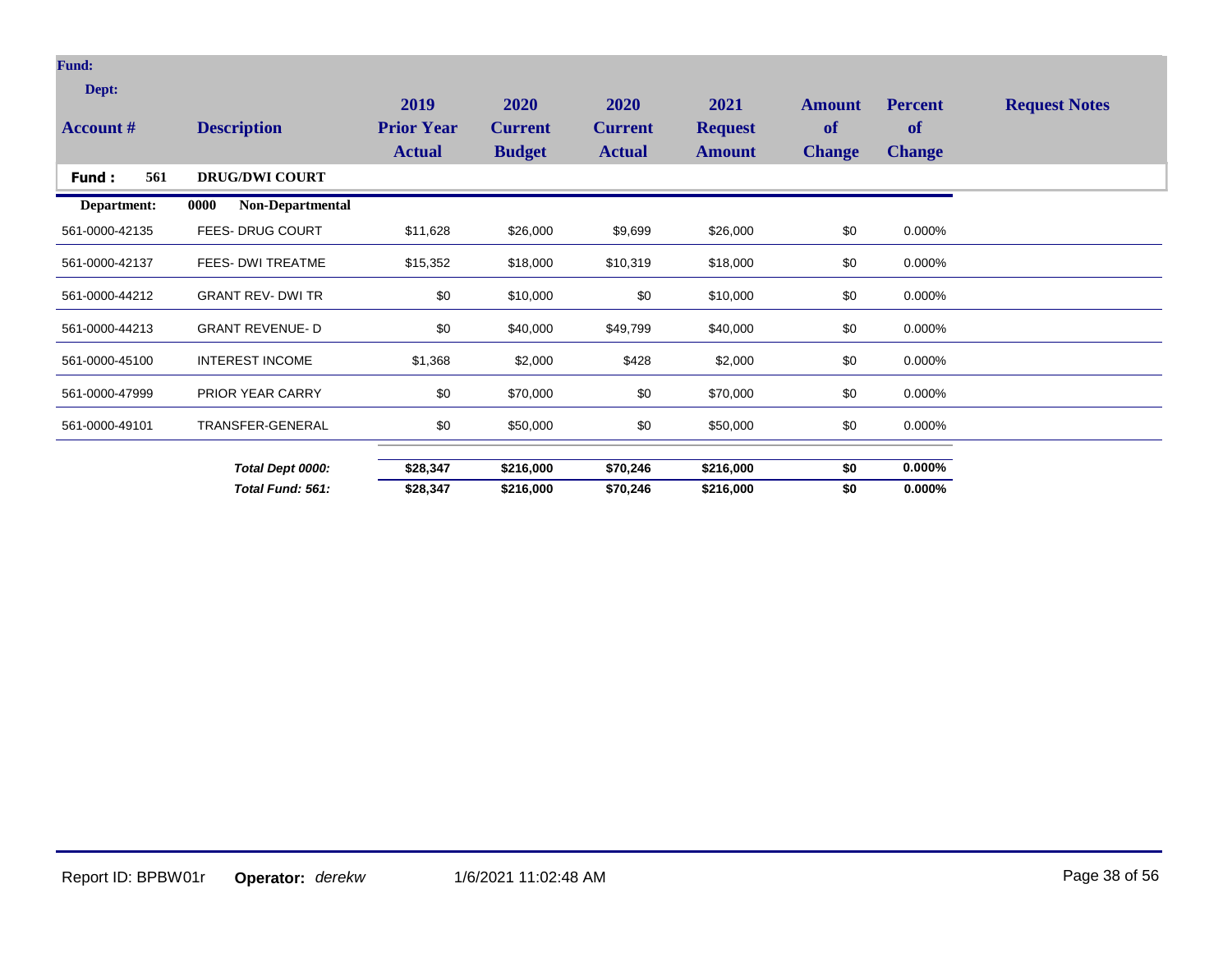| Account # | Description | 2019 Prior Year Actual | 2020 Current Budget | 2020 Current Actual | 2021 Request Amount | Amount of Change | Percent of Change | Request Notes |
|---|---|---|---|---|---|---|---|---|
| **Fund : 561** | **DRUG/DWI COURT** | | | | | | | |
| **Department:** | **0000 Non-Departmental** | | | | | | | |
| 561-0000-42135 | FEES- DRUG COURT | $11,628 | $26,000 | $9,699 | $26,000 | $0 | 0.000% | |
| 561-0000-42137 | FEES- DWI TREATME | $15,352 | $18,000 | $10,319 | $18,000 | $0 | 0.000% | |
| 561-0000-44212 | GRANT REV- DWI TR | $0 | $10,000 | $0 | $10,000 | $0 | 0.000% | |
| 561-0000-44213 | GRANT REVENUE- D | $0 | $40,000 | $49,799 | $40,000 | $0 | 0.000% | |
| 561-0000-45100 | INTEREST INCOME | $1,368 | $2,000 | $428 | $2,000 | $0 | 0.000% | |
| 561-0000-47999 | PRIOR YEAR CARRY | $0 | $70,000 | $0 | $70,000 | $0 | 0.000% | |
| 561-0000-49101 | TRANSFER-GENERAL | $0 | $50,000 | $0 | $50,000 | $0 | 0.000% | |
| | ***Total Dept 0000:*** | **$28,347** | **$216,000** | **$70,246** | **$216,000** | **$0** | **0.000%** | |
| | ***Total Fund: 561:*** | **$28,347** | **$216,000** | **$70,246** | **$216,000** | **$0** | **0.000%** | |

Report ID: BPBW01r **Operator:** *derekw* 1/6/2021 11:02:48 AM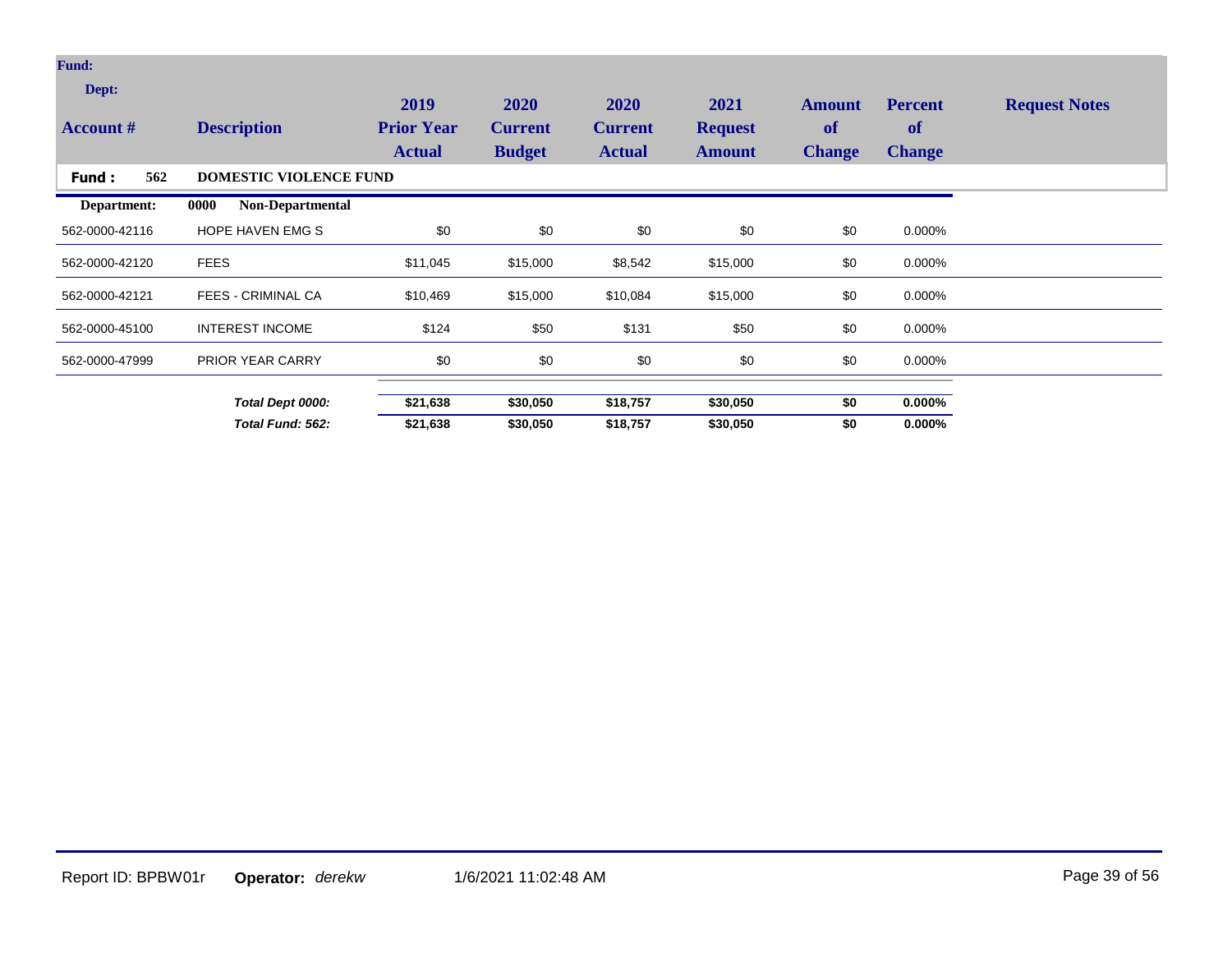| Account # | Description | 2019 Prior Year Actual | 2020 Current Budget | 2020 Current Actual | 2021 Request Amount | Amount of Change | Percent of Change | Request Notes |
|---|---|---|---|---|---|---|---|---|
| **Fund : 562** | **DOMESTIC VIOLENCE FUND** | | | | | | | |
| **Department:** | **0000 Non-Departmental** | | | | | | | |
| 562-0000-42116 | HOPE HAVEN EMG S | $0 | $0 | $0 | $0 | $0 | 0.000% | |
| 562-0000-42120 | FEES | $11,045 | $15,000 | $8,542 | $15,000 | $0 | 0.000% | |
| 562-0000-42121 | FEES - CRIMINAL CA | $10,469 | $15,000 | $10,084 | $15,000 | $0 | 0.000% | |
| 562-0000-45100 | INTEREST INCOME | $124 | $50 | $131 | $50 | $0 | 0.000% | |
| 562-0000-47999 | PRIOR YEAR CARRY | $0 | $0 | $0 | $0 | $0 | 0.000% | |
| | ***Total Dept 0000:*** | **$21,638** | **$30,050** | **$18,757** | **$30,050** | **$0** | **0.000%** | |
| | ***Total Fund: 562:*** | **$21,638** | **$30,050** | **$18,757** | **$30,050** | **$0** | **0.000%** | |

Report ID: BPBW01r **Operator:** *derekw* 1/6/2021 11:02:48 AM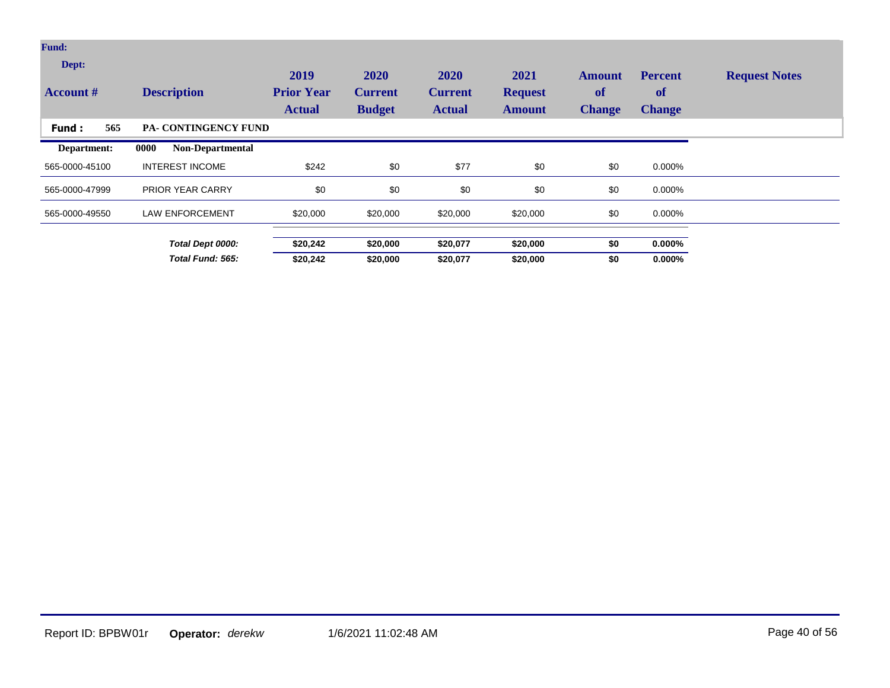| Account # | Description | 2019 Prior Year Actual | 2020 Current Budget | 2020 Current Actual | 2021 Request Amount | Amount of Change | Percent of Change | Request Notes |
|---|---|---|---|---|---|---|---|---|
| **Fund : 565** | **PA- CONTINGENCY FUND** | | | | | | | |
| **Department:** | **0000 Non-Departmental** | | | | | | | |
| 565-0000-45100 | INTEREST INCOME | $242 | $0 | $77 | $0 | $0 | 0.000% | |
| 565-0000-47999 | PRIOR YEAR CARRY | $0 | $0 | $0 | $0 | $0 | 0.000% | |
| 565-0000-49550 | LAW ENFORCEMENT | $20,000 | $20,000 | $20,000 | $20,000 | $0 | 0.000% | |
| | ***Total Dept 0000:*** | **$20,242** | **$20,000** | **$20,077** | **$20,000** | **$0** | **0.000%** | |
| | ***Total Fund: 565:*** | **$20,242** | **$20,000** | **$20,077** | **$20,000** | **$0** | **0.000%** | |

Report ID: BPBW01r **Operator:** *derekw* 1/6/2021 11:02:48 AM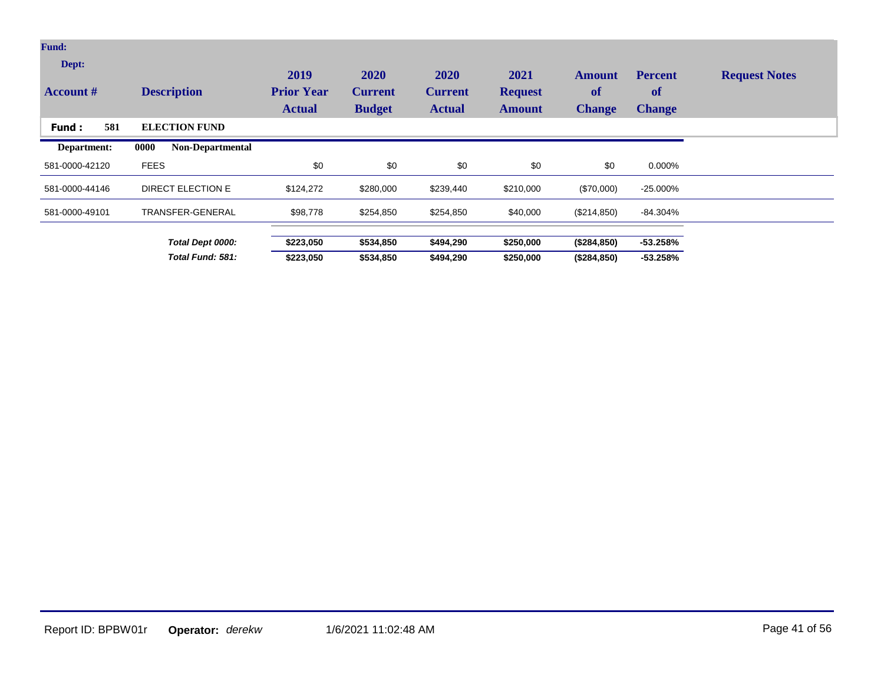| Account # | Description | 2019 Prior Year Actual | 2020 Current Budget | 2020 Current Actual | 2021 Request Amount | Amount of Change | Percent of Change | Request Notes |
|---|---|---|---|---|---|---|---|---|
| **Fund : 581** | **ELECTION FUND** | | | | | | | |
| **Department:** | **0000 Non-Departmental** | | | | | | | |
| 581-0000-42120 | FEES | $0 | $0 | $0 | $0 | $0 | 0.000% | |
| 581-0000-44146 | DIRECT ELECTION E | $124,272 | $280,000 | $239,440 | $210,000 | ($70,000) | -25.000% | |
| 581-0000-49101 | TRANSFER-GENERAL | $98,778 | $254,850 | $254,850 | $40,000 | ($214,850) | -84.304% | |
| | ***Total Dept 0000:*** | **$223,050** | **$534,850** | **$494,290** | **$250,000** | **($284,850)** | **-53.258%** | |
| | ***Total Fund: 581:*** | **$223,050** | **$534,850** | **$494,290** | **$250,000** | **($284,850)** | **-53.258%** | |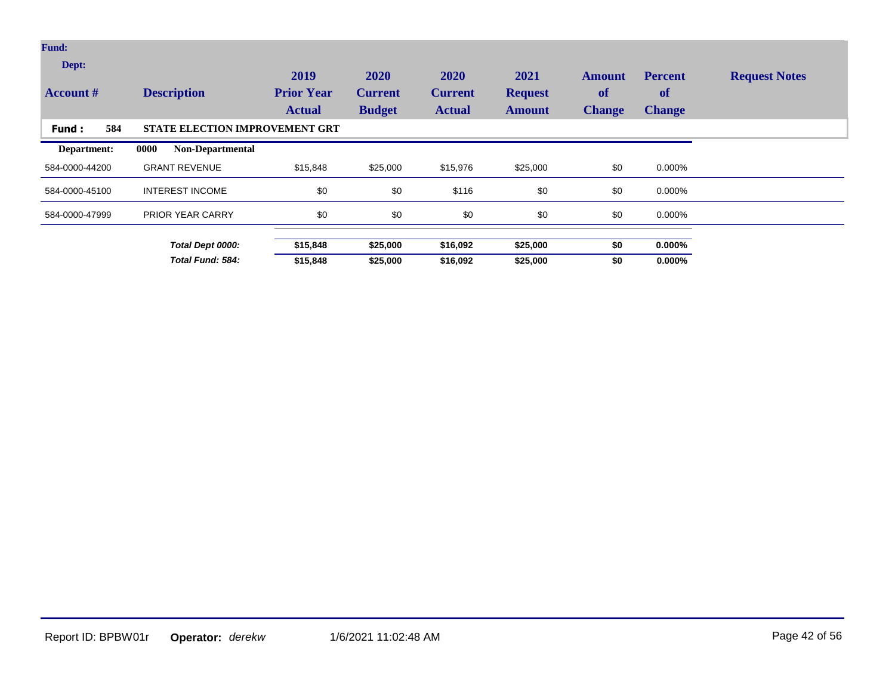| Account # | Description | 2019 Prior Year Actual | 2020 Current Budget | 2020 Current Actual | 2021 Request Amount | Amount of Change | Percent of Change | Request Notes |
|---|---|---|---|---|---|---|---|---|
| **Fund : 584** | **STATE ELECTION IMPROVEMENT GRT** | | | | | | | |
| **Department:** | **0000 Non-Departmental** | | | | | | | |
| 584-0000-44200 | GRANT REVENUE | $15,848 | $25,000 | $15,976 | $25,000 | $0 | 0.000% | |
| 584-0000-45100 | INTEREST INCOME | $0 | $0 | $116 | $0 | $0 | 0.000% | |
| 584-0000-47999 | PRIOR YEAR CARRY | $0 | $0 | $0 | $0 | $0 | 0.000% | |
| | ***Total Dept 0000:*** | **$15,848** | **$25,000** | **$16,092** | **$25,000** | **$0** | **0.000%** | |
| | ***Total Fund: 584:*** | **$15,848** | **$25,000** | **$16,092** | **$25,000** | **$0** | **0.000%** | |

Report ID: BPBW01r **Operator:** *derekw* 1/6/2021 11:02:48 AM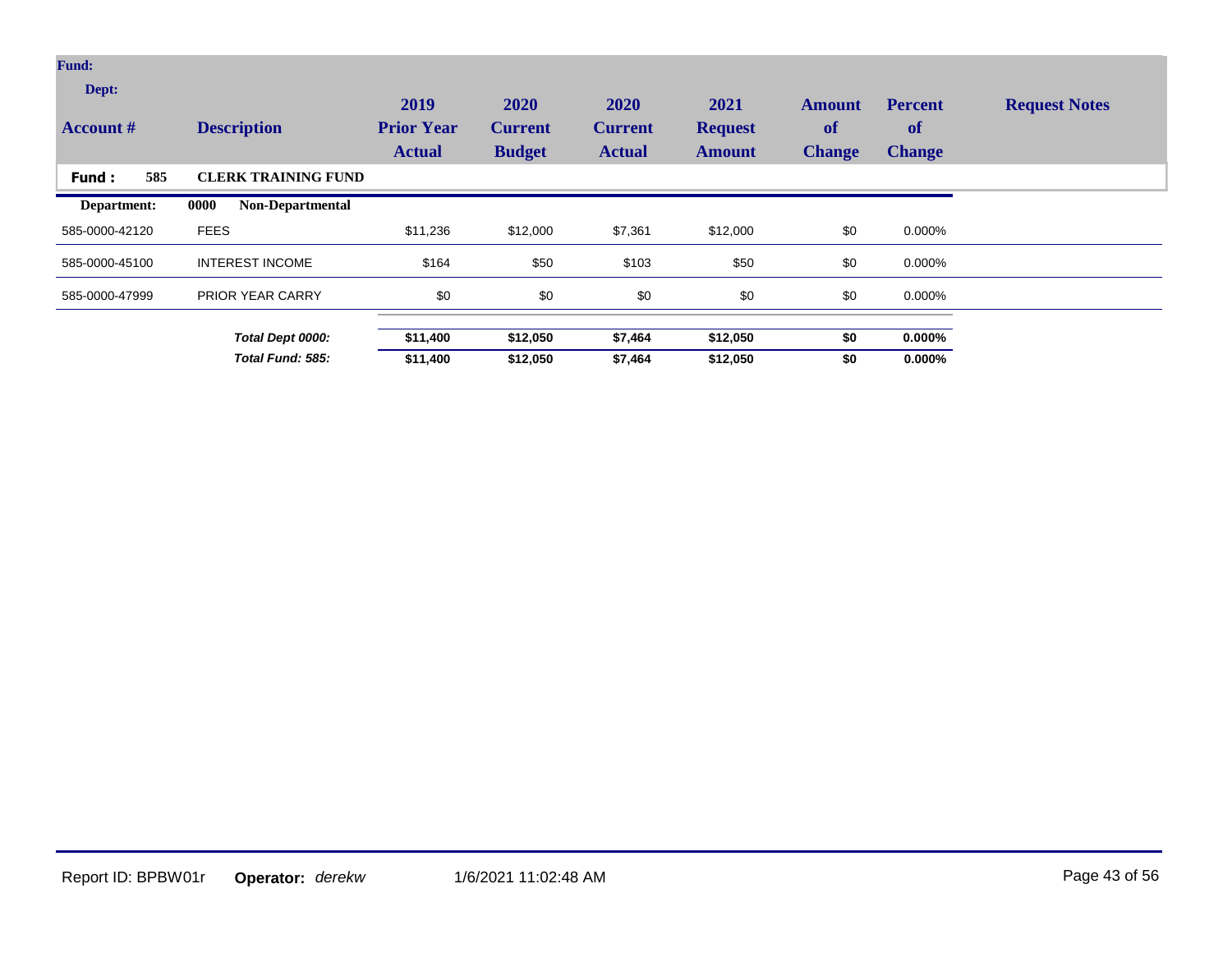| Account # | Description | 2019 Prior Year Actual | 2020 Current Budget | 2020 Current Actual | 2021 Request Amount | Amount of Change | Percent of Change | Request Notes |
|---|---|---|---|---|---|---|---|---|
| **Fund : 585** | **CLERK TRAINING FUND** | | | | | | | |
| **Department:** | **0000 Non-Departmental** | | | | | | | |
| 585-0000-42120 | FEES | $11,236 | $12,000 | $7,361 | $12,000 | $0 | 0.000% | |
| 585-0000-45100 | INTEREST INCOME | $164 | $50 | $103 | $50 | $0 | 0.000% | |
| 585-0000-47999 | PRIOR YEAR CARRY | $0 | $0 | $0 | $0 | $0 | 0.000% | |
| | ***Total Dept 0000:*** | **$11,400** | **$12,050** | **$7,464** | **$12,050** | **$0** | **0.000%** | |
| | ***Total Fund: 585:*** | **$11,400** | **$12,050** | **$7,464** | **$12,050** | **$0** | **0.000%** | |

Report ID: BPBW01r **Operator:** *derekw* 1/6/2021 11:02:48 AM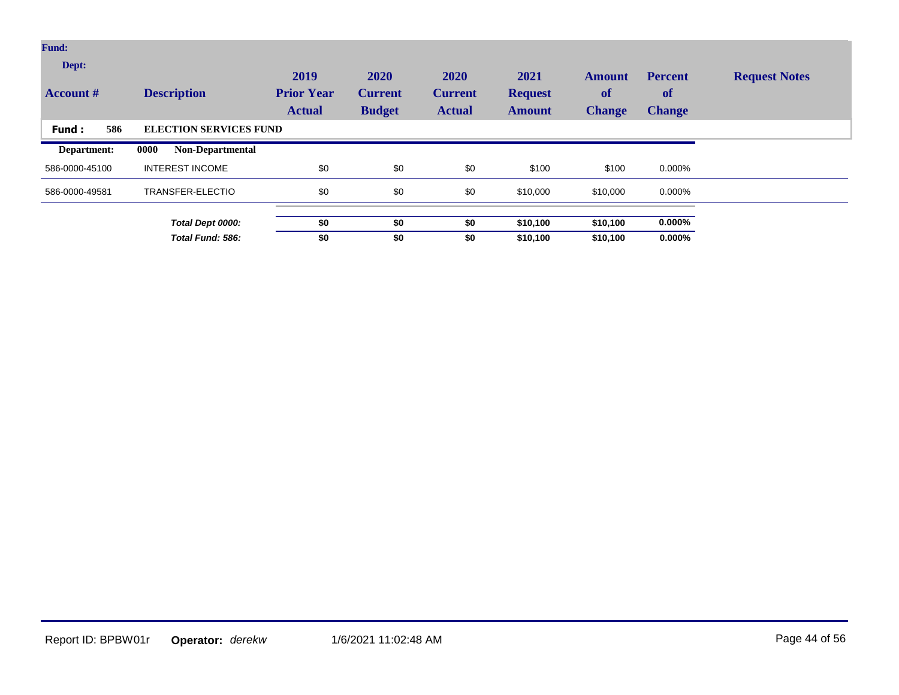| Account # | Description | 2019 Prior Year Actual | 2020 Current Budget | 2020 Current Actual | 2021 Request Amount | Amount of Change | Percent of Change | Request Notes |
|---|---|---|---|---|---|---|---|---|
| **Fund : 586** | **ELECTION SERVICES FUND** | | | | | | | |
| **Department:** | **0000 Non-Departmental** | | | | | | | |
| 586-0000-45100 | INTEREST INCOME | $0 | $0 | $0 | $100 | $100 | 0.000% | |
| 586-0000-49581 | TRANSFER-ELECTIO | $0 | $0 | $0 | $10,000 | $10,000 | 0.000% | |
| | ***Total Dept 0000:*** | **$0** | **$0** | **$0** | **$10,100** | **$10,100** | **0.000%** | |
| | ***Total Fund: 586:*** | **$0** | **$0** | **$0** | **$10,100** | **$10,100** | **0.000%** | |

Report ID: BPBW01r **Operator:** *derekw* 1/6/2021 11:02:48 AM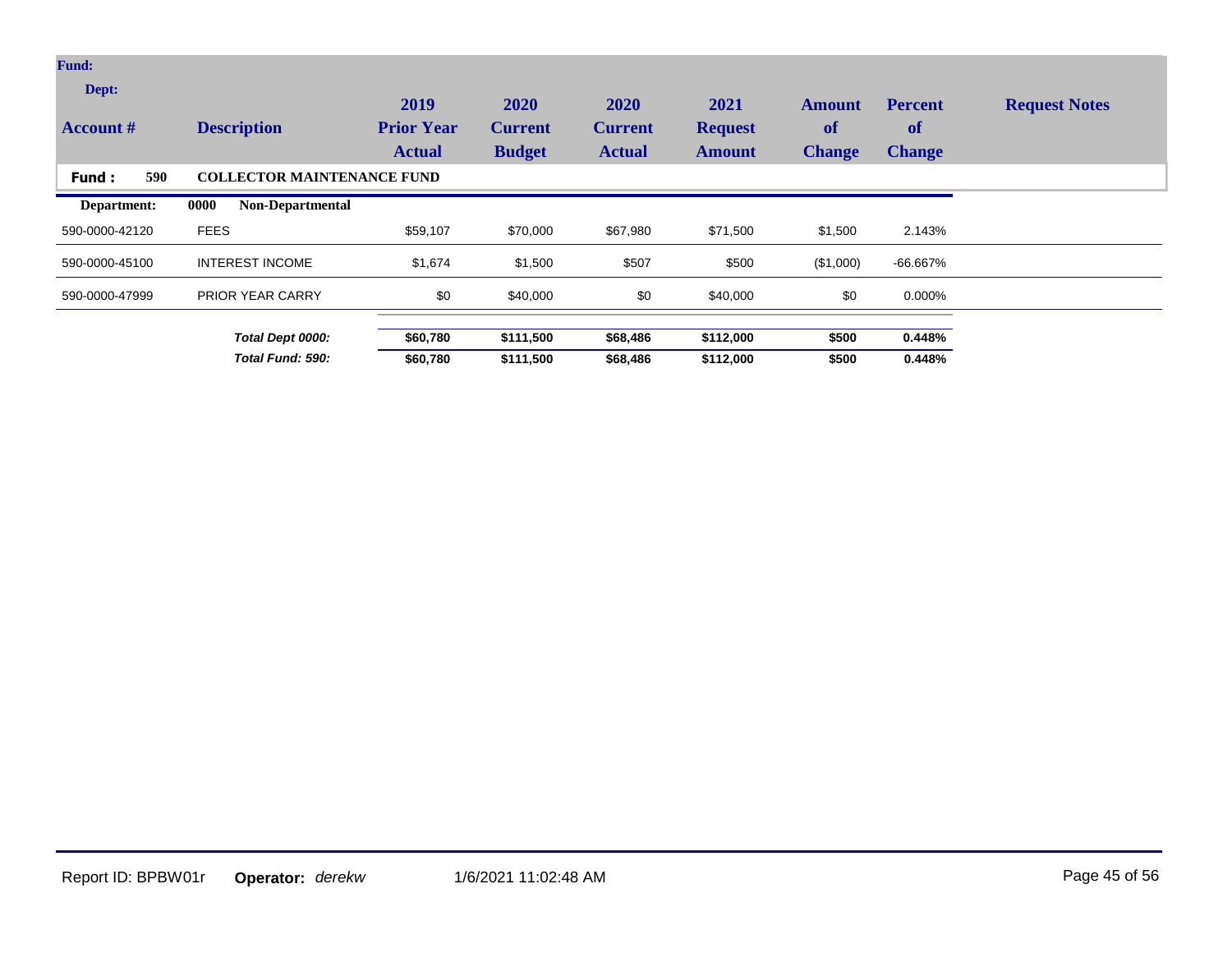| Account # | Description | 2019 Prior Year Actual | 2020 Current Budget | 2020 Current Actual | 2021 Request Amount | Amount of Change | Percent of Change | Request Notes |
|---|---|---|---|---|---|---|---|---|
| **Fund : 590** | **COLLECTOR MAINTENANCE FUND** | | | | | | | |
| **Department:** | **0000 Non-Departmental** | | | | | | | |
| 590-0000-42120 | FEES | $59,107 | $70,000 | $67,980 | $71,500 | $1,500 | 2.143% | |
| 590-0000-45100 | INTEREST INCOME | $1,674 | $1,500 | $507 | $500 | ($1,000) | -66.667% | |
| 590-0000-47999 | PRIOR YEAR CARRY | $0 | $40,000 | $0 | $40,000 | $0 | 0.000% | |
| | ***Total Dept 0000:*** | **$60,780** | **$111,500** | **$68,486** | **$112,000** | **$500** | **0.448%** | |
| | ***Total Fund: 590:*** | **$60,780** | **$111,500** | **$68,486** | **$112,000** | **$500** | **0.448%** | |

Report ID: BPBW01r **Operator:** *derekw* 1/6/2021 11:02:48 AM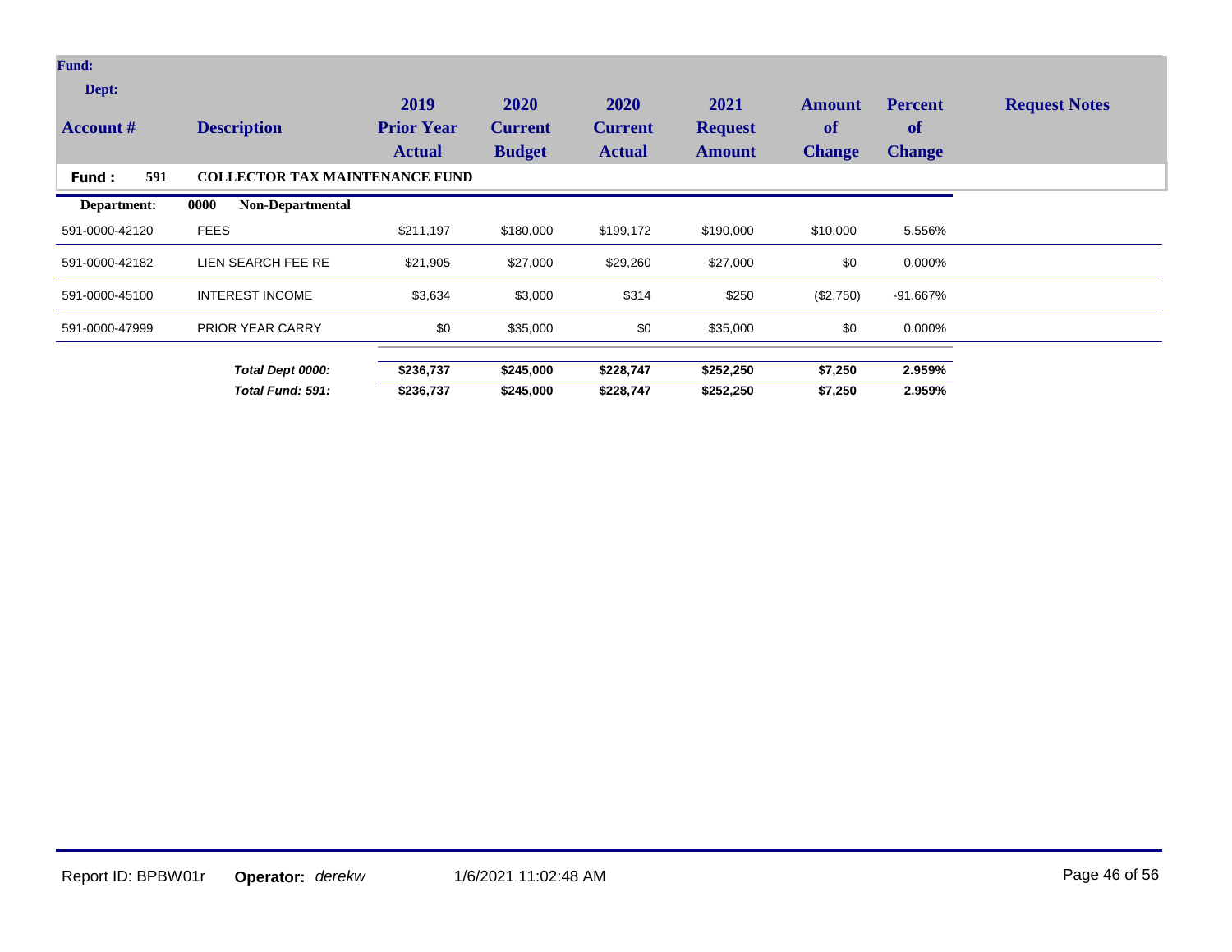| Account # | Description | 2019 Prior Year Actual | 2020 Current Budget | 2020 Current Actual | 2021 Request Amount | Amount of Change | Percent of Change | Request Notes |
|---|---|---|---|---|---|---|---|---|
| **Fund : 591** | **COLLECTOR TAX MAINTENANCE FUND** | | | | | | | |
| **Department:** | **0000 Non-Departmental** | | | | | | | |
| 591-0000-42120 | FEES | $211,197 | $180,000 | $199,172 | $190,000 | $10,000 | 5.556% | |
| 591-0000-42182 | LIEN SEARCH FEE RE | $21,905 | $27,000 | $29,260 | $27,000 | $0 | 0.000% | |
| 591-0000-45100 | INTEREST INCOME | $3,634 | $3,000 | $314 | $250 | ($2,750) | -91.667% | |
| 591-0000-47999 | PRIOR YEAR CARRY | $0 | $35,000 | $0 | $35,000 | $0 | 0.000% | |
| | ***Total Dept 0000:*** | **$236,737** | **$245,000** | **$228,747** | **$252,250** | **$7,250** | **2.959%** | |
| | ***Total Fund: 591:*** | **$236,737** | **$245,000** | **$228,747** | **$252,250** | **$7,250** | **2.959%** | |

Report ID: BPBW01r **Operator:** *derekw* 1/6/2021 11:02:48 AM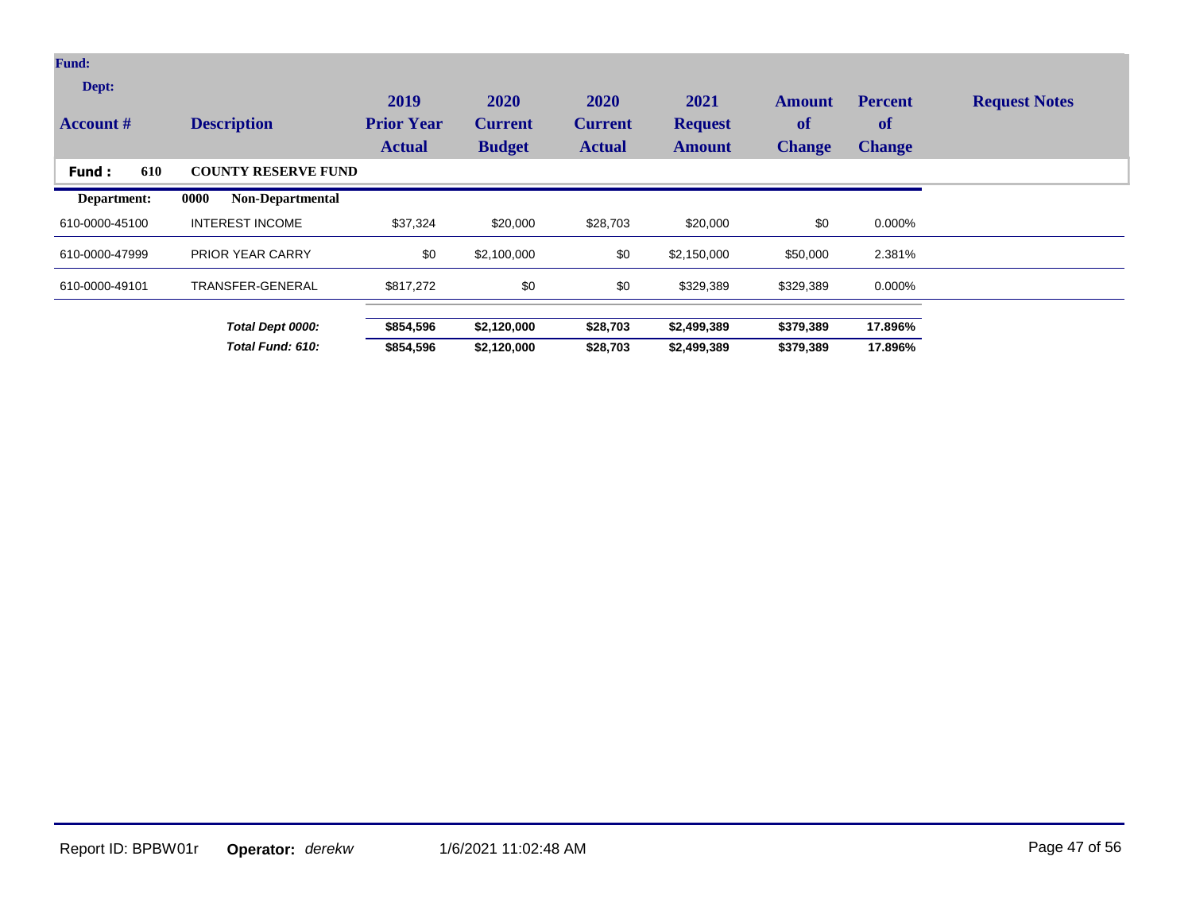| Account # | Description | 2019 Prior Year Actual | 2020 Current Budget | 2020 Current Actual | 2021 Request Amount | Amount of Change | Percent of Change | Request Notes |
|---|---|---|---|---|---|---|---|---|
| **Fund : 610** | **COUNTY RESERVE FUND** | | | | | | | |
| **Department:** | **0000 Non-Departmental** | | | | | | | |
| 610-0000-45100 | INTEREST INCOME | $37,324 | $20,000 | $28,703 | $20,000 | $0 | 0.000% | |
| 610-0000-47999 | PRIOR YEAR CARRY | $0 | $2,100,000 | $0 | $2,150,000 | $50,000 | 2.381% | |
| 610-0000-49101 | TRANSFER-GENERAL | $817,272 | $0 | $0 | $329,389 | $329,389 | 0.000% | |
| | ***Total Dept 0000:*** | **$854,596** | **$2,120,000** | **$28,703** | **$2,499,389** | **$379,389** | **17.896%** | |
| | ***Total Fund: 610:*** | **$854,596** | **$2,120,000** | **$28,703** | **$2,499,389** | **$379,389** | **17.896%** | |

Report ID: BPBW01r **Operator:** *derekw* 1/6/2021 11:02:48 AM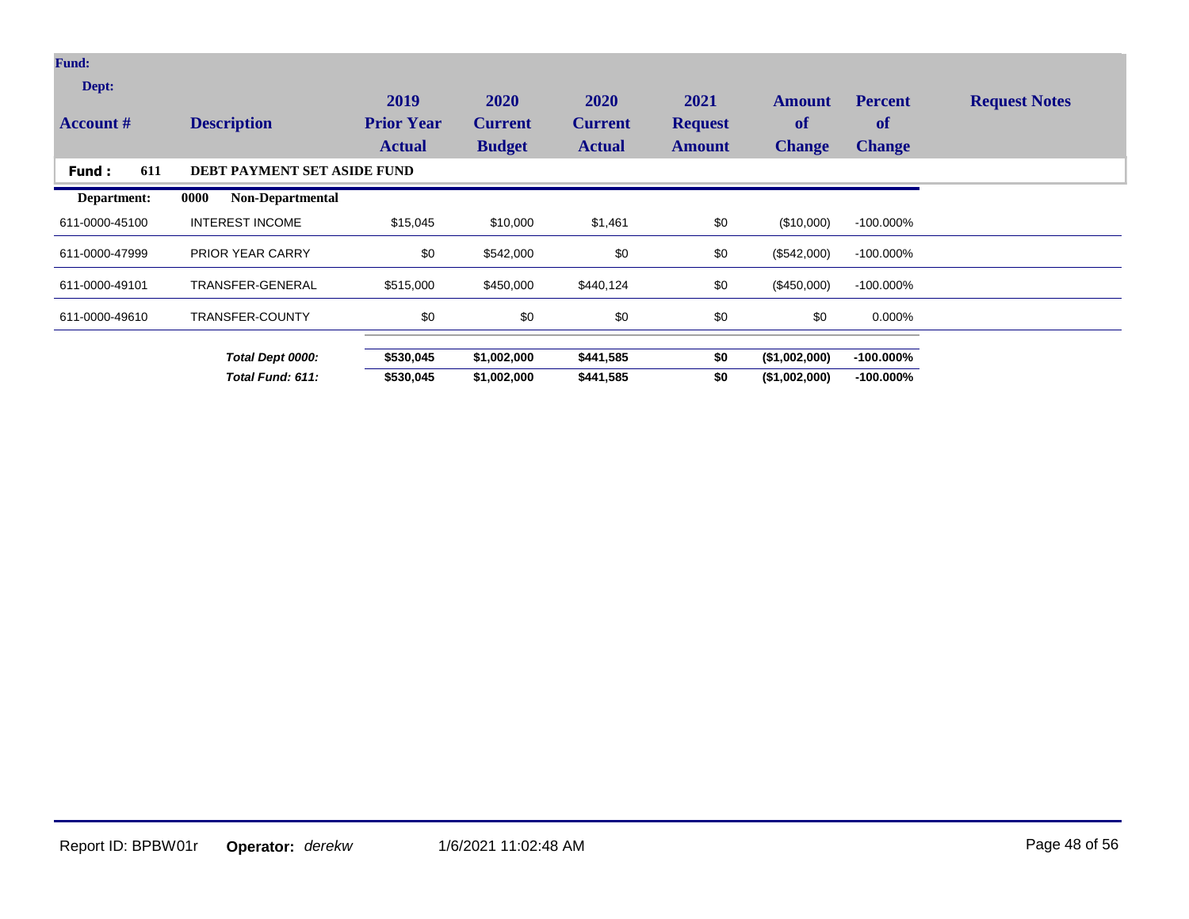| Account # | Description | 2019 Prior Year Actual | 2020 Current Budget | 2020 Current Actual | 2021 Request Amount | Amount of Change | Percent of Change | Request Notes |
|---|---|---|---|---|---|---|---|---|
| **Fund : 611** | **DEBT PAYMENT SET ASIDE FUND** | | | | | | | |
| **Department:** | **0000 Non-Departmental** | | | | | | | |
| 611-0000-45100 | INTEREST INCOME | $15,045 | $10,000 | $1,461 | $0 | ($10,000) | -100.000% | |
| 611-0000-47999 | PRIOR YEAR CARRY | $0 | $542,000 | $0 | $0 | ($542,000) | -100.000% | |
| 611-0000-49101 | TRANSFER-GENERAL | $515,000 | $450,000 | $440,124 | $0 | ($450,000) | -100.000% | |
| 611-0000-49610 | TRANSFER-COUNTY | $0 | $0 | $0 | $0 | $0 | 0.000% | |
| | ***Total Dept 0000:*** | **$530,045** | **$1,002,000** | **$441,585** | **$0** | **($1,002,000)** | **-100.000%** | |
| | ***Total Fund: 611:*** | **$530,045** | **$1,002,000** | **$441,585** | **$0** | **($1,002,000)** | **-100.000%** | |

Report ID: BPBW01r **Operator:** *derekw* 1/6/2021 11:02:48 AM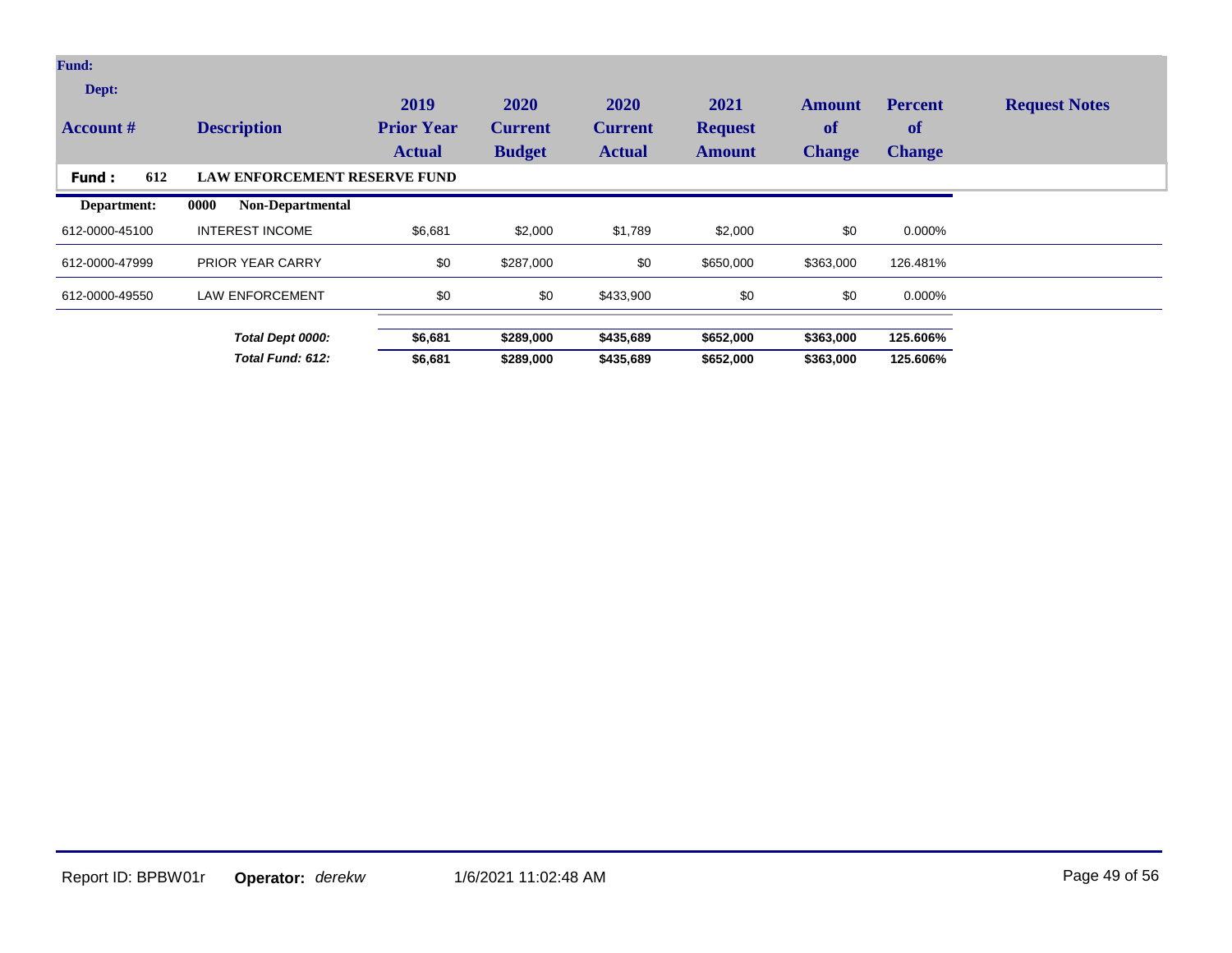| Account # | Description | 2019 Prior Year Actual | 2020 Current Budget | 2020 Current Actual | 2021 Request Amount | Amount of Change | Percent of Change | Request Notes |
|---|---|---|---|---|---|---|---|---|
| **Fund : 612** | **LAW ENFORCEMENT RESERVE FUND** | | | | | | | |
| **Department:** | **0000 Non-Departmental** | | | | | | | |
| 612-0000-45100 | INTEREST INCOME | $6,681 | $2,000 | $1,789 | $2,000 | $0 | 0.000% | |
| 612-0000-47999 | PRIOR YEAR CARRY | $0 | $287,000 | $0 | $650,000 | $363,000 | 126.481% | |
| 612-0000-49550 | LAW ENFORCEMENT | $0 | $0 | $433,900 | $0 | $0 | 0.000% | |
| | ***Total Dept 0000:*** | **$6,681** | **$289,000** | **$435,689** | **$652,000** | **$363,000** | **125.606%** | |
| | ***Total Fund: 612:*** | **$6,681** | **$289,000** | **$435,689** | **$652,000** | **$363,000** | **125.606%** | |

Report ID: BPBW01r **Operator:** *derekw* 1/6/2021 11:02:48 AM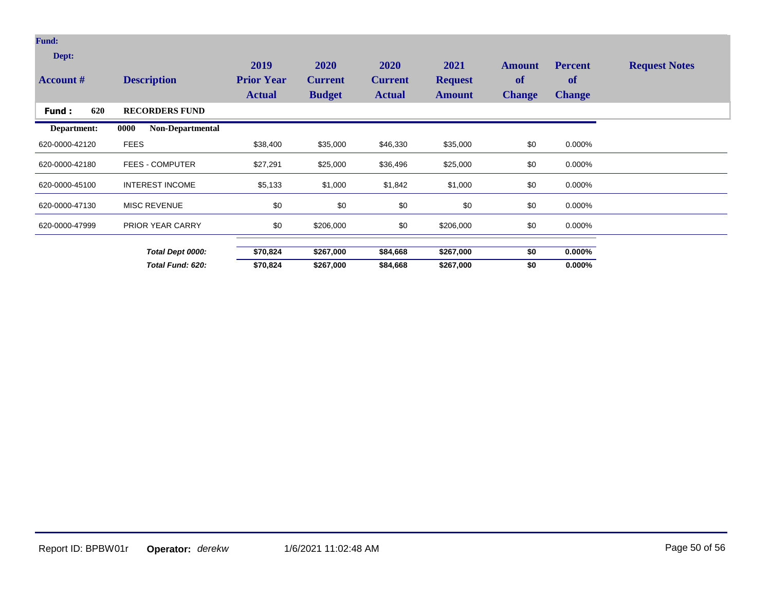| Account # | Description | 2019 Prior Year Actual | 2020 Current Budget | 2020 Current Actual | 2021 Request Amount | Amount of Change | Percent of Change | Request Notes |
|---|---|---|---|---|---|---|---|---|
| **Fund : 620** | **RECORDERS FUND** | | | | | | | |
| **Department:** | **0000 Non-Departmental** | | | | | | | |
| 620-0000-42120 | FEES | $38,400 | $35,000 | $46,330 | $35,000 | $0 | 0.000% | |
| 620-0000-42180 | FEES - COMPUTER | $27,291 | $25,000 | $36,496 | $25,000 | $0 | 0.000% | |
| 620-0000-45100 | INTEREST INCOME | $5,133 | $1,000 | $1,842 | $1,000 | $0 | 0.000% | |
| 620-0000-47130 | MISC REVENUE | $0 | $0 | $0 | $0 | $0 | 0.000% | |
| 620-0000-47999 | PRIOR YEAR CARRY | $0 | $206,000 | $0 | $206,000 | $0 | 0.000% | |
| | ***Total Dept 0000:*** | **$70,824** | **$267,000** | **$84,668** | **$267,000** | **$0** | **0.000%** | |
| | ***Total Fund: 620:*** | **$70,824** | **$267,000** | **$84,668** | **$267,000** | **$0** | **0.000%** | |

Report ID: BPBW01r **Operator:** *derekw* 1/6/2021 11:02:48 AM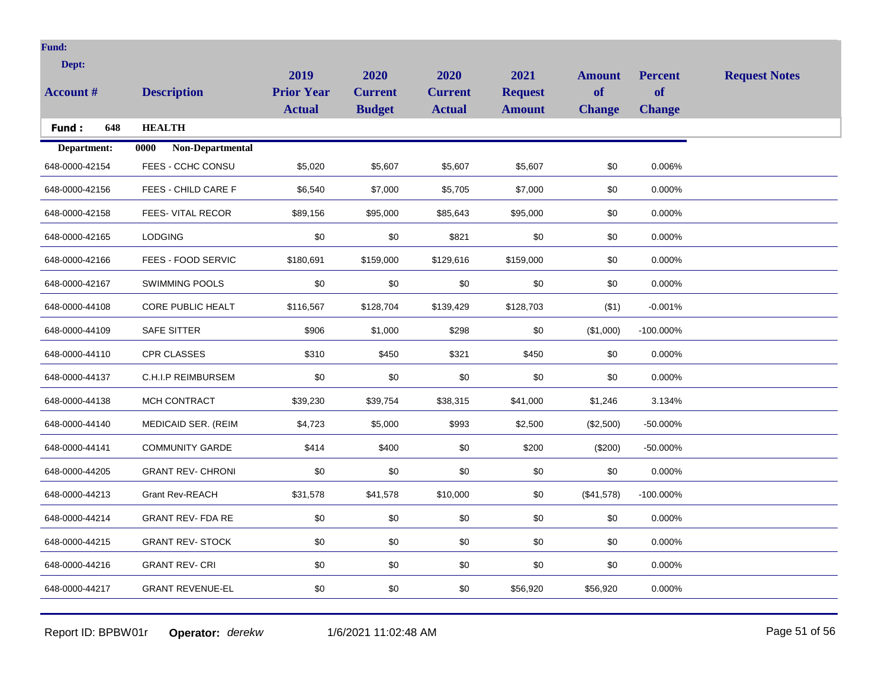**Fund:**

**Dept:**

| Account # | Description | 2019 Prior Year Actual | 2020 Current Budget | 2020 Current Actual | 2021 Request Amount | Amount of Change | Percent of Change | Request Notes |
|---|---|---|---|---|---|---|---|---|
| **Fund : 648** | **HEALTH** | | | | | | | |
| **Department:** | **0000 Non-Departmental** | | | | | | | |
| 648-0000-42154 | FEES - CCHC CONSU | $5,020 | $5,607 | $5,607 | $5,607 | $0 | 0.006% | |
| 648-0000-42156 | FEES - CHILD CARE F | $6,540 | $7,000 | $5,705 | $7,000 | $0 | 0.000% | |
| 648-0000-42158 | FEES- VITAL RECOR | $89,156 | $95,000 | $85,643 | $95,000 | $0 | 0.000% | |
| 648-0000-42165 | LODGING | $0 | $0 | $821 | $0 | $0 | 0.000% | |
| 648-0000-42166 | FEES - FOOD SERVIC | $180,691 | $159,000 | $129,616 | $159,000 | $0 | 0.000% | |
| 648-0000-42167 | SWIMMING POOLS | $0 | $0 | $0 | $0 | $0 | 0.000% | |
| 648-0000-44108 | CORE PUBLIC HEALT | $116,567 | $128,704 | $139,429 | $128,703 | ($1) | -0.001% | |
| 648-0000-44109 | SAFE SITTER | $906 | $1,000 | $298 | $0 | ($1,000) | -100.000% | |
| 648-0000-44110 | CPR CLASSES | $310 | $450 | $321 | $450 | $0 | 0.000% | |
| 648-0000-44137 | C.H.I.P REIMBURSEM | $0 | $0 | $0 | $0 | $0 | 0.000% | |
| 648-0000-44138 | MCH CONTRACT | $39,230 | $39,754 | $38,315 | $41,000 | $1,246 | 3.134% | |
| 648-0000-44140 | MEDICAID SER. (REIM | $4,723 | $5,000 | $993 | $2,500 | ($2,500) | -50.000% | |
| 648-0000-44141 | COMMUNITY GARDE | $414 | $400 | $0 | $200 | ($200) | -50.000% | |
| 648-0000-44205 | GRANT REV- CHRONI | $0 | $0 | $0 | $0 | $0 | 0.000% | |
| 648-0000-44213 | Grant Rev-REACH | $31,578 | $41,578 | $10,000 | $0 | ($41,578) | -100.000% | |
| 648-0000-44214 | GRANT REV- FDA RE | $0 | $0 | $0 | $0 | $0 | 0.000% | |
| 648-0000-44215 | GRANT REV- STOCK | $0 | $0 | $0 | $0 | $0 | 0.000% | |
| 648-0000-44216 | GRANT REV- CRI | $0 | $0 | $0 | $0 | $0 | 0.000% | |
| 648-0000-44217 | GRANT REVENUE-EL | $0 | $0 | $0 | $56,920 | $56,920 | 0.000% | |

Report ID: BPBW01r **Operator:** *derekw* 1/6/2021 11:02:48 AM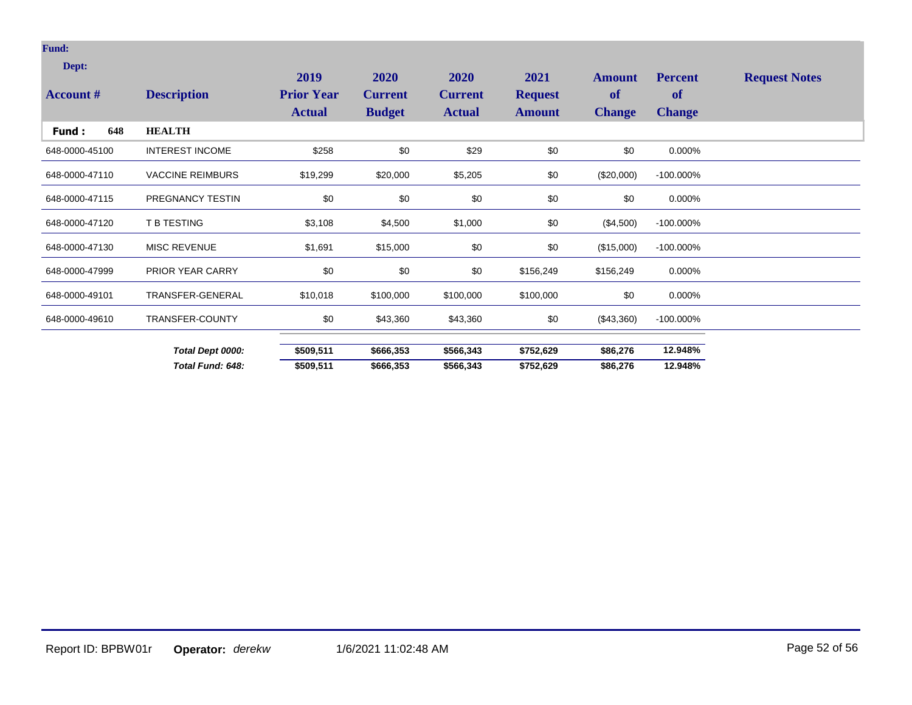**Fund:**

**Dept:**

| Account # | Description | 2019 Prior Year Actual | 2020 Current Budget | 2020 Current Actual | 2021 Request Amount | Amount of Change | Percent of Change | Request Notes |
|---|---|---|---|---|---|---|---|---|
| **Fund : 648** | **HEALTH** | | | | | | | |
| 648-0000-45100 | INTEREST INCOME | $258 | $0 | $29 | $0 | $0 | 0.000% | |
| 648-0000-47110 | VACCINE REIMBURS | $19,299 | $20,000 | $5,205 | $0 | ($20,000) | -100.000% | |
| 648-0000-47115 | PREGNANCY TESTIN | $0 | $0 | $0 | $0 | $0 | 0.000% | |
| 648-0000-47120 | T B TESTING | $3,108 | $4,500 | $1,000 | $0 | ($4,500) | -100.000% | |
| 648-0000-47130 | MISC REVENUE | $1,691 | $15,000 | $0 | $0 | ($15,000) | -100.000% | |
| 648-0000-47999 | PRIOR YEAR CARRY | $0 | $0 | $0 | $156,249 | $156,249 | 0.000% | |
| 648-0000-49101 | TRANSFER-GENERAL | $10,018 | $100,000 | $100,000 | $100,000 | $0 | 0.000% | |
| 648-0000-49610 | TRANSFER-COUNTY | $0 | $43,360 | $43,360 | $0 | ($43,360) | -100.000% | |
| | ***Total Dept 0000:*** | **$509,511** | **$666,353** | **$566,343** | **$752,629** | **$86,276** | **12.948%** | |
| | ***Total Fund: 648:*** | **$509,511** | **$666,353** | **$566,343** | **$752,629** | **$86,276** | **12.948%** | |

Report ID: BPBW01r **Operator:** *derekw* 1/6/2021 11:02:48 AM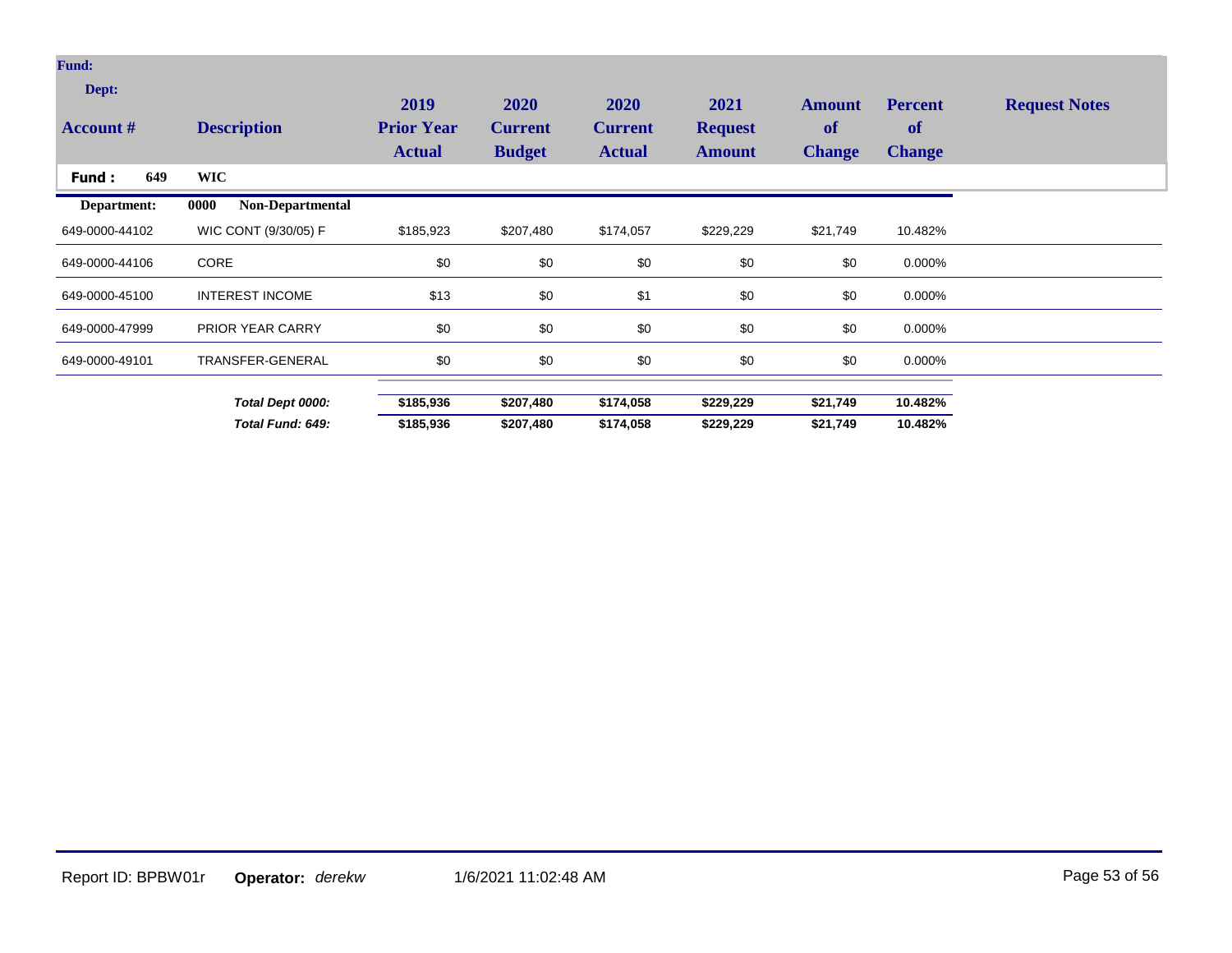| Account # | Description | 2019 Prior Year Actual | 2020 Current Budget | 2020 Current Actual | 2021 Request Amount | Amount of Change | Percent of Change | Request Notes |
|---|---|---|---|---|---|---|---|---|
| **Fund : 649** | **WIC** | | | | | | | |
| **Department:** | **0000 Non-Departmental** | | | | | | | |
| 649-0000-44102 | WIC CONT (9/30/05) F | $185,923 | $207,480 | $174,057 | $229,229 | $21,749 | 10.482% | |
| 649-0000-44106 | CORE | $0 | $0 | $0 | $0 | $0 | 0.000% | |
| 649-0000-45100 | INTEREST INCOME | $13 | $0 | $1 | $0 | $0 | 0.000% | |
| 649-0000-47999 | PRIOR YEAR CARRY | $0 | $0 | $0 | $0 | $0 | 0.000% | |
| 649-0000-49101 | TRANSFER-GENERAL | $0 | $0 | $0 | $0 | $0 | 0.000% | |
| | ***Total Dept 0000:*** | **$185,936** | **$207,480** | **$174,058** | **$229,229** | **$21,749** | **10.482%** | |
| | ***Total Fund: 649:*** | **$185,936** | **$207,480** | **$174,058** | **$229,229** | **$21,749** | **10.482%** | |

Report ID: BPBW01r **Operator:** *derekw* 1/6/2021 11:02:48 AM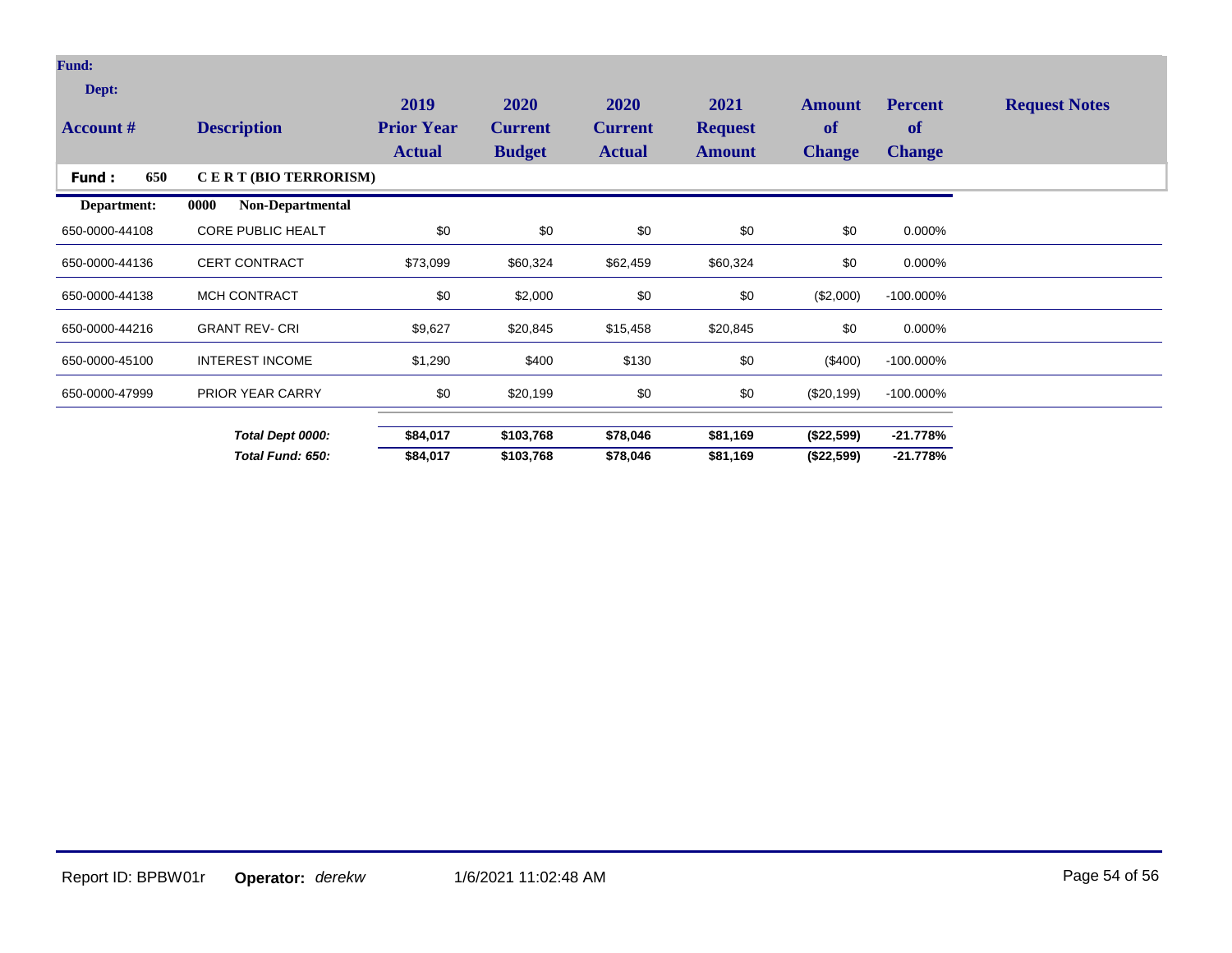| Account # | Description | 2019 Prior Year Actual | 2020 Current Budget | 2020 Current Actual | 2021 Request Amount | Amount of Change | Percent of Change | Request Notes |
|---|---|---|---|---|---|---|---|---|
| **Fund : 650** | **C E R T (BIO TERRORISM)** | | | | | | | |
| **Department: 0000** | **Non-Departmental** | | | | | | | |
| 650-0000-44108 | CORE PUBLIC HEALT | $0 | $0 | $0 | $0 | $0 | 0.000% | |
| 650-0000-44136 | CERT CONTRACT | $73,099 | $60,324 | $62,459 | $60,324 | $0 | 0.000% | |
| 650-0000-44138 | MCH CONTRACT | $0 | $2,000 | $0 | $0 | ($2,000) | -100.000% | |
| 650-0000-44216 | GRANT REV- CRI | $9,627 | $20,845 | $15,458 | $20,845 | $0 | 0.000% | |
| 650-0000-45100 | INTEREST INCOME | $1,290 | $400 | $130 | $0 | ($400) | -100.000% | |
| 650-0000-47999 | PRIOR YEAR CARRY | $0 | $20,199 | $0 | $0 | ($20,199) | -100.000% | |
| | ***Total Dept 0000:*** | **$84,017** | **$103,768** | **$78,046** | **$81,169** | **($22,599)** | **-21.778%** | |
| | ***Total Fund: 650:*** | **$84,017** | **$103,768** | **$78,046** | **$81,169** | **($22,599)** | **-21.778%** | |

Report ID: BPBW01r **Operator:** *derekw* 1/6/2021 11:02:48 AM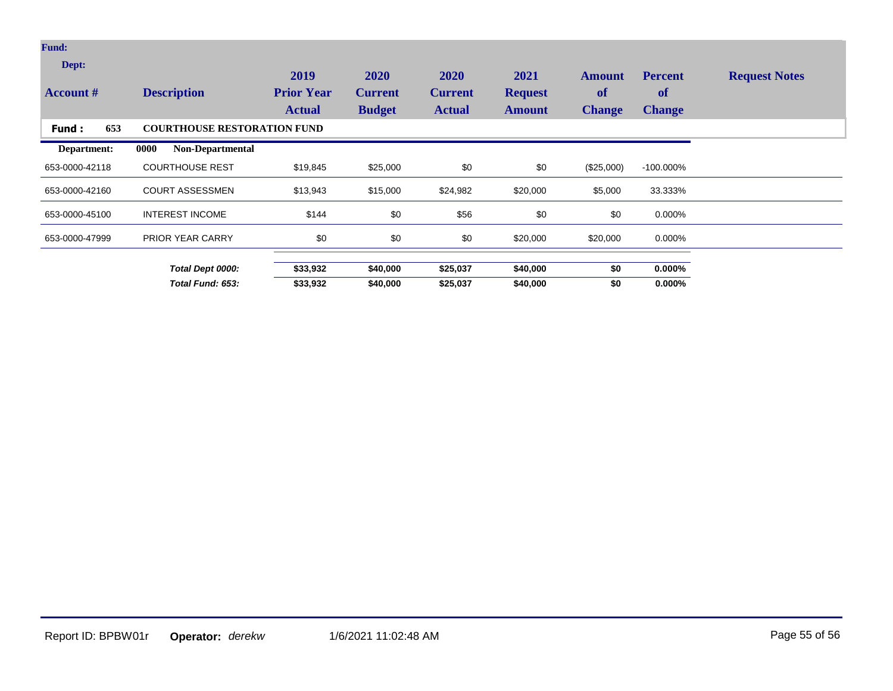| Account # | Description | 2019 Prior Year Actual | 2020 Current Budget | 2020 Current Actual | 2021 Request Amount | Amount of Change | Percent of Change | Request Notes |
|---|---|---|---|---|---|---|---|---|
| **Fund : 653** | **COURTHOUSE RESTORATION FUND** | | | | | | | |
| **Department:** | **0000 Non-Departmental** | | | | | | | |
| 653-0000-42118 | COURTHOUSE REST | $19,845 | $25,000 | $0 | $0 | ($25,000) | -100.000% | |
| 653-0000-42160 | COURT ASSESSMEN | $13,943 | $15,000 | $24,982 | $20,000 | $5,000 | 33.333% | |
| 653-0000-45100 | INTEREST INCOME | $144 | $0 | $56 | $0 | $0 | 0.000% | |
| 653-0000-47999 | PRIOR YEAR CARRY | $0 | $0 | $0 | $20,000 | $20,000 | 0.000% | |
| | ***Total Dept 0000:*** | **$33,932** | **$40,000** | **$25,037** | **$40,000** | **$0** | **0.000%** | |
| | ***Total Fund: 653:*** | **$33,932** | **$40,000** | **$25,037** | **$40,000** | **$0** | **0.000%** | |

Report ID: BPBW01r **Operator:** *derekw* 1/6/2021 11:02:48 AM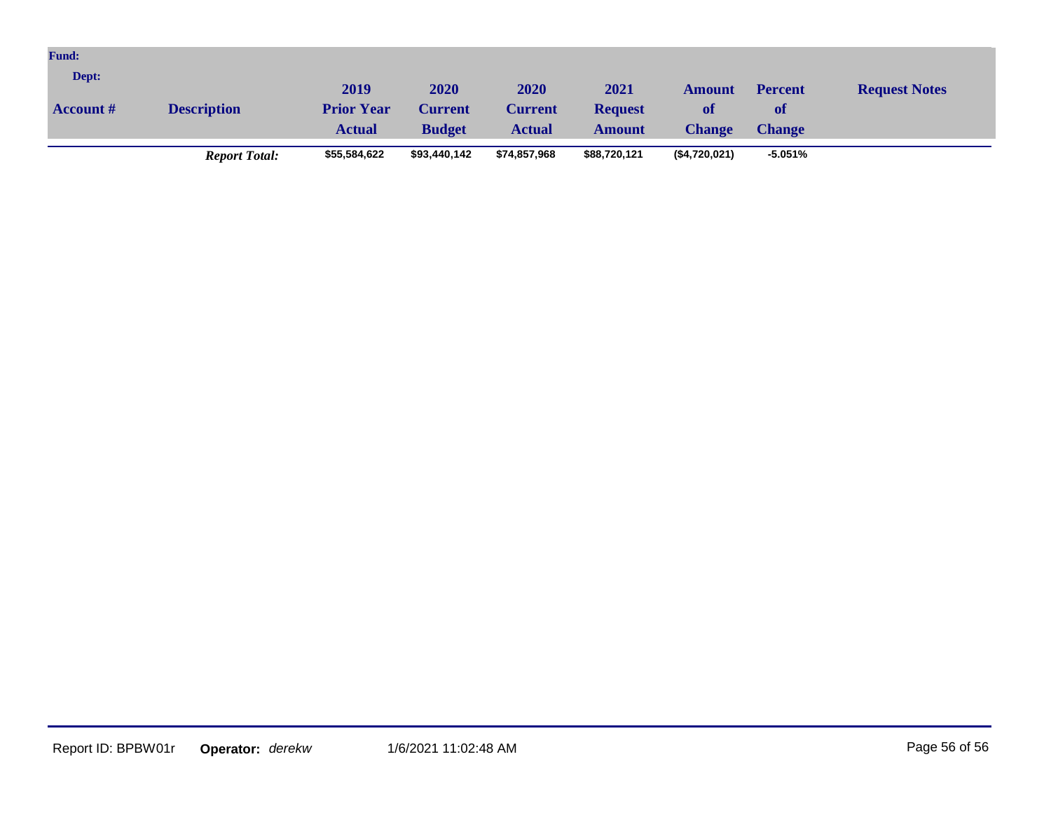**Fund:**

**Dept:**

| Account # | Description | 2019 Prior Year Actual | 2020 Current Budget | 2020 Current Actual | 2021 Request Amount | Amount of Change | Percent of Change | Request Notes |
|---|---|---|---|---|---|---|---|---|
| | ***Report Total:*** | **$55,584,622** | **$93,440,142** | **$74,857,968** | **$88,720,121** | **($4,720,021)** | **-5.051%** | |

Report ID: BPBW01r **Operator:** *derekw* 1/6/2021 11:02:48 AM